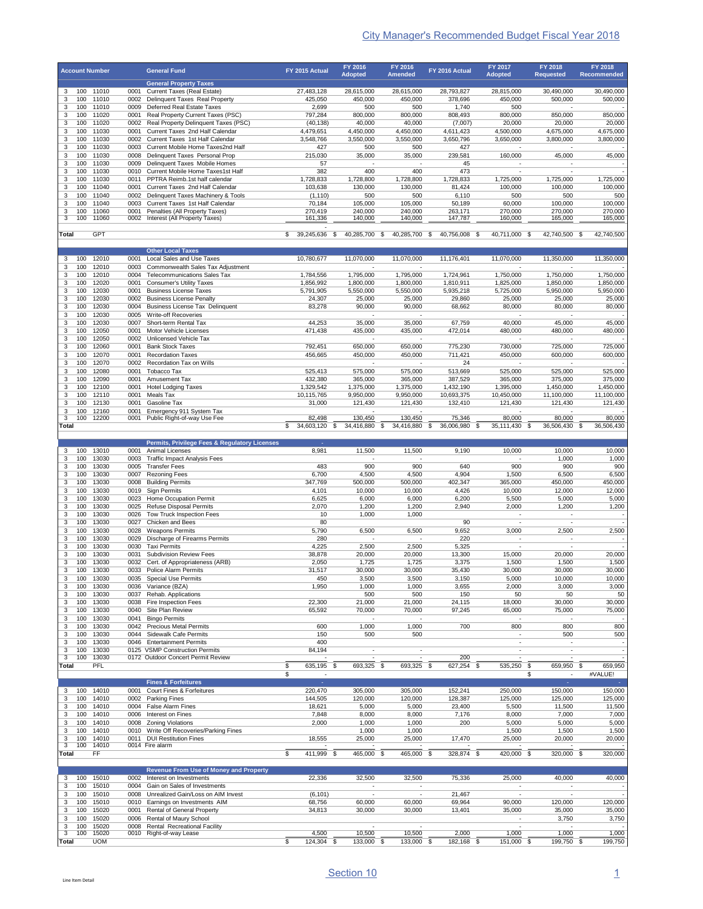# City Manager's Recommended Budget Fiscal Year 2018

| Account Number | | | | General Fund | FY 2015 Actual | FY 2016 Adopted | FY 2016 Amended | FY 2016 Actual | FY 2017 Adopted | FY 2018 Requested | FY 2018 Recommended |
|---|---|---|---|---|---|---|---|---|---|---|---|
| | | | | **General Property Taxes** | | | | | | | |
| 3 | 100 | 11010 | 0001 | Current Taxes (Real Estate) | 27,483,128 | 28,615,000 | 28,615,000 | 28,793,827 | 28,815,000 | 30,490,000 | 30,490,000 |
| 3 | 100 | 11010 | 0002 | Delinquent Taxes Real Property | 425,050 | 450,000 | 450,000 | 378,696 | 450,000 | 500,000 | 500,000 |
| 3 | 100 | 11010 | 0009 | Deferred Real Estate Taxes | 2,699 | 500 | 500 | 1,740 | 500 | - | - |
| 3 | 100 | 11020 | 0001 | Real Property Current Taxes (PSC) | 797,284 | 800,000 | 800,000 | 808,493 | 800,000 | 850,000 | 850,000 |
| 3 | 100 | 11020 | 0002 | Real Property Delinquent Taxes (PSC) | (40,138) | 40,000 | 40,000 | (7,007) | 20,000 | 20,000 | 20,000 |
| 3 | 100 | 11030 | 0001 | Current Taxes 2nd Half Calendar | 4,479,651 | 4,450,000 | 4,450,000 | 4,611,423 | 4,500,000 | 4,675,000 | 4,675,000 |
| 3 | 100 | 11030 | 0002 | Current Taxes 1st Half Calendar | 3,548,766 | 3,550,000 | 3,550,000 | 3,650,796 | 3,650,000 | 3,800,000 | 3,800,000 |
| 3 | 100 | 11030 | 0003 | Current Mobile Home Taxes2nd Half | 427 | 500 | 500 | 427 | - | - | - |
| 3 | 100 | 11030 | 0008 | Delinquent Taxes Personal Prop | 215,030 | 35,000 | 35,000 | 239,581 | 160,000 | 45,000 | 45,000 |
| 3 | 100 | 11030 | 0009 | Delinquent Taxes Mobile Homes | 57 | - | - | 45 | - | - | - |
| 3 | 100 | 11030 | 0010 | Current Mobile Home Taxes1st Half | 382 | 400 | 400 | 473 | - | - | - |
| 3 | 100 | 11030 | 0011 | PPTRA Reimb.1st half calendar | 1,728,833 | 1,728,800 | 1,728,800 | 1,728,833 | 1,725,000 | 1,725,000 | 1,725,000 |
| 3 | 100 | 11040 | 0001 | Current Taxes 2nd Half Calendar | 103,638 | 130,000 | 130,000 | 81,424 | 100,000 | 100,000 | 100,000 |
| 3 | 100 | 11040 | 0002 | Delinquent Taxes Machinery & Tools | (1,110) | 500 | 500 | 6,110 | 500 | 500 | 500 |
| 3 | 100 | 11040 | 0003 | Current Taxes 1st Half Calendar | 70,184 | 105,000 | 105,000 | 50,189 | 60,000 | 100,000 | 100,000 |
| 3 | 100 | 11060 | 0001 | Penalties (All Property Taxes) | 270,419 | 240,000 | 240,000 | 263,171 | 270,000 | 270,000 | 270,000 |
| 3 | 100 | 11060 | 0002 | Interest (All Property Taxes) | 161,336 | 140,000 | 140,000 | 147,787 | 160,000 | 165,000 | 165,000 |
| | | | | | - | | | | | | |
| **Total** | | GPT | | | $ 39,245,636 | $ 40,285,700 | $ 40,285,700 | $ 40,756,008 | $ 40,711,000 | $ 42,740,500 | $ 42,740,500 |
| | | | | **Other Local Taxes** | | | | | | | |
| 3 | 100 | 12010 | 0001 | Local Sales and Use Taxes | 10,780,677 | 11,070,000 | 11,070,000 | 11,176,401 | 11,070,000 | 11,350,000 | 11,350,000 |
| 3 | 100 | 12010 | 0003 | Commonwealth Sales Tax Adjustment | | - | - | | - | - | - |
| 3 | 100 | 12010 | 0004 | Telecommunications Sales Tax | 1,784,556 | 1,795,000 | 1,795,000 | 1,724,961 | 1,750,000 | 1,750,000 | 1,750,000 |
| 3 | 100 | 12020 | 0001 | Consumer's Utility Taxes | 1,856,992 | 1,800,000 | 1,800,000 | 1,810,911 | 1,825,000 | 1,850,000 | 1,850,000 |
| 3 | 100 | 12030 | 0001 | Business License Taxes | 5,791,905 | 5,550,000 | 5,550,000 | 5,935,218 | 5,725,000 | 5,950,000 | 5,950,000 |
| 3 | 100 | 12030 | 0002 | Business License Penalty | 24,307 | 25,000 | 25,000 | 29,860 | 25,000 | 25,000 | 25,000 |
| 3 | 100 | 12030 | 0004 | Business License Tax Delinquent | 83,278 | 90,000 | 90,000 | 68,662 | 80,000 | 80,000 | 80,000 |
| 3 | 100 | 12030 | 0005 | Write-off Recoveries | | - | - | | - | - | - |
| 3 | 100 | 12030 | 0007 | Short-term Rental Tax | 44,253 | 35,000 | 35,000 | 67,759 | 40,000 | 45,000 | 45,000 |
| 3 | 100 | 12050 | 0001 | Motor Vehicle Licenses | 471,438 | 435,000 | 435,000 | 472,014 | 480,000 | 480,000 | 480,000 |
| 3 | 100 | 12050 | 0002 | Unlicensed Vehicle Tax | | - | - | | - | - | - |
| 3 | 100 | 12060 | 0001 | Bank Stock Taxes | 792,451 | 650,000 | 650,000 | 775,230 | 730,000 | 725,000 | 725,000 |
| 3 | 100 | 12070 | 0001 | Recordation Taxes | 456,665 | 450,000 | 450,000 | 711,421 | 450,000 | 600,000 | 600,000 |
| 3 | 100 | 12070 | 0002 | Recordation Tax on Wills | | - | - | 24 | - | - | - |
| 3 | 100 | 12080 | 0001 | Tobacco Tax | 525,413 | 575,000 | 575,000 | 513,669 | 525,000 | 525,000 | 525,000 |
| 3 | 100 | 12090 | 0001 | Amusement Tax | 432,380 | 365,000 | 365,000 | 387,529 | 365,000 | 375,000 | 375,000 |
| 3 | 100 | 12100 | 0001 | Hotel Lodging Taxes | 1,329,542 | 1,375,000 | 1,375,000 | 1,432,190 | 1,395,000 | 1,450,000 | 1,450,000 |
| 3 | 100 | 12110 | 0001 | Meals Tax | 10,115,765 | 9,950,000 | 9,950,000 | 10,693,375 | 10,450,000 | 11,100,000 | 11,100,000 |
| 3 | 100 | 12130 | 0001 | Gasoline Tax | 31,000 | 121,430 | 121,430 | 132,410 | 121,430 | 121,430 | 121,430 |
| 3 | 100 | 12160 | 0001 | Emergency 911 System Tax | | - | - | | - | - | - |
| 3 | 100 | 12200 | 0001 | Public Right-of-way Use Fee | 82,498 | 130,450 | 130,450 | 75,346 | 80,000 | 80,000 | 80,000 |
| **Total** | | | | | $ 34,603,120 | $ 34,416,880 | $ 34,416,880 | $ 36,006,980 | $ 35,111,430 | $ 36,506,430 | $ 36,506,430 |
| | | | | **Permits, Privilege Fees & Regulatory Licenses** | - | | | | | | |
| 3 | 100 | 13010 | 0001 | Animal Licenses | 8,981 | 11,500 | 11,500 | 9,190 | 10,000 | 10,000 | 10,000 |
| 3 | 100 | 13030 | 0003 | Traffic Impact Analysis Fees | | - | - | | - | 1,000 | 1,000 |
| 3 | 100 | 13030 | 0005 | Transfer Fees | 483 | 900 | 900 | 640 | 900 | 900 | 900 |
| 3 | 100 | 13030 | 0007 | Rezoning Fees | 6,700 | 4,500 | 4,500 | 4,904 | 1,500 | 6,500 | 6,500 |
| 3 | 100 | 13030 | 0008 | Building Permits | 347,769 | 500,000 | 500,000 | 402,347 | 365,000 | 450,000 | 450,000 |
| 3 | 100 | 13030 | 0019 | Sign Permits | 4,101 | 10,000 | 10,000 | 4,426 | 10,000 | 12,000 | 12,000 |
| 3 | 100 | 13030 | 0023 | Home Occupation Permit | 6,625 | 6,000 | 6,000 | 6,200 | 5,500 | 5,000 | 5,000 |
| 3 | 100 | 13030 | 0025 | Refuse Disposal Permits | 2,070 | 1,200 | 1,200 | 2,940 | 2,000 | 1,200 | 1,200 |
| 3 | 100 | 13030 | 0026 | Tow Truck Inspection Fees | 10 | 1,000 | 1,000 | | - | - | - |
| 3 | 100 | 13030 | 0027 | Chicken and Bees | 80 | | | 90 | - | - | - |
| 3 | 100 | 13030 | 0028 | Weapons Permits | 5,790 | 6,500 | 6,500 | 9,652 | 3,000 | 2,500 | 2,500 |
| 3 | 100 | 13030 | 0029 | Discharge of Firearms Permits | 280 | - | - | 220 | - | - | - |
| 3 | 100 | 13030 | 0030 | Taxi Permits | 4,225 | 2,500 | 2,500 | 5,325 | - | - | - |
| 3 | 100 | 13030 | 0031 | Subdivision Review Fees | 38,878 | 20,000 | 20,000 | 13,300 | 15,000 | 20,000 | 20,000 |
| 3 | 100 | 13030 | 0032 | Cert. of Appropriateness (ARB) | 2,050 | 1,725 | 1,725 | 3,375 | 1,500 | 1,500 | 1,500 |
| 3 | 100 | 13030 | 0033 | Police Alarm Permits | 31,517 | 30,000 | 30,000 | 35,430 | 30,000 | 30,000 | 30,000 |
| 3 | 100 | 13030 | 0035 | Special Use Permits | 450 | 3,500 | 3,500 | 3,150 | 5,000 | 10,000 | 10,000 |
| 3 | 100 | 13030 | 0036 | Variance (BZA) | 1,950 | 1,000 | 1,000 | 3,655 | 2,000 | 3,000 | 3,000 |
| 3 | 100 | 13030 | 0037 | Rehab. Applications | | 500 | 500 | 150 | 50 | 50 | 50 |
| 3 | 100 | 13030 | 0038 | Fire Inspection Fees | 22,300 | 21,000 | 21,000 | 24,115 | 18,000 | 30,000 | 30,000 |
| 3 | 100 | 13030 | 0040 | Site Plan Review | 65,592 | 70,000 | 70,000 | 97,245 | 65,000 | 75,000 | 75,000 |
| 3 | 100 | 13030 | 0041 | Bingo Permits | | - | - | | - | - | - |
| 3 | 100 | 13030 | 0042 | Precious Metal Permits | 600 | 1,000 | 1,000 | 700 | 800 | 800 | 800 |
| 3 | 100 | 13030 | 0044 | Sidewalk Cafe Permits | 150 | 500 | 500 | | - | 500 | 500 |
| 3 | 100 | 13030 | 0046 | Entertainment Permits | 400 | | | | - | - | - |
| 3 | 100 | 13030 | 0125 | VSMP Construction Permits | 84,194 | - | - | | - | - | - |
| 3 | 100 | 13030 | 0172 | Outdoor Concert Permit Review | - | - | - | 200 | - | - | - |
| **Total** | | PFL | | | $ 635,195 | $ 693,325 | $ 693,325 | $ 627,254 | $ 535,250 | $ 659,950 | $ 659,950 |
| | | | | | $ - | | | | | $ - | #VALUE! |
| | | | | **Fines & Forfeitures** | - | | | | | - | - |
| 3 | 100 | 14010 | 0001 | Court Fines & Forfeitures | 220,470 | 305,000 | 305,000 | 152,241 | 250,000 | 150,000 | 150,000 |
| 3 | 100 | 14010 | 0002 | Parking Fines | 144,505 | 120,000 | 120,000 | 128,387 | 125,000 | 125,000 | 125,000 |
| 3 | 100 | 14010 | 0004 | False Alarm Fines | 18,621 | 5,000 | 5,000 | 23,400 | 5,500 | 11,500 | 11,500 |
| 3 | 100 | 14010 | 0006 | Interest on Fines | 7,848 | 8,000 | 8,000 | 7,176 | 8,000 | 7,000 | 7,000 |
| 3 | 100 | 14010 | 0008 | Zoning Violations | 2,000 | 1,000 | 1,000 | 200 | 5,000 | 5,000 | 5,000 |
| 3 | 100 | 14010 | 0010 | Write Off Recoveries/Parking Fines | | 1,000 | 1,000 | | 1,500 | 1,500 | 1,500 |
| 3 | 100 | 14010 | 0011 | DUI Restitution Fines | 18,555 | 25,000 | 25,000 | 17,470 | 25,000 | 20,000 | 20,000 |
| 3 | 100 | 14010 | 0014 | Fire alarm | - | - | - | - | - | - | - |
| **Total** | | FF | | | $ 411,999 | $ 465,000 | $ 465,000 | $ 328,874 | $ 420,000 | $ 320,000 | $ 320,000 |
| | | | | **Revenue From Use of Money and Property** | | | | | | | |
| 3 | 100 | 15010 | 0002 | Interest on Investments | 22,336 | 32,500 | 32,500 | 75,336 | 25,000 | 40,000 | 40,000 |
| 3 | 100 | 15010 | 0004 | Gain on Sales of Investments | | - | - | | - | - | - |
| 3 | 100 | 15010 | 0008 | Unrealized Gain/Loss on AIM Invest | (6,101) | - | - | 21,467 | - | - | - |
| 3 | 100 | 15010 | 0010 | Earnings on Investments AIM | 68,756 | 60,000 | 60,000 | 69,964 | 90,000 | 120,000 | 120,000 |
| 3 | 100 | 15020 | 0001 | Rental of General Property | 34,813 | 30,000 | 30,000 | 13,401 | 35,000 | 35,000 | 35,000 |
| 3 | 100 | 15020 | 0006 | Rental of Maury School | | | | | - | 3,750 | 3,750 |
| 3 | 100 | 15020 | 0008 | Rental Recreational Facility | | - | - | | - | - | - |
| 3 | 100 | 15020 | 0010 | Right-of-way Lease | 4,500 | 10,500 | 10,500 | 2,000 | 1,000 | 1,000 | 1,000 |
| **Total** | | UOM | | | $ 124,304 | $ 133,000 | $ 133,000 | $ 182,168 | $ 151,000 | $ 199,750 | $ 199,750 |

Line Item Detail

Section 10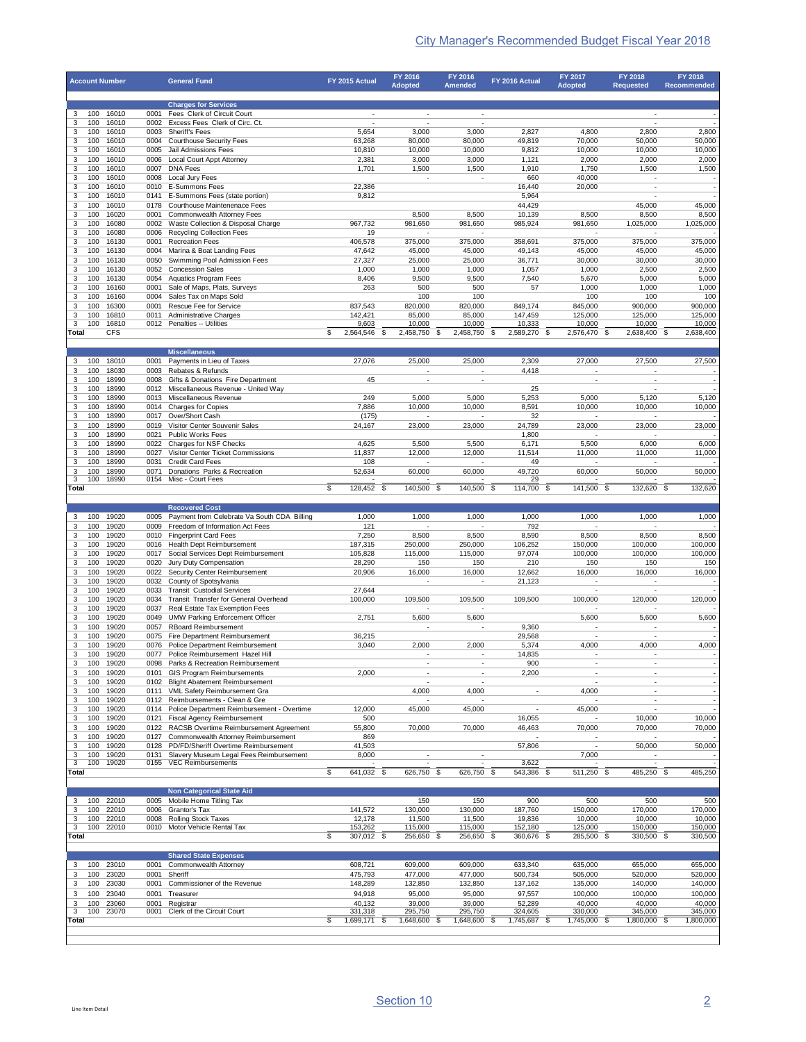| Account Number | | | | General Fund | FY 2015 Actual | FY 2016 Adopted | FY 2016 Amended | FY 2016 Actual | FY 2017 Adopted | FY 2018 Requested | FY 2018 Recommended |
|---|---|---|---|---|---|---|---|---|---|---|---|
| | | | | **Charges for Services** | | | | | | | |
| 3 | 100 | 16010 | 0001 | Fees Clerk of Circuit Court | - | - | - | | | - | - |
| 3 | 100 | 16010 | 0002 | Excess Fees Clerk of Circ. Ct. | - | - | - | | | - | - |
| 3 | 100 | 16010 | 0003 | Sheriff's Fees | 5,654 | 3,000 | 3,000 | 2,827 | 4,800 | 2,800 | 2,800 |
| 3 | 100 | 16010 | 0004 | Courthouse Security Fees | 63,268 | 80,000 | 80,000 | 49,819 | 70,000 | 50,000 | 50,000 |
| 3 | 100 | 16010 | 0005 | Jail Admissions Fees | 10,810 | 10,000 | 10,000 | 9,812 | 10,000 | 10,000 | 10,000 |
| 3 | 100 | 16010 | 0006 | Local Court Appt Attorney | 2,381 | 3,000 | 3,000 | 1,121 | 2,000 | 2,000 | 2,000 |
| 3 | 100 | 16010 | 0007 | DNA Fees | 1,701 | 1,500 | 1,500 | 1,910 | 1,750 | 1,500 | 1,500 |
| 3 | 100 | 16010 | 0008 | Local Jury Fees | | - | - | 660 | 40,000 | - | - |
| 3 | 100 | 16010 | 0010 | E-Summons Fees | 22,386 | | | 16,440 | 20,000 | - | - |
| 3 | 100 | 16010 | 0141 | E-Summons Fees (state portion) | 9,812 | | | 5,964 | | - | - |
| 3 | 100 | 16010 | 0178 | Courthouse Maintenenace Fees | | | | 44,429 | | 45,000 | 45,000 |
| 3 | 100 | 16020 | 0001 | Commonwealth Attorney Fees | | 8,500 | 8,500 | 10,139 | 8,500 | 8,500 | 8,500 |
| 3 | 100 | 16080 | 0002 | Waste Collection & Disposal Charge | 967,732 | 981,650 | 981,650 | 985,924 | 981,650 | 1,025,000 | 1,025,000 |
| 3 | 100 | 16080 | 0006 | Recycling Collection Fees | 19 | - | - | | - | - | - |
| 3 | 100 | 16130 | 0001 | Recreation Fees | 406,578 | 375,000 | 375,000 | 358,691 | 375,000 | 375,000 | 375,000 |
| 3 | 100 | 16130 | 0004 | Marina & Boat Landing Fees | 47,642 | 45,000 | 45,000 | 49,143 | 45,000 | 45,000 | 45,000 |
| 3 | 100 | 16130 | 0050 | Swimming Pool Admission Fees | 27,327 | 25,000 | 25,000 | 36,771 | 30,000 | 30,000 | 30,000 |
| 3 | 100 | 16130 | 0052 | Concession Sales | 1,000 | 1,000 | 1,000 | 1,057 | 1,000 | 2,500 | 2,500 |
| 3 | 100 | 16130 | 0054 | Aquatics Program Fees | 8,406 | 9,500 | 9,500 | 7,540 | 5,670 | 5,000 | 5,000 |
| 3 | 100 | 16160 | 0001 | Sale of Maps, Plats, Surveys | 263 | 500 | 500 | 57 | 1,000 | 1,000 | 1,000 |
| 3 | 100 | 16160 | 0004 | Sales Tax on Maps Sold | | 100 | 100 | | 100 | 100 | 100 |
| 3 | 100 | 16300 | 0001 | Rescue Fee for Service | 837,543 | 820,000 | 820,000 | 849,174 | 845,000 | 900,000 | 900,000 |
| 3 | 100 | 16810 | 0011 | Administrative Charges | 142,421 | 85,000 | 85,000 | 147,459 | 125,000 | 125,000 | 125,000 |
| 3 | 100 | 16810 | 0012 | Penalties -- Utilities | 9,603 | 10,000 | 10,000 | 10,333 | 10,000 | 10,000 | 10,000 |
| **Total** | | CFS | | | $ 2,564,546 | $ 2,458,750 | $ 2,458,750 | $ 2,589,270 | $ 2,576,470 | $ 2,638,400 | $ 2,638,400 |
| | | | | **Miscellaneous** | | | | | | | |
| 3 | 100 | 18010 | 0001 | Payments in Lieu of Taxes | 27,076 | 25,000 | 25,000 | 2,309 | 27,000 | 27,500 | 27,500 |
| 3 | 100 | 18030 | 0003 | Rebates & Refunds | | - | - | 4,418 | - | - | - |
| 3 | 100 | 18990 | 0008 | Gifts & Donations Fire Department | 45 | - | - | | - | - | - |
| 3 | 100 | 18990 | 0012 | Miscellaneous Revenue - United Way | | | | 25 | | - | - |
| 3 | 100 | 18990 | 0013 | Miscellaneous Revenue | 249 | 5,000 | 5,000 | 5,253 | 5,000 | 5,120 | 5,120 |
| 3 | 100 | 18990 | 0014 | Charges for Copies | 7,886 | 10,000 | 10,000 | 8,591 | 10,000 | 10,000 | 10,000 |
| 3 | 100 | 18990 | 0017 | Over/Short Cash | (175) | - | - | 32 | - | - | - |
| 3 | 100 | 18990 | 0019 | Visitor Center Souvenir Sales | 24,167 | 23,000 | 23,000 | 24,789 | 23,000 | 23,000 | 23,000 |
| 3 | 100 | 18990 | 0021 | Public Works Fees | | | | 1,800 | - | - | - |
| 3 | 100 | 18990 | 0022 | Charges for NSF Checks | 4,625 | 5,500 | 5,500 | 6,171 | 5,500 | 6,000 | 6,000 |
| 3 | 100 | 18990 | 0027 | Visitor Center Ticket Commissions | 11,837 | 12,000 | 12,000 | 11,514 | 11,000 | 11,000 | 11,000 |
| 3 | 100 | 18990 | 0031 | Credit Card Fees | 108 | - | - | 49 | - | - | - |
| 3 | 100 | 18990 | 0071 | Donations Parks & Recreation | 52,634 | 60,000 | 60,000 | 49,720 | 60,000 | 50,000 | 50,000 |
| 3 | 100 | 18990 | 0154 | Misc - Court Fees | - | - | - | 29 | - | - | - |
| **Total** | | | | | $ 128,452 | $ 140,500 | $ 140,500 | $ 114,700 | $ 141,500 | $ 132,620 | $ 132,620 |
| | | | | **Recovered Cost** | | | | | | | |
| 3 | 100 | 19020 | 0005 | Payment from Celebrate Va South CDA Billing | 1,000 | 1,000 | 1,000 | 1,000 | 1,000 | 1,000 | 1,000 |
| 3 | 100 | 19020 | 0009 | Freedom of Information Act Fees | 121 | - | - | 792 | - | - | - |
| 3 | 100 | 19020 | 0010 | Fingerprint Card Fees | 7,250 | 8,500 | 8,500 | 8,590 | 8,500 | 8,500 | 8,500 |
| 3 | 100 | 19020 | 0016 | Health Dept Reimbursement | 187,315 | 250,000 | 250,000 | 106,252 | 150,000 | 100,000 | 100,000 |
| 3 | 100 | 19020 | 0017 | Social Services Dept Reimbursement | 105,828 | 115,000 | 115,000 | 97,074 | 100,000 | 100,000 | 100,000 |
| 3 | 100 | 19020 | 0020 | Jury Duty Compensation | 28,290 | 150 | 150 | 210 | 150 | 150 | 150 |
| 3 | 100 | 19020 | 0022 | Security Center Reimbursement | 20,906 | 16,000 | 16,000 | 12,662 | 16,000 | 16,000 | 16,000 |
| 3 | 100 | 19020 | 0032 | County of Spotsylvania | | - | - | 21,123 | - | - | - |
| 3 | 100 | 19020 | 0033 | Transit Custodial Services | 27,644 | | | | - | - | - |
| 3 | 100 | 19020 | 0034 | Transit Transfer for General Overhead | 100,000 | 109,500 | 109,500 | 109,500 | 100,000 | 120,000 | 120,000 |
| 3 | 100 | 19020 | 0037 | Real Estate Tax Exemption Fees | | - | - | | - | - | - |
| 3 | 100 | 19020 | 0049 | UMW Parking Enforcement Officer | 2,751 | 5,600 | 5,600 | | 5,600 | 5,600 | 5,600 |
| 3 | 100 | 19020 | 0057 | RBoard Reimbursement | | - | - | 9,360 | - | - | - |
| 3 | 100 | 19020 | 0075 | Fire Department Reimbursement | 36,215 | | | 29,568 | - | - | - |
| 3 | 100 | 19020 | 0076 | Police Department Reimbursement | 3,040 | 2,000 | 2,000 | 5,374 | 4,000 | 4,000 | 4,000 |
| 3 | 100 | 19020 | 0077 | Police Reimbursement Hazel Hill | | - | - | 14,835 | - | - | - |
| 3 | 100 | 19020 | 0098 | Parks & Recreation Reimbursement | | - | - | 900 | - | - | - |
| 3 | 100 | 19020 | 0101 | GIS Program Reimbursements | 2,000 | - | - | 2,200 | - | - | - |
| 3 | 100 | 19020 | 0102 | Blight Abatement Reimbursement | | - | - | | - | - | - |
| 3 | 100 | 19020 | 0111 | VML Safety Reimbursement Gra | | 4,000 | 4,000 | - | 4,000 | - | - |
| 3 | 100 | 19020 | 0112 | Reimbursements - Clean & Gre | | - | - | | - | - | - |
| 3 | 100 | 19020 | 0114 | Police Department Reimbursement - Overtime | 12,000 | 45,000 | 45,000 | - | 45,000 | - | - |
| 3 | 100 | 19020 | 0121 | Fiscal Agency Reimbursement | 500 | | | 16,055 | - | 10,000 | 10,000 |
| 3 | 100 | 19020 | 0122 | RACSB Overtime Reimbursement Agreement | 55,800 | 70,000 | 70,000 | 46,463 | 70,000 | 70,000 | 70,000 |
| 3 | 100 | 19020 | 0127 | Commonwealth Attorney Reimbursement | 869 | | | - | - | - | - |
| 3 | 100 | 19020 | 0128 | PD/FD/Sheriff Overtime Reimbursement | 41,503 | | | 57,806 | - | 50,000 | 50,000 |
| 3 | 100 | 19020 | 0131 | Slavery Museum Legal Fees Reimbursement | 8,000 | - | - | | 7,000 | - | - |
| 3 | 100 | 19020 | 0155 | VEC Reimbursements | - | - | - | 3,622 | - | - | - |
| **Total** | | | | | $ 641,032 | $ 626,750 | $ 626,750 | $ 543,386 | $ 511,250 | $ 485,250 | $ 485,250 |
| | | | | **Non Categorical State Aid** | | | | | | | |
| 3 | 100 | 22010 | 0005 | Mobile Home Titling Tax | | 150 | 150 | 900 | 500 | 500 | 500 |
| 3 | 100 | 22010 | 0006 | Grantor's Tax | 141,572 | 130,000 | 130,000 | 187,760 | 150,000 | 170,000 | 170,000 |
| 3 | 100 | 22010 | 0008 | Rolling Stock Taxes | 12,178 | 11,500 | 11,500 | 19,836 | 10,000 | 10,000 | 10,000 |
| 3 | 100 | 22010 | 0010 | Motor Vehicle Rental Tax | 153,262 | 115,000 | 115,000 | 152,180 | 125,000 | 150,000 | 150,000 |
| **Total** | | | | | $ 307,012 | $ 256,650 | $ 256,650 | $ 360,676 | $ 285,500 | $ 330,500 | $ 330,500 |
| | | | | **Shared State Expenses** | | | | | | | |
| 3 | 100 | 23010 | 0001 | Commonwealth Attorney | 608,721 | 609,000 | 609,000 | 633,340 | 635,000 | 655,000 | 655,000 |
| 3 | 100 | 23020 | 0001 | Sheriff | 475,793 | 477,000 | 477,000 | 500,734 | 505,000 | 520,000 | 520,000 |
| 3 | 100 | 23030 | 0001 | Commissioner of the Revenue | 148,289 | 132,850 | 132,850 | 137,162 | 135,000 | 140,000 | 140,000 |
| 3 | 100 | 23040 | 0001 | Treasurer | 94,918 | 95,000 | 95,000 | 97,557 | 100,000 | 100,000 | 100,000 |
| 3 | 100 | 23060 | 0001 | Registrar | 40,132 | 39,000 | 39,000 | 52,289 | 40,000 | 40,000 | 40,000 |
| 3 | 100 | 23070 | 0001 | Clerk of the Circuit Court | 331,318 | 295,750 | 295,750 | 324,605 | 330,000 | 345,000 | 345,000 |
| **Total** | | | | | $ 1,699,171 | $ 1,648,600 | $ 1,648,600 | $ 1,745,687 | $ 1,745,000 | $ 1,800,000 | $ 1,800,000 |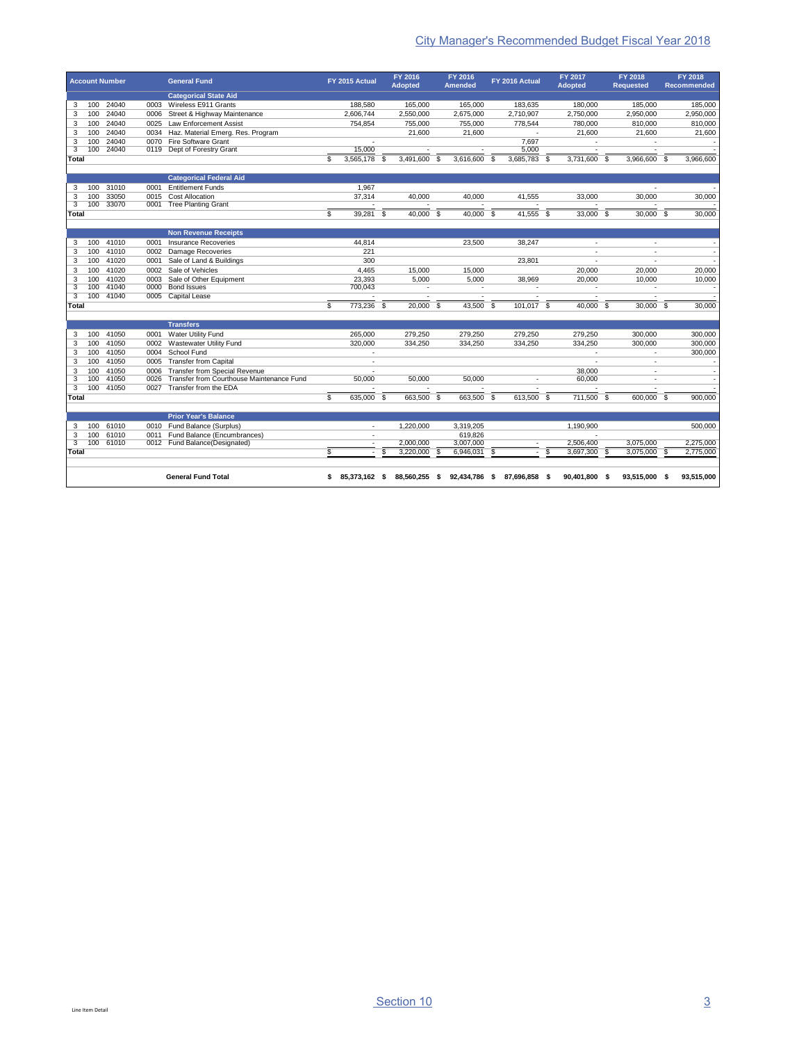| Account Number | | | | General Fund | FY 2015 Actual | FY 2016 Adopted | FY 2016 Amended | FY 2016 Actual | FY 2017 Adopted | FY 2018 Requested | FY 2018 Recommended |
|---|---|---|---|---|---|---|---|---|---|---|---|
| | | | | **Categorical State Aid** | | | | | | | |
| 3 | 100 | 24040 | 0003 | Wireless E911 Grants | 188,580 | 165,000 | 165,000 | 183,635 | 180,000 | 185,000 | 185,000 |
| 3 | 100 | 24040 | 0006 | Street & Highway Maintenance | 2,606,744 | 2,550,000 | 2,675,000 | 2,710,907 | 2,750,000 | 2,950,000 | 2,950,000 |
| 3 | 100 | 24040 | 0025 | Law Enforcement Assist | 754,854 | 755,000 | 755,000 | 778,544 | 780,000 | 810,000 | 810,000 |
| 3 | 100 | 24040 | 0034 | Haz. Material Emerg. Res. Program | | 21,600 | 21,600 | - | 21,600 | 21,600 | 21,600 |
| 3 | 100 | 24040 | 0070 | Fire Software Grant | - | | | 7,697 | - | - | - |
| 3 | 100 | 24040 | 0119 | Dept of Forestry Grant | 15,000 | - | - | 5,000 | - | - | - |
| **Total** | | | | | $ 3,565,178 | $ 3,491,600 | $ 3,616,600 | $ 3,685,783 | $ 3,731,600 | $ 3,966,600 | $ 3,966,600 |
| | | | | **Categorical Federal Aid** | | | | | | | |
| 3 | 100 | 31010 | 0001 | Entitlement Funds | 1,967 | | | | | - | - |
| 3 | 100 | 33050 | 0015 | Cost Allocation | 37,314 | 40,000 | 40,000 | 41,555 | 33,000 | 30,000 | 30,000 |
| 3 | 100 | 33070 | 0001 | Tree Planting Grant | - | - | - | - | - | - | - |
| **Total** | | | | | $ 39,281 | $ 40,000 | $ 40,000 | $ 41,555 | $ 33,000 | $ 30,000 | $ 30,000 |
| | | | | **Non Revenue Receipts** | | | | | | | |
| 3 | 100 | 41010 | 0001 | Insurance Recoveries | 44,814 | | 23,500 | 38,247 | - | - | - |
| 3 | 100 | 41010 | 0002 | Damage Recoveries | 221 | | | | - | - | - |
| 3 | 100 | 41020 | 0001 | Sale of Land & Buildings | 300 | | | 23,801 | - | - | - |
| 3 | 100 | 41020 | 0002 | Sale of Vehicles | 4,465 | 15,000 | 15,000 | | 20,000 | 20,000 | 20,000 |
| 3 | 100 | 41020 | 0003 | Sale of Other Equipment | 23,393 | 5,000 | 5,000 | 38,969 | 20,000 | 10,000 | 10,000 |
| 3 | 100 | 41040 | 0000 | Bond Issues | 700,043 | - | - | - | - | - | - |
| 3 | 100 | 41040 | 0005 | Capital Lease | - | - | - | - | - | - | - |
| **Total** | | | | | $ 773,236 | $ 20,000 | $ 43,500 | $ 101,017 | $ 40,000 | $ 30,000 | $ 30,000 |
| | | | | **Transfers** | | | | | | | |
| 3 | 100 | 41050 | 0001 | Water Utility Fund | 265,000 | 279,250 | 279,250 | 279,250 | 279,250 | 300,000 | 300,000 |
| 3 | 100 | 41050 | 0002 | Wastewater Utility Fund | 320,000 | 334,250 | 334,250 | 334,250 | 334,250 | 300,000 | 300,000 |
| 3 | 100 | 41050 | 0004 | School Fund | - | | | | - | - | 300,000 |
| 3 | 100 | 41050 | 0005 | Transfer from Capital | - | | | | - | - | - |
| 3 | 100 | 41050 | 0006 | Transfer from Special Revenue | - | | | | 38,000 | - | - |
| 3 | 100 | 41050 | 0026 | Transfer from Courthouse Maintenance Fund | 50,000 | 50,000 | 50,000 | - | 60,000 | - | - |
| 3 | 100 | 41050 | 0027 | Transfer from the EDA | - | - | - | - | - | - | - |
| **Total** | | | | | $ 635,000 | $ 663,500 | $ 663,500 | $ 613,500 | $ 711,500 | $ 600,000 | $ 900,000 |
| | | | | **Prior Year's Balance** | | | | | | | |
| 3 | 100 | 61010 | 0010 | Fund Balance (Surplus) | - | 1,220,000 | 3,319,205 | | 1,190,900 | | 500,000 |
| 3 | 100 | 61010 | 0011 | Fund Balance (Encumbrances) | - | | 619,826 | | - | | |
| 3 | 100 | 61010 | 0012 | Fund Balance(Designated) | - | 2,000,000 | 3,007,000 | - | 2,506,400 | 3,075,000 | 2,275,000 |
| **Total** | | | | | $ - | $ 3,220,000 | $ 6,946,031 | $ - | $ 3,697,300 | $ 3,075,000 | $ 2,775,000 |
| | | | | **General Fund Total** | **$ 85,373,162** | **$ 88,560,255** | **$ 92,434,786** | **$ 87,696,858** | **$ 90,401,800** | **$ 93,515,000** | **$ 93,515,000** |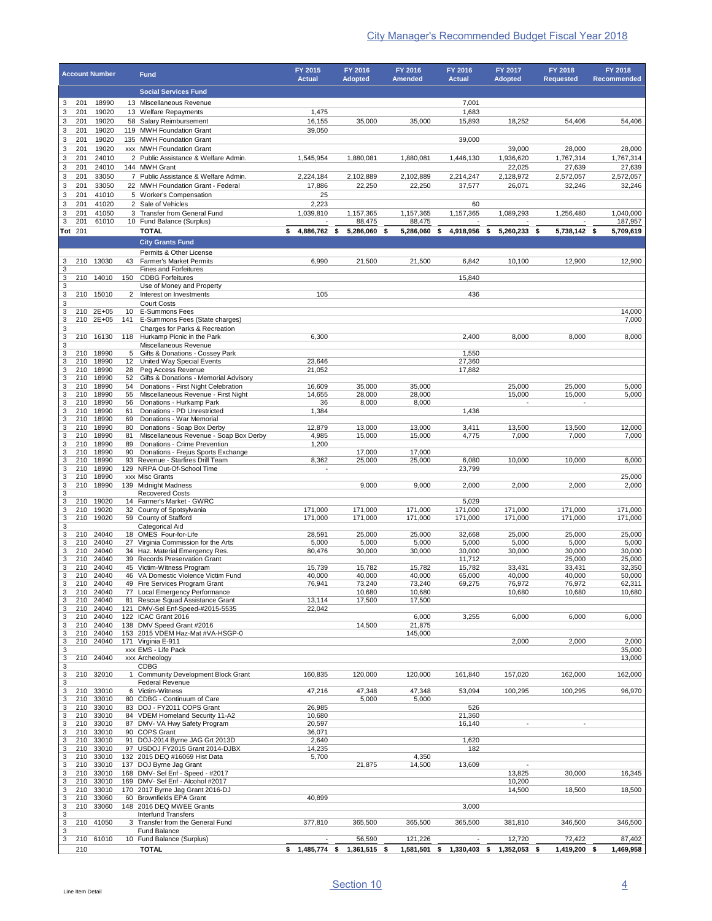| Account Number | | | | Fund | FY 2015 Actual | FY 2016 Adopted | FY 2016 Amended | FY 2016 Actual | FY 2017 Adopted | FY 2018 Requested | FY 2018 Recommended |
|---|---|---|---|---|---|---|---|---|---|---|---|
| | | | | **Social Services Fund** | | | | | | | |
| 3 | 201 | 18990 | 13 | Miscellaneous Revenue | | | | 7,001 | | | |
| 3 | 201 | 19020 | 13 | Welfare Repayments | 1,475 | | | 1,683 | | | |
| 3 | 201 | 19020 | 58 | Salary Reimbursement | 16,155 | 35,000 | 35,000 | 15,893 | 18,252 | 54,406 | 54,406 |
| 3 | 201 | 19020 | 119 | MWH Foundation Grant | 39,050 | | | | | | |
| 3 | 201 | 19020 | 135 | MWH Foundation Grant | | | | 39,000 | | | |
| 3 | 201 | 19020 | xxx | MWH Foundation Grant | | | | | 39,000 | 28,000 | 28,000 |
| 3 | 201 | 24010 | 2 | Public Assistance & Welfare Admin. | 1,545,954 | 1,880,081 | 1,880,081 | 1,446,130 | 1,936,620 | 1,767,314 | 1,767,314 |
| 3 | 201 | 24010 | 144 | MWH Grant | | | | | 22,025 | 27,639 | 27,639 |
| 3 | 201 | 33050 | 7 | Public Assistance & Welfare Admin. | 2,224,184 | 2,102,889 | 2,102,889 | 2,214,247 | 2,128,972 | 2,572,057 | 2,572,057 |
| 3 | 201 | 33050 | 22 | MWH Foundation Grant - Federal | 17,886 | 22,250 | 22,250 | 37,577 | 26,071 | 32,246 | 32,246 |
| 3 | 201 | 41010 | 5 | Worker's Compensation | 25 | | | | | | |
| 3 | 201 | 41020 | 2 | Sale of Vehicles | 2,223 | | | 60 | | | |
| 3 | 201 | 41050 | 3 | Transfer from General Fund | 1,039,810 | 1,157,365 | 1,157,365 | 1,157,365 | 1,089,293 | 1,256,480 | 1,040,000 |
| 3 | 201 | 61010 | 10 | Fund Balance (Surplus) | - | 88,475 | 88,475 | - | - | - | 187,957 |
| Tot | 201 | | | **TOTAL** | $ 4,886,762 | $ 5,286,060 | $ 5,286,060 | $ 4,918,956 | $ 5,260,233 | $ 5,738,142 | $ 5,709,619 |
| | | | | **City Grants Fund** | | | | | | | |
| | | | | Permits & Other License | | | | | | | |
| 3 | 210 | 13030 | 43 | Farmer's Market Permits | 6,990 | 21,500 | 21,500 | 6,842 | 10,100 | 12,900 | 12,900 |
| 3 | | | | Fines and Forfeitures | | | | | | | |
| 3 | 210 | 14010 | 150 | CDBG Forfeitures | | | | 15,840 | | | |
| 3 | | | | Use of Money and Property | | | | | | | |
| 3 | 210 | 15010 | 2 | Interest on Investments | 105 | | | 436 | | | |
| 3 | | | | Court Costs | | | | | | | |
| 3 | 210 | 2E+05 | 10 | E-Summons Fees | | | | | | | 14,000 |
| 3 | 210 | 2E+05 | 141 | E-Summons Fees (State charges) | | | | | | | 7,000 |
| 3 | | | | Charges for Parks & Recreation | | | | | | | |
| 3 | 210 | 16130 | 118 | Hurkamp Picnic in the Park | 6,300 | | | 2,400 | 8,000 | 8,000 | 8,000 |
| 3 | | | | Miscellaneous Revenue | | | | | | | |
| 3 | 210 | 18990 | 5 | Gifts & Donations - Cossey Park | | | | 1,550 | | | |
| 3 | 210 | 18990 | 12 | United Way Special Events | 23,646 | | | 27,360 | | | |
| 3 | 210 | 18990 | 28 | Peg Access Revenue | 21,052 | | | 17,882 | | | |
| 3 | 210 | 18990 | 52 | Gifts & Donations - Memorial Advisory | | | | | | | |
| 3 | 210 | 18990 | 54 | Donations - First Night Celebration | 16,609 | 35,000 | 35,000 | | 25,000 | 25,000 | 5,000 |
| 3 | 210 | 18990 | 55 | Miscellaneous Revenue - First Night | 14,655 | 28,000 | 28,000 | | 15,000 | 15,000 | 5,000 |
| 3 | 210 | 18990 | 56 | Donations - Hurkamp Park | 36 | 8,000 | 8,000 | | - | - | |
| 3 | 210 | 18990 | 61 | Donations - PD Unrestricted | 1,384 | | | 1,436 | | | |
| 3 | 210 | 18990 | 69 | Donations - War Memorial | | | | | | | |
| 3 | 210 | 18990 | 80 | Donations - Soap Box Derby | 12,879 | 13,000 | 13,000 | 3,411 | 13,500 | 13,500 | 12,000 |
| 3 | 210 | 18990 | 81 | Miscellaneous Revenue - Soap Box Derby | 4,985 | 15,000 | 15,000 | 4,775 | 7,000 | 7,000 | 7,000 |
| 3 | 210 | 18990 | 89 | Donations - Crime Prevention | 1,200 | | | | | | |
| 3 | 210 | 18990 | 90 | Donations - Frejus Sports Exchange | | 17,000 | 17,000 | | | | |
| 3 | 210 | 18990 | 93 | Revenue - Starfires Drill Team | 8,362 | 25,000 | 25,000 | 6,080 | 10,000 | 10,000 | 6,000 |
| 3 | 210 | 18990 | 129 | NRPA Out-Of-School Time | - | | | 23,799 | | | |
| 3 | 210 | 18990 | xxx | Misc Grants | | | | | | | 25,000 |
| 3 | 210 | 18990 | 139 | Midnight Madness | | 9,000 | 9,000 | 2,000 | 2,000 | 2,000 | 2,000 |
| 3 | | | | Recovered Costs | | | | | | | |
| 3 | 210 | 19020 | 14 | Farmer's Market - GWRC | | | | 5,029 | | | |
| 3 | 210 | 19020 | 32 | County of Spotsylvania | 171,000 | 171,000 | 171,000 | 171,000 | 171,000 | 171,000 | 171,000 |
| 3 | 210 | 19020 | 59 | County of Stafford | 171,000 | 171,000 | 171,000 | 171,000 | 171,000 | 171,000 | 171,000 |
| 3 | | | | Categorical Aid | | | | | | | |
| 3 | 210 | 24040 | 18 | OMES Four-for-Life | 28,591 | 25,000 | 25,000 | 32,668 | 25,000 | 25,000 | 25,000 |
| 3 | 210 | 24040 | 27 | Virginia Commission for the Arts | 5,000 | 5,000 | 5,000 | 5,000 | 5,000 | 5,000 | 5,000 |
| 3 | 210 | 24040 | 34 | Haz. Material Emergency Res. | 80,476 | 30,000 | 30,000 | 11,000 | 30,000 | 30,000 | 30,000 |
| 3 | 210 | 24040 | 39 | Records Preservation Grant | | | | 11,712 | | 25,000 | 25,000 |
| 3 | 210 | 24040 | 45 | Victim-Witness Program | 15,739 | 15,782 | 15,782 | 15,782 | 33,431 | 33,431 | 32,350 |
| 3 | 210 | 24040 | 46 | VA Domestic Violence Victim Fund | 40,000 | 40,000 | 40,000 | 65,000 | 40,000 | 40,000 | 50,000 |
| 3 | 210 | 24040 | 49 | Fire Services Program Grant | 76,941 | 73,240 | 73,240 | 69,275 | 76,972 | 76,972 | 62,311 |
| 3 | 210 | 24040 | 77 | Local Emergency Performance | | 10,680 | 10,680 | | 10,680 | 10,680 | 10,680 |
| 3 | 210 | 24040 | 81 | Rescue Squad Assistance Grant | 13,114 | 17,500 | 17,500 | | | | |
| 3 | 210 | 24040 | 121 | DMV-Sel Enf-Speed-#2015-5535 | 22,042 | | | | | | |
| 3 | 210 | 24040 | 122 | ICAC Grant 2016 | | | 6,000 | 3,255 | 6,000 | 6,000 | 6,000 |
| 3 | 210 | 24040 | 138 | DMV Speed Grant #2016 | | 14,500 | 21,875 | | | | |
| 3 | 210 | 24040 | 153 | 2015 VDEM Haz-Mat #VA-HSGP-0 | | | 145,000 | | | | |
| 3 | 210 | 24040 | 171 | Virginia E-911 | | | | | 2,000 | 2,000 | 2,000 |
| 3 | | | xxx | EMS - Life Pack | | | | | | | 35,000 |
| 3 | 210 | 24040 | xxx | Archeology | | | | | | | 13,000 |
| 3 | | | | CDBG | | | | | | | |
| 3 | 210 | 32010 | 1 | Community Development Block Grant | 160,835 | 120,000 | 120,000 | 161,840 | 157,020 | 162,000 | 162,000 |
| 3 | | | | Federal Revenue | | | | | | | |
| 3 | 210 | 33010 | 6 | Victim-Witness | 47,216 | 47,348 | 47,348 | 53,094 | 100,295 | 100,295 | 96,970 |
| 3 | 210 | 33010 | 80 | CDBG - Continuum of Care | | 5,000 | 5,000 | | | | |
| 3 | 210 | 33010 | 83 | DOJ - FY2011 COPS Grant | 26,985 | | | 526 | | | |
| 3 | 210 | 33010 | 84 | VDEM Homeland Security 11-A2 | 10,680 | | | 21,360 | | | |
| 3 | 210 | 33010 | 87 | DMV- VA Hwy Safety Program | 20,597 | | | 16,140 | - | - | |
| 3 | 210 | 33010 | 90 | COPS Grant | 36,071 | | | | | | |
| 3 | 210 | 33010 | 91 | DOJ-2014 Byrne JAG Grt 2013D | 2,640 | | | 1,620 | | | |
| 3 | 210 | 33010 | 97 | USDOJ FY2015 Grant 2014-DJBX | 14,235 | | | 182 | | | |
| 3 | 210 | 33010 | 132 | 2015 DEQ #16069 Hist Data | 5,700 | | 4,350 | | | | |
| 3 | 210 | 33010 | 137 | DOJ Byrne Jag Grant | | 21,875 | 14,500 | 13,609 | - | | |
| 3 | 210 | 33010 | 168 | DMV- Sel Enf - Speed - #2017 | | | | | 13,825 | 30,000 | 16,345 |
| 3 | 210 | 33010 | 169 | DMV- Sel Enf - Alcohol #2017 | | | | | 10,200 | | |
| 3 | 210 | 33010 | 170 | 2017 Byrne Jag Grant 2016-DJ | | | | | 14,500 | 18,500 | 18,500 |
| 3 | 210 | 33060 | 60 | Brownfields EPA Grant | 40,899 | | | | | | |
| 3 | 210 | 33060 | 148 | 2016 DEQ MWEE Grants | | | | 3,000 | | | |
| 3 | | | | Interfund Transfers | | | | | | | |
| 3 | 210 | 41050 | 3 | Transfer from the General Fund | 377,810 | 365,500 | 365,500 | 365,500 | 381,810 | 346,500 | 346,500 |
| 3 | | | | Fund Balance | | | | | | | |
| 3 | 210 | 61010 | 10 | Fund Balance (Surplus) | - | 56,590 | 121,226 | - | 12,720 | 72,422 | 87,402 |
| | 210 | | | **TOTAL** | $ 1,485,774 | $ 1,361,515 | $ 1,581,501 | $ 1,330,403 | $ 1,352,053 | $ 1,419,200 | $ 1,469,958 |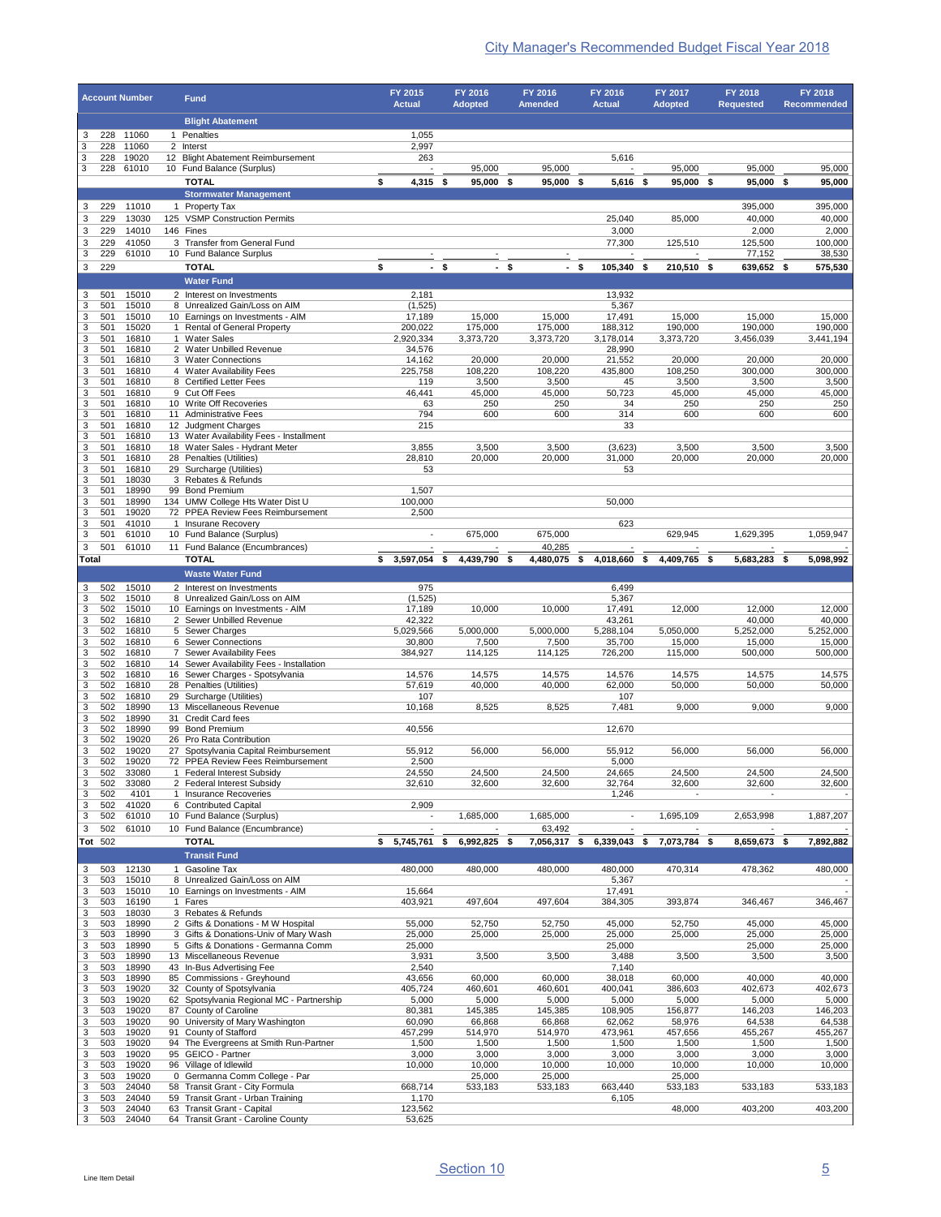| Account Number | | | | Fund | FY 2015 Actual | FY 2016 Adopted | FY 2016 Amended | FY 2016 Actual | FY 2017 Adopted | FY 2018 Requested | FY 2018 Recommended |
|---|---|---|---|---|---|---|---|---|---|---|---|
| | | | | **Blight Abatement** | | | | | | | |
| 3 | 228 | 11060 | 1 | Penalties | 1,055 | | | | | | |
| 3 | 228 | 11060 | 2 | Interst | 2,997 | | | | | | |
| 3 | 228 | 19020 | 12 | Blight Abatement Reimbursement | 263 | | | 5,616 | | | |
| 3 | 228 | 61010 | 10 | Fund Balance (Surplus) | - | 95,000 | 95,000 | - | 95,000 | 95,000 | 95,000 |
| | | | | **TOTAL** | $ 4,315 | $ 95,000 | $ 95,000 | $ 5,616 | $ 95,000 | $ 95,000 | $ 95,000 |
| | | | | **Stormwater Management** | | | | | | | |
| 3 | 229 | 11010 | 1 | Property Tax | | | | | | 395,000 | 395,000 |
| 3 | 229 | 13030 | 125 | VSMP Construction Permits | | | | 25,040 | 85,000 | 40,000 | 40,000 |
| 3 | 229 | 14010 | 146 | Fines | | | | 3,000 | | 2,000 | 2,000 |
| 3 | 229 | 41050 | 3 | Transfer from General Fund | | | | 77,300 | 125,510 | 125,500 | 100,000 |
| 3 | 229 | 61010 | 10 | Fund Balance Surplus | - | - | - | - | - | 77,152 | 38,530 |
| 3 | 229 | | | **TOTAL** | $ - | $ - | $ - | $ 105,340 | $ 210,510 | $ 639,652 | $ 575,530 |
| | | | | **Water Fund** | | | | | | | |
| 3 | 501 | 15010 | 2 | Interest on Investments | 2,181 | | | 13,932 | | | |
| 3 | 501 | 15010 | 8 | Unrealized Gain/Loss on AIM | (1,525) | | | 5,367 | | | |
| 3 | 501 | 15010 | 10 | Earnings on Investments - AIM | 17,189 | 15,000 | 15,000 | 17,491 | 15,000 | 15,000 | 15,000 |
| 3 | 501 | 15020 | 1 | Rental of General Property | 200,022 | 175,000 | 175,000 | 188,312 | 190,000 | 190,000 | 190,000 |
| 3 | 501 | 16810 | 1 | Water Sales | 2,920,334 | 3,373,720 | 3,373,720 | 3,178,014 | 3,373,720 | 3,456,039 | 3,441,194 |
| 3 | 501 | 16810 | 2 | Water Unbilled Revenue | 34,576 | | | 28,990 | | | |
| 3 | 501 | 16810 | 3 | Water Connections | 14,162 | 20,000 | 20,000 | 21,552 | 20,000 | 20,000 | 20,000 |
| 3 | 501 | 16810 | 4 | Water Availability Fees | 225,758 | 108,220 | 108,220 | 435,800 | 108,250 | 300,000 | 300,000 |
| 3 | 501 | 16810 | 8 | Certified Letter Fees | 119 | 3,500 | 3,500 | 45 | 3,500 | 3,500 | 3,500 |
| 3 | 501 | 16810 | 9 | Cut Off Fees | 46,441 | 45,000 | 45,000 | 50,723 | 45,000 | 45,000 | 45,000 |
| 3 | 501 | 16810 | 10 | Write Off Recoveries | 63 | 250 | 250 | 34 | 250 | 250 | 250 |
| 3 | 501 | 16810 | 11 | Administrative Fees | 794 | 600 | 600 | 314 | 600 | 600 | 600 |
| 3 | 501 | 16810 | 12 | Judgment Charges | 215 | | | 33 | | | |
| 3 | 501 | 16810 | 13 | Water Availability Fees - Installment | | | | | | | |
| 3 | 501 | 16810 | 18 | Water Sales - Hydrant Meter | 3,855 | 3,500 | 3,500 | (3,623) | 3,500 | 3,500 | 3,500 |
| 3 | 501 | 16810 | 28 | Penalties (Utilities) | 28,810 | 20,000 | 20,000 | 31,000 | 20,000 | 20,000 | 20,000 |
| 3 | 501 | 16810 | 29 | Surcharge (Utilities) | 53 | | | 53 | | | |
| 3 | 501 | 18030 | 3 | Rebates & Refunds | | | | | | | |
| 3 | 501 | 18990 | 99 | Bond Premium | 1,507 | | | | | | |
| 3 | 501 | 18990 | 134 | UMW College Hts Water Dist U | 100,000 | | | 50,000 | | | |
| 3 | 501 | 19020 | 72 | PPEA Review Fees Reimbursement | 2,500 | | | | | | |
| 3 | 501 | 41010 | 1 | Insurane Recovery | | | | 623 | | | |
| 3 | 501 | 61010 | 10 | Fund Balance (Surplus) | - | 675,000 | 675,000 | | 629,945 | 1,629,395 | 1,059,947 |
| 3 | 501 | 61010 | 11 | Fund Balance (Encumbrances) | - | - | 40,285 | - | - | - | - |
| Total | | | | **TOTAL** | $ 3,597,054 | $ 4,439,790 | $ 4,480,075 | $ 4,018,660 | $ 4,409,765 | $ 5,683,283 | $ 5,098,992 |
| | | | | **Waste Water Fund** | | | | | | | |
| 3 | 502 | 15010 | 2 | Interest on Investments | 975 | | | 6,499 | | | |
| 3 | 502 | 15010 | 8 | Unrealized Gain/Loss on AIM | (1,525) | | | 5,367 | | | |
| 3 | 502 | 15010 | 10 | Earnings on Investments - AIM | 17,189 | 10,000 | 10,000 | 17,491 | 12,000 | 12,000 | 12,000 |
| 3 | 502 | 16810 | 2 | Sewer Unbilled Revenue | 42,322 | | | 43,261 | | 40,000 | 40,000 |
| 3 | 502 | 16810 | 5 | Sewer Charges | 5,029,566 | 5,000,000 | 5,000,000 | 5,288,104 | 5,050,000 | 5,252,000 | 5,252,000 |
| 3 | 502 | 16810 | 6 | Sewer Connections | 30,800 | 7,500 | 7,500 | 35,700 | 15,000 | 15,000 | 15,000 |
| 3 | 502 | 16810 | 7 | Sewer Availability Fees | 384,927 | 114,125 | 114,125 | 726,200 | 115,000 | 500,000 | 500,000 |
| 3 | 502 | 16810 | 14 | Sewer Availability Fees - Installation | | | | | | | |
| 3 | 502 | 16810 | 16 | Sewer Charges - Spotsylvania | 14,576 | 14,575 | 14,575 | 14,576 | 14,575 | 14,575 | 14,575 |
| 3 | 502 | 16810 | 28 | Penalties (Utilities) | 57,619 | 40,000 | 40,000 | 62,000 | 50,000 | 50,000 | 50,000 |
| 3 | 502 | 16810 | 29 | Surcharge (Utilities) | 107 | | | 107 | | | |
| 3 | 502 | 18990 | 13 | Miscellaneous Revenue | 10,168 | 8,525 | 8,525 | 7,481 | 9,000 | 9,000 | 9,000 |
| 3 | 502 | 18990 | 31 | Credit Card fees | | | | | | | |
| 3 | 502 | 18990 | 99 | Bond Premium | 40,556 | | | 12,670 | | | |
| 3 | 502 | 19020 | 26 | Pro Rata Contribution | | | | | | | |
| 3 | 502 | 19020 | 27 | Spotsylvania Capital Reimbursement | 55,912 | 56,000 | 56,000 | 55,912 | 56,000 | 56,000 | 56,000 |
| 3 | 502 | 19020 | 72 | PPEA Review Fees Reimbursement | 2,500 | | | 5,000 | | | |
| 3 | 502 | 33080 | 1 | Federal Interest Subsidy | 24,550 | 24,500 | 24,500 | 24,665 | 24,500 | 24,500 | 24,500 |
| 3 | 502 | 33080 | 2 | Federal Interest Subsidy | 32,610 | 32,600 | 32,600 | 32,764 | 32,600 | 32,600 | 32,600 |
| 3 | 502 | 4101 | 1 | Insurance Recoveries | | | | 1,246 | - | - | - |
| 3 | 502 | 41020 | 6 | Contributed Capital | 2,909 | | | | | | |
| 3 | 502 | 61010 | 10 | Fund Balance (Surplus) | - | 1,685,000 | 1,685,000 | - | 1,695,109 | 2,653,998 | 1,887,207 |
| 3 | 502 | 61010 | 10 | Fund Balance (Encumbrance) | - | - | 63,492 | - | - | - | - |
| Tot | 502 | | | **TOTAL** | $ 5,745,761 | $ 6,992,825 | $ 7,056,317 | $ 6,339,043 | $ 7,073,784 | $ 8,659,673 | $ 7,892,882 |
| | | | | **Transit Fund** | | | | | | | |
| 3 | 503 | 12130 | 1 | Gasoline Tax | 480,000 | 480,000 | 480,000 | 480,000 | 470,314 | 478,362 | 480,000 |
| 3 | 503 | 15010 | 8 | Unrealized Gain/Loss on AIM | | | | 5,367 | | | - |
| 3 | 503 | 15010 | 10 | Earnings on Investments - AIM | 15,664 | | | 17,491 | | | - |
| 3 | 503 | 16190 | 1 | Fares | 403,921 | 497,604 | 497,604 | 384,305 | 393,874 | 346,467 | 346,467 |
| 3 | 503 | 18030 | 3 | Rebates & Refunds | | | | | | | |
| 3 | 503 | 18990 | 2 | Gifts & Donations - M W Hospital | 55,000 | 52,750 | 52,750 | 45,000 | 52,750 | 45,000 | 45,000 |
| 3 | 503 | 18990 | 3 | Gifts & Donations-Univ of Mary Wash | 25,000 | 25,000 | 25,000 | 25,000 | 25,000 | 25,000 | 25,000 |
| 3 | 503 | 18990 | 5 | Gifts & Donations - Germanna Comm | 25,000 | | | 25,000 | | 25,000 | 25,000 |
| 3 | 503 | 18990 | 13 | Miscellaneous Revenue | 3,931 | 3,500 | 3,500 | 3,488 | 3,500 | 3,500 | 3,500 |
| 3 | 503 | 18990 | 43 | In-Bus Advertising Fee | 2,540 | | | 7,140 | | | |
| 3 | 503 | 18990 | 85 | Commissions - Greyhound | 43,656 | 60,000 | 60,000 | 38,018 | 60,000 | 40,000 | 40,000 |
| 3 | 503 | 19020 | 32 | County of Spotsylvania | 405,724 | 460,601 | 460,601 | 400,041 | 386,603 | 402,673 | 402,673 |
| 3 | 503 | 19020 | 62 | Spotsylvania Regional MC - Partnership | 5,000 | 5,000 | 5,000 | 5,000 | 5,000 | 5,000 | 5,000 |
| 3 | 503 | 19020 | 87 | County of Caroline | 80,381 | 145,385 | 145,385 | 108,905 | 156,877 | 146,203 | 146,203 |
| 3 | 503 | 19020 | 90 | University of Mary Washington | 60,099 | 66,868 | 66,868 | 62,062 | 58,976 | 64,538 | 64,538 |
| 3 | 503 | 19020 | 91 | County of Stafford | 457,299 | 514,970 | 514,970 | 473,961 | 457,656 | 455,267 | 455,267 |
| 3 | 503 | 19020 | 94 | The Evergreens at Smith Run-Partner | 1,500 | 1,500 | 1,500 | 1,500 | 1,500 | 1,500 | 1,500 |
| 3 | 503 | 19020 | 95 | GEICO - Partner | 3,000 | 3,000 | 3,000 | 3,000 | 3,000 | 3,000 | 3,000 |
| 3 | 503 | 19020 | 96 | Village of Idlewild | 10,000 | 10,000 | 10,000 | 10,000 | 10,000 | 10,000 | 10,000 |
| 3 | 503 | 19020 | 0 | Germanna Comm College - Par | | 25,000 | 25,000 | | 25,000 | | |
| 3 | 503 | 24040 | 58 | Transit Grant - City Formula | 668,714 | 533,183 | 533,183 | 663,440 | 533,183 | 533,183 | 533,183 |
| 3 | 503 | 24040 | 59 | Transit Grant - Urban Training | 1,170 | | | 6,105 | | | |
| 3 | 503 | 24040 | 63 | Transit Grant - Capital | 123,562 | | | | 48,000 | 403,200 | 403,200 |
| 3 | 503 | 24040 | 64 | Transit Grant - Caroline County | 53,625 | | | | | | |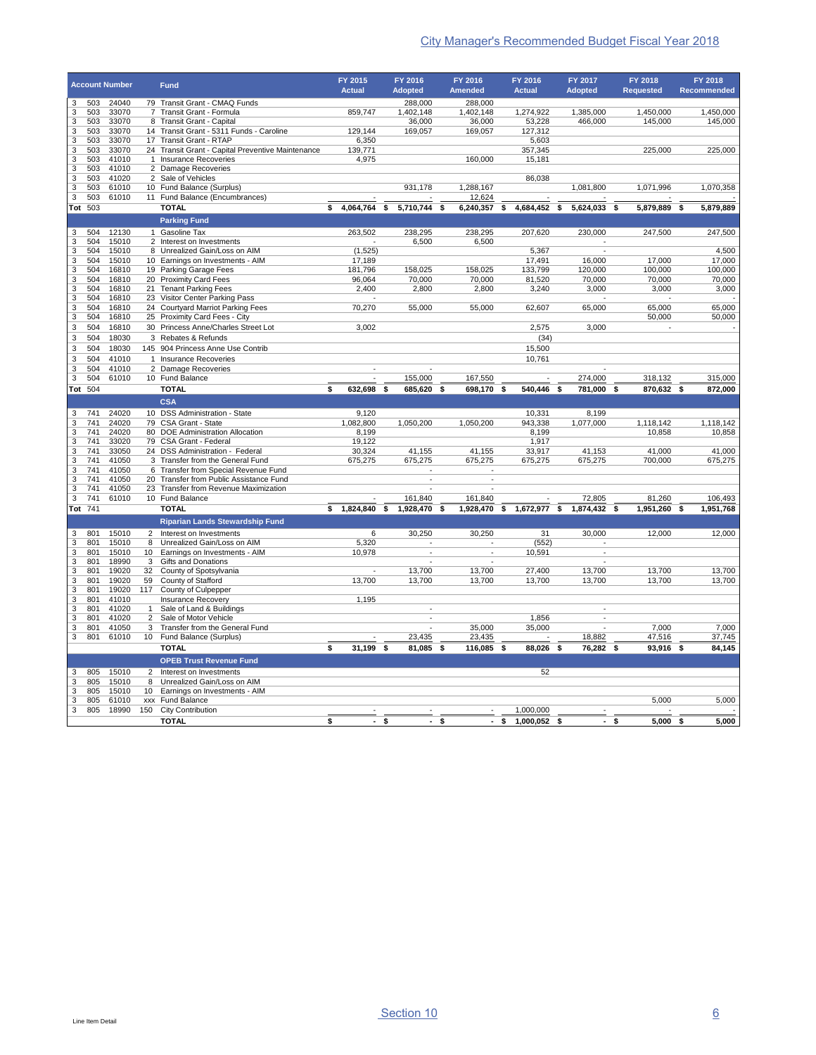| Account Number | | | | Fund | FY 2015 Actual | FY 2016 Adopted | FY 2016 Amended | FY 2016 Actual | FY 2017 Adopted | FY 2018 Requested | FY 2018 Recommended |
|---|---|---|---|---|---|---|---|---|---|---|---|
| 3 | 503 | 24040 | 79 | Transit Grant - CMAQ Funds | | 288,000 | 288,000 | | | | |
| 3 | 503 | 33070 | 7 | Transit Grant - Formula | 859,747 | 1,402,148 | 1,402,148 | 1,274,922 | 1,385,000 | 1,450,000 | 1,450,000 |
| 3 | 503 | 33070 | 8 | Transit Grant - Capital | | 36,000 | 36,000 | 53,228 | 466,000 | 145,000 | 145,000 |
| 3 | 503 | 33070 | 14 | Transit Grant - 5311 Funds - Caroline | 129,144 | 169,057 | 169,057 | 127,312 | | | |
| 3 | 503 | 33070 | 17 | Transit Grant - RTAP | 6,350 | | | 5,603 | | | |
| 3 | 503 | 33070 | 24 | Transit Grant - Capital Preventive Maintenance | 139,771 | | | 357,345 | | 225,000 | 225,000 |
| 3 | 503 | 41010 | 1 | Insurance Recoveries | 4,975 | | 160,000 | 15,181 | | | |
| 3 | 503 | 41010 | 2 | Damage Recoveries | | | | | | | |
| 3 | 503 | 41020 | 2 | Sale of Vehicles | | | | 86,038 | | | |
| 3 | 503 | 61010 | 10 | Fund Balance (Surplus) | | 931,178 | 1,288,167 | | 1,081,800 | 1,071,996 | 1,070,358 |
| 3 | 503 | 61010 | 11 | Fund Balance (Encumbrances) | - | - | 12,624 | - | - | - | - |
| **Tot** | **503** | | | **TOTAL** | **$ 4,064,764** | **$ 5,710,744** | **$ 6,240,357** | **$ 4,684,452** | **$ 5,624,033** | **$ 5,879,889** | **$ 5,879,889** |
| | | | | **Parking Fund** | | | | | | | |
| 3 | 504 | 12130 | 1 | Gasoline Tax | 263,502 | 238,295 | 238,295 | 207,620 | 230,000 | 247,500 | 247,500 |
| 3 | 504 | 15010 | 2 | Interest on Investments | - | 6,500 | 6,500 | | - | | |
| 3 | 504 | 15010 | 8 | Unrealized Gain/Loss on AIM | (1,525) | | | 5,367 | - | | 4,500 |
| 3 | 504 | 15010 | 10 | Earnings on Investments - AIM | 17,189 | | | 17,491 | 16,000 | 17,000 | 17,000 |
| 3 | 504 | 16810 | 19 | Parking Garage Fees | 181,796 | 158,025 | 158,025 | 133,799 | 120,000 | 100,000 | 100,000 |
| 3 | 504 | 16810 | 20 | Proximity Card Fees | 96,064 | 70,000 | 70,000 | 81,520 | 70,000 | 70,000 | 70,000 |
| 3 | 504 | 16810 | 21 | Tenant Parking Fees | 2,400 | 2,800 | 2,800 | 3,240 | 3,000 | 3,000 | 3,000 |
| 3 | 504 | 16810 | 23 | Visitor Center Parking Pass | - | | | | - | - | - |
| 3 | 504 | 16810 | 24 | Courtyard Marriot Parking Fees | 70,270 | 55,000 | 55,000 | 62,607 | 65,000 | 65,000 | 65,000 |
| 3 | 504 | 16810 | 25 | Proximity Card Fees - City | | | | | | 50,000 | 50,000 |
| 3 | 504 | 16810 | 30 | Princess Anne/Charles Street Lot | 3,002 | | | 2,575 | 3,000 | - | - |
| 3 | 504 | 18030 | 3 | Rebates & Refunds | | | | (34) | | | |
| 3 | 504 | 18030 | 145 | 904 Princess Anne Use Contrib | | | | 15,500 | | | |
| 3 | 504 | 41010 | 1 | Insurance Recoveries | | | | 10,761 | | | |
| 3 | 504 | 41010 | 2 | Damage Recoveries | - | - | | | - | | |
| 3 | 504 | 61010 | 10 | Fund Balance | - | 155,000 | 167,550 | - | 274,000 | 318,132 | 315,000 |
| **Tot** | **504** | | | **TOTAL** | **$ 632,698** | **$ 685,620** | **$ 698,170** | **$ 540,446** | **$ 781,000** | **$ 870,632** | **$ 872,000** |
| | | | | **CSA** | | | | | | | |
| 3 | 741 | 24020 | 10 | DSS Administration - State | 9,120 | | | 10,331 | 8,199 | | |
| 3 | 741 | 24020 | 79 | CSA Grant - State | 1,082,800 | 1,050,200 | 1,050,200 | 943,338 | 1,077,000 | 1,118,142 | 1,118,142 |
| 3 | 741 | 24020 | 80 | DOE Administration Allocation | 8,199 | | | 8,199 | | 10,858 | 10,858 |
| 3 | 741 | 33020 | 79 | CSA Grant - Federal | 19,122 | | | 1,917 | | | |
| 3 | 741 | 33050 | 24 | DSS Administration - Federal | 30,324 | 41,155 | 41,155 | 33,917 | 41,153 | 41,000 | 41,000 |
| 3 | 741 | 41050 | 3 | Transfer from the General Fund | 675,275 | 675,275 | 675,275 | 675,275 | 675,275 | 700,000 | 675,275 |
| 3 | 741 | 41050 | 6 | Transfer from Special Revenue Fund | | - | - | | | | |
| 3 | 741 | 41050 | 20 | Transfer from Public Assistance Fund | | - | - | | | | |
| 3 | 741 | 41050 | 23 | Transfer from Revenue Maximization | | - | - | | | | |
| 3 | 741 | 61010 | 10 | Fund Balance | - | 161,840 | 161,840 | - | 72,805 | 81,260 | 106,493 |
| **Tot** | **741** | | | **TOTAL** | **$ 1,824,840** | **$ 1,928,470** | **$ 1,928,470** | **$ 1,672,977** | **$ 1,874,432** | **$ 1,951,260** | **$ 1,951,768** |
| | | | | **Riparian Lands Stewardship Fund** | | | | | | | |
| 3 | 801 | 15010 | 2 | Interest on Investments | 6 | 30,250 | 30,250 | 31 | 30,000 | 12,000 | 12,000 |
| 3 | 801 | 15010 | 8 | Unrealized Gain/Loss on AIM | 5,320 | - | - | (552) | - | | |
| 3 | 801 | 15010 | 10 | Earnings on Investments - AIM | 10,978 | - | - | 10,591 | - | | |
| 3 | 801 | 18990 | 3 | Gifts and Donations | | - | - | | - | | |
| 3 | 801 | 19020 | 32 | County of Spotsylvania | - | 13,700 | 13,700 | 27,400 | 13,700 | 13,700 | 13,700 |
| 3 | 801 | 19020 | 59 | County of Stafford | 13,700 | 13,700 | 13,700 | 13,700 | 13,700 | 13,700 | 13,700 |
| 3 | 801 | 19020 | 117 | County of Culpepper | | | | | | | |
| 3 | 801 | 41010 | | Insurance Recovery | 1,195 | | | | | | |
| 3 | 801 | 41020 | 1 | Sale of Land & Buildings | | - | | | - | | |
| 3 | 801 | 41020 | 2 | Sale of Motor Vehicle | | - | | 1,856 | - | | |
| 3 | 801 | 41050 | 3 | Transfer from the General Fund | | - | 35,000 | 35,000 | - | 7,000 | 7,000 |
| 3 | 801 | 61010 | 10 | Fund Balance (Surplus) | - | 23,435 | 23,435 | - | 18,882 | 47,516 | 37,745 |
| | | | | **TOTAL** | **$ 31,199** | **$ 81,085** | **$ 116,085** | **$ 88,026** | **$ 76,282** | **$ 93,916** | **$ 84,145** |
| | | | | **OPEB Trust Revenue Fund** | | | | | | | |
| 3 | 805 | 15010 | 2 | Interest on Investments | | | | 52 | | | |
| 3 | 805 | 15010 | 8 | Unrealized Gain/Loss on AIM | | | | | | | |
| 3 | 805 | 15010 | 10 | Earnings on Investments - AIM | | | | | | | |
| 3 | 805 | 61010 | xxx | Fund Balance | | | | | | 5,000 | 5,000 |
| 3 | 805 | 18990 | 150 | City Contribution | - | - | - | 1,000,000 | - | - | - |
| | | | | **TOTAL** | **$ -** | **$ -** | **$ -** | **$ 1,000,052** | **$ -** | **$ 5,000** | **$ 5,000** |

Line Item Detail

Section 10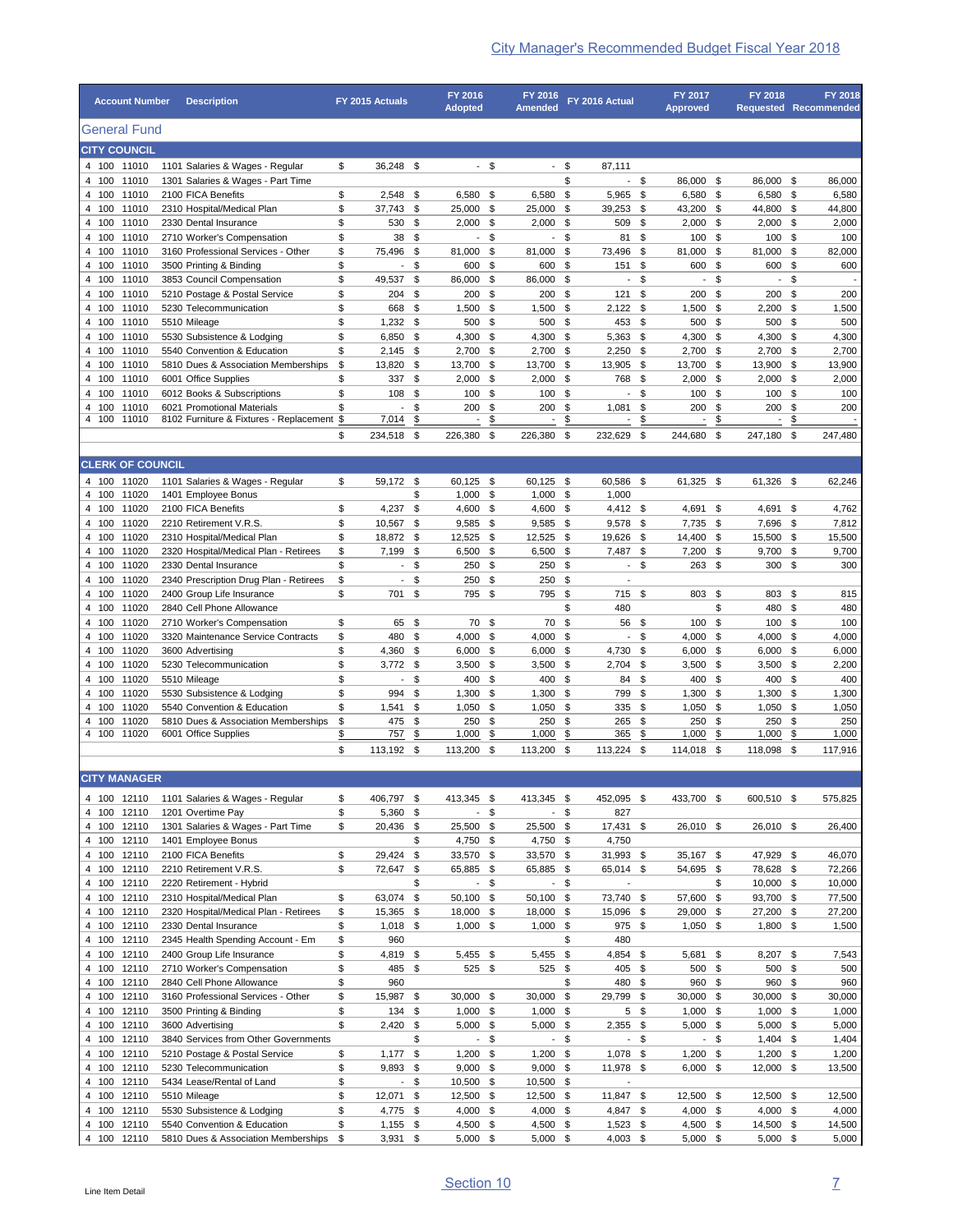## City Manager's Recommended Budget Fiscal Year 2018

| Account Number | | | Description | FY 2015 Actuals | FY 2016 Adopted | FY 2016 Amended | FY 2016 Actual | FY 2017 Approved | FY 2018 Requested | FY 2018 Recommended |
|---|---|---|---|---|---|---|---|---|---|---|
| **General Fund** | | | | | | | | | | |
| **CITY COUNCIL** | | | | | | | | | | |
| 4 | 100 | 11010 | 1101 Salaries & Wages - Regular | $ 36,248 | $ - | $ - | $ 87,111 | | | |
| 4 | 100 | 11010 | 1301 Salaries & Wages - Part Time | | | | $ - | $ 86,000 | $ 86,000 | $ 86,000 |
| 4 | 100 | 11010 | 2100 FICA Benefits | $ 2,548 | $ 6,580 | $ 6,580 | $ 5,965 | $ 6,580 | $ 6,580 | $ 6,580 |
| 4 | 100 | 11010 | 2310 Hospital/Medical Plan | $ 37,743 | $ 25,000 | $ 25,000 | $ 39,253 | $ 43,200 | $ 44,800 | $ 44,800 |
| 4 | 100 | 11010 | 2330 Dental Insurance | $ 530 | $ 2,000 | $ 2,000 | $ 509 | $ 2,000 | $ 2,000 | $ 2,000 |
| 4 | 100 | 11010 | 2710 Worker's Compensation | $ 38 | $ - | $ - | $ 81 | $ 100 | $ 100 | $ 100 |
| 4 | 100 | 11010 | 3160 Professional Services - Other | $ 75,496 | $ 81,000 | $ 81,000 | $ 73,496 | $ 81,000 | $ 81,000 | $ 82,000 |
| 4 | 100 | 11010 | 3500 Printing & Binding | $ - | $ 600 | $ 600 | $ 151 | $ 600 | $ 600 | $ 600 |
| 4 | 100 | 11010 | 3853 Council Compensation | $ 49,537 | $ 86,000 | $ 86,000 | $ - | $ - | $ - | $ - |
| 4 | 100 | 11010 | 5210 Postage & Postal Service | $ 204 | $ 200 | $ 200 | $ 121 | $ 200 | $ 200 | $ 200 |
| 4 | 100 | 11010 | 5230 Telecommunication | $ 668 | $ 1,500 | $ 1,500 | $ 2,122 | $ 1,500 | $ 2,200 | $ 1,500 |
| 4 | 100 | 11010 | 5510 Mileage | $ 1,232 | $ 500 | $ 500 | $ 453 | $ 500 | $ 500 | $ 500 |
| 4 | 100 | 11010 | 5530 Subsistence & Lodging | $ 6,850 | $ 4,300 | $ 4,300 | $ 5,363 | $ 4,300 | $ 4,300 | $ 4,300 |
| 4 | 100 | 11010 | 5540 Convention & Education | $ 2,145 | $ 2,700 | $ 2,700 | $ 2,250 | $ 2,700 | $ 2,700 | $ 2,700 |
| 4 | 100 | 11010 | 5810 Dues & Association Memberships | $ 13,820 | $ 13,700 | $ 13,700 | $ 13,905 | $ 13,700 | $ 13,900 | $ 13,900 |
| 4 | 100 | 11010 | 6001 Office Supplies | $ 337 | $ 2,000 | $ 2,000 | $ 768 | $ 2,000 | $ 2,000 | $ 2,000 |
| 4 | 100 | 11010 | 6012 Books & Subscriptions | $ 108 | $ 100 | $ 100 | $ - | $ 100 | $ 100 | $ 100 |
| 4 | 100 | 11010 | 6021 Promotional Materials | $ - | $ 200 | $ 200 | $ 1,081 | $ 200 | $ 200 | $ 200 |
| 4 | 100 | 11010 | 8102 Furniture & Fixtures - Replacement | $ 7,014 | $ - | $ - | $ - | $ - | $ - | $ - |
| | | | | $ 234,518 | $ 226,380 | $ 226,380 | $ 232,629 | $ 244,680 | $ 247,180 | $ 247,480 |
| **CLERK OF COUNCIL** | | | | | | | | | | |
| 4 | 100 | 11020 | 1101 Salaries & Wages - Regular | $ 59,172 | $ 60,125 | $ 60,125 | $ 60,586 | $ 61,325 | $ 61,326 | $ 62,246 |
| 4 | 100 | 11020 | 1401 Employee Bonus | | $ 1,000 | $ 1,000 | $ 1,000 | | | |
| 4 | 100 | 11020 | 2100 FICA Benefits | $ 4,237 | $ 4,600 | $ 4,600 | $ 4,412 | $ 4,691 | $ 4,691 | $ 4,762 |
| 4 | 100 | 11020 | 2210 Retirement V.R.S. | $ 10,567 | $ 9,585 | $ 9,585 | $ 9,578 | $ 7,735 | $ 7,696 | $ 7,812 |
| 4 | 100 | 11020 | 2310 Hospital/Medical Plan | $ 18,872 | $ 12,525 | $ 12,525 | $ 19,626 | $ 14,400 | $ 15,500 | $ 15,500 |
| 4 | 100 | 11020 | 2320 Hospital/Medical Plan - Retirees | $ 7,199 | $ 6,500 | $ 6,500 | $ 7,487 | $ 7,200 | $ 9,700 | $ 9,700 |
| 4 | 100 | 11020 | 2330 Dental Insurance | $ - | $ 250 | $ 250 | $ - | $ 263 | $ 300 | $ 300 |
| 4 | 100 | 11020 | 2340 Prescription Drug Plan - Retirees | $ - | $ 250 | $ 250 | $ - | | | |
| 4 | 100 | 11020 | 2400 Group Life Insurance | $ 701 | $ 795 | $ 795 | $ 715 | $ 803 | $ 803 | $ 815 |
| 4 | 100 | 11020 | 2840 Cell Phone Allowance | | | | $ 480 | | $ 480 | $ 480 |
| 4 | 100 | 11020 | 2710 Worker's Compensation | $ 65 | $ 70 | $ 70 | $ 56 | $ 100 | $ 100 | $ 100 |
| 4 | 100 | 11020 | 3320 Maintenance Service Contracts | $ 480 | $ 4,000 | $ 4,000 | $ - | $ 4,000 | $ 4,000 | $ 4,000 |
| 4 | 100 | 11020 | 3600 Advertising | $ 4,360 | $ 6,000 | $ 6,000 | $ 4,730 | $ 6,000 | $ 6,000 | $ 6,000 |
| 4 | 100 | 11020 | 5230 Telecommunication | $ 3,772 | $ 3,500 | $ 3,500 | $ 2,704 | $ 3,500 | $ 3,500 | $ 2,200 |
| 4 | 100 | 11020 | 5510 Mileage | $ - | $ 400 | $ 400 | $ 84 | $ 400 | $ 400 | $ 400 |
| 4 | 100 | 11020 | 5530 Subsistence & Lodging | $ 994 | $ 1,300 | $ 1,300 | $ 799 | $ 1,300 | $ 1,300 | $ 1,300 |
| 4 | 100 | 11020 | 5540 Convention & Education | $ 1,541 | $ 1,050 | $ 1,050 | $ 335 | $ 1,050 | $ 1,050 | $ 1,050 |
| 4 | 100 | 11020 | 5810 Dues & Association Memberships | $ 475 | $ 250 | $ 250 | $ 265 | $ 250 | $ 250 | $ 250 |
| 4 | 100 | 11020 | 6001 Office Supplies | $ 757 | $ 1,000 | $ 1,000 | $ 365 | $ 1,000 | $ 1,000 | $ 1,000 |
| | | | | $ 113,192 | $ 113,200 | $ 113,200 | $ 113,224 | $ 114,018 | $ 118,098 | $ 117,916 |
| **CITY MANAGER** | | | | | | | | | | |
| 4 | 100 | 12110 | 1101 Salaries & Wages - Regular | $ 406,797 | $ 413,345 | $ 413,345 | $ 452,095 | $ 433,700 | $ 600,510 | $ 575,825 |
| 4 | 100 | 12110 | 1201 Overtime Pay | $ 5,360 | $ - | $ - | $ 827 | | | |
| 4 | 100 | 12110 | 1301 Salaries & Wages - Part Time | $ 20,436 | $ 25,500 | $ 25,500 | $ 17,431 | $ 26,010 | $ 26,010 | $ 26,400 |
| 4 | 100 | 12110 | 1401 Employee Bonus | | $ 4,750 | $ 4,750 | $ 4,750 | | | |
| 4 | 100 | 12110 | 2100 FICA Benefits | $ 29,424 | $ 33,570 | $ 33,570 | $ 31,993 | $ 35,167 | $ 47,929 | $ 46,070 |
| 4 | 100 | 12110 | 2210 Retirement V.R.S. | $ 72,647 | $ 65,885 | $ 65,885 | $ 65,014 | $ 54,695 | $ 78,628 | $ 72,266 |
| 4 | 100 | 12110 | 2220 Retirement - Hybrid | | $ - | $ - | $ - | | $ 10,000 | $ 10,000 |
| 4 | 100 | 12110 | 2310 Hospital/Medical Plan | $ 63,074 | $ 50,100 | $ 50,100 | $ 73,740 | $ 57,600 | $ 93,700 | $ 77,500 |
| 4 | 100 | 12110 | 2320 Hospital/Medical Plan - Retirees | $ 15,365 | $ 18,000 | $ 18,000 | $ 15,096 | $ 29,000 | $ 27,200 | $ 27,200 |
| 4 | 100 | 12110 | 2330 Dental Insurance | $ 1,018 | $ 1,000 | $ 1,000 | $ 975 | $ 1,050 | $ 1,800 | $ 1,500 |
| 4 | 100 | 12110 | 2345 Health Spending Account - Em | $ 960 | | | $ 480 | | | |
| 4 | 100 | 12110 | 2400 Group Life Insurance | $ 4,819 | $ 5,455 | $ 5,455 | $ 4,854 | $ 5,681 | $ 8,207 | $ 7,543 |
| 4 | 100 | 12110 | 2710 Worker's Compensation | $ 485 | $ 525 | $ 525 | $ 405 | $ 500 | $ 500 | $ 500 |
| 4 | 100 | 12110 | 2840 Cell Phone Allowance | $ 960 | | | $ 480 | $ 960 | $ 960 | $ 960 |
| 4 | 100 | 12110 | 3160 Professional Services - Other | $ 15,987 | $ 30,000 | $ 30,000 | $ 29,799 | $ 30,000 | $ 30,000 | $ 30,000 |
| 4 | 100 | 12110 | 3500 Printing & Binding | $ 134 | $ 1,000 | $ 1,000 | $ 5 | $ 1,000 | $ 1,000 | $ 1,000 |
| 4 | 100 | 12110 | 3600 Advertising | $ 2,420 | $ 5,000 | $ 5,000 | $ 2,355 | $ 5,000 | $ 5,000 | $ 5,000 |
| 4 | 100 | 12110 | 3840 Services from Other Governments | | $ - | $ - | $ - | $ - | $ 1,404 | $ 1,404 |
| 4 | 100 | 12110 | 5210 Postage & Postal Service | $ 1,177 | $ 1,200 | $ 1,200 | $ 1,078 | $ 1,200 | $ 1,200 | $ 1,200 |
| 4 | 100 | 12110 | 5230 Telecommunication | $ 9,893 | $ 9,000 | $ 9,000 | $ 11,978 | $ 6,000 | $ 12,000 | $ 13,500 |
| 4 | 100 | 12110 | 5434 Lease/Rental of Land | $ - | $ 10,500 | $ 10,500 | $ - | | | |
| 4 | 100 | 12110 | 5510 Mileage | $ 12,071 | $ 12,500 | $ 12,500 | $ 11,847 | $ 12,500 | $ 12,500 | $ 12,500 |
| 4 | 100 | 12110 | 5530 Subsistence & Lodging | $ 4,775 | $ 4,000 | $ 4,000 | $ 4,847 | $ 4,000 | $ 4,000 | $ 4,000 |
| 4 | 100 | 12110 | 5540 Convention & Education | $ 1,155 | $ 4,500 | $ 4,500 | $ 1,523 | $ 4,500 | $ 14,500 | $ 14,500 |
| 4 | 100 | 12110 | 5810 Dues & Association Memberships | $ 3,931 | $ 5,000 | $ 5,000 | $ 4,003 | $ 5,000 | $ 5,000 | $ 5,000 |

Line Item Detail

Section 10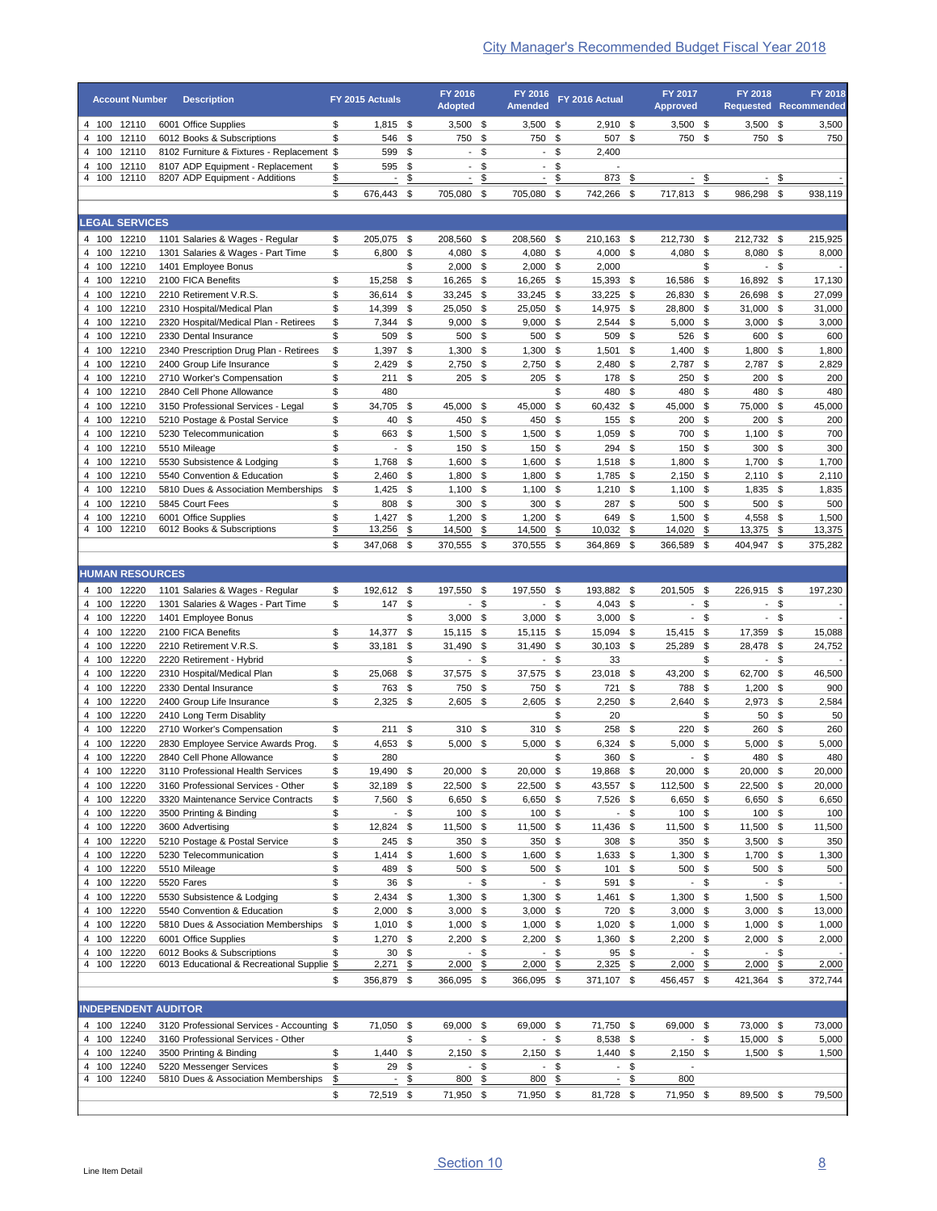City Manager's Recommended Budget Fiscal Year 2018

| Account Number | Description | FY 2015 Actuals | FY 2016 Adopted | FY 2016 Amended | FY 2016 Actual | FY 2017 Approved | FY 2018 Requested | FY 2018 Recommended |
|---|---|---|---|---|---|---|---|---|
| 4 100 12110 | 6001 Office Supplies | $ 1,815 | $ 3,500 | $ 3,500 | $ 2,910 | $ 3,500 | $ 3,500 | $ 3,500 |
| 4 100 12110 | 6012 Books & Subscriptions | $ 546 | $ 750 | $ 750 | $ 507 | $ 750 | $ 750 | $ 750 |
| 4 100 12110 | 8102 Furniture & Fixtures - Replacement | $ 599 | $ - | $ - | $ 2,400 | | | |
| 4 100 12110 | 8107 ADP Equipment - Replacement | $ 595 | $ - | $ - | $ - | | | |
| 4 100 12110 | 8207 ADP Equipment - Additions | $ - | $ - | $ - | $ 873 | $ - | $ - | $ - |
| | | $ 676,443 | $ 705,080 | $ 705,080 | $ 742,266 | $ 717,813 | $ 986,298 | $ 938,119 |
| **LEGAL SERVICES** | | | | | | | | |
| 4 100 12210 | 1101 Salaries & Wages - Regular | $ 205,075 | $ 208,560 | $ 208,560 | $ 210,163 | $ 212,730 | $ 212,732 | $ 215,925 |
| 4 100 12210 | 1301 Salaries & Wages - Part Time | $ 6,800 | $ 4,080 | $ 4,080 | $ 4,000 | $ 4,080 | $ 8,080 | $ 8,000 |
| 4 100 12210 | 1401 Employee Bonus | | $ 2,000 | $ 2,000 | $ 2,000 | | $ - | $ - |
| 4 100 12210 | 2100 FICA Benefits | $ 15,258 | $ 16,265 | $ 16,265 | $ 15,393 | $ 16,586 | $ 16,892 | $ 17,130 |
| 4 100 12210 | 2210 Retirement V.R.S. | $ 36,614 | $ 33,245 | $ 33,245 | $ 33,225 | $ 26,830 | $ 26,698 | $ 27,099 |
| 4 100 12210 | 2310 Hospital/Medical Plan | $ 14,399 | $ 25,050 | $ 25,050 | $ 14,975 | $ 28,800 | $ 31,000 | $ 31,000 |
| 4 100 12210 | 2320 Hospital/Medical Plan - Retirees | $ 7,344 | $ 9,000 | $ 9,000 | $ 2,544 | $ 5,000 | $ 3,000 | $ 3,000 |
| 4 100 12210 | 2330 Dental Insurance | $ 509 | $ 500 | $ 500 | $ 509 | $ 526 | $ 600 | $ 600 |
| 4 100 12210 | 2340 Prescription Drug Plan - Retirees | $ 1,397 | $ 1,300 | $ 1,300 | $ 1,501 | $ 1,400 | $ 1,800 | $ 1,800 |
| 4 100 12210 | 2400 Group Life Insurance | $ 2,429 | $ 2,750 | $ 2,750 | $ 2,480 | $ 2,787 | $ 2,787 | $ 2,829 |
| 4 100 12210 | 2710 Worker's Compensation | $ 211 | $ 205 | $ 205 | $ 178 | $ 250 | $ 200 | $ 200 |
| 4 100 12210 | 2840 Cell Phone Allowance | $ 480 | | | $ 480 | $ 480 | $ 480 | $ 480 |
| 4 100 12210 | 3150 Professional Services - Legal | $ 34,705 | $ 45,000 | $ 45,000 | $ 60,432 | $ 45,000 | $ 75,000 | $ 45,000 |
| 4 100 12210 | 5210 Postage & Postal Service | $ 40 | $ 450 | $ 450 | $ 155 | $ 200 | $ 200 | $ 200 |
| 4 100 12210 | 5230 Telecommunication | $ 663 | $ 1,500 | $ 1,500 | $ 1,059 | $ 700 | $ 1,100 | $ 700 |
| 4 100 12210 | 5510 Mileage | $ - | $ 150 | $ 150 | $ 294 | $ 150 | $ 300 | $ 300 |
| 4 100 12210 | 5530 Subsistence & Lodging | $ 1,768 | $ 1,600 | $ 1,600 | $ 1,518 | $ 1,800 | $ 1,700 | $ 1,700 |
| 4 100 12210 | 5540 Convention & Education | $ 2,460 | $ 1,800 | $ 1,800 | $ 1,785 | $ 2,150 | $ 2,110 | $ 2,110 |
| 4 100 12210 | 5810 Dues & Association Memberships | $ 1,425 | $ 1,100 | $ 1,100 | $ 1,210 | $ 1,100 | $ 1,835 | $ 1,835 |
| 4 100 12210 | 5845 Court Fees | $ 808 | $ 300 | $ 300 | $ 287 | $ 500 | $ 500 | $ 500 |
| 4 100 12210 | 6001 Office Supplies | $ 1,427 | $ 1,200 | $ 1,200 | $ 649 | $ 1,500 | $ 4,558 | $ 1,500 |
| 4 100 12210 | 6012 Books & Subscriptions | $ 13,256 | $ 14,500 | $ 14,500 | $ 10,032 | $ 14,020 | $ 13,375 | $ 13,375 |
| | | $ 347,068 | $ 370,555 | $ 370,555 | $ 364,869 | $ 366,589 | $ 404,947 | $ 375,282 |
| **HUMAN RESOURCES** | | | | | | | | |
| 4 100 12220 | 1101 Salaries & Wages - Regular | $ 192,612 | $ 197,550 | $ 197,550 | $ 193,882 | $ 201,505 | $ 226,915 | $ 197,230 |
| 4 100 12220 | 1301 Salaries & Wages - Part Time | $ 147 | $ - | $ - | $ 4,043 | $ - | $ - | $ - |
| 4 100 12220 | 1401 Employee Bonus | | $ 3,000 | $ 3,000 | $ 3,000 | $ - | $ - | $ - |
| 4 100 12220 | 2100 FICA Benefits | $ 14,377 | $ 15,115 | $ 15,115 | $ 15,094 | $ 15,415 | $ 17,359 | $ 15,088 |
| 4 100 12220 | 2210 Retirement V.R.S. | $ 33,181 | $ 31,490 | $ 31,490 | $ 30,103 | $ 25,289 | $ 28,478 | $ 24,752 |
| 4 100 12220 | 2220 Retirement - Hybrid | | $ - | $ - | $ 33 | | $ - | $ - |
| 4 100 12220 | 2310 Hospital/Medical Plan | $ 25,068 | $ 37,575 | $ 37,575 | $ 23,018 | $ 43,200 | $ 62,700 | $ 46,500 |
| 4 100 12220 | 2330 Dental Insurance | $ 763 | $ 750 | $ 750 | $ 721 | $ 788 | $ 1,200 | $ 900 |
| 4 100 12220 | 2400 Group Life Insurance | $ 2,325 | $ 2,605 | $ 2,605 | $ 2,250 | $ 2,640 | $ 2,973 | $ 2,584 |
| 4 100 12220 | 2410 Long Term Disablity | | | | $ 20 | | $ 50 | $ 50 |
| 4 100 12220 | 2710 Worker's Compensation | $ 211 | $ 310 | $ 310 | $ 258 | $ 220 | $ 260 | $ 260 |
| 4 100 12220 | 2830 Employee Service Awards Prog. | $ 4,653 | $ 5,000 | $ 5,000 | $ 6,324 | $ 5,000 | $ 5,000 | $ 5,000 |
| 4 100 12220 | 2840 Cell Phone Allowance | $ 280 | | | $ 360 | $ - | $ 480 | $ 480 |
| 4 100 12220 | 3110 Professional Health Services | $ 19,490 | $ 20,000 | $ 20,000 | $ 19,868 | $ 20,000 | $ 20,000 | $ 20,000 |
| 4 100 12220 | 3160 Professional Services - Other | $ 32,189 | $ 22,500 | $ 22,500 | $ 43,557 | $ 112,500 | $ 22,500 | $ 20,000 |
| 4 100 12220 | 3320 Maintenance Service Contracts | $ 7,560 | $ 6,650 | $ 6,650 | $ 7,526 | $ 6,650 | $ 6,650 | $ 6,650 |
| 4 100 12220 | 3500 Printing & Binding | $ - | $ 100 | $ 100 | $ - | $ 100 | $ 100 | $ 100 |
| 4 100 12220 | 3600 Advertising | $ 12,824 | $ 11,500 | $ 11,500 | $ 11,436 | $ 11,500 | $ 11,500 | $ 11,500 |
| 4 100 12220 | 5210 Postage & Postal Service | $ 245 | $ 350 | $ 350 | $ 308 | $ 350 | $ 3,500 | $ 350 |
| 4 100 12220 | 5230 Telecommunication | $ 1,414 | $ 1,600 | $ 1,600 | $ 1,633 | $ 1,300 | $ 1,700 | $ 1,300 |
| 4 100 12220 | 5510 Mileage | $ 489 | $ 500 | $ 500 | $ 101 | $ 500 | $ 500 | $ 500 |
| 4 100 12220 | 5520 Fares | $ 36 | $ - | $ - | $ 591 | $ - | $ - | $ - |
| 4 100 12220 | 5530 Subsistence & Lodging | $ 2,434 | $ 1,300 | $ 1,300 | $ 1,461 | $ 1,300 | $ 1,500 | $ 1,500 |
| 4 100 12220 | 5540 Convention & Education | $ 2,000 | $ 3,000 | $ 3,000 | $ 720 | $ 3,000 | $ 3,000 | $ 13,000 |
| 4 100 12220 | 5810 Dues & Association Memberships | $ 1,010 | $ 1,000 | $ 1,000 | $ 1,020 | $ 1,000 | $ 1,000 | $ 1,000 |
| 4 100 12220 | 6001 Office Supplies | $ 1,270 | $ 2,200 | $ 2,200 | $ 1,360 | $ 2,200 | $ 2,000 | $ 2,000 |
| 4 100 12220 | 6012 Books & Subscriptions | $ 30 | $ - | $ - | $ 95 | $ - | $ - | $ - |
| 4 100 12220 | 6013 Educational & Recreational Supplie | $ 2,271 | $ 2,000 | $ 2,000 | $ 2,325 | $ 2,000 | $ 2,000 | $ 2,000 |
| | | $ 356,879 | $ 366,095 | $ 366,095 | $ 371,107 | $ 456,457 | $ 421,364 | $ 372,744 |
| **INDEPENDENT AUDITOR** | | | | | | | | |
| 4 100 12240 | 3120 Professional Services - Accounting | $ 71,050 | $ 69,000 | $ 69,000 | $ 71,750 | $ 69,000 | $ 73,000 | $ 73,000 |
| 4 100 12240 | 3160 Professional Services - Other | | $ - | $ - | $ 8,538 | $ - | $ 15,000 | $ 5,000 |
| 4 100 12240 | 3500 Printing & Binding | $ 1,440 | $ 2,150 | $ 2,150 | $ 1,440 | $ 2,150 | $ 1,500 | $ 1,500 |
| 4 100 12240 | 5220 Messenger Services | $ 29 | $ - | $ - | $ - | $ - | | |
| 4 100 12240 | 5810 Dues & Association Memberships | $ - | $ 800 | $ 800 | $ - | $ 800 | | |
| | | $ 72,519 | $ 71,950 | $ 71,950 | $ 81,728 | $ 71,950 | $ 89,500 | $ 79,500 |

Line Item Detail

Section 10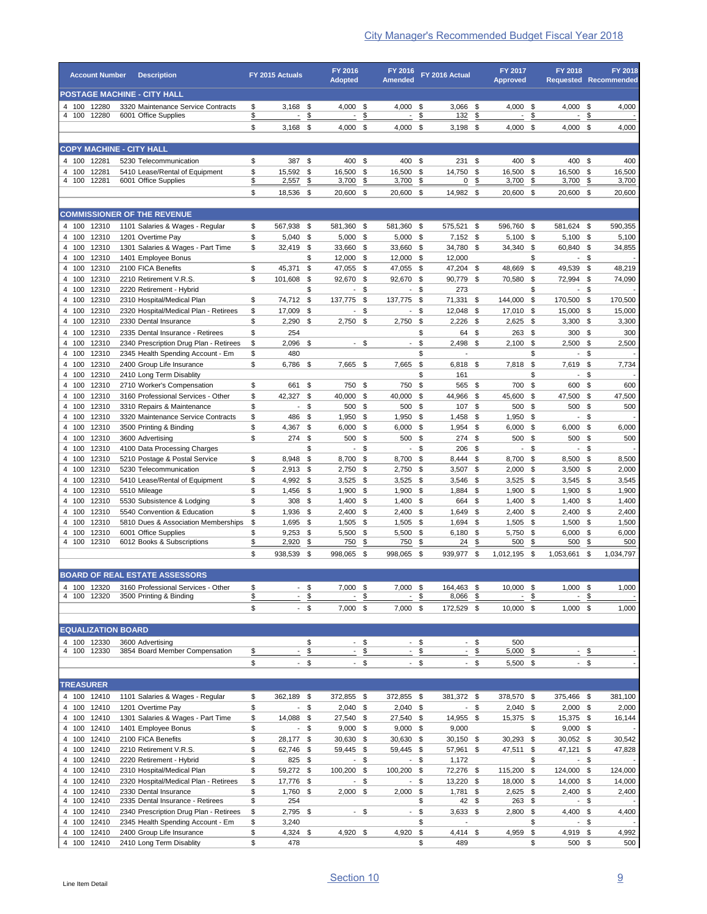| Account Number | Description | FY 2015 Actuals | FY 2016 Adopted | FY 2016 Amended | FY 2016 Actual | FY 2017 Approved | FY 2018 Requested | FY 2018 Recommended |
|---|---|---|---|---|---|---|---|---|
| **POSTAGE MACHINE - CITY HALL** | | | | | | | | |
| 4 100 12280 | 3320 Maintenance Service Contracts | $ 3,168 | $ 4,000 | $ 4,000 | $ 3,066 | $ 4,000 | $ 4,000 | $ 4,000 |
| 4 100 12280 | 6001 Office Supplies | $ - | $ - | $ - | $ 132 | $ - | $ - | $ - |
| | | $ 3,168 | $ 4,000 | $ 4,000 | $ 3,198 | $ 4,000 | $ 4,000 | $ 4,000 |
| **COPY MACHINE - CITY HALL** | | | | | | | | |
| 4 100 12281 | 5230 Telecommunication | $ 387 | $ 400 | $ 400 | $ 231 | $ 400 | $ 400 | $ 400 |
| 4 100 12281 | 5410 Lease/Rental of Equipment | $ 15,592 | $ 16,500 | $ 16,500 | $ 14,750 | $ 16,500 | $ 16,500 | $ 16,500 |
| 4 100 12281 | 6001 Office Supplies | $ 2,557 | $ 3,700 | $ 3,700 | $ 0 | $ 3,700 | $ 3,700 | $ 3,700 |
| | | $ 18,536 | $ 20,600 | $ 20,600 | $ 14,982 | $ 20,600 | $ 20,600 | $ 20,600 |
| **COMMISSIONER OF THE REVENUE** | | | | | | | | |
| 4 100 12310 | 1101 Salaries & Wages - Regular | $ 567,938 | $ 581,360 | $ 581,360 | $ 575,521 | $ 596,760 | $ 581,624 | $ 590,355 |
| 4 100 12310 | 1201 Overtime Pay | $ 5,040 | $ 5,000 | $ 5,000 | $ 7,152 | $ 5,100 | $ 5,100 | $ 5,100 |
| 4 100 12310 | 1301 Salaries & Wages - Part Time | $ 32,419 | $ 33,660 | $ 33,660 | $ 34,780 | $ 34,340 | $ 60,840 | $ 34,855 |
| 4 100 12310 | 1401 Employee Bonus | | $ 12,000 | $ 12,000 | $ 12,000 | | $ - | $ - |
| 4 100 12310 | 2100 FICA Benefits | $ 45,371 | $ 47,055 | $ 47,055 | $ 47,204 | $ 48,669 | $ 49,539 | $ 48,219 |
| 4 100 12310 | 2210 Retirement V.R.S. | $ 101,608 | $ 92,670 | $ 92,670 | $ 90,779 | $ 70,580 | $ 72,994 | $ 74,090 |
| 4 100 12310 | 2220 Retirement - Hybrid | | $ - | $ - | $ 273 | | $ - | $ - |
| 4 100 12310 | 2310 Hospital/Medical Plan | $ 74,712 | $ 137,775 | $ 137,775 | $ 71,331 | $ 144,000 | $ 170,500 | $ 170,500 |
| 4 100 12310 | 2320 Hospital/Medical Plan - Retirees | $ 17,009 | $ - | $ - | $ 12,048 | $ 17,010 | $ 15,000 | $ 15,000 |
| 4 100 12310 | 2330 Dental Insurance | $ 2,290 | $ 2,750 | $ 2,750 | $ 2,226 | $ 2,625 | $ 3,300 | $ 3,300 |
| 4 100 12310 | 2335 Dental Insurance - Retirees | $ 254 | | | $ 64 | $ 263 | $ 300 | $ 300 |
| 4 100 12310 | 2340 Prescription Drug Plan - Retirees | $ 2,096 | $ - | $ - | $ 2,498 | $ 2,100 | $ 2,500 | $ 2,500 |
| 4 100 12310 | 2345 Health Spending Account - Em | $ 480 | | | $ - | | $ - | $ - |
| 4 100 12310 | 2400 Group Life Insurance | $ 6,786 | $ 7,665 | $ 7,665 | $ 6,818 | $ 7,818 | $ 7,619 | $ 7,734 |
| 4 100 12310 | 2410 Long Term Disablity | | | | $ 161 | | $ - | $ - |
| 4 100 12310 | 2710 Worker's Compensation | $ 661 | $ 750 | $ 750 | $ 565 | $ 700 | $ 600 | $ 600 |
| 4 100 12310 | 3160 Professional Services - Other | $ 42,327 | $ 40,000 | $ 40,000 | $ 44,966 | $ 45,600 | $ 47,500 | $ 47,500 |
| 4 100 12310 | 3310 Repairs & Maintenance | $ - | $ 500 | $ 500 | $ 107 | $ 500 | $ 500 | $ 500 |
| 4 100 12310 | 3320 Maintenance Service Contracts | $ 486 | $ 1,950 | $ 1,950 | $ 1,458 | $ 1,950 | $ - | $ - |
| 4 100 12310 | 3500 Printing & Binding | $ 4,367 | $ 6,000 | $ 6,000 | $ 1,954 | $ 6,000 | $ 6,000 | $ 6,000 |
| 4 100 12310 | 3600 Advertising | $ 274 | $ 500 | $ 500 | $ 274 | $ 500 | $ 500 | $ 500 |
| 4 100 12310 | 4100 Data Processing Charges | | $ - | $ - | $ 206 | $ - | $ - | $ - |
| 4 100 12310 | 5210 Postage & Postal Service | $ 8,948 | $ 8,700 | $ 8,700 | $ 8,444 | $ 8,700 | $ 8,500 | $ 8,500 |
| 4 100 12310 | 5230 Telecommunication | $ 2,913 | $ 2,750 | $ 2,750 | $ 3,507 | $ 2,000 | $ 3,500 | $ 2,000 |
| 4 100 12310 | 5410 Lease/Rental of Equipment | $ 4,992 | $ 3,525 | $ 3,525 | $ 3,546 | $ 3,525 | $ 3,545 | $ 3,545 |
| 4 100 12310 | 5510 Mileage | $ 1,456 | $ 1,900 | $ 1,900 | $ 1,884 | $ 1,900 | $ 1,900 | $ 1,900 |
| 4 100 12310 | 5530 Subsistence & Lodging | $ 308 | $ 1,400 | $ 1,400 | $ 664 | $ 1,400 | $ 1,400 | $ 1,400 |
| 4 100 12310 | 5540 Convention & Education | $ 1,936 | $ 2,400 | $ 2,400 | $ 1,649 | $ 2,400 | $ 2,400 | $ 2,400 |
| 4 100 12310 | 5810 Dues & Association Memberships | $ 1,695 | $ 1,505 | $ 1,505 | $ 1,694 | $ 1,505 | $ 1,500 | $ 1,500 |
| 4 100 12310 | 6001 Office Supplies | $ 9,253 | $ 5,500 | $ 5,500 | $ 6,180 | $ 5,750 | $ 6,000 | $ 6,000 |
| 4 100 12310 | 6012 Books & Subscriptions | $ 2,920 | $ 750 | $ 750 | $ 24 | $ 500 | $ 500 | $ 500 |
| | | $ 938,539 | $ 998,065 | $ 998,065 | $ 939,977 | $ 1,012,195 | $ 1,053,661 | $ 1,034,797 |
| **BOARD OF REAL ESTATE ASSESSORS** | | | | | | | | |
| 4 100 12320 | 3160 Professional Services - Other | $ - | $ 7,000 | $ 7,000 | $ 164,463 | $ 10,000 | $ 1,000 | $ 1,000 |
| 4 100 12320 | 3500 Printing & Binding | $ - | $ - | $ - | $ 8,066 | $ - | $ - | $ - |
| | | $ - | $ 7,000 | $ 7,000 | $ 172,529 | $ 10,000 | $ 1,000 | $ 1,000 |
| **EQUALIZATION BOARD** | | | | | | | | |
| 4 100 12330 | 3600 Advertising | | $ - | $ - | $ - | $ 500 | | |
| 4 100 12330 | 3854 Board Member Compensation | $ - | $ - | $ - | $ - | $ 5,000 | $ - | $ - |
| | | $ - | $ - | $ - | $ - | $ 5,500 | $ - | $ - |
| **TREASURER** | | | | | | | | |
| 4 100 12410 | 1101 Salaries & Wages - Regular | $ 362,189 | $ 372,855 | $ 372,855 | $ 381,372 | $ 378,570 | $ 375,466 | $ 381,100 |
| 4 100 12410 | 1201 Overtime Pay | $ - | $ 2,040 | $ 2,040 | $ - | $ 2,040 | $ 2,000 | $ 2,000 |
| 4 100 12410 | 1301 Salaries & Wages - Part Time | $ 14,088 | $ 27,540 | $ 27,540 | $ 14,955 | $ 15,375 | $ 15,375 | $ 16,144 |
| 4 100 12410 | 1401 Employee Bonus | $ - | $ 9,000 | $ 9,000 | $ 9,000 | | $ 9,000 | $ - |
| 4 100 12410 | 2100 FICA Benefits | $ 28,177 | $ 30,630 | $ 30,630 | $ 30,150 | $ 30,293 | $ 30,052 | $ 30,542 |
| 4 100 12410 | 2210 Retirement V.R.S. | $ 62,746 | $ 59,445 | $ 59,445 | $ 57,961 | $ 47,511 | $ 47,121 | $ 47,828 |
| 4 100 12410 | 2220 Retirement - Hybrid | $ 825 | $ - | $ - | $ 1,172 | | $ - | $ - |
| 4 100 12410 | 2310 Hospital/Medical Plan | $ 59,272 | $ 100,200 | $ 100,200 | $ 72,276 | $ 115,200 | $ 124,000 | $ 124,000 |
| 4 100 12410 | 2320 Hospital/Medical Plan - Retirees | $ 17,776 | $ - | $ - | $ 13,220 | $ 18,000 | $ 14,000 | $ 14,000 |
| 4 100 12410 | 2330 Dental Insurance | $ 1,760 | $ 2,000 | $ 2,000 | $ 1,781 | $ 2,625 | $ 2,400 | $ 2,400 |
| 4 100 12410 | 2335 Dental Insurance - Retirees | $ 254 | | | $ 42 | $ 263 | $ - | $ - |
| 4 100 12410 | 2340 Prescription Drug Plan - Retirees | $ 2,795 | $ - | $ - | $ 3,633 | $ 2,800 | $ 4,400 | $ 4,400 |
| 4 100 12410 | 2345 Health Spending Account - Em | $ 3,240 | | | $ - | | $ - | $ - |
| 4 100 12410 | 2400 Group Life Insurance | $ 4,324 | $ 4,920 | $ 4,920 | $ 4,414 | $ 4,959 | $ 4,919 | $ 4,992 |
| 4 100 12410 | 2410 Long Term Disablity | $ 478 | | | $ 489 | | $ 500 | $ 500 |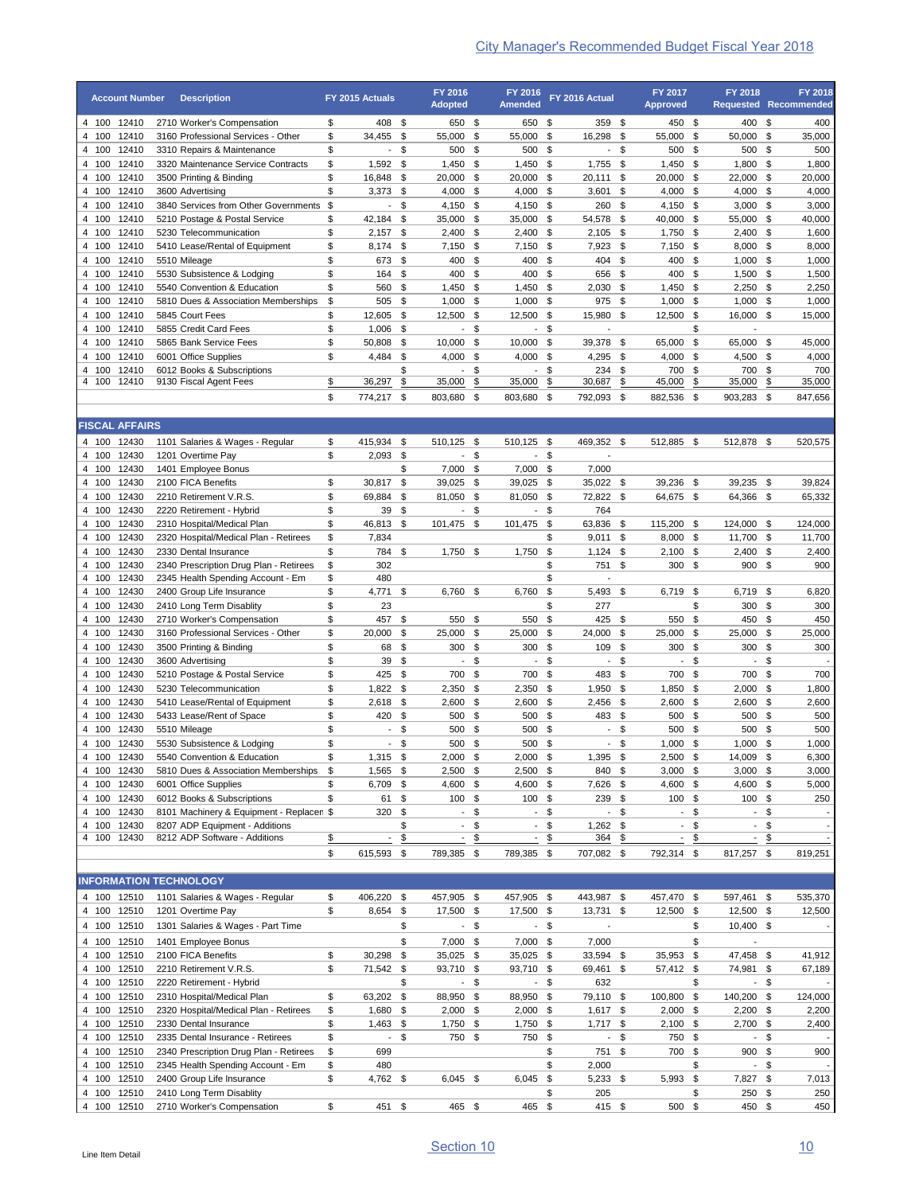| Account Number | Description | FY 2015 Actuals | FY 2016 Adopted | FY 2016 Amended | FY 2016 Actual | FY 2017 Approved | FY 2018 Requested | FY 2018 Recommended |
|---|---|---|---|---|---|---|---|---|
| 4 100 12410 | 2710 Worker's Compensation | $ 408 | $ 650 | $ 650 | $ 359 | $ 450 | $ 400 | $ 400 |
| 4 100 12410 | 3160 Professional Services - Other | $ 34,455 | $ 55,000 | $ 55,000 | $ 16,298 | $ 55,000 | $ 50,000 | $ 35,000 |
| 4 100 12410 | 3310 Repairs & Maintenance | $ - | $ 500 | $ 500 | $ - | $ 500 | $ 500 | $ 500 |
| 4 100 12410 | 3320 Maintenance Service Contracts | $ 1,592 | $ 1,450 | $ 1,450 | $ 1,755 | $ 1,450 | $ 1,800 | $ 1,800 |
| 4 100 12410 | 3500 Printing & Binding | $ 16,848 | $ 20,000 | $ 20,000 | $ 20,111 | $ 20,000 | $ 22,000 | $ 20,000 |
| 4 100 12410 | 3600 Advertising | $ 3,373 | $ 4,000 | $ 4,000 | $ 3,601 | $ 4,000 | $ 4,000 | $ 4,000 |
| 4 100 12410 | 3840 Services from Other Governments | $ - | $ 4,150 | $ 4,150 | $ 260 | $ 4,150 | $ 3,000 | $ 3,000 |
| 4 100 12410 | 5210 Postage & Postal Service | $ 42,184 | $ 35,000 | $ 35,000 | $ 54,578 | $ 40,000 | $ 55,000 | $ 40,000 |
| 4 100 12410 | 5230 Telecommunication | $ 2,157 | $ 2,400 | $ 2,400 | $ 2,105 | $ 1,750 | $ 2,400 | $ 1,600 |
| 4 100 12410 | 5410 Lease/Rental of Equipment | $ 8,174 | $ 7,150 | $ 7,150 | $ 7,923 | $ 7,150 | $ 8,000 | $ 8,000 |
| 4 100 12410 | 5510 Mileage | $ 673 | $ 400 | $ 400 | $ 404 | $ 400 | $ 1,000 | $ 1,000 |
| 4 100 12410 | 5530 Subsistence & Lodging | $ 164 | $ 400 | $ 400 | $ 656 | $ 400 | $ 1,500 | $ 1,500 |
| 4 100 12410 | 5540 Convention & Education | $ 560 | $ 1,450 | $ 1,450 | $ 2,030 | $ 1,450 | $ 2,250 | $ 2,250 |
| 4 100 12410 | 5810 Dues & Association Memberships | $ 505 | $ 1,000 | $ 1,000 | $ 975 | $ 1,000 | $ 1,000 | $ 1,000 |
| 4 100 12410 | 5845 Court Fees | $ 12,605 | $ 12,500 | $ 12,500 | $ 15,980 | $ 12,500 | $ 16,000 | $ 15,000 |
| 4 100 12410 | 5855 Credit Card Fees | $ 1,006 | $ - | $ - | $ - | | $ - | |
| 4 100 12410 | 5865 Bank Service Fees | $ 50,808 | $ 10,000 | $ 10,000 | $ 39,378 | $ 65,000 | $ 65,000 | $ 45,000 |
| 4 100 12410 | 6001 Office Supplies | $ 4,484 | $ 4,000 | $ 4,000 | $ 4,295 | $ 4,000 | $ 4,500 | $ 4,000 |
| 4 100 12410 | 6012 Books & Subscriptions | | $ - | $ - | $ 234 | $ 700 | $ 700 | $ 700 |
| 4 100 12410 | 9130 Fiscal Agent Fees | $ 36,297 | $ 35,000 | $ 35,000 | $ 30,687 | $ 45,000 | $ 35,000 | $ 35,000 |
| | | $ 774,217 | $ 803,680 | $ 803,680 | $ 792,093 | $ 882,536 | $ 903,283 | $ 847,656 |
| **FISCAL AFFAIRS** | | | | | | | | |
| 4 100 12430 | 1101 Salaries & Wages - Regular | $ 415,934 | $ 510,125 | $ 510,125 | $ 469,352 | $ 512,885 | $ 512,878 | $ 520,575 |
| 4 100 12430 | 1201 Overtime Pay | $ 2,093 | $ - | $ - | $ - | | | |
| 4 100 12430 | 1401 Employee Bonus | | $ 7,000 | $ 7,000 | $ 7,000 | | | |
| 4 100 12430 | 2100 FICA Benefits | $ 30,817 | $ 39,025 | $ 39,025 | $ 35,022 | $ 39,236 | $ 39,235 | $ 39,824 |
| 4 100 12430 | 2210 Retirement V.R.S. | $ 69,884 | $ 81,050 | $ 81,050 | $ 72,822 | $ 64,675 | $ 64,366 | $ 65,332 |
| 4 100 12430 | 2220 Retirement - Hybrid | $ 39 | $ - | $ - | $ 764 | | | |
| 4 100 12430 | 2310 Hospital/Medical Plan | $ 46,813 | $ 101,475 | $ 101,475 | $ 63,836 | $ 115,200 | $ 124,000 | $ 124,000 |
| 4 100 12430 | 2320 Hospital/Medical Plan - Retirees | $ 7,834 | | | $ 9,011 | $ 8,000 | $ 11,700 | $ 11,700 |
| 4 100 12430 | 2330 Dental Insurance | $ 784 | $ 1,750 | $ 1,750 | $ 1,124 | $ 2,100 | $ 2,400 | $ 2,400 |
| 4 100 12430 | 2340 Prescription Drug Plan - Retirees | $ 302 | | | $ 751 | $ 300 | $ 900 | $ 900 |
| 4 100 12430 | 2345 Health Spending Account - Em | $ 480 | | | $ - | | | |
| 4 100 12430 | 2400 Group Life Insurance | $ 4,771 | $ 6,760 | $ 6,760 | $ 5,493 | $ 6,719 | $ 6,719 | $ 6,820 |
| 4 100 12430 | 2410 Long Term Disablity | $ 23 | | | $ 277 | | $ 300 | $ 300 |
| 4 100 12430 | 2710 Worker's Compensation | $ 457 | $ 550 | $ 550 | $ 425 | $ 550 | $ 450 | $ 450 |
| 4 100 12430 | 3160 Professional Services - Other | $ 20,000 | $ 25,000 | $ 25,000 | $ 24,000 | $ 25,000 | $ 25,000 | $ 25,000 |
| 4 100 12430 | 3500 Printing & Binding | $ 68 | $ 300 | $ 300 | $ 109 | $ 300 | $ 300 | $ 300 |
| 4 100 12430 | 3600 Advertising | $ 39 | $ - | $ - | $ - | $ - | $ - | $ - |
| 4 100 12430 | 5210 Postage & Postal Service | $ 425 | $ 700 | $ 700 | $ 483 | $ 700 | $ 700 | $ 700 |
| 4 100 12430 | 5230 Telecommunication | $ 1,822 | $ 2,350 | $ 2,350 | $ 1,950 | $ 1,850 | $ 2,000 | $ 1,800 |
| 4 100 12430 | 5410 Lease/Rental of Equipment | $ 2,618 | $ 2,600 | $ 2,600 | $ 2,456 | $ 2,600 | $ 2,600 | $ 2,600 |
| 4 100 12430 | 5433 Lease/Rent of Space | $ 420 | $ 500 | $ 500 | $ 483 | $ 500 | $ 500 | $ 500 |
| 4 100 12430 | 5510 Mileage | $ - | $ 500 | $ 500 | $ - | $ 500 | $ 500 | $ 500 |
| 4 100 12430 | 5530 Subsistence & Lodging | $ - | $ 500 | $ 500 | $ - | $ 1,000 | $ 1,000 | $ 1,000 |
| 4 100 12430 | 5540 Convention & Education | $ 1,315 | $ 2,000 | $ 2,000 | $ 1,395 | $ 2,500 | $ 14,009 | $ 6,300 |
| 4 100 12430 | 5810 Dues & Association Memberships | $ 1,565 | $ 2,500 | $ 2,500 | $ 840 | $ 3,000 | $ 3,000 | $ 3,000 |
| 4 100 12430 | 6001 Office Supplies | $ 6,709 | $ 4,600 | $ 4,600 | $ 7,626 | $ 4,600 | $ 4,600 | $ 5,000 |
| 4 100 12430 | 6012 Books & Subscriptions | $ 61 | $ 100 | $ 100 | $ 239 | $ 100 | $ 100 | $ 250 |
| 4 100 12430 | 8101 Machinery & Equipment - Replacen | $ 320 | $ - | $ - | $ - | $ - | $ - | $ - |
| 4 100 12430 | 8207 ADP Equipment - Additions | | $ - | $ - | $ 1,262 | $ - | $ - | $ - |
| 4 100 12430 | 8212 ADP Software - Additions | $ - | $ - | $ - | $ 364 | $ - | $ - | $ - |
| | | $ 615,593 | $ 789,385 | $ 789,385 | $ 707,082 | $ 792,314 | $ 817,257 | $ 819,251 |
| **INFORMATION TECHNOLOGY** | | | | | | | | |
| 4 100 12510 | 1101 Salaries & Wages - Regular | $ 406,220 | $ 457,905 | $ 457,905 | $ 443,987 | $ 457,470 | $ 597,461 | $ 535,370 |
| 4 100 12510 | 1201 Overtime Pay | $ 8,654 | $ 17,500 | $ 17,500 | $ 13,731 | $ 12,500 | $ 12,500 | $ 12,500 |
| 4 100 12510 | 1301 Salaries & Wages - Part Time | | $ - | $ - | $ - | | $ 10,400 | $ - |
| 4 100 12510 | 1401 Employee Bonus | | $ 7,000 | $ 7,000 | $ 7,000 | | $ - | |
| 4 100 12510 | 2100 FICA Benefits | $ 30,298 | $ 35,025 | $ 35,025 | $ 33,594 | $ 35,953 | $ 47,458 | $ 41,912 |
| 4 100 12510 | 2210 Retirement V.R.S. | $ 71,542 | $ 93,710 | $ 93,710 | $ 69,461 | $ 57,412 | $ 74,981 | $ 67,189 |
| 4 100 12510 | 2220 Retirement - Hybrid | | $ - | $ - | $ 632 | | $ - | $ - |
| 4 100 12510 | 2310 Hospital/Medical Plan | $ 63,202 | $ 88,950 | $ 88,950 | $ 79,110 | $ 100,800 | $ 140,200 | $ 124,000 |
| 4 100 12510 | 2320 Hospital/Medical Plan - Retirees | $ 1,680 | $ 2,000 | $ 2,000 | $ 1,617 | $ 2,000 | $ 2,200 | $ 2,200 |
| 4 100 12510 | 2330 Dental Insurance | $ 1,463 | $ 1,750 | $ 1,750 | $ 1,717 | $ 2,100 | $ 2,700 | $ 2,400 |
| 4 100 12510 | 2335 Dental Insurance - Retirees | $ - | $ 750 | $ 750 | $ - | $ 750 | $ - | $ - |
| 4 100 12510 | 2340 Prescription Drug Plan - Retirees | $ 699 | | | $ 751 | $ 700 | $ 900 | $ 900 |
| 4 100 12510 | 2345 Health Spending Account - Em | $ 480 | | | $ 2,000 | | $ - | $ - |
| 4 100 12510 | 2400 Group Life Insurance | $ 4,762 | $ 6,045 | $ 6,045 | $ 5,233 | $ 5,993 | $ 7,827 | $ 7,013 |
| 4 100 12510 | 2410 Long Term Disablity | | | | $ 205 | | $ 250 | $ 250 |
| 4 100 12510 | 2710 Worker's Compensation | $ 451 | $ 465 | $ 465 | $ 415 | $ 500 | $ 450 | $ 450 |

Line Item Detail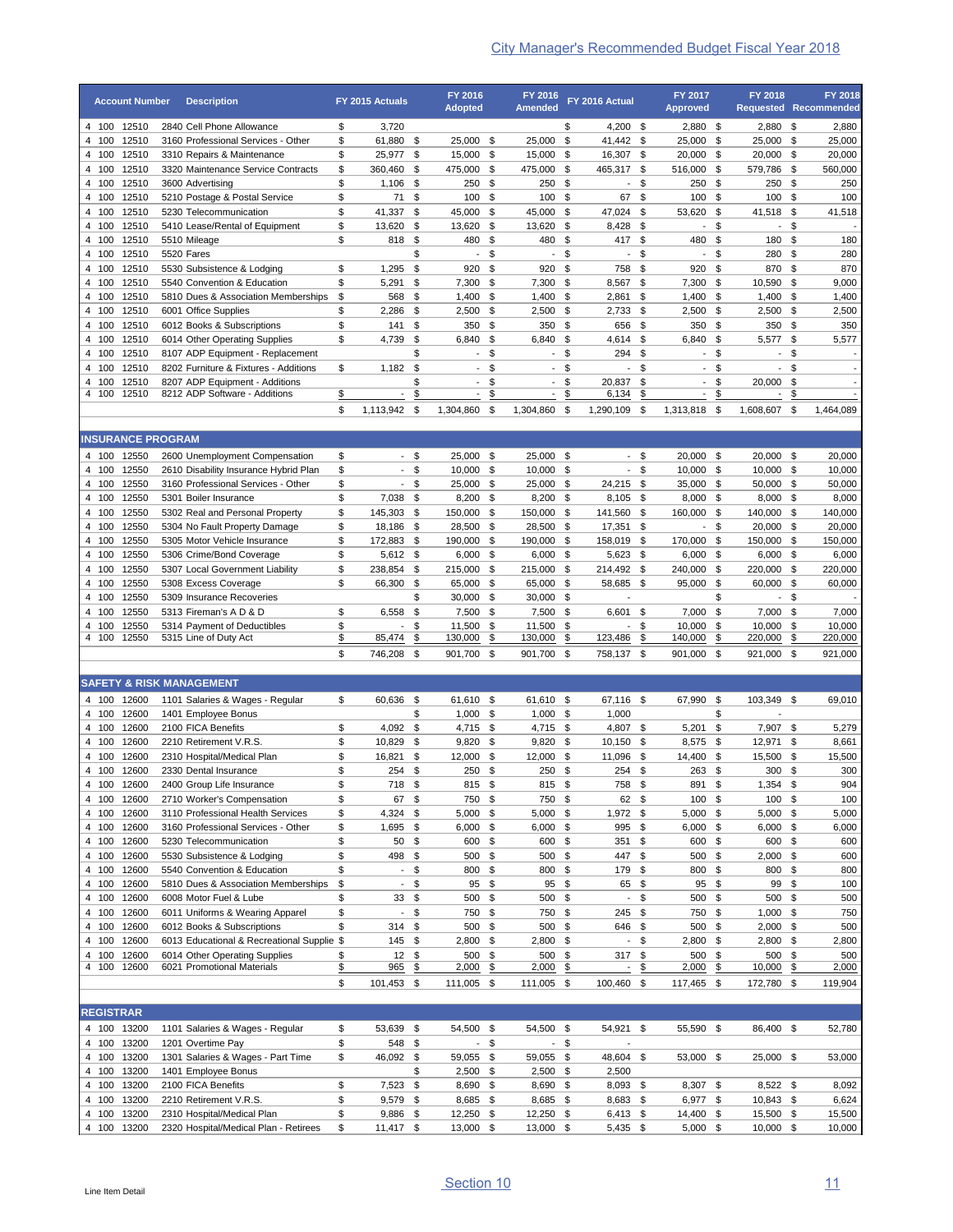| Account Number | Description | FY 2015 Actuals | FY 2016 Adopted | FY 2016 Amended | FY 2016 Actual | FY 2017 Approved | FY 2018 Requested | FY 2018 Recommended |
|---|---|---|---|---|---|---|---|---|
| 4 100 12510 | 2840 Cell Phone Allowance | $ 3,720 | | | $ 4,200 | $ 2,880 | $ 2,880 | $ 2,880 |
| 4 100 12510 | 3160 Professional Services - Other | $ 61,880 | $ 25,000 | $ 25,000 | $ 41,442 | $ 25,000 | $ 25,000 | $ 25,000 |
| 4 100 12510 | 3310 Repairs & Maintenance | $ 25,977 | $ 15,000 | $ 15,000 | $ 16,307 | $ 20,000 | $ 20,000 | $ 20,000 |
| 4 100 12510 | 3320 Maintenance Service Contracts | $ 360,460 | $ 475,000 | $ 475,000 | $ 465,317 | $ 516,000 | $ 579,786 | $ 560,000 |
| 4 100 12510 | 3600 Advertising | $ 1,106 | $ 250 | $ 250 | $ - | $ 250 | $ 250 | $ 250 |
| 4 100 12510 | 5210 Postage & Postal Service | $ 71 | $ 100 | $ 100 | $ 67 | $ 100 | $ 100 | $ 100 |
| 4 100 12510 | 5230 Telecommunication | $ 41,337 | $ 45,000 | $ 45,000 | $ 47,024 | $ 53,620 | $ 41,518 | $ 41,518 |
| 4 100 12510 | 5410 Lease/Rental of Equipment | $ 13,620 | $ 13,620 | $ 13,620 | $ 8,428 | $ - | $ - | $ - |
| 4 100 12510 | 5510 Mileage | $ 818 | $ 480 | $ 480 | $ 417 | $ 480 | $ 180 | $ 180 |
| 4 100 12510 | 5520 Fares | | $ - | $ - | $ - | $ - | $ 280 | $ 280 |
| 4 100 12510 | 5530 Subsistence & Lodging | $ 1,295 | $ 920 | $ 920 | $ 758 | $ 920 | $ 870 | $ 870 |
| 4 100 12510 | 5540 Convention & Education | $ 5,291 | $ 7,300 | $ 7,300 | $ 8,567 | $ 7,300 | $ 10,590 | $ 9,000 |
| 4 100 12510 | 5810 Dues & Association Memberships | $ 568 | $ 1,400 | $ 1,400 | $ 2,861 | $ 1,400 | $ 1,400 | $ 1,400 |
| 4 100 12510 | 6001 Office Supplies | $ 2,286 | $ 2,500 | $ 2,500 | $ 2,733 | $ 2,500 | $ 2,500 | $ 2,500 |
| 4 100 12510 | 6012 Books & Subscriptions | $ 141 | $ 350 | $ 350 | $ 656 | $ 350 | $ 350 | $ 350 |
| 4 100 12510 | 6014 Other Operating Supplies | $ 4,739 | $ 6,840 | $ 6,840 | $ 4,614 | $ 6,840 | $ 5,577 | $ 5,577 |
| 4 100 12510 | 8107 ADP Equipment - Replacement | | $ - | $ - | $ 294 | $ - | $ - | $ - |
| 4 100 12510 | 8202 Furniture & Fixtures - Additions | $ 1,182 | $ - | $ - | $ - | $ - | $ - | $ - |
| 4 100 12510 | 8207 ADP Equipment - Additions | | $ - | $ - | $ 20,837 | $ - | $ 20,000 | $ - |
| 4 100 12510 | 8212 ADP Software - Additions | $ - | $ - | $ - | $ 6,134 | $ - | $ - | $ - |
| | | $ 1,113,942 | $ 1,304,860 | $ 1,304,860 | $ 1,290,109 | $ 1,313,818 | $ 1,608,607 | $ 1,464,089 |
| **INSURANCE PROGRAM** | | | | | | | | |
| 4 100 12550 | 2600 Unemployment Compensation | $ - | $ 25,000 | $ 25,000 | $ - | $ 20,000 | $ 20,000 | $ 20,000 |
| 4 100 12550 | 2610 Disability Insurance Hybrid Plan | $ - | $ 10,000 | $ 10,000 | $ - | $ 10,000 | $ 10,000 | $ 10,000 |
| 4 100 12550 | 3160 Professional Services - Other | $ - | $ 25,000 | $ 25,000 | $ 24,215 | $ 35,000 | $ 50,000 | $ 50,000 |
| 4 100 12550 | 5301 Boiler Insurance | $ 7,038 | $ 8,200 | $ 8,200 | $ 8,105 | $ 8,000 | $ 8,000 | $ 8,000 |
| 4 100 12550 | 5302 Real and Personal Property | $ 145,303 | $ 150,000 | $ 150,000 | $ 141,560 | $ 160,000 | $ 140,000 | $ 140,000 |
| 4 100 12550 | 5304 No Fault Property Damage | $ 18,186 | $ 28,500 | $ 28,500 | $ 17,351 | $ - | $ 20,000 | $ 20,000 |
| 4 100 12550 | 5305 Motor Vehicle Insurance | $ 172,883 | $ 190,000 | $ 190,000 | $ 158,019 | $ 170,000 | $ 150,000 | $ 150,000 |
| 4 100 12550 | 5306 Crime/Bond Coverage | $ 5,612 | $ 6,000 | $ 6,000 | $ 5,623 | $ 6,000 | $ 6,000 | $ 6,000 |
| 4 100 12550 | 5307 Local Government Liability | $ 238,854 | $ 215,000 | $ 215,000 | $ 214,492 | $ 240,000 | $ 220,000 | $ 220,000 |
| 4 100 12550 | 5308 Excess Coverage | $ 66,300 | $ 65,000 | $ 65,000 | $ 58,685 | $ 95,000 | $ 60,000 | $ 60,000 |
| 4 100 12550 | 5309 Insurance Recoveries | | $ 30,000 | $ 30,000 | - | | $ - | $ - |
| 4 100 12550 | 5313 Fireman's A D & D | $ 6,558 | $ 7,500 | $ 7,500 | $ 6,601 | $ 7,000 | $ 7,000 | $ 7,000 |
| 4 100 12550 | 5314 Payment of Deductibles | $ - | $ 11,500 | $ 11,500 | $ - | $ 10,000 | $ 10,000 | $ 10,000 |
| 4 100 12550 | 5315 Line of Duty Act | $ 85,474 | $ 130,000 | $ 130,000 | $ 123,486 | $ 140,000 | $ 220,000 | $ 220,000 |
| | | $ 746,208 | $ 901,700 | $ 901,700 | $ 758,137 | $ 901,000 | $ 921,000 | $ 921,000 |
| **SAFETY & RISK MANAGEMENT** | | | | | | | | |
| 4 100 12600 | 1101 Salaries & Wages - Regular | $ 60,636 | $ 61,610 | $ 61,610 | $ 67,116 | $ 67,990 | $ 103,349 | $ 69,010 |
| 4 100 12600 | 1401 Employee Bonus | | $ 1,000 | $ 1,000 | $ 1,000 | | $ - | |
| 4 100 12600 | 2100 FICA Benefits | $ 4,092 | $ 4,715 | $ 4,715 | $ 4,807 | $ 5,201 | $ 7,907 | $ 5,279 |
| 4 100 12600 | 2210 Retirement V.R.S. | $ 10,829 | $ 9,820 | $ 9,820 | $ 10,150 | $ 8,575 | $ 12,971 | $ 8,661 |
| 4 100 12600 | 2310 Hospital/Medical Plan | $ 16,821 | $ 12,000 | $ 12,000 | $ 11,096 | $ 14,400 | $ 15,500 | $ 15,500 |
| 4 100 12600 | 2330 Dental Insurance | $ 254 | $ 250 | $ 250 | $ 254 | $ 263 | $ 300 | $ 300 |
| 4 100 12600 | 2400 Group Life Insurance | $ 718 | $ 815 | $ 815 | $ 758 | $ 891 | $ 1,354 | $ 904 |
| 4 100 12600 | 2710 Worker's Compensation | $ 67 | $ 750 | $ 750 | $ 62 | $ 100 | $ 100 | $ 100 |
| 4 100 12600 | 3110 Professional Health Services | $ 4,324 | $ 5,000 | $ 5,000 | $ 1,972 | $ 5,000 | $ 5,000 | $ 5,000 |
| 4 100 12600 | 3160 Professional Services - Other | $ 1,695 | $ 6,000 | $ 6,000 | $ 995 | $ 6,000 | $ 6,000 | $ 6,000 |
| 4 100 12600 | 5230 Telecommunication | $ 50 | $ 600 | $ 600 | $ 351 | $ 600 | $ 600 | $ 600 |
| 4 100 12600 | 5530 Subsistence & Lodging | $ 498 | $ 500 | $ 500 | $ 447 | $ 500 | $ 2,000 | $ 600 |
| 4 100 12600 | 5540 Convention & Education | $ - | $ 800 | $ 800 | $ 179 | $ 800 | $ 800 | $ 800 |
| 4 100 12600 | 5810 Dues & Association Memberships | $ - | $ 95 | $ 95 | $ 65 | $ 95 | $ 99 | $ 100 |
| 4 100 12600 | 6008 Motor Fuel & Lube | $ 33 | $ 500 | $ 500 | $ - | $ 500 | $ 500 | $ 500 |
| 4 100 12600 | 6011 Uniforms & Wearing Apparel | $ - | $ 750 | $ 750 | $ 245 | $ 750 | $ 1,000 | $ 750 |
| 4 100 12600 | 6012 Books & Subscriptions | $ 314 | $ 500 | $ 500 | $ 646 | $ 500 | $ 2,000 | $ 500 |
| 4 100 12600 | 6013 Educational & Recreational Supplie | $ 145 | $ 2,800 | $ 2,800 | $ - | $ 2,800 | $ 2,800 | $ 2,800 |
| 4 100 12600 | 6014 Other Operating Supplies | $ 12 | $ 500 | $ 500 | $ 317 | $ 500 | $ 500 | $ 500 |
| 4 100 12600 | 6021 Promotional Materials | $ 965 | $ 2,000 | $ 2,000 | $ - | $ 2,000 | $ 10,000 | $ 2,000 |
| | | $ 101,453 | $ 111,005 | $ 111,005 | $ 100,460 | $ 117,465 | $ 172,780 | $ 119,904 |
| **REGISTRAR** | | | | | | | | |
| 4 100 13200 | 1101 Salaries & Wages - Regular | $ 53,639 | $ 54,500 | $ 54,500 | $ 54,921 | $ 55,590 | $ 86,400 | $ 52,780 |
| 4 100 13200 | 1201 Overtime Pay | $ 548 | $ - | $ - | $ - | | | |
| 4 100 13200 | 1301 Salaries & Wages - Part Time | $ 46,092 | $ 59,055 | $ 59,055 | $ 48,604 | $ 53,000 | $ 25,000 | $ 53,000 |
| 4 100 13200 | 1401 Employee Bonus | | $ 2,500 | $ 2,500 | $ 2,500 | | | |
| 4 100 13200 | 2100 FICA Benefits | $ 7,523 | $ 8,690 | $ 8,690 | $ 8,093 | $ 8,307 | $ 8,522 | $ 8,092 |
| 4 100 13200 | 2210 Retirement V.R.S. | $ 9,579 | $ 8,685 | $ 8,685 | $ 8,683 | $ 6,977 | $ 10,843 | $ 6,624 |
| 4 100 13200 | 2310 Hospital/Medical Plan | $ 9,886 | $ 12,250 | $ 12,250 | $ 6,413 | $ 14,400 | $ 15,500 | $ 15,500 |
| 4 100 13200 | 2320 Hospital/Medical Plan - Retirees | $ 11,417 | $ 13,000 | $ 13,000 | $ 5,435 | $ 5,000 | $ 10,000 | $ 10,000 |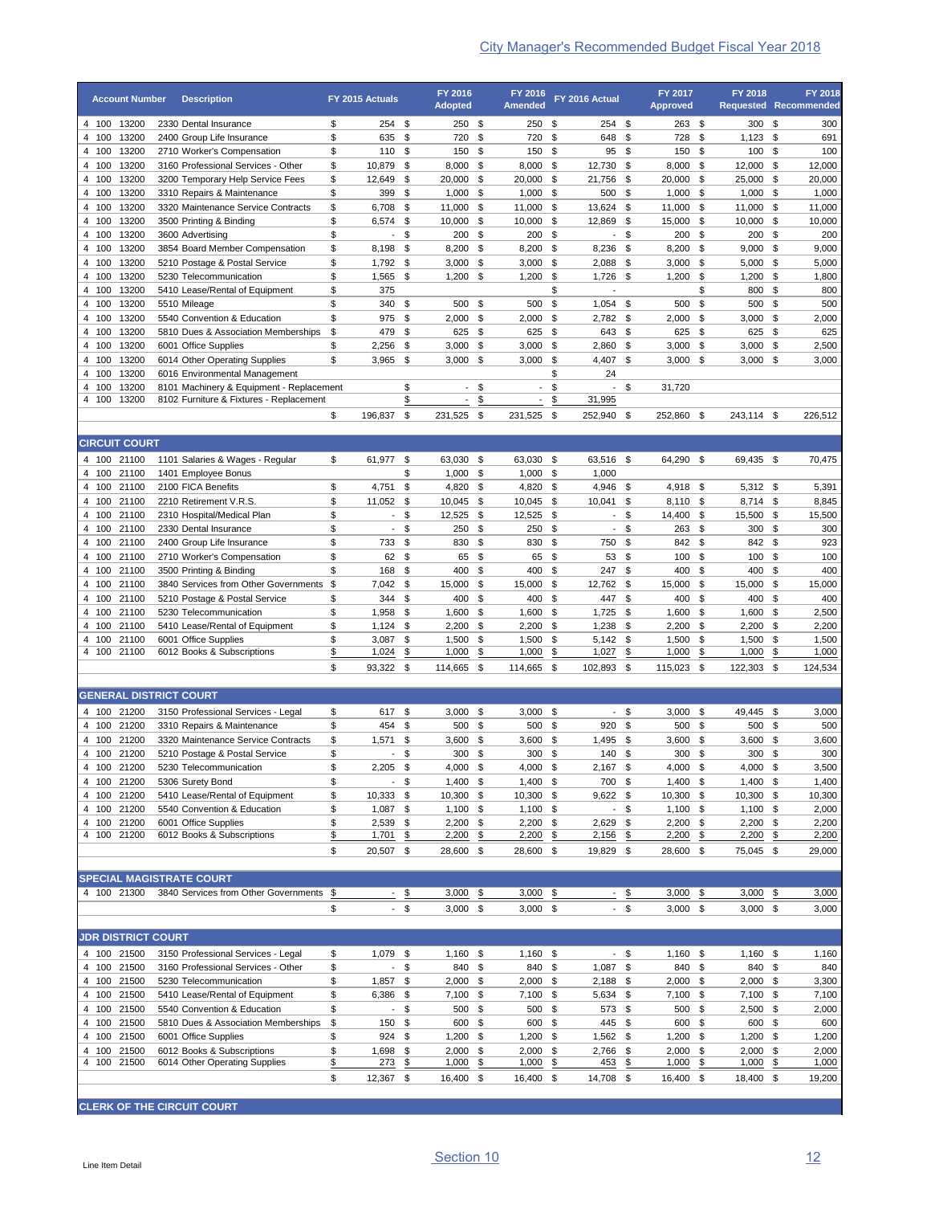| Account Number | | | Description | FY 2015 Actuals | FY 2016 Adopted | FY 2016 Amended | FY 2016 Actual | FY 2017 Approved | FY 2018 Requested | FY 2018 Recommended |
|---|---|---|---|---|---|---|---|---|---|---|
| 4 | 100 | 13200 | 2330 Dental Insurance | $ 254 | $ 250 | $ 250 | $ 254 | $ 263 | $ 300 | $ 300 |
| 4 | 100 | 13200 | 2400 Group Life Insurance | $ 635 | $ 720 | $ 720 | $ 648 | $ 728 | $ 1,123 | $ 691 |
| 4 | 100 | 13200 | 2710 Worker's Compensation | $ 110 | $ 150 | $ 150 | $ 95 | $ 150 | $ 100 | $ 100 |
| 4 | 100 | 13200 | 3160 Professional Services - Other | $ 10,879 | $ 8,000 | $ 8,000 | $ 12,730 | $ 8,000 | $ 12,000 | $ 12,000 |
| 4 | 100 | 13200 | 3200 Temporary Help Service Fees | $ 12,649 | $ 20,000 | $ 20,000 | $ 21,756 | $ 20,000 | $ 25,000 | $ 20,000 |
| 4 | 100 | 13200 | 3310 Repairs & Maintenance | $ 399 | $ 1,000 | $ 1,000 | $ 500 | $ 1,000 | $ 1,000 | $ 1,000 |
| 4 | 100 | 13200 | 3320 Maintenance Service Contracts | $ 6,708 | $ 11,000 | $ 11,000 | $ 13,624 | $ 11,000 | $ 11,000 | $ 11,000 |
| 4 | 100 | 13200 | 3500 Printing & Binding | $ 6,574 | $ 10,000 | $ 10,000 | $ 12,869 | $ 15,000 | $ 10,000 | $ 10,000 |
| 4 | 100 | 13200 | 3600 Advertising | $ - | $ 200 | $ 200 | $ - | $ 200 | $ 200 | $ 200 |
| 4 | 100 | 13200 | 3854 Board Member Compensation | $ 8,198 | $ 8,200 | $ 8,200 | $ 8,236 | $ 8,200 | $ 9,000 | $ 9,000 |
| 4 | 100 | 13200 | 5210 Postage & Postal Service | $ 1,792 | $ 3,000 | $ 3,000 | $ 2,088 | $ 3,000 | $ 5,000 | $ 5,000 |
| 4 | 100 | 13200 | 5230 Telecommunication | $ 1,565 | $ 1,200 | $ 1,200 | $ 1,726 | $ 1,200 | $ 1,200 | $ 1,800 |
| 4 | 100 | 13200 | 5410 Lease/Rental of Equipment | $ 375 | | | $ - | | $ 800 | $ 800 |
| 4 | 100 | 13200 | 5510 Mileage | $ 340 | $ 500 | $ 500 | $ 1,054 | $ 500 | $ 500 | $ 500 |
| 4 | 100 | 13200 | 5540 Convention & Education | $ 975 | $ 2,000 | $ 2,000 | $ 2,782 | $ 2,000 | $ 3,000 | $ 2,000 |
| 4 | 100 | 13200 | 5810 Dues & Association Memberships | $ 479 | $ 625 | $ 625 | $ 643 | $ 625 | $ 625 | $ 625 |
| 4 | 100 | 13200 | 6001 Office Supplies | $ 2,256 | $ 3,000 | $ 3,000 | $ 2,860 | $ 3,000 | $ 3,000 | $ 2,500 |
| 4 | 100 | 13200 | 6014 Other Operating Supplies | $ 3,965 | $ 3,000 | $ 3,000 | $ 4,407 | $ 3,000 | $ 3,000 | $ 3,000 |
| 4 | 100 | 13200 | 6016 Environmental Management | | | | $ 24 | | | |
| 4 | 100 | 13200 | 8101 Machinery & Equipment - Replacement | | $ - | $ - | $ - | $ 31,720 | | |
| 4 | 100 | 13200 | 8102 Furniture & Fixtures - Replacement | | $ - | $ - | $ 31,995 | | | |
| | | | | $ 196,837 | $ 231,525 | $ 231,525 | $ 252,940 | $ 252,860 | $ 243,114 | $ 226,512 |
| **CIRCUIT COURT** | | | | | | | | | | |
| 4 | 100 | 21100 | 1101 Salaries & Wages - Regular | $ 61,977 | $ 63,030 | $ 63,030 | $ 63,516 | $ 64,290 | $ 69,435 | $ 70,475 |
| 4 | 100 | 21100 | 1401 Employee Bonus | | $ 1,000 | $ 1,000 | $ 1,000 | | | |
| 4 | 100 | 21100 | 2100 FICA Benefits | $ 4,751 | $ 4,820 | $ 4,820 | $ 4,946 | $ 4,918 | $ 5,312 | $ 5,391 |
| 4 | 100 | 21100 | 2210 Retirement V.R.S. | $ 11,052 | $ 10,045 | $ 10,045 | $ 10,041 | $ 8,110 | $ 8,714 | $ 8,845 |
| 4 | 100 | 21100 | 2310 Hospital/Medical Plan | $ - | $ 12,525 | $ 12,525 | $ - | $ 14,400 | $ 15,500 | $ 15,500 |
| 4 | 100 | 21100 | 2330 Dental Insurance | $ - | $ 250 | $ 250 | $ - | $ 263 | $ 300 | $ 300 |
| 4 | 100 | 21100 | 2400 Group Life Insurance | $ 733 | $ 830 | $ 830 | $ 750 | $ 842 | $ 842 | $ 923 |
| 4 | 100 | 21100 | 2710 Worker's Compensation | $ 62 | $ 65 | $ 65 | $ 53 | $ 100 | $ 100 | $ 100 |
| 4 | 100 | 21100 | 3500 Printing & Binding | $ 168 | $ 400 | $ 400 | $ 247 | $ 400 | $ 400 | $ 400 |
| 4 | 100 | 21100 | 3840 Services from Other Governments | $ 7,042 | $ 15,000 | $ 15,000 | $ 12,762 | $ 15,000 | $ 15,000 | $ 15,000 |
| 4 | 100 | 21100 | 5210 Postage & Postal Service | $ 344 | $ 400 | $ 400 | $ 447 | $ 400 | $ 400 | $ 400 |
| 4 | 100 | 21100 | 5230 Telecommunication | $ 1,958 | $ 1,600 | $ 1,600 | $ 1,725 | $ 1,600 | $ 1,600 | $ 2,500 |
| 4 | 100 | 21100 | 5410 Lease/Rental of Equipment | $ 1,124 | $ 2,200 | $ 2,200 | $ 1,238 | $ 2,200 | $ 2,200 | $ 2,200 |
| 4 | 100 | 21100 | 6001 Office Supplies | $ 3,087 | $ 1,500 | $ 1,500 | $ 5,142 | $ 1,500 | $ 1,500 | $ 1,500 |
| 4 | 100 | 21100 | 6012 Books & Subscriptions | $ 1,024 | $ 1,000 | $ 1,000 | $ 1,027 | $ 1,000 | $ 1,000 | $ 1,000 |
| | | | | $ 93,322 | $ 114,665 | $ 114,665 | $ 102,893 | $ 115,023 | $ 122,303 | $ 124,534 |
| **GENERAL DISTRICT COURT** | | | | | | | | | | |
| 4 | 100 | 21200 | 3150 Professional Services - Legal | $ 617 | $ 3,000 | $ 3,000 | $ - | $ 3,000 | $ 49,445 | $ 3,000 |
| 4 | 100 | 21200 | 3310 Repairs & Maintenance | $ 454 | $ 500 | $ 500 | $ 920 | $ 500 | $ 500 | $ 500 |
| 4 | 100 | 21200 | 3320 Maintenance Service Contracts | $ 1,571 | $ 3,600 | $ 3,600 | $ 1,495 | $ 3,600 | $ 3,600 | $ 3,600 |
| 4 | 100 | 21200 | 5210 Postage & Postal Service | $ - | $ 300 | $ 300 | $ 140 | $ 300 | $ 300 | $ 300 |
| 4 | 100 | 21200 | 5230 Telecommunication | $ 2,205 | $ 4,000 | $ 4,000 | $ 2,167 | $ 4,000 | $ 4,000 | $ 3,500 |
| 4 | 100 | 21200 | 5306 Surety Bond | $ - | $ 1,400 | $ 1,400 | $ 700 | $ 1,400 | $ 1,400 | $ 1,400 |
| 4 | 100 | 21200 | 5410 Lease/Rental of Equipment | $ 10,333 | $ 10,300 | $ 10,300 | $ 9,622 | $ 10,300 | $ 10,300 | $ 10,300 |
| 4 | 100 | 21200 | 5540 Convention & Education | $ 1,087 | $ 1,100 | $ 1,100 | $ - | $ 1,100 | $ 1,100 | $ 2,000 |
| 4 | 100 | 21200 | 6001 Office Supplies | $ 2,539 | $ 2,200 | $ 2,200 | $ 2,629 | $ 2,200 | $ 2,200 | $ 2,200 |
| 4 | 100 | 21200 | 6012 Books & Subscriptions | $ 1,701 | $ 2,200 | $ 2,200 | $ 2,156 | $ 2,200 | $ 2,200 | $ 2,200 |
| | | | | $ 20,507 | $ 28,600 | $ 28,600 | $ 19,829 | $ 28,600 | $ 75,045 | $ 29,000 |
| **SPECIAL MAGISTRATE COURT** | | | | | | | | | | |
| 4 | 100 | 21300 | 3840 Services from Other Governments | $ - | $ 3,000 | $ 3,000 | $ - | $ 3,000 | $ 3,000 | $ 3,000 |
| | | | | $ - | $ 3,000 | $ 3,000 | $ - | $ 3,000 | $ 3,000 | $ 3,000 |
| **JDR DISTRICT COURT** | | | | | | | | | | |
| 4 | 100 | 21500 | 3150 Professional Services - Legal | $ 1,079 | $ 1,160 | $ 1,160 | $ - | $ 1,160 | $ 1,160 | $ 1,160 |
| 4 | 100 | 21500 | 3160 Professional Services - Other | $ - | $ 840 | $ 840 | $ 1,087 | $ 840 | $ 840 | $ 840 |
| 4 | 100 | 21500 | 5230 Telecommunication | $ 1,857 | $ 2,000 | $ 2,000 | $ 2,188 | $ 2,000 | $ 2,000 | $ 3,300 |
| 4 | 100 | 21500 | 5410 Lease/Rental of Equipment | $ 6,386 | $ 7,100 | $ 7,100 | $ 5,634 | $ 7,100 | $ 7,100 | $ 7,100 |
| 4 | 100 | 21500 | 5540 Convention & Education | $ - | $ 500 | $ 500 | $ 573 | $ 500 | $ 2,500 | $ 2,000 |
| 4 | 100 | 21500 | 5810 Dues & Association Memberships | $ 150 | $ 600 | $ 600 | $ 445 | $ 600 | $ 600 | $ 600 |
| 4 | 100 | 21500 | 6001 Office Supplies | $ 924 | $ 1,200 | $ 1,200 | $ 1,562 | $ 1,200 | $ 1,200 | $ 1,200 |
| 4 | 100 | 21500 | 6012 Books & Subscriptions | $ 1,698 | $ 2,000 | $ 2,000 | $ 2,766 | $ 2,000 | $ 2,000 | $ 2,000 |
| 4 | 100 | 21500 | 6014 Other Operating Supplies | $ 273 | $ 1,000 | $ 1,000 | $ 453 | $ 1,000 | $ 1,000 | $ 1,000 |
| | | | | $ 12,367 | $ 16,400 | $ 16,400 | $ 14,708 | $ 16,400 | $ 18,400 | $ 19,200 |
| **CLERK OF THE CIRCUIT COURT** | | | | | | | | | | |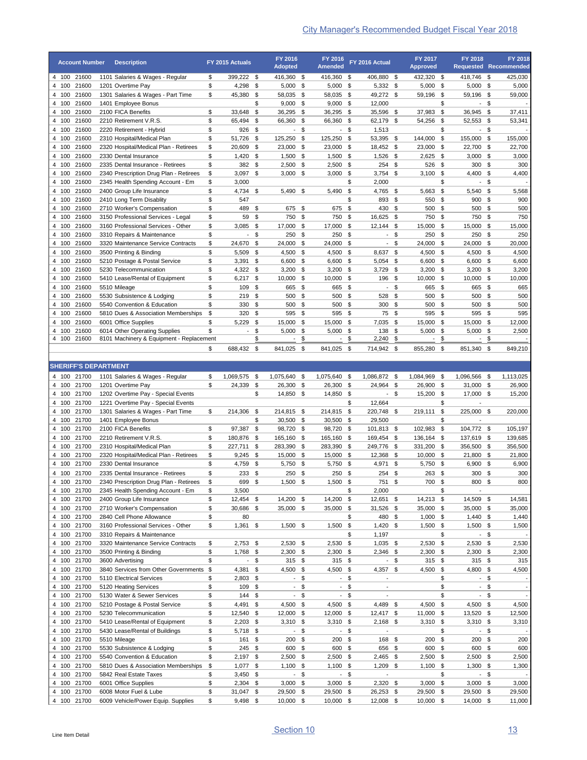| Account Number | Description | FY 2015 Actuals | FY 2016 Adopted | FY 2016 Amended | FY 2016 Actual | FY 2017 Approved | FY 2018 Requested | FY 2018 Recommended |
|---|---|---|---|---|---|---|---|---|
| 4 100 21600 | 1101 Salaries & Wages - Regular | $ 399,222 | $ 416,360 | $ 416,360 | $ 406,880 | $ 432,320 | $ 418,746 | $ 425,030 |
| 4 100 21600 | 1201 Overtime Pay | $ 4,298 | $ 5,000 | $ 5,000 | $ 5,332 | $ 5,000 | $ 5,000 | $ 5,000 |
| 4 100 21600 | 1301 Salaries & Wages - Part Time | $ 45,380 | $ 58,035 | $ 58,035 | $ 49,272 | $ 59,196 | $ 59,196 | $ 59,000 |
| 4 100 21600 | 1401 Employee Bonus | | $ 9,000 | $ 9,000 | $ 12,000 | | $ - | $ - |
| 4 100 21600 | 2100 FICA Benefits | $ 33,648 | $ 36,295 | $ 36,295 | $ 35,596 | $ 37,983 | $ 36,945 | $ 37,411 |
| 4 100 21600 | 2210 Retirement V.R.S. | $ 65,494 | $ 66,360 | $ 66,360 | $ 62,179 | $ 54,256 | $ 52,553 | $ 53,341 |
| 4 100 21600 | 2220 Retirement - Hybrid | $ 926 | $ - | $ - | $ 1,513 | | $ - | $ - |
| 4 100 21600 | 2310 Hospital/Medical Plan | $ 51,726 | $ 125,250 | $ 125,250 | $ 53,395 | $ 144,000 | $ 155,000 | $ 155,000 |
| 4 100 21600 | 2320 Hospital/Medical Plan - Retirees | $ 20,609 | $ 23,000 | $ 23,000 | $ 18,452 | $ 23,000 | $ 22,700 | $ 22,700 |
| 4 100 21600 | 2330 Dental Insurance | $ 1,420 | $ 1,500 | $ 1,500 | $ 1,526 | $ 2,625 | $ 3,000 | $ 3,000 |
| 4 100 21600 | 2335 Dental Insurance - Retirees | $ 382 | $ 2,500 | $ 2,500 | $ 254 | $ 526 | $ 300 | $ 300 |
| 4 100 21600 | 2340 Prescription Drug Plan - Retirees | $ 3,097 | $ 3,000 | $ 3,000 | $ 3,754 | $ 3,100 | $ 4,400 | $ 4,400 |
| 4 100 21600 | 2345 Health Spending Account - Em | $ 3,000 | | | $ 2,000 | | $ - | $ - |
| 4 100 21600 | 2400 Group Life Insurance | $ 4,734 | $ 5,490 | $ 5,490 | $ 4,765 | $ 5,663 | $ 5,540 | $ 5,568 |
| 4 100 21600 | 2410 Long Term Disablity | $ 547 | | | $ 893 | $ 550 | $ 900 | $ 900 |
| 4 100 21600 | 2710 Worker's Compensation | $ 489 | $ 675 | $ 675 | $ 430 | $ 500 | $ 500 | $ 500 |
| 4 100 21600 | 3150 Professional Services - Legal | $ 59 | $ 750 | $ 750 | $ 16,625 | $ 750 | $ 750 | $ 750 |
| 4 100 21600 | 3160 Professional Services - Other | $ 3,085 | $ 17,000 | $ 17,000 | $ 12,144 | $ 15,000 | $ 15,000 | $ 15,000 |
| 4 100 21600 | 3310 Repairs & Maintenance | $ - | $ 250 | $ 250 | $ - | $ 250 | $ 250 | $ 250 |
| 4 100 21600 | 3320 Maintenance Service Contracts | $ 24,670 | $ 24,000 | $ 24,000 | $ - | $ 24,000 | $ 24,000 | $ 20,000 |
| 4 100 21600 | 3500 Printing & Binding | $ 5,509 | $ 4,500 | $ 4,500 | $ 8,637 | $ 4,500 | $ 4,500 | $ 4,500 |
| 4 100 21600 | 5210 Postage & Postal Service | $ 3,391 | $ 6,600 | $ 6,600 | $ 5,054 | $ 6,600 | $ 6,600 | $ 6,600 |
| 4 100 21600 | 5230 Telecommunication | $ 4,322 | $ 3,200 | $ 3,200 | $ 3,729 | $ 3,200 | $ 3,200 | $ 3,200 |
| 4 100 21600 | 5410 Lease/Rental of Equipment | $ 6,217 | $ 10,000 | $ 10,000 | $ 196 | $ 10,000 | $ 10,000 | $ 10,000 |
| 4 100 21600 | 5510 Mileage | $ 109 | $ 665 | $ 665 | $ - | $ 665 | $ 665 | $ 665 |
| 4 100 21600 | 5530 Subsistence & Lodging | $ 219 | $ 500 | $ 500 | $ 528 | $ 500 | $ 500 | $ 500 |
| 4 100 21600 | 5540 Convention & Education | $ 330 | $ 500 | $ 500 | $ 300 | $ 500 | $ 500 | $ 500 |
| 4 100 21600 | 5810 Dues & Association Memberships | $ 320 | $ 595 | $ 595 | $ 75 | $ 595 | $ 595 | $ 595 |
| 4 100 21600 | 6001 Office Supplies | $ 5,229 | $ 15,000 | $ 15,000 | $ 7,035 | $ 15,000 | $ 15,000 | $ 12,000 |
| 4 100 21600 | 6014 Other Operating Supplies | $ - | $ 5,000 | $ 5,000 | $ 138 | $ 5,000 | $ 5,000 | $ 2,500 |
| 4 100 21600 | 8101 Machinery & Equipment - Replacement | | $ - | $ - | $ 2,240 | $ - | $ - | $ - |
| | | $ 688,432 | $ 841,025 | $ 841,025 | $ 714,942 | $ 855,280 | $ 851,340 | $ 849,210 |

## SHERIFF'S DEPARTMENT

| Account Number | Description | FY 2015 Actuals | FY 2016 Adopted | FY 2016 Amended | FY 2016 Actual | FY 2017 Approved | FY 2018 Requested | FY 2018 Recommended |
|---|---|---|---|---|---|---|---|---|
| 4 100 21700 | 1101 Salaries & Wages - Regular | $ 1,069,575 | $ 1,075,640 | $ 1,075,640 | $ 1,086,872 | $ 1,084,969 | $ 1,096,566 | $ 1,113,025 |
| 4 100 21700 | 1201 Overtime Pay | $ 24,339 | $ 26,300 | $ 26,300 | $ 24,964 | $ 26,900 | $ 31,000 | $ 26,900 |
| 4 100 21700 | 1202 Overtime Pay - Special Events | | $ 14,850 | $ 14,850 | $ - | $ 15,200 | $ 17,000 | $ 15,200 |
| 4 100 21700 | 1221 Overtime Pay - Special Events | | | | $ 12,664 | | $ - | |
| 4 100 21700 | 1301 Salaries & Wages - Part Time | $ 214,306 | $ 214,815 | $ 214,815 | $ 220,748 | $ 219,111 | $ 225,000 | $ 220,000 |
| 4 100 21700 | 1401 Employee Bonus | | $ 30,500 | $ 30,500 | $ 29,500 | | $ - | |
| 4 100 21700 | 2100 FICA Benefits | $ 97,387 | $ 98,720 | $ 98,720 | $ 101,813 | $ 102,983 | $ 104,772 | $ 105,197 |
| 4 100 21700 | 2210 Retirement V.R.S. | $ 180,876 | $ 165,160 | $ 165,160 | $ 169,454 | $ 136,164 | $ 137,619 | $ 139,685 |
| 4 100 21700 | 2310 Hospital/Medical Plan | $ 227,711 | $ 283,390 | $ 283,390 | $ 249,776 | $ 331,200 | $ 356,500 | $ 356,500 |
| 4 100 21700 | 2320 Hospital/Medical Plan - Retirees | $ 9,245 | $ 15,000 | $ 15,000 | $ 12,368 | $ 10,000 | $ 21,800 | $ 21,800 |
| 4 100 21700 | 2330 Dental Insurance | $ 4,759 | $ 5,750 | $ 5,750 | $ 4,971 | $ 5,750 | $ 6,900 | $ 6,900 |
| 4 100 21700 | 2335 Dental Insurance - Retirees | $ 233 | $ 250 | $ 250 | $ 254 | $ 263 | $ 300 | $ 300 |
| 4 100 21700 | 2340 Prescription Drug Plan - Retirees | $ 699 | $ 1,500 | $ 1,500 | $ 751 | $ 700 | $ 800 | $ 800 |
| 4 100 21700 | 2345 Health Spending Account - Em | $ 3,500 | | | $ 2,000 | | $ - | |
| 4 100 21700 | 2400 Group Life Insurance | $ 12,454 | $ 14,200 | $ 14,200 | $ 12,651 | $ 14,213 | $ 14,509 | $ 14,581 |
| 4 100 21700 | 2710 Worker's Compensation | $ 30,686 | $ 35,000 | $ 35,000 | $ 31,526 | $ 35,000 | $ 35,000 | $ 35,000 |
| 4 100 21700 | 2840 Cell Phone Allowance | $ 80 | | | $ 480 | $ 1,000 | $ 1,440 | $ 1,440 |
| 4 100 21700 | 3160 Professional Services - Other | $ 1,361 | $ 1,500 | $ 1,500 | $ 1,420 | $ 1,500 | $ 1,500 | $ 1,500 |
| 4 100 21700 | 3310 Repairs & Maintenance | | | | $ 1,197 | | $ - | $ - |
| 4 100 21700 | 3320 Maintenance Service Contracts | $ 2,753 | $ 2,530 | $ 2,530 | $ 1,035 | $ 2,530 | $ 2,530 | $ 2,530 |
| 4 100 21700 | 3500 Printing & Binding | $ 1,768 | $ 2,300 | $ 2,300 | $ 2,346 | $ 2,300 | $ 2,300 | $ 2,300 |
| 4 100 21700 | 3600 Advertising | $ - | $ 315 | $ 315 | $ - | $ 315 | $ 315 | $ 315 |
| 4 100 21700 | 3840 Services from Other Governments | $ 4,381 | $ 4,500 | $ 4,500 | $ 4,357 | $ 4,500 | $ 4,800 | $ 4,500 |
| 4 100 21700 | 5110 Electrical Services | $ 2,803 | $ - | $ - | $ - | | $ - | $ - |
| 4 100 21700 | 5120 Heating Services | $ 109 | $ - | $ - | $ - | | $ - | $ - |
| 4 100 21700 | 5130 Water & Sewer Services | $ 144 | $ - | $ - | $ - | | $ - | $ - |
| 4 100 21700 | 5210 Postage & Postal Service | $ 4,491 | $ 4,500 | $ 4,500 | $ 4,489 | $ 4,500 | $ 4,500 | $ 4,500 |
| 4 100 21700 | 5230 Telecommunication | $ 12,540 | $ 12,000 | $ 12,000 | $ 12,417 | $ 11,000 | $ 13,520 | $ 12,500 |
| 4 100 21700 | 5410 Lease/Rental of Equipment | $ 2,203 | $ 3,310 | $ 3,310 | $ 2,168 | $ 3,310 | $ 3,310 | $ 3,310 |
| 4 100 21700 | 5430 Lease/Rental of Buildings | $ 5,718 | $ - | $ - | $ - | | $ - | $ - |
| 4 100 21700 | 5510 Mileage | $ 161 | $ 200 | $ 200 | $ 168 | $ 200 | $ 200 | $ 200 |
| 4 100 21700 | 5530 Subsistence & Lodging | $ 245 | $ 600 | $ 600 | $ 656 | $ 600 | $ 600 | $ 600 |
| 4 100 21700 | 5540 Convention & Education | $ 2,197 | $ 2,500 | $ 2,500 | $ 2,465 | $ 2,500 | $ 2,500 | $ 2,500 |
| 4 100 21700 | 5810 Dues & Association Memberships | $ 1,077 | $ 1,100 | $ 1,100 | $ 1,209 | $ 1,100 | $ 1,300 | $ 1,300 |
| 4 100 21700 | 5842 Real Estate Taxes | $ 3,450 | $ - | $ - | $ - | | $ - | $ - |
| 4 100 21700 | 6001 Office Supplies | $ 2,304 | $ 3,000 | $ 3,000 | $ 2,320 | $ 3,000 | $ 3,000 | $ 3,000 |
| 4 100 21700 | 6008 Motor Fuel & Lube | $ 31,047 | $ 29,500 | $ 29,500 | $ 26,253 | $ 29,500 | $ 29,500 | $ 29,500 |
| 4 100 21700 | 6009 Vehicle/Power Equip. Supplies | $ 9,498 | $ 10,000 | $ 10,000 | $ 12,008 | $ 10,000 | $ 14,000 | $ 11,000 |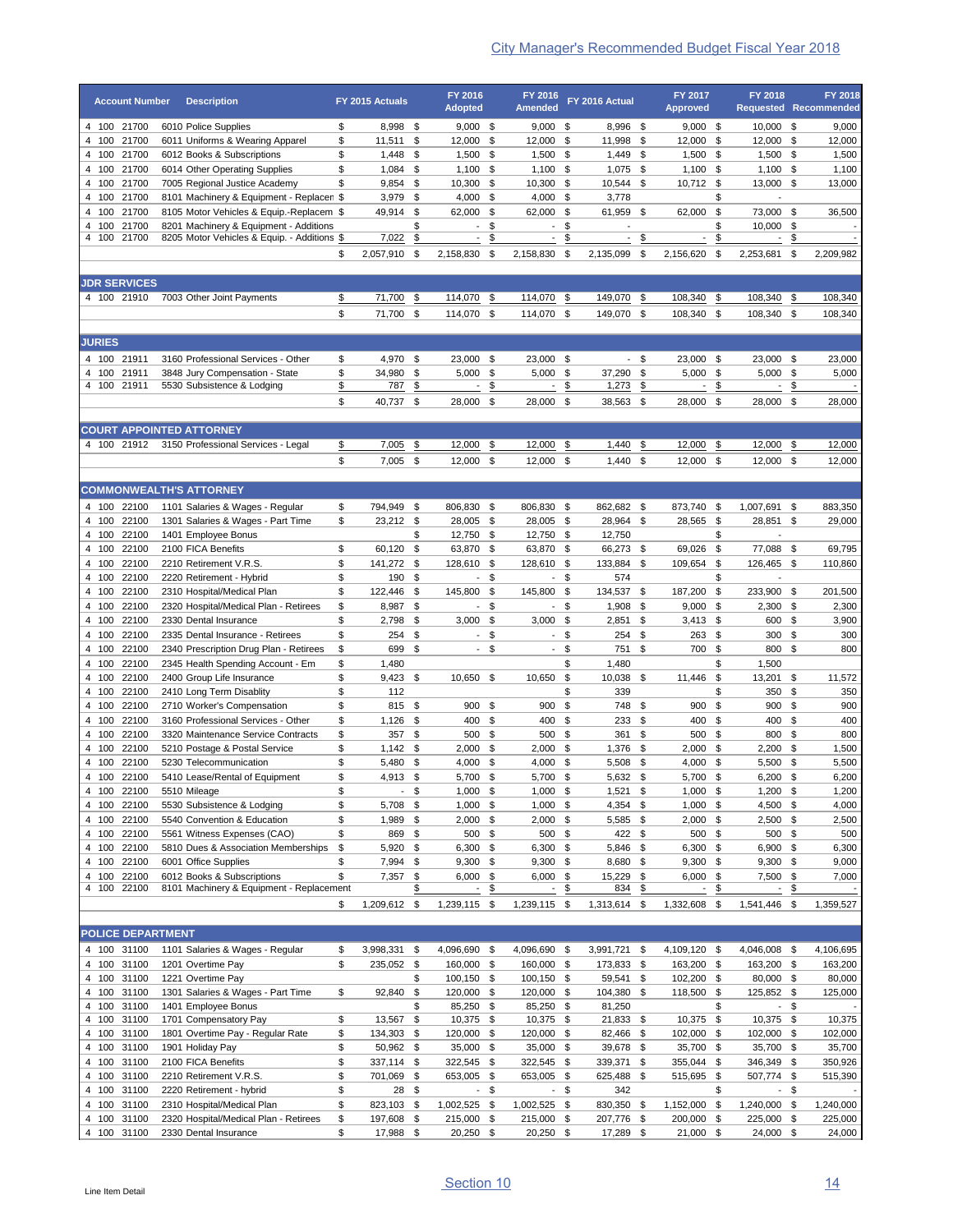| Account Number | Description | FY 2015 Actuals | FY 2016 Adopted | FY 2016 Amended | FY 2016 Actual | FY 2017 Approved | FY 2018 Requested | FY 2018 Recommended |
|---|---|---|---|---|---|---|---|---|
| 4 100 21700 | 6010 Police Supplies | $ 8,998 | $ 9,000 | $ 9,000 | $ 8,996 | $ 9,000 | $ 10,000 | $ 9,000 |
| 4 100 21700 | 6011 Uniforms & Wearing Apparel | $ 11,511 | $ 12,000 | $ 12,000 | $ 11,998 | $ 12,000 | $ 12,000 | $ 12,000 |
| 4 100 21700 | 6012 Books & Subscriptions | $ 1,448 | $ 1,500 | $ 1,500 | $ 1,449 | $ 1,500 | $ 1,500 | $ 1,500 |
| 4 100 21700 | 6014 Other Operating Supplies | $ 1,084 | $ 1,100 | $ 1,100 | $ 1,075 | $ 1,100 | $ 1,100 | $ 1,100 |
| 4 100 21700 | 7005 Regional Justice Academy | $ 9,854 | $ 10,300 | $ 10,300 | $ 10,544 | $ 10,712 | $ 13,000 | $ 13,000 |
| 4 100 21700 | 8101 Machinery & Equipment - Replacem | $ 3,979 | $ 4,000 | $ 4,000 | $ 3,778 | | $ - | |
| 4 100 21700 | 8105 Motor Vehicles & Equip.-Replacem | $ 49,914 | $ 62,000 | $ 62,000 | $ 61,959 | $ 62,000 | $ 73,000 | $ 36,500 |
| 4 100 21700 | 8201 Machinery & Equipment - Additions | | $ - | $ - | $ - | | $ 10,000 | $ - |
| 4 100 21700 | 8205 Motor Vehicles & Equip. - Additions | $ 7,022 | $ - | $ - | $ - | $ - | $ - | $ - |
| | | $ 2,057,910 | $ 2,158,830 | $ 2,158,830 | $ 2,135,099 | $ 2,156,620 | $ 2,253,681 | $ 2,209,982 |
| **JDR SERVICES** | | | | | | | | |
| 4 100 21910 | 7003 Other Joint Payments | $ 71,700 | $ 114,070 | $ 114,070 | $ 149,070 | $ 108,340 | $ 108,340 | $ 108,340 |
| | | $ 71,700 | $ 114,070 | $ 114,070 | $ 149,070 | $ 108,340 | $ 108,340 | $ 108,340 |
| **JURIES** | | | | | | | | |
| 4 100 21911 | 3160 Professional Services - Other | $ 4,970 | $ 23,000 | $ 23,000 | $ - | $ 23,000 | $ 23,000 | $ 23,000 |
| 4 100 21911 | 3848 Jury Compensation - State | $ 34,980 | $ 5,000 | $ 5,000 | $ 37,290 | $ 5,000 | $ 5,000 | $ 5,000 |
| 4 100 21911 | 5530 Subsistence & Lodging | $ 787 | $ - | $ - | $ 1,273 | $ - | $ - | $ - |
| | | $ 40,737 | $ 28,000 | $ 28,000 | $ 38,563 | $ 28,000 | $ 28,000 | $ 28,000 |
| **COURT APPOINTED ATTORNEY** | | | | | | | | |
| 4 100 21912 | 3150 Professional Services - Legal | $ 7,005 | $ 12,000 | $ 12,000 | $ 1,440 | $ 12,000 | $ 12,000 | $ 12,000 |
| | | $ 7,005 | $ 12,000 | $ 12,000 | $ 1,440 | $ 12,000 | $ 12,000 | $ 12,000 |
| **COMMONWEALTH'S ATTORNEY** | | | | | | | | |
| 4 100 22100 | 1101 Salaries & Wages - Regular | $ 794,949 | $ 806,830 | $ 806,830 | $ 862,682 | $ 873,740 | $ 1,007,691 | $ 883,350 |
| 4 100 22100 | 1301 Salaries & Wages - Part Time | $ 23,212 | $ 28,005 | $ 28,005 | $ 28,964 | $ 28,565 | $ 28,851 | $ 29,000 |
| 4 100 22100 | 1401 Employee Bonus | | $ 12,750 | $ 12,750 | $ 12,750 | | $ - | |
| 4 100 22100 | 2100 FICA Benefits | $ 60,120 | $ 63,870 | $ 63,870 | $ 66,273 | $ 69,026 | $ 77,088 | $ 69,795 |
| 4 100 22100 | 2210 Retirement V.R.S. | $ 141,272 | $ 128,610 | $ 128,610 | $ 133,884 | $ 109,654 | $ 126,465 | $ 110,860 |
| 4 100 22100 | 2220 Retirement - Hybrid | $ 190 | $ - | $ - | $ 574 | | $ - | |
| 4 100 22100 | 2310 Hospital/Medical Plan | $ 122,446 | $ 145,800 | $ 145,800 | $ 134,537 | $ 187,200 | $ 233,900 | $ 201,500 |
| 4 100 22100 | 2320 Hospital/Medical Plan - Retirees | $ 8,987 | $ - | $ - | $ 1,908 | $ 9,000 | $ 2,300 | $ 2,300 |
| 4 100 22100 | 2330 Dental Insurance | $ 2,798 | $ 3,000 | $ 3,000 | $ 2,851 | $ 3,413 | $ 600 | $ 3,900 |
| 4 100 22100 | 2335 Dental Insurance - Retirees | $ 254 | $ - | $ - | $ 254 | $ 263 | $ 300 | $ 300 |
| 4 100 22100 | 2340 Prescription Drug Plan - Retirees | $ 699 | $ - | $ - | $ 751 | $ 700 | $ 800 | $ 800 |
| 4 100 22100 | 2345 Health Spending Account - Em | $ 1,480 | | | $ 1,480 | | $ 1,500 | |
| 4 100 22100 | 2400 Group Life Insurance | $ 9,423 | $ 10,650 | $ 10,650 | $ 10,038 | $ 11,446 | $ 13,201 | $ 11,572 |
| 4 100 22100 | 2410 Long Term Disablity | $ 112 | | | $ 339 | | $ 350 | $ 350 |
| 4 100 22100 | 2710 Worker's Compensation | $ 815 | $ 900 | $ 900 | $ 748 | $ 900 | $ 900 | $ 900 |
| 4 100 22100 | 3160 Professional Services - Other | $ 1,126 | $ 400 | $ 400 | $ 233 | $ 400 | $ 400 | $ 400 |
| 4 100 22100 | 3320 Maintenance Service Contracts | $ 357 | $ 500 | $ 500 | $ 361 | $ 500 | $ 800 | $ 800 |
| 4 100 22100 | 5210 Postage & Postal Service | $ 1,142 | $ 2,000 | $ 2,000 | $ 1,376 | $ 2,000 | $ 2,200 | $ 1,500 |
| 4 100 22100 | 5230 Telecommunication | $ 5,480 | $ 4,000 | $ 4,000 | $ 5,508 | $ 4,000 | $ 5,500 | $ 5,500 |
| 4 100 22100 | 5410 Lease/Rental of Equipment | $ 4,913 | $ 5,700 | $ 5,700 | $ 5,632 | $ 5,700 | $ 6,200 | $ 6,200 |
| 4 100 22100 | 5510 Mileage | $ - | $ 1,000 | $ 1,000 | $ 1,521 | $ 1,000 | $ 1,200 | $ 1,200 |
| 4 100 22100 | 5530 Subsistence & Lodging | $ 5,708 | $ 1,000 | $ 1,000 | $ 4,354 | $ 1,000 | $ 4,500 | $ 4,000 |
| 4 100 22100 | 5540 Convention & Education | $ 1,989 | $ 2,000 | $ 2,000 | $ 5,585 | $ 2,000 | $ 2,500 | $ 2,500 |
| 4 100 22100 | 5561 Witness Expenses (CAO) | $ 869 | $ 500 | $ 500 | $ 422 | $ 500 | $ 500 | $ 500 |
| 4 100 22100 | 5810 Dues & Association Memberships | $ 5,920 | $ 6,300 | $ 6,300 | $ 5,846 | $ 6,300 | $ 6,900 | $ 6,300 |
| 4 100 22100 | 6001 Office Supplies | $ 7,994 | $ 9,300 | $ 9,300 | $ 8,680 | $ 9,300 | $ 9,300 | $ 9,000 |
| 4 100 22100 | 6012 Books & Subscriptions | $ 7,357 | $ 6,000 | $ 6,000 | $ 15,229 | $ 6,000 | $ 7,500 | $ 7,000 |
| 4 100 22100 | 8101 Machinery & Equipment - Replacement | | $ - | $ - | $ 834 | $ - | $ - | $ - |
| | | $ 1,209,612 | $ 1,239,115 | $ 1,239,115 | $ 1,313,614 | $ 1,332,608 | $ 1,541,446 | $ 1,359,527 |
| **POLICE DEPARTMENT** | | | | | | | | |
| 4 100 31100 | 1101 Salaries & Wages - Regular | $ 3,998,331 | $ 4,096,690 | $ 4,096,690 | $ 3,991,721 | $ 4,109,120 | $ 4,046,008 | $ 4,106,695 |
| 4 100 31100 | 1201 Overtime Pay | $ 235,052 | $ 160,000 | $ 160,000 | $ 173,833 | $ 163,200 | $ 163,200 | $ 163,200 |
| 4 100 31100 | 1221 Overtime Pay | | $ 100,150 | $ 100,150 | $ 59,541 | $ 102,200 | $ 80,000 | $ 80,000 |
| 4 100 31100 | 1301 Salaries & Wages - Part Time | $ 92,840 | $ 120,000 | $ 120,000 | $ 104,380 | $ 118,500 | $ 125,852 | $ 125,000 |
| 4 100 31100 | 1401 Employee Bonus | | $ 85,250 | $ 85,250 | $ 81,250 | | $ - | $ - |
| 4 100 31100 | 1701 Compensatory Pay | $ 13,567 | $ 10,375 | $ 10,375 | $ 21,833 | $ 10,375 | $ 10,375 | $ 10,375 |
| 4 100 31100 | 1801 Overtime Pay - Regular Rate | $ 134,303 | $ 120,000 | $ 120,000 | $ 82,466 | $ 102,000 | $ 102,000 | $ 102,000 |
| 4 100 31100 | 1901 Holiday Pay | $ 50,962 | $ 35,000 | $ 35,000 | $ 39,678 | $ 35,700 | $ 35,700 | $ 35,700 |
| 4 100 31100 | 2100 FICA Benefits | $ 337,114 | $ 322,545 | $ 322,545 | $ 339,371 | $ 355,044 | $ 346,349 | $ 350,926 |
| 4 100 31100 | 2210 Retirement V.R.S. | $ 701,069 | $ 653,005 | $ 653,005 | $ 625,488 | $ 515,695 | $ 507,774 | $ 515,390 |
| 4 100 31100 | 2220 Retirement - hybrid | $ 28 | $ - | $ - | $ 342 | | $ - | $ - |
| 4 100 31100 | 2310 Hospital/Medical Plan | $ 823,103 | $ 1,002,525 | $ 1,002,525 | $ 830,350 | $ 1,152,000 | $ 1,240,000 | $ 1,240,000 |
| 4 100 31100 | 2320 Hospital/Medical Plan - Retirees | $ 197,608 | $ 215,000 | $ 215,000 | $ 207,776 | $ 200,000 | $ 225,000 | $ 225,000 |
| 4 100 31100 | 2330 Dental Insurance | $ 17,988 | $ 20,250 | $ 20,250 | $ 17,289 | $ 21,000 | $ 24,000 | $ 24,000 |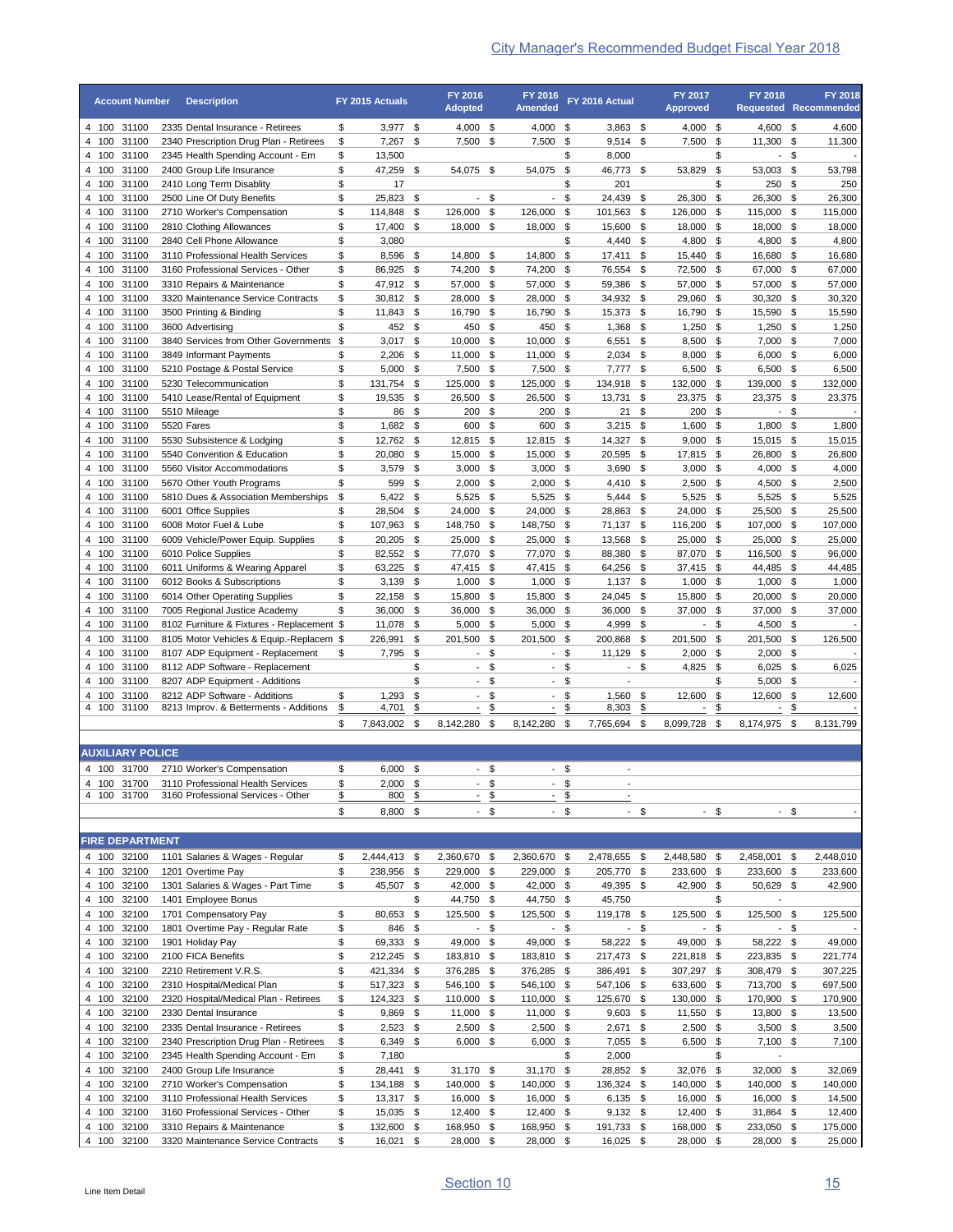| Account Number | | | Description | FY 2015 Actuals | FY 2016 Adopted | FY 2016 Amended | FY 2016 Actual | FY 2017 Approved | FY 2018 Requested | FY 2018 Recommended |
|---|---|---|---|---|---|---|---|---|---|---|
| 4 | 100 | 31100 | 2335 Dental Insurance - Retirees | $ 3,977 | $ 4,000 | $ 4,000 | $ 3,863 | $ 4,000 | $ 4,600 | $ 4,600 |
| 4 | 100 | 31100 | 2340 Prescription Drug Plan - Retirees | $ 7,267 | $ 7,500 | $ 7,500 | $ 9,514 | $ 7,500 | $ 11,300 | $ 11,300 |
| 4 | 100 | 31100 | 2345 Health Spending Account - Em | $ 13,500 | | | $ 8,000 | | $ - | $ - |
| 4 | 100 | 31100 | 2400 Group Life Insurance | $ 47,259 | $ 54,075 | $ 54,075 | $ 46,773 | $ 53,829 | $ 53,003 | $ 53,798 |
| 4 | 100 | 31100 | 2410 Long Term Disablity | $ 17 | | | $ 201 | | $ 250 | $ 250 |
| 4 | 100 | 31100 | 2500 Line Of Duty Benefits | $ 25,823 | $ - | $ - | $ 24,439 | $ 26,300 | $ 26,300 | $ 26,300 |
| 4 | 100 | 31100 | 2710 Worker's Compensation | $ 114,848 | $ 126,000 | $ 126,000 | $ 101,563 | $ 126,000 | $ 115,000 | $ 115,000 |
| 4 | 100 | 31100 | 2810 Clothing Allowances | $ 17,400 | $ 18,000 | $ 18,000 | $ 15,600 | $ 18,000 | $ 18,000 | $ 18,000 |
| 4 | 100 | 31100 | 2840 Cell Phone Allowance | $ 3,080 | | | $ 4,440 | $ 4,800 | $ 4,800 | $ 4,800 |
| 4 | 100 | 31100 | 3110 Professional Health Services | $ 8,596 | $ 14,800 | $ 14,800 | $ 17,411 | $ 15,440 | $ 16,680 | $ 16,680 |
| 4 | 100 | 31100 | 3160 Professional Services - Other | $ 86,925 | $ 74,200 | $ 74,200 | $ 76,554 | $ 72,500 | $ 67,000 | $ 67,000 |
| 4 | 100 | 31100 | 3310 Repairs & Maintenance | $ 47,912 | $ 57,000 | $ 57,000 | $ 59,386 | $ 57,000 | $ 57,000 | $ 57,000 |
| 4 | 100 | 31100 | 3320 Maintenance Service Contracts | $ 30,812 | $ 28,000 | $ 28,000 | $ 34,932 | $ 29,060 | $ 30,320 | $ 30,320 |
| 4 | 100 | 31100 | 3500 Printing & Binding | $ 11,843 | $ 16,790 | $ 16,790 | $ 15,373 | $ 16,790 | $ 15,590 | $ 15,590 |
| 4 | 100 | 31100 | 3600 Advertising | $ 452 | $ 450 | $ 450 | $ 1,368 | $ 1,250 | $ 1,250 | $ 1,250 |
| 4 | 100 | 31100 | 3840 Services from Other Governments | $ 3,017 | $ 10,000 | $ 10,000 | $ 6,551 | $ 8,500 | $ 7,000 | $ 7,000 |
| 4 | 100 | 31100 | 3849 Informant Payments | $ 2,206 | $ 11,000 | $ 11,000 | $ 2,034 | $ 8,000 | $ 6,000 | $ 6,000 |
| 4 | 100 | 31100 | 5210 Postage & Postal Service | $ 5,000 | $ 7,500 | $ 7,500 | $ 7,777 | $ 6,500 | $ 6,500 | $ 6,500 |
| 4 | 100 | 31100 | 5230 Telecommunication | $ 131,754 | $ 125,000 | $ 125,000 | $ 134,918 | $ 132,000 | $ 139,000 | $ 132,000 |
| 4 | 100 | 31100 | 5410 Lease/Rental of Equipment | $ 19,535 | $ 26,500 | $ 26,500 | $ 13,731 | $ 23,375 | $ 23,375 | $ 23,375 |
| 4 | 100 | 31100 | 5510 Mileage | $ 86 | $ 200 | $ 200 | $ 21 | $ 200 | $ - | $ - |
| 4 | 100 | 31100 | 5520 Fares | $ 1,682 | $ 600 | $ 600 | $ 3,215 | $ 1,600 | $ 1,800 | $ 1,800 |
| 4 | 100 | 31100 | 5530 Subsistence & Lodging | $ 12,762 | $ 12,815 | $ 12,815 | $ 14,327 | $ 9,000 | $ 15,015 | $ 15,015 |
| 4 | 100 | 31100 | 5540 Convention & Education | $ 20,080 | $ 15,000 | $ 15,000 | $ 20,595 | $ 17,815 | $ 26,800 | $ 26,800 |
| 4 | 100 | 31100 | 5560 Visitor Accommodations | $ 3,579 | $ 3,000 | $ 3,000 | $ 3,690 | $ 3,000 | $ 4,000 | $ 4,000 |
| 4 | 100 | 31100 | 5670 Other Youth Programs | $ 599 | $ 2,000 | $ 2,000 | $ 4,410 | $ 2,500 | $ 4,500 | $ 2,500 |
| 4 | 100 | 31100 | 5810 Dues & Association Memberships | $ 5,422 | $ 5,525 | $ 5,525 | $ 5,444 | $ 5,525 | $ 5,525 | $ 5,525 |
| 4 | 100 | 31100 | 6001 Office Supplies | $ 28,504 | $ 24,000 | $ 24,000 | $ 28,863 | $ 24,000 | $ 25,500 | $ 25,500 |
| 4 | 100 | 31100 | 6008 Motor Fuel & Lube | $ 107,963 | $ 148,750 | $ 148,750 | $ 71,137 | $ 116,200 | $ 107,000 | $ 107,000 |
| 4 | 100 | 31100 | 6009 Vehicle/Power Equip. Supplies | $ 20,205 | $ 25,000 | $ 25,000 | $ 13,568 | $ 25,000 | $ 25,000 | $ 25,000 |
| 4 | 100 | 31100 | 6010 Police Supplies | $ 82,552 | $ 77,070 | $ 77,070 | $ 88,380 | $ 87,070 | $ 116,500 | $ 96,000 |
| 4 | 100 | 31100 | 6011 Uniforms & Wearing Apparel | $ 63,225 | $ 47,415 | $ 47,415 | $ 64,256 | $ 37,415 | $ 44,485 | $ 44,485 |
| 4 | 100 | 31100 | 6012 Books & Subscriptions | $ 3,139 | $ 1,000 | $ 1,000 | $ 1,137 | $ 1,000 | $ 1,000 | $ 1,000 |
| 4 | 100 | 31100 | 6014 Other Operating Supplies | $ 22,158 | $ 15,800 | $ 15,800 | $ 24,045 | $ 15,800 | $ 20,000 | $ 20,000 |
| 4 | 100 | 31100 | 7005 Regional Justice Academy | $ 36,000 | $ 36,000 | $ 36,000 | $ 36,000 | $ 37,000 | $ 37,000 | $ 37,000 |
| 4 | 100 | 31100 | 8102 Furniture & Fixtures - Replacement | $ 11,078 | $ 5,000 | $ 5,000 | $ 4,999 | $ - | $ 4,500 | $ - |
| 4 | 100 | 31100 | 8105 Motor Vehicles & Equip.-Replacem | $ 226,991 | $ 201,500 | $ 201,500 | $ 200,868 | $ 201,500 | $ 201,500 | $ 126,500 |
| 4 | 100 | 31100 | 8107 ADP Equipment - Replacement | $ 7,795 | $ - | $ - | $ 11,129 | $ 2,000 | $ 2,000 | $ - |
| 4 | 100 | 31100 | 8112 ADP Software - Replacement | | $ - | $ - | $ - | $ 4,825 | $ 6,025 | $ 6,025 |
| 4 | 100 | 31100 | 8207 ADP Equipment - Additions | | $ - | $ - | $ - | | $ 5,000 | $ - |
| 4 | 100 | 31100 | 8212 ADP Software - Additions | $ 1,293 | $ - | $ - | $ 1,560 | $ 12,600 | $ 12,600 | $ 12,600 |
| 4 | 100 | 31100 | 8213 Improv. & Betterments - Additions | $ 4,701 | $ - | $ - | $ 8,303 | $ - | $ - | $ - |
| | | | | $ 7,843,002 | $ 8,142,280 | $ 8,142,280 | $ 7,765,694 | $ 8,099,728 | $ 8,174,975 | $ 8,131,799 |
| **AUXILIARY POLICE** | | | | | | | | | | |
| 4 | 100 | 31700 | 2710 Worker's Compensation | $ 6,000 | $ - | $ - | $ - | | | |
| 4 | 100 | 31700 | 3110 Professional Health Services | $ 2,000 | $ - | $ - | $ - | | | |
| 4 | 100 | 31700 | 3160 Professional Services - Other | $ 800 | $ - | $ - | $ - | | | |
| | | | | $ 8,800 | $ - | $ - | $ - | $ - | $ - | $ - |
| **FIRE DEPARTMENT** | | | | | | | | | | |
| 4 | 100 | 32100 | 1101 Salaries & Wages - Regular | $ 2,444,413 | $ 2,360,670 | $ 2,360,670 | $ 2,478,655 | $ 2,448,580 | $ 2,458,001 | $ 2,448,010 |
| 4 | 100 | 32100 | 1201 Overtime Pay | $ 238,956 | $ 229,000 | $ 229,000 | $ 205,770 | $ 233,600 | $ 233,600 | $ 233,600 |
| 4 | 100 | 32100 | 1301 Salaries & Wages - Part Time | $ 45,507 | $ 42,000 | $ 42,000 | $ 49,395 | $ 42,900 | $ 50,629 | $ 42,900 |
| 4 | 100 | 32100 | 1401 Employee Bonus | | $ 44,750 | $ 44,750 | $ 45,750 | | $ - | |
| 4 | 100 | 32100 | 1701 Compensatory Pay | $ 80,653 | $ 125,500 | $ 125,500 | $ 119,178 | $ 125,500 | $ 125,500 | $ 125,500 |
| 4 | 100 | 32100 | 1801 Overtime Pay - Regular Rate | $ 846 | $ - | $ - | $ - | $ - | $ - | $ - |
| 4 | 100 | 32100 | 1901 Holiday Pay | $ 69,333 | $ 49,000 | $ 49,000 | $ 58,222 | $ 49,000 | $ 58,222 | $ 49,000 |
| 4 | 100 | 32100 | 2100 FICA Benefits | $ 212,245 | $ 183,810 | $ 183,810 | $ 217,473 | $ 221,818 | $ 223,835 | $ 221,774 |
| 4 | 100 | 32100 | 2210 Retirement V.R.S. | $ 421,334 | $ 376,285 | $ 376,285 | $ 386,491 | $ 307,297 | $ 308,479 | $ 307,225 |
| 4 | 100 | 32100 | 2310 Hospital/Medical Plan | $ 517,323 | $ 546,100 | $ 546,100 | $ 547,106 | $ 633,600 | $ 713,700 | $ 697,500 |
| 4 | 100 | 32100 | 2320 Hospital/Medical Plan - Retirees | $ 124,323 | $ 110,000 | $ 110,000 | $ 125,670 | $ 130,000 | $ 170,900 | $ 170,900 |
| 4 | 100 | 32100 | 2330 Dental Insurance | $ 9,869 | $ 11,000 | $ 11,000 | $ 9,603 | $ 11,550 | $ 13,800 | $ 13,500 |
| 4 | 100 | 32100 | 2335 Dental Insurance - Retirees | $ 2,523 | $ 2,500 | $ 2,500 | $ 2,671 | $ 2,500 | $ 3,500 | $ 3,500 |
| 4 | 100 | 32100 | 2340 Prescription Drug Plan - Retirees | $ 6,349 | $ 6,000 | $ 6,000 | $ 7,055 | $ 6,500 | $ 7,100 | $ 7,100 |
| 4 | 100 | 32100 | 2345 Health Spending Account - Em | $ 7,180 | | | $ 2,000 | | $ - | |
| 4 | 100 | 32100 | 2400 Group Life Insurance | $ 28,441 | $ 31,170 | $ 31,170 | $ 28,852 | $ 32,076 | $ 32,000 | $ 32,069 |
| 4 | 100 | 32100 | 2710 Worker's Compensation | $ 134,188 | $ 140,000 | $ 140,000 | $ 136,324 | $ 140,000 | $ 140,000 | $ 140,000 |
| 4 | 100 | 32100 | 3110 Professional Health Services | $ 13,317 | $ 16,000 | $ 16,000 | $ 6,135 | $ 16,000 | $ 16,000 | $ 14,500 |
| 4 | 100 | 32100 | 3160 Professional Services - Other | $ 15,035 | $ 12,400 | $ 12,400 | $ 9,132 | $ 12,400 | $ 31,864 | $ 12,400 |
| 4 | 100 | 32100 | 3310 Repairs & Maintenance | $ 132,600 | $ 168,950 | $ 168,950 | $ 191,733 | $ 168,000 | $ 233,050 | $ 175,000 |
| 4 | 100 | 32100 | 3320 Maintenance Service Contracts | $ 16,021 | $ 28,000 | $ 28,000 | $ 16,025 | $ 28,000 | $ 28,000 | $ 25,000 |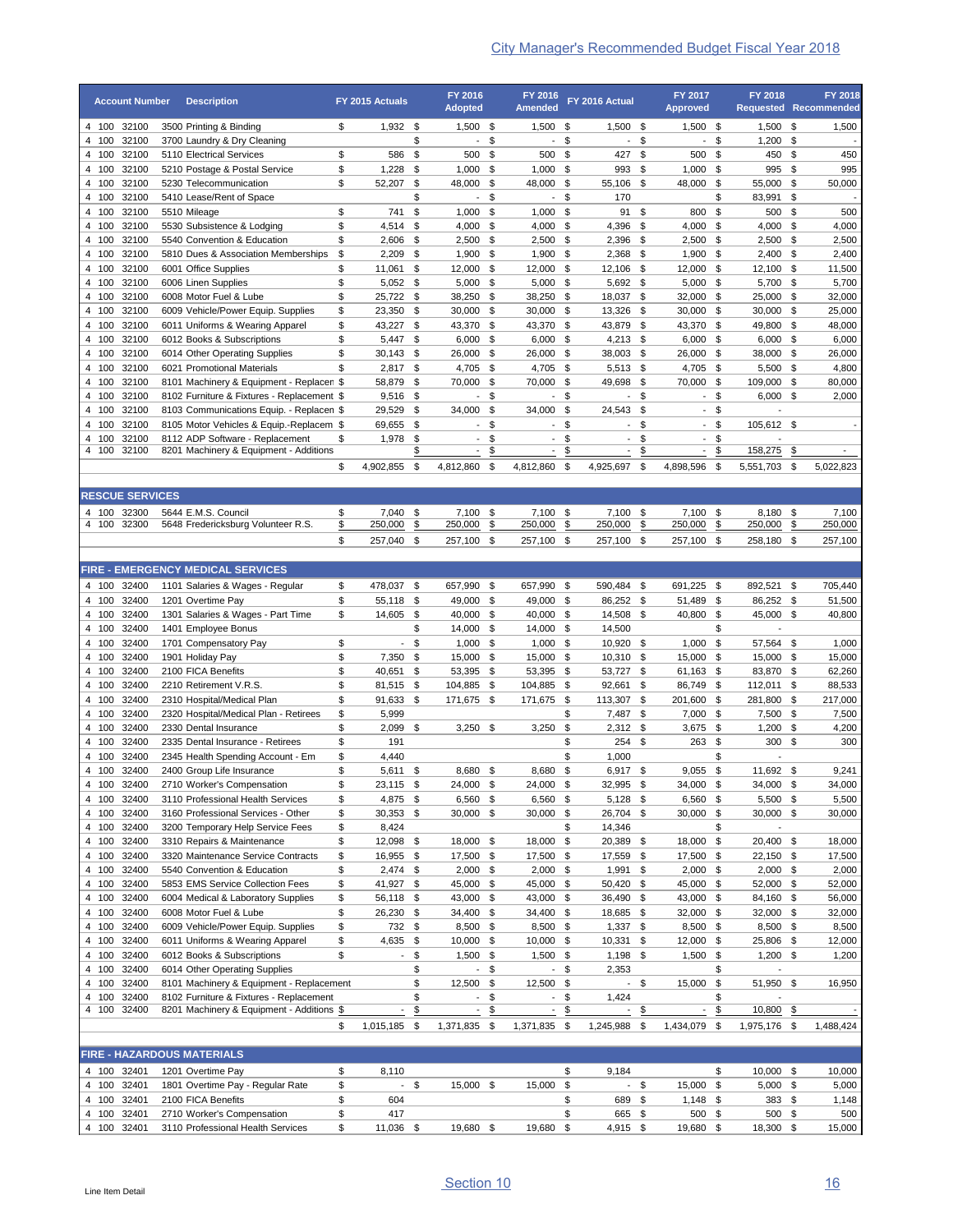| Account Number | Description | FY 2015 Actuals | FY 2016 Adopted | FY 2016 Amended | FY 2016 Actual | FY 2017 Approved | FY 2018 Requested | FY 2018 Recommended |
|---|---|---|---|---|---|---|---|---|
| 4 100 32100 | 3500 Printing & Binding | $ 1,932 | $ 1,500 | $ 1,500 | $ 1,500 | $ 1,500 | $ 1,500 | $ 1,500 |
| 4 100 32100 | 3700 Laundry & Dry Cleaning | | $ - | $ - | $ - | $ - | $ 1,200 | $ - |
| 4 100 32100 | 5110 Electrical Services | $ 586 | $ 500 | $ 500 | $ 427 | $ 500 | $ 450 | $ 450 |
| 4 100 32100 | 5210 Postage & Postal Service | $ 1,228 | $ 1,000 | $ 1,000 | $ 993 | $ 1,000 | $ 995 | $ 995 |
| 4 100 32100 | 5230 Telecommunication | $ 52,207 | $ 48,000 | $ 48,000 | $ 55,106 | $ 48,000 | $ 55,000 | $ 50,000 |
| 4 100 32100 | 5410 Lease/Rent of Space | | $ - | $ - | $ 170 | | $ 83,991 | $ - |
| 4 100 32100 | 5510 Mileage | $ 741 | $ 1,000 | $ 1,000 | $ 91 | $ 800 | $ 500 | $ 500 |
| 4 100 32100 | 5530 Subsistence & Lodging | $ 4,514 | $ 4,000 | $ 4,000 | $ 4,396 | $ 4,000 | $ 4,000 | $ 4,000 |
| 4 100 32100 | 5540 Convention & Education | $ 2,606 | $ 2,500 | $ 2,500 | $ 2,396 | $ 2,500 | $ 2,500 | $ 2,500 |
| 4 100 32100 | 5810 Dues & Association Memberships | $ 2,209 | $ 1,900 | $ 1,900 | $ 2,368 | $ 1,900 | $ 2,400 | $ 2,400 |
| 4 100 32100 | 6001 Office Supplies | $ 11,061 | $ 12,000 | $ 12,000 | $ 12,106 | $ 12,000 | $ 12,100 | $ 11,500 |
| 4 100 32100 | 6006 Linen Supplies | $ 5,052 | $ 5,000 | $ 5,000 | $ 5,692 | $ 5,000 | $ 5,700 | $ 5,700 |
| 4 100 32100 | 6008 Motor Fuel & Lube | $ 25,722 | $ 38,250 | $ 38,250 | $ 18,037 | $ 32,000 | $ 25,000 | $ 32,000 |
| 4 100 32100 | 6009 Vehicle/Power Equip. Supplies | $ 23,350 | $ 30,000 | $ 30,000 | $ 13,326 | $ 30,000 | $ 30,000 | $ 25,000 |
| 4 100 32100 | 6011 Uniforms & Wearing Apparel | $ 43,227 | $ 43,370 | $ 43,370 | $ 43,879 | $ 43,370 | $ 49,800 | $ 48,000 |
| 4 100 32100 | 6012 Books & Subscriptions | $ 5,447 | $ 6,000 | $ 6,000 | $ 4,213 | $ 6,000 | $ 6,000 | $ 6,000 |
| 4 100 32100 | 6014 Other Operating Supplies | $ 30,143 | $ 26,000 | $ 26,000 | $ 38,003 | $ 26,000 | $ 38,000 | $ 26,000 |
| 4 100 32100 | 6021 Promotional Materials | $ 2,817 | $ 4,705 | $ 4,705 | $ 5,513 | $ 4,705 | $ 5,500 | $ 4,800 |
| 4 100 32100 | 8101 Machinery & Equipment - Replacen | $ 58,879 | $ 70,000 | $ 70,000 | $ 49,698 | $ 70,000 | $ 109,000 | $ 80,000 |
| 4 100 32100 | 8102 Furniture & Fixtures - Replacement | $ 9,516 | $ - | $ - | $ - | $ - | $ 6,000 | $ 2,000 |
| 4 100 32100 | 8103 Communications Equip. - Replacen | $ 29,529 | $ 34,000 | $ 34,000 | $ 24,543 | $ - | $ - | |
| 4 100 32100 | 8105 Motor Vehicles & Equip.-Replacem | $ 69,655 | $ - | $ - | $ - | $ - | $ 105,612 | $ - |
| 4 100 32100 | 8112 ADP Software - Replacement | $ 1,978 | $ - | $ - | $ - | $ - | $ - | |
| 4 100 32100 | 8201 Machinery & Equipment - Additions | | $ - | $ - | $ - | $ - | $ 158,275 | $ - |
| | | $ 4,902,855 | $ 4,812,860 | $ 4,812,860 | $ 4,925,697 | $ 4,898,596 | $ 5,551,703 | $ 5,022,823 |
| **RESCUE SERVICES** | | | | | | | | |
| 4 100 32300 | 5644 E.M.S. Council | $ 7,040 | $ 7,100 | $ 7,100 | $ 7,100 | $ 7,100 | $ 8,180 | $ 7,100 |
| 4 100 32300 | 5648 Fredericksburg Volunteer R.S. | $ 250,000 | $ 250,000 | $ 250,000 | $ 250,000 | $ 250,000 | $ 250,000 | $ 250,000 |
| | | $ 257,040 | $ 257,100 | $ 257,100 | $ 257,100 | $ 257,100 | $ 258,180 | $ 257,100 |
| **FIRE - EMERGENCY MEDICAL SERVICES** | | | | | | | | |
| 4 100 32400 | 1101 Salaries & Wages - Regular | $ 478,037 | $ 657,990 | $ 657,990 | $ 590,484 | $ 691,225 | $ 892,521 | $ 705,440 |
| 4 100 32400 | 1201 Overtime Pay | $ 55,118 | $ 49,000 | $ 49,000 | $ 86,252 | $ 51,489 | $ 86,252 | $ 51,500 |
| 4 100 32400 | 1301 Salaries & Wages - Part Time | $ 14,605 | $ 40,000 | $ 40,000 | $ 14,508 | $ 40,800 | $ 45,000 | $ 40,800 |
| 4 100 32400 | 1401 Employee Bonus | | $ 14,000 | $ 14,000 | $ 14,500 | | $ - | |
| 4 100 32400 | 1701 Compensatory Pay | $ - | $ 1,000 | $ 1,000 | $ 10,920 | $ 1,000 | $ 57,564 | $ 1,000 |
| 4 100 32400 | 1901 Holiday Pay | $ 7,350 | $ 15,000 | $ 15,000 | $ 10,310 | $ 15,000 | $ 15,000 | $ 15,000 |
| 4 100 32400 | 2100 FICA Benefits | $ 40,651 | $ 53,395 | $ 53,395 | $ 53,727 | $ 61,163 | $ 83,870 | $ 62,260 |
| 4 100 32400 | 2210 Retirement V.R.S. | $ 81,515 | $ 104,885 | $ 104,885 | $ 92,661 | $ 86,749 | $ 112,011 | $ 88,533 |
| 4 100 32400 | 2310 Hospital/Medical Plan | $ 91,633 | $ 171,675 | $ 171,675 | $ 113,307 | $ 201,600 | $ 281,800 | $ 217,000 |
| 4 100 32400 | 2320 Hospital/Medical Plan - Retirees | $ 5,999 | | | $ 7,487 | $ 7,000 | $ 7,500 | $ 7,500 |
| 4 100 32400 | 2330 Dental Insurance | $ 2,099 | $ 3,250 | $ 3,250 | $ 2,312 | $ 3,675 | $ 1,200 | $ 4,200 |
| 4 100 32400 | 2335 Dental Insurance - Retirees | $ 191 | | | $ 254 | $ 263 | $ 300 | $ 300 |
| 4 100 32400 | 2345 Health Spending Account - Em | $ 4,440 | | | $ 1,000 | | $ - | |
| 4 100 32400 | 2400 Group Life Insurance | $ 5,611 | $ 8,680 | $ 8,680 | $ 6,917 | $ 9,055 | $ 11,692 | $ 9,241 |
| 4 100 32400 | 2710 Worker's Compensation | $ 23,115 | $ 24,000 | $ 24,000 | $ 32,995 | $ 34,000 | $ 34,000 | $ 34,000 |
| 4 100 32400 | 3110 Professional Health Services | $ 4,875 | $ 6,560 | $ 6,560 | $ 5,128 | $ 6,560 | $ 5,500 | $ 5,500 |
| 4 100 32400 | 3160 Professional Services - Other | $ 30,353 | $ 30,000 | $ 30,000 | $ 26,704 | $ 30,000 | $ 30,000 | $ 30,000 |
| 4 100 32400 | 3200 Temporary Help Service Fees | $ 8,424 | | | $ 14,346 | | $ - | |
| 4 100 32400 | 3310 Repairs & Maintenance | $ 12,098 | $ 18,000 | $ 18,000 | $ 20,389 | $ 18,000 | $ 20,400 | $ 18,000 |
| 4 100 32400 | 3320 Maintenance Service Contracts | $ 16,955 | $ 17,500 | $ 17,500 | $ 17,559 | $ 17,500 | $ 22,150 | $ 17,500 |
| 4 100 32400 | 5540 Convention & Education | $ 2,474 | $ 2,000 | $ 2,000 | $ 1,991 | $ 2,000 | $ 2,000 | $ 2,000 |
| 4 100 32400 | 5853 EMS Service Collection Fees | $ 41,927 | $ 45,000 | $ 45,000 | $ 50,420 | $ 45,000 | $ 52,000 | $ 52,000 |
| 4 100 32400 | 6004 Medical & Laboratory Supplies | $ 56,118 | $ 43,000 | $ 43,000 | $ 36,490 | $ 43,000 | $ 84,160 | $ 56,000 |
| 4 100 32400 | 6008 Motor Fuel & Lube | $ 26,230 | $ 34,400 | $ 34,400 | $ 18,685 | $ 32,000 | $ 32,000 | $ 32,000 |
| 4 100 32400 | 6009 Vehicle/Power Equip. Supplies | $ 732 | $ 8,500 | $ 8,500 | $ 1,337 | $ 8,500 | $ 8,500 | $ 8,500 |
| 4 100 32400 | 6011 Uniforms & Wearing Apparel | $ 4,635 | $ 10,000 | $ 10,000 | $ 10,331 | $ 12,000 | $ 25,806 | $ 12,000 |
| 4 100 32400 | 6012 Books & Subscriptions | $ - | $ 1,500 | $ 1,500 | $ 1,198 | $ 1,500 | $ 1,200 | $ 1,200 |
| 4 100 32400 | 6014 Other Operating Supplies | | $ - | $ - | $ 2,353 | | $ - | |
| 4 100 32400 | 8101 Machinery & Equipment - Replacement | | $ 12,500 | $ 12,500 | $ - | $ 15,000 | $ 51,950 | $ 16,950 |
| 4 100 32400 | 8102 Furniture & Fixtures - Replacement | | $ - | $ - | $ 1,424 | | $ - | |
| 4 100 32400 | 8201 Machinery & Equipment - Additions | $ - | $ - | $ - | $ - | $ - | $ 10,800 | $ - |
| | | $ 1,015,185 | $ 1,371,835 | $ 1,371,835 | $ 1,245,988 | $ 1,434,079 | $ 1,975,176 | $ 1,488,424 |
| **FIRE - HAZARDOUS MATERIALS** | | | | | | | | |
| 4 100 32401 | 1201 Overtime Pay | $ 8,110 | | | $ 9,184 | | $ 10,000 | $ 10,000 |
| 4 100 32401 | 1801 Overtime Pay - Regular Rate | $ - | $ 15,000 | $ 15,000 | $ - | $ 15,000 | $ 5,000 | $ 5,000 |
| 4 100 32401 | 2100 FICA Benefits | $ 604 | | | $ 689 | $ 1,148 | $ 383 | $ 1,148 |
| 4 100 32401 | 2710 Worker's Compensation | $ 417 | | | $ 665 | $ 500 | $ 500 | $ 500 |
| 4 100 32401 | 3110 Professional Health Services | $ 11,036 | $ 19,680 | $ 19,680 | $ 4,915 | $ 19,680 | $ 18,300 | $ 15,000 |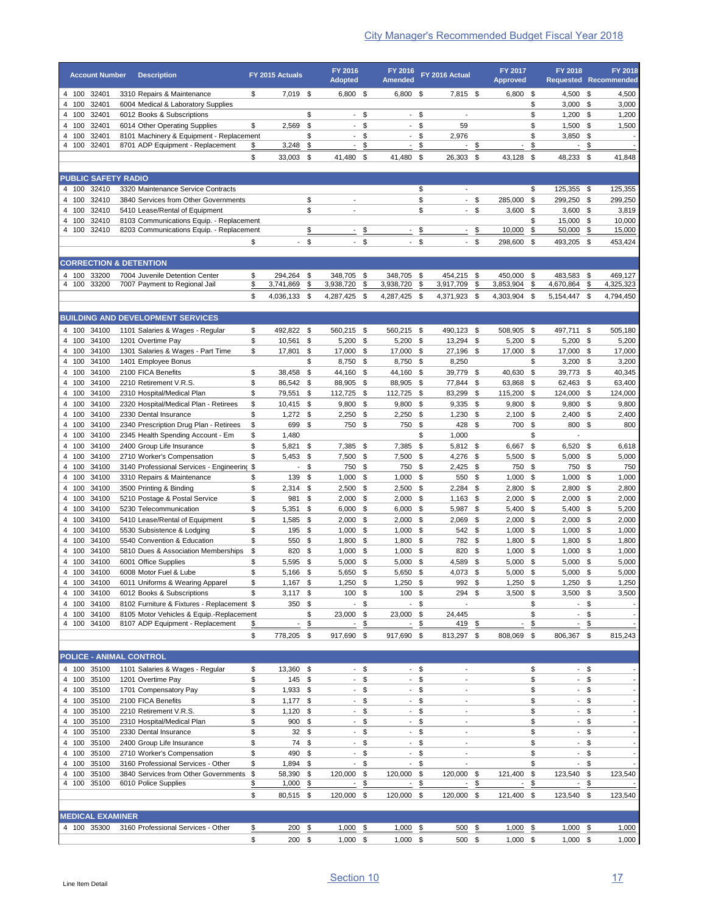| Account Number | Description | FY 2015 Actuals | FY 2016 Adopted | FY 2016 Amended | FY 2016 Actual | FY 2017 Approved | FY 2018 Requested | FY 2018 Recommended |
|---|---|---|---|---|---|---|---|---|
| 4 100 32401 | 3310 Repairs & Maintenance | $ 7,019 | $ 6,800 | $ 6,800 | $ 7,815 | $ 6,800 | $ 4,500 | $ 4,500 |
| 4 100 32401 | 6004 Medical & Laboratory Supplies | | | | | | $ 3,000 | $ 3,000 |
| 4 100 32401 | 6012 Books & Subscriptions | | $ - | $ - | $ - | | $ 1,200 | $ 1,200 |
| 4 100 32401 | 6014 Other Operating Supplies | $ 2,569 | $ - | $ - | $ 59 | | $ 1,500 | $ 1,500 |
| 4 100 32401 | 8101 Machinery & Equipment - Replacement | | $ - | $ - | $ 2,976 | | $ 3,850 | $ - |
| 4 100 32401 | 8701 ADP Equipment - Replacement | $ 3,248 | $ - | $ - | $ - | $ - | $ - | $ - |
| | | $ 33,003 | $ 41,480 | $ 41,480 | $ 26,303 | $ 43,128 | $ 48,233 | $ 41,848 |
| **PUBLIC SAFETY RADIO** | | | | | | | | |
| 4 100 32410 | 3320 Maintenance Service Contracts | | | | $ - | | $ 125,355 | $ 125,355 |
| 4 100 32410 | 3840 Services from Other Governments | | $ - | | $ - | $ 285,000 | $ 299,250 | $ 299,250 |
| 4 100 32410 | 5410 Lease/Rental of Equipment | | $ - | | $ - | $ 3,600 | $ 3,600 | $ 3,819 |
| 4 100 32410 | 8103 Communications Equip. - Replacement | | | | | | $ 15,000 | $ 10,000 |
| 4 100 32410 | 8203 Communications Equip. - Replacement | | $ - | $ - | $ - | $ 10,000 | $ 50,000 | $ 15,000 |
| | | $ - | $ - | $ - | $ - | $ 298,600 | $ 493,205 | $ 453,424 |
| **CORRECTION & DETENTION** | | | | | | | | |
| 4 100 33200 | 7004 Juvenile Detention Center | $ 294,264 | $ 348,705 | $ 348,705 | $ 454,215 | $ 450,000 | $ 483,583 | $ 469,127 |
| 4 100 33200 | 7007 Payment to Regional Jail | $ 3,741,869 | $ 3,938,720 | $ 3,938,720 | $ 3,917,709 | $ 3,853,904 | $ 4,670,864 | $ 4,325,323 |
| | | $ 4,036,133 | $ 4,287,425 | $ 4,287,425 | $ 4,371,923 | $ 4,303,904 | $ 5,154,447 | $ 4,794,450 |
| **BUILDING AND DEVELOPMENT SERVICES** | | | | | | | | |
| 4 100 34100 | 1101 Salaries & Wages - Regular | $ 492,822 | $ 560,215 | $ 560,215 | $ 490,123 | $ 508,905 | $ 497,711 | $ 505,180 |
| 4 100 34100 | 1201 Overtime Pay | $ 10,561 | $ 5,200 | $ 5,200 | $ 13,294 | $ 5,200 | $ 5,200 | $ 5,200 |
| 4 100 34100 | 1301 Salaries & Wages - Part Time | $ 17,801 | $ 17,000 | $ 17,000 | $ 27,196 | $ 17,000 | $ 17,000 | $ 17,000 |
| 4 100 34100 | 1401 Employee Bonus | | $ 8,750 | $ 8,750 | $ 8,250 | | $ 3,200 | $ 3,200 |
| 4 100 34100 | 2100 FICA Benefits | $ 38,458 | $ 44,160 | $ 44,160 | $ 39,779 | $ 40,630 | $ 39,773 | $ 40,345 |
| 4 100 34100 | 2210 Retirement V.R.S. | $ 86,542 | $ 88,905 | $ 88,905 | $ 77,844 | $ 63,868 | $ 62,463 | $ 63,400 |
| 4 100 34100 | 2310 Hospital/Medical Plan | $ 79,551 | $ 112,725 | $ 112,725 | $ 83,299 | $ 115,200 | $ 124,000 | $ 124,000 |
| 4 100 34100 | 2320 Hospital/Medical Plan - Retirees | $ 10,415 | $ 9,800 | $ 9,800 | $ 9,335 | $ 9,800 | $ 9,800 | $ 9,800 |
| 4 100 34100 | 2330 Dental Insurance | $ 1,272 | $ 2,250 | $ 2,250 | $ 1,230 | $ 2,100 | $ 2,400 | $ 2,400 |
| 4 100 34100 | 2340 Prescription Drug Plan - Retirees | $ 699 | $ 750 | $ 750 | $ 428 | $ 700 | $ 800 | $ 800 |
| 4 100 34100 | 2345 Health Spending Account - Em | $ 1,480 | | | $ 1,000 | | $ - | |
| 4 100 34100 | 2400 Group Life Insurance | $ 5,821 | $ 7,385 | $ 7,385 | $ 5,812 | $ 6,667 | $ 6,520 | $ 6,618 |
| 4 100 34100 | 2710 Worker's Compensation | $ 5,453 | $ 7,500 | $ 7,500 | $ 4,276 | $ 5,500 | $ 5,000 | $ 5,000 |
| 4 100 34100 | 3140 Professional Services - Engineering | $ - | $ 750 | $ 750 | $ 2,425 | $ 750 | $ 750 | $ 750 |
| 4 100 34100 | 3310 Repairs & Maintenance | $ 139 | $ 1,000 | $ 1,000 | $ 550 | $ 1,000 | $ 1,000 | $ 1,000 |
| 4 100 34100 | 3500 Printing & Binding | $ 2,314 | $ 2,500 | $ 2,500 | $ 2,284 | $ 2,800 | $ 2,800 | $ 2,800 |
| 4 100 34100 | 5210 Postage & Postal Service | $ 981 | $ 2,000 | $ 2,000 | $ 1,163 | $ 2,000 | $ 2,000 | $ 2,000 |
| 4 100 34100 | 5230 Telecommunication | $ 5,351 | $ 6,000 | $ 6,000 | $ 5,987 | $ 5,400 | $ 5,400 | $ 5,200 |
| 4 100 34100 | 5410 Lease/Rental of Equipment | $ 1,585 | $ 2,000 | $ 2,000 | $ 2,069 | $ 2,000 | $ 2,000 | $ 2,000 |
| 4 100 34100 | 5530 Subsistence & Lodging | $ 195 | $ 1,000 | $ 1,000 | $ 542 | $ 1,000 | $ 1,000 | $ 1,000 |
| 4 100 34100 | 5540 Convention & Education | $ 550 | $ 1,800 | $ 1,800 | $ 782 | $ 1,800 | $ 1,800 | $ 1,800 |
| 4 100 34100 | 5810 Dues & Association Memberships | $ 820 | $ 1,000 | $ 1,000 | $ 820 | $ 1,000 | $ 1,000 | $ 1,000 |
| 4 100 34100 | 6001 Office Supplies | $ 5,595 | $ 5,000 | $ 5,000 | $ 4,589 | $ 5,000 | $ 5,000 | $ 5,000 |
| 4 100 34100 | 6008 Motor Fuel & Lube | $ 5,166 | $ 5,650 | $ 5,650 | $ 4,073 | $ 5,000 | $ 5,000 | $ 5,000 |
| 4 100 34100 | 6011 Uniforms & Wearing Apparel | $ 1,167 | $ 1,250 | $ 1,250 | $ 992 | $ 1,250 | $ 1,250 | $ 1,250 |
| 4 100 34100 | 6012 Books & Subscriptions | $ 3,117 | $ 100 | $ 100 | $ 294 | $ 3,500 | $ 3,500 | $ 3,500 |
| 4 100 34100 | 8102 Furniture & Fixtures - Replacement | $ 350 | $ - | $ - | $ - | | $ - | $ - |
| 4 100 34100 | 8105 Motor Vehicles & Equip.-Replacement | | $ 23,000 | $ 23,000 | $ 24,445 | | $ - | $ - |
| 4 100 34100 | 8107 ADP Equipment - Replacement | $ - | $ - | $ - | $ 419 | $ - | $ - | $ - |
| | | $ 778,205 | $ 917,690 | $ 917,690 | $ 813,297 | $ 808,069 | $ 806,367 | $ 815,243 |
| **POLICE - ANIMAL CONTROL** | | | | | | | | |
| 4 100 35100 | 1101 Salaries & Wages - Regular | $ 13,360 | $ - | $ - | $ - | | $ - | $ - |
| 4 100 35100 | 1201 Overtime Pay | $ 145 | $ - | $ - | $ - | | $ - | $ - |
| 4 100 35100 | 1701 Compensatory Pay | $ 1,933 | $ - | $ - | $ - | | $ - | $ - |
| 4 100 35100 | 2100 FICA Benefits | $ 1,177 | $ - | $ - | $ - | | $ - | $ - |
| 4 100 35100 | 2210 Retirement V.R.S. | $ 1,120 | $ - | $ - | $ - | | $ - | $ - |
| 4 100 35100 | 2310 Hospital/Medical Plan | $ 900 | $ - | $ - | $ - | | $ - | $ - |
| 4 100 35100 | 2330 Dental Insurance | $ 32 | $ - | $ - | $ - | | $ - | $ - |
| 4 100 35100 | 2400 Group Life Insurance | $ 74 | $ - | $ - | $ - | | $ - | $ - |
| 4 100 35100 | 2710 Worker's Compensation | $ 490 | $ - | $ - | $ - | | $ - | $ - |
| 4 100 35100 | 3160 Professional Services - Other | $ 1,894 | $ - | $ - | $ - | | $ - | $ - |
| 4 100 35100 | 3840 Services from Other Governments | $ 58,390 | $ 120,000 | $ 120,000 | $ 120,000 | $ 121,400 | $ 123,540 | $ 123,540 |
| 4 100 35100 | 6010 Police Supplies | $ 1,000 | $ - | $ - | $ - | $ - | $ - | $ - |
| | | $ 80,515 | $ 120,000 | $ 120,000 | $ 120,000 | $ 121,400 | $ 123,540 | $ 123,540 |
| **MEDICAL EXAMINER** | | | | | | | | |
| 4 100 35300 | 3160 Professional Services - Other | $ 200 | $ 1,000 | $ 1,000 | $ 500 | $ 1,000 | $ 1,000 | $ 1,000 |
| | | $ 200 | $ 1,000 | $ 1,000 | $ 500 | $ 1,000 | $ 1,000 | $ 1,000 |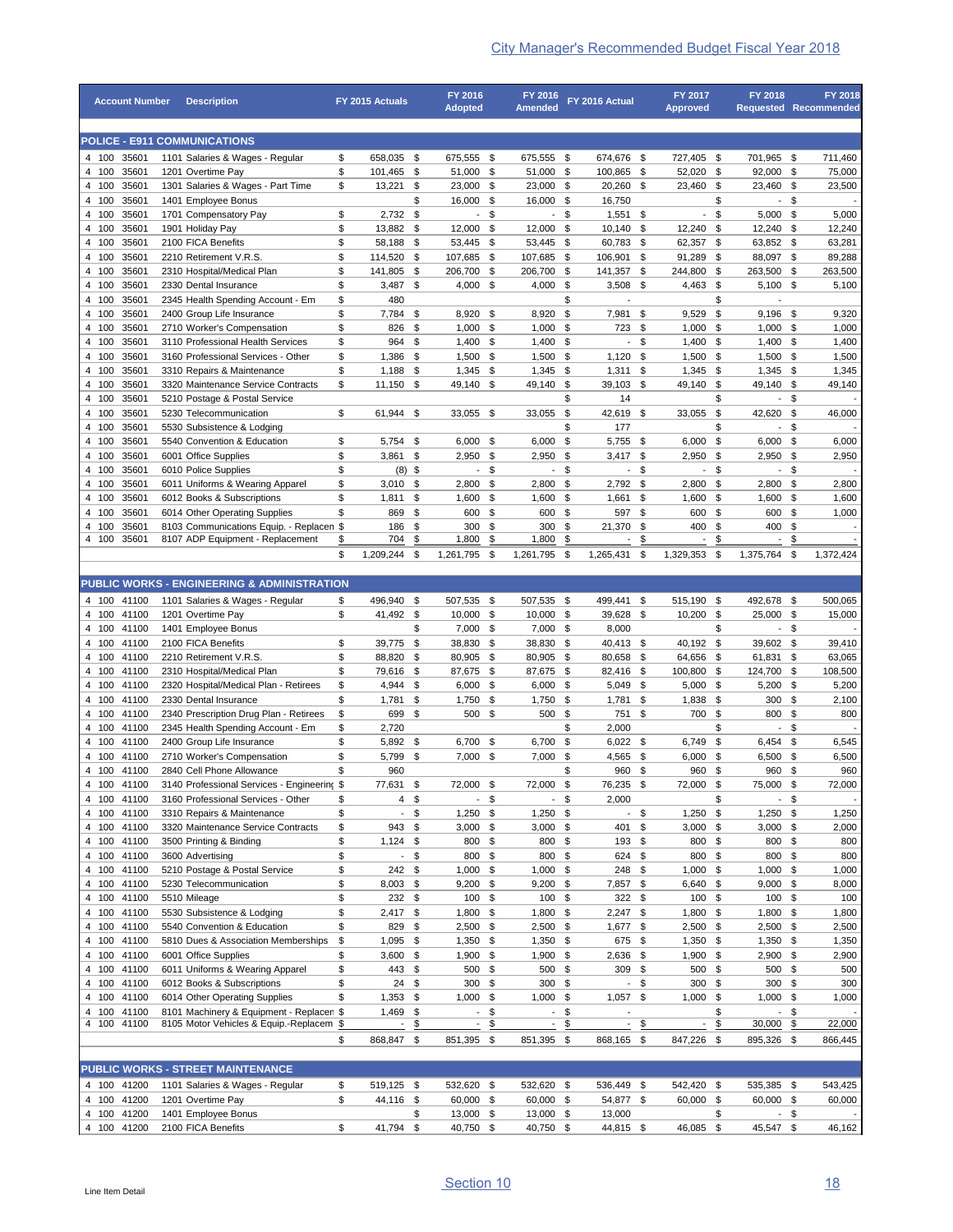| Account Number | Description | FY 2015 Actuals | FY 2016 Adopted | FY 2016 Amended | FY 2016 Actual | FY 2017 Approved | FY 2018 Requested | FY 2018 Recommended |
|---|---|---|---|---|---|---|---|---|
| **POLICE - E911 COMMUNICATIONS** | | | | | | | | |
| 4 100 35601 | 1101 Salaries & Wages - Regular | $ 658,035 | $ 675,555 | $ 675,555 | $ 674,676 | $ 727,405 | $ 701,965 | $ 711,460 |
| 4 100 35601 | 1201 Overtime Pay | $ 101,465 | $ 51,000 | $ 51,000 | $ 100,865 | $ 52,020 | $ 92,000 | $ 75,000 |
| 4 100 35601 | 1301 Salaries & Wages - Part Time | $ 13,221 | $ 23,000 | $ 23,000 | $ 20,260 | $ 23,460 | $ 23,460 | $ 23,500 |
| 4 100 35601 | 1401 Employee Bonus | | $ 16,000 | $ 16,000 | $ 16,750 | | $ - | $ - |
| 4 100 35601 | 1701 Compensatory Pay | $ 2,732 | $ - | $ - | $ 1,551 | $ - | $ 5,000 | $ 5,000 |
| 4 100 35601 | 1901 Holiday Pay | $ 13,882 | $ 12,000 | $ 12,000 | $ 10,140 | $ 12,240 | $ 12,240 | $ 12,240 |
| 4 100 35601 | 2100 FICA Benefits | $ 58,188 | $ 53,445 | $ 53,445 | $ 60,783 | $ 62,357 | $ 63,852 | $ 63,281 |
| 4 100 35601 | 2210 Retirement V.R.S. | $ 114,520 | $ 107,685 | $ 107,685 | $ 106,901 | $ 91,289 | $ 88,097 | $ 89,288 |
| 4 100 35601 | 2310 Hospital/Medical Plan | $ 141,805 | $ 206,700 | $ 206,700 | $ 141,357 | $ 244,800 | $ 263,500 | $ 263,500 |
| 4 100 35601 | 2330 Dental Insurance | $ 3,487 | $ 4,000 | $ 4,000 | $ 3,508 | $ 4,463 | $ 5,100 | $ 5,100 |
| 4 100 35601 | 2345 Health Spending Account - Em | $ 480 | | | $ - | | $ - | |
| 4 100 35601 | 2400 Group Life Insurance | $ 7,784 | $ 8,920 | $ 8,920 | $ 7,981 | $ 9,529 | $ 9,196 | $ 9,320 |
| 4 100 35601 | 2710 Worker's Compensation | $ 826 | $ 1,000 | $ 1,000 | $ 723 | $ 1,000 | $ 1,000 | $ 1,000 |
| 4 100 35601 | 3110 Professional Health Services | $ 964 | $ 1,400 | $ 1,400 | $ - | $ 1,400 | $ 1,400 | $ 1,400 |
| 4 100 35601 | 3160 Professional Services - Other | $ 1,386 | $ 1,500 | $ 1,500 | $ 1,120 | $ 1,500 | $ 1,500 | $ 1,500 |
| 4 100 35601 | 3310 Repairs & Maintenance | $ 1,188 | $ 1,345 | $ 1,345 | $ 1,311 | $ 1,345 | $ 1,345 | $ 1,345 |
| 4 100 35601 | 3320 Maintenance Service Contracts | $ 11,150 | $ 49,140 | $ 49,140 | $ 39,103 | $ 49,140 | $ 49,140 | $ 49,140 |
| 4 100 35601 | 5210 Postage & Postal Service | | | | $ 14 | | $ - | $ - |
| 4 100 35601 | 5230 Telecommunication | $ 61,944 | $ 33,055 | $ 33,055 | $ 42,619 | $ 33,055 | $ 42,620 | $ 46,000 |
| 4 100 35601 | 5530 Subsistence & Lodging | | | | $ 177 | | $ - | $ - |
| 4 100 35601 | 5540 Convention & Education | $ 5,754 | $ 6,000 | $ 6,000 | $ 5,755 | $ 6,000 | $ 6,000 | $ 6,000 |
| 4 100 35601 | 6001 Office Supplies | $ 3,861 | $ 2,950 | $ 2,950 | $ 3,417 | $ 2,950 | $ 2,950 | $ 2,950 |
| 4 100 35601 | 6010 Police Supplies | $ (8) | $ - | $ - | $ - | $ - | $ - | $ - |
| 4 100 35601 | 6011 Uniforms & Wearing Apparel | $ 3,010 | $ 2,800 | $ 2,800 | $ 2,792 | $ 2,800 | $ 2,800 | $ 2,800 |
| 4 100 35601 | 6012 Books & Subscriptions | $ 1,811 | $ 1,600 | $ 1,600 | $ 1,661 | $ 1,600 | $ 1,600 | $ 1,600 |
| 4 100 35601 | 6014 Other Operating Supplies | $ 869 | $ 600 | $ 600 | $ 597 | $ 600 | $ 600 | $ 1,000 |
| 4 100 35601 | 8103 Communications Equip. - Replacen | $ 186 | $ 300 | $ 300 | $ 21,370 | $ 400 | $ 400 | $ - |
| 4 100 35601 | 8107 ADP Equipment - Replacement | $ 704 | $ 1,800 | $ 1,800 | $ - | $ - | $ - | $ - |
| | | $ 1,209,244 | $ 1,261,795 | $ 1,261,795 | $ 1,265,431 | $ 1,329,353 | $ 1,375,764 | $ 1,372,424 |
| **PUBLIC WORKS - ENGINEERING & ADMINISTRATION** | | | | | | | | |
| 4 100 41100 | 1101 Salaries & Wages - Regular | $ 496,940 | $ 507,535 | $ 507,535 | $ 499,441 | $ 515,190 | $ 492,678 | $ 500,065 |
| 4 100 41100 | 1201 Overtime Pay | $ 41,492 | $ 10,000 | $ 10,000 | $ 39,628 | $ 10,200 | $ 25,000 | $ 15,000 |
| 4 100 41100 | 1401 Employee Bonus | | $ 7,000 | $ 7,000 | $ 8,000 | | $ - | $ - |
| 4 100 41100 | 2100 FICA Benefits | $ 39,775 | $ 38,830 | $ 38,830 | $ 40,413 | $ 40,192 | $ 39,602 | $ 39,410 |
| 4 100 41100 | 2210 Retirement V.R.S. | $ 88,820 | $ 80,905 | $ 80,905 | $ 80,658 | $ 64,656 | $ 61,831 | $ 63,065 |
| 4 100 41100 | 2310 Hospital/Medical Plan | $ 79,616 | $ 87,675 | $ 87,675 | $ 82,416 | $ 100,800 | $ 124,700 | $ 108,500 |
| 4 100 41100 | 2320 Hospital/Medical Plan - Retirees | $ 4,944 | $ 6,000 | $ 6,000 | $ 5,049 | $ 5,000 | $ 5,200 | $ 5,200 |
| 4 100 41100 | 2330 Dental Insurance | $ 1,781 | $ 1,750 | $ 1,750 | $ 1,781 | $ 1,838 | $ 300 | $ 2,100 |
| 4 100 41100 | 2340 Prescription Drug Plan - Retirees | $ 699 | $ 500 | $ 500 | $ 751 | $ 700 | $ 800 | $ 800 |
| 4 100 41100 | 2345 Health Spending Account - Em | $ 2,720 | | | $ 2,000 | | $ - | $ - |
| 4 100 41100 | 2400 Group Life Insurance | $ 5,892 | $ 6,700 | $ 6,700 | $ 6,022 | $ 6,749 | $ 6,454 | $ 6,545 |
| 4 100 41100 | 2710 Worker's Compensation | $ 5,799 | $ 7,000 | $ 7,000 | $ 4,565 | $ 6,000 | $ 6,500 | $ 6,500 |
| 4 100 41100 | 2840 Cell Phone Allowance | $ 960 | | | $ 960 | $ 960 | $ 960 | $ 960 |
| 4 100 41100 | 3140 Professional Services - Engineering | $ 77,631 | $ 72,000 | $ 72,000 | $ 76,235 | $ 72,000 | $ 75,000 | $ 72,000 |
| 4 100 41100 | 3160 Professional Services - Other | $ 4 | $ - | $ - | $ 2,000 | | $ - | $ - |
| 4 100 41100 | 3310 Repairs & Maintenance | $ - | $ 1,250 | $ 1,250 | $ - | $ 1,250 | $ 1,250 | $ 1,250 |
| 4 100 41100 | 3320 Maintenance Service Contracts | $ 943 | $ 3,000 | $ 3,000 | $ 401 | $ 3,000 | $ 3,000 | $ 2,000 |
| 4 100 41100 | 3500 Printing & Binding | $ 1,124 | $ 800 | $ 800 | $ 193 | $ 800 | $ 800 | $ 800 |
| 4 100 41100 | 3600 Advertising | $ - | $ 800 | $ 800 | $ 624 | $ 800 | $ 800 | $ 800 |
| 4 100 41100 | 5210 Postage & Postal Service | $ 242 | $ 1,000 | $ 1,000 | $ 248 | $ 1,000 | $ 1,000 | $ 1,000 |
| 4 100 41100 | 5230 Telecommunication | $ 8,003 | $ 9,200 | $ 9,200 | $ 7,857 | $ 6,640 | $ 9,000 | $ 8,000 |
| 4 100 41100 | 5510 Mileage | $ 232 | $ 100 | $ 100 | $ 322 | $ 100 | $ 100 | $ 100 |
| 4 100 41100 | 5530 Subsistence & Lodging | $ 2,417 | $ 1,800 | $ 1,800 | $ 2,247 | $ 1,800 | $ 1,800 | $ 1,800 |
| 4 100 41100 | 5540 Convention & Education | $ 829 | $ 2,500 | $ 2,500 | $ 1,677 | $ 2,500 | $ 2,500 | $ 2,500 |
| 4 100 41100 | 5810 Dues & Association Memberships | $ 1,095 | $ 1,350 | $ 1,350 | $ 675 | $ 1,350 | $ 1,350 | $ 1,350 |
| 4 100 41100 | 6001 Office Supplies | $ 3,600 | $ 1,900 | $ 1,900 | $ 2,636 | $ 1,900 | $ 2,900 | $ 2,900 |
| 4 100 41100 | 6011 Uniforms & Wearing Apparel | $ 443 | $ 500 | $ 500 | $ 309 | $ 500 | $ 500 | $ 500 |
| 4 100 41100 | 6012 Books & Subscriptions | $ 24 | $ 300 | $ 300 | $ - | $ 300 | $ 300 | $ 300 |
| 4 100 41100 | 6014 Other Operating Supplies | $ 1,353 | $ 1,000 | $ 1,000 | $ 1,057 | $ 1,000 | $ 1,000 | $ 1,000 |
| 4 100 41100 | 8101 Machinery & Equipment - Replacen | $ 1,469 | $ - | $ - | $ - | | $ - | $ - |
| 4 100 41100 | 8105 Motor Vehicles & Equip.-Replacem | $ - | $ - | $ - | $ - | $ - | $ 30,000 | $ 22,000 |
| | | $ 868,847 | $ 851,395 | $ 851,395 | $ 868,165 | $ 847,226 | $ 895,326 | $ 866,445 |
| **PUBLIC WORKS - STREET MAINTENANCE** | | | | | | | | |
| 4 100 41200 | 1101 Salaries & Wages - Regular | $ 519,125 | $ 532,620 | $ 532,620 | $ 536,449 | $ 542,420 | $ 535,385 | $ 543,425 |
| 4 100 41200 | 1201 Overtime Pay | $ 44,116 | $ 60,000 | $ 60,000 | $ 54,877 | $ 60,000 | $ 60,000 | $ 60,000 |
| 4 100 41200 | 1401 Employee Bonus | | $ 13,000 | $ 13,000 | $ 13,000 | | $ - | $ - |
| 4 100 41200 | 2100 FICA Benefits | $ 41,794 | $ 40,750 | $ 40,750 | $ 44,815 | $ 46,085 | $ 45,547 | $ 46,162 |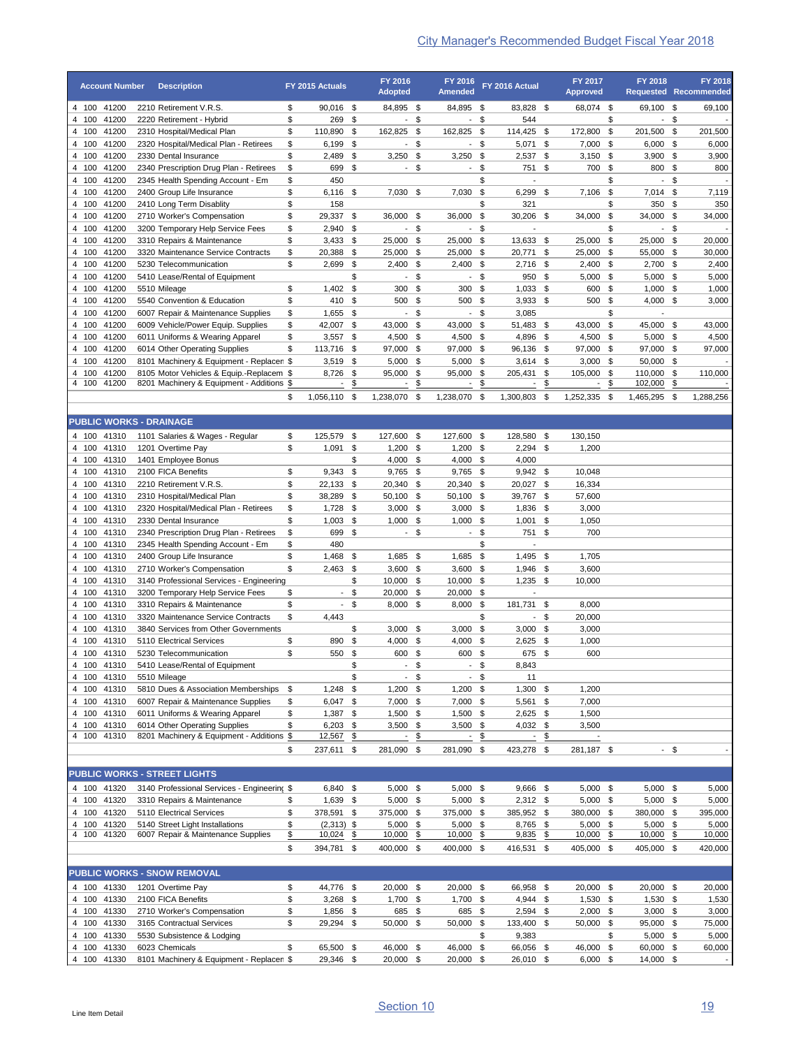| Account Number | Description | FY 2015 Actuals | FY 2016 Adopted | FY 2016 Amended | FY 2016 Actual | FY 2017 Approved | FY 2018 Requested | FY 2018 Recommended |
|---|---|---|---|---|---|---|---|---|
| 4 100 41200 | 2210 Retirement V.R.S. | $ 90,016 | $ 84,895 | $ 84,895 | $ 83,828 | $ 68,074 | $ 69,100 | $ 69,100 |
| 4 100 41200 | 2220 Retirement - Hybrid | $ 269 | $ - | $ - | $ 544 | | $ - | $ - |
| 4 100 41200 | 2310 Hospital/Medical Plan | $ 110,890 | $ 162,825 | $ 162,825 | $ 114,425 | $ 172,800 | $ 201,500 | $ 201,500 |
| 4 100 41200 | 2320 Hospital/Medical Plan - Retirees | $ 6,199 | $ - | $ - | $ 5,071 | $ 7,000 | $ 6,000 | $ 6,000 |
| 4 100 41200 | 2330 Dental Insurance | $ 2,489 | $ 3,250 | $ 3,250 | $ 2,537 | $ 3,150 | $ 3,900 | $ 3,900 |
| 4 100 41200 | 2340 Prescription Drug Plan - Retirees | $ 699 | $ - | $ - | $ 751 | $ 700 | $ 800 | $ 800 |
| 4 100 41200 | 2345 Health Spending Account - Em | $ 450 | | | $ - | | $ - | $ - |
| 4 100 41200 | 2400 Group Life Insurance | $ 6,116 | $ 7,030 | $ 7,030 | $ 6,299 | $ 7,106 | $ 7,014 | $ 7,119 |
| 4 100 41200 | 2410 Long Term Disablity | $ 158 | | | $ 321 | | $ 350 | $ 350 |
| 4 100 41200 | 2710 Worker's Compensation | $ 29,337 | $ 36,000 | $ 36,000 | $ 30,206 | $ 34,000 | $ 34,000 | $ 34,000 |
| 4 100 41200 | 3200 Temporary Help Service Fees | $ 2,940 | $ - | $ - | $ - | | $ - | $ - |
| 4 100 41200 | 3310 Repairs & Maintenance | $ 3,433 | $ 25,000 | $ 25,000 | $ 13,633 | $ 25,000 | $ 25,000 | $ 20,000 |
| 4 100 41200 | 3320 Maintenance Service Contracts | $ 20,388 | $ 25,000 | $ 25,000 | $ 20,771 | $ 25,000 | $ 55,000 | $ 30,000 |
| 4 100 41200 | 5230 Telecommunication | $ 2,699 | $ 2,400 | $ 2,400 | $ 2,716 | $ 2,400 | $ 2,700 | $ 2,400 |
| 4 100 41200 | 5410 Lease/Rental of Equipment | | $ - | $ - | $ 950 | $ 5,000 | $ 5,000 | $ 5,000 |
| 4 100 41200 | 5510 Mileage | $ 1,402 | $ 300 | $ 300 | $ 1,033 | $ 600 | $ 1,000 | $ 1,000 |
| 4 100 41200 | 5540 Convention & Education | $ 410 | $ 500 | $ 500 | $ 3,933 | $ 500 | $ 4,000 | $ 3,000 |
| 4 100 41200 | 6007 Repair & Maintenance Supplies | $ 1,655 | $ - | $ - | $ 3,085 | | $ - | |
| 4 100 41200 | 6009 Vehicle/Power Equip. Supplies | $ 42,007 | $ 43,000 | $ 43,000 | $ 51,483 | $ 43,000 | $ 45,000 | $ 43,000 |
| 4 100 41200 | 6011 Uniforms & Wearing Apparel | $ 3,557 | $ 4,500 | $ 4,500 | $ 4,896 | $ 4,500 | $ 5,000 | $ 4,500 |
| 4 100 41200 | 6014 Other Operating Supplies | $ 113,716 | $ 97,000 | $ 97,000 | $ 96,136 | $ 97,000 | $ 97,000 | $ 97,000 |
| 4 100 41200 | 8101 Machinery & Equipment - Replacen | $ 3,519 | $ 5,000 | $ 5,000 | $ 3,614 | $ 3,000 | $ 50,000 | $ - |
| 4 100 41200 | 8105 Motor Vehicles & Equip.-Replacem | $ 8,726 | $ 95,000 | $ 95,000 | $ 205,431 | $ 105,000 | $ 110,000 | $ 110,000 |
| 4 100 41200 | 8201 Machinery & Equipment - Additions | $ - | $ - | $ - | $ - | $ - | $ 102,000 | $ - |
| | | $ 1,056,110 | $ 1,238,070 | $ 1,238,070 | $ 1,300,803 | $ 1,252,335 | $ 1,465,295 | $ 1,288,256 |
| **PUBLIC WORKS - DRAINAGE** | | | | | | | | |
| 4 100 41310 | 1101 Salaries & Wages - Regular | $ 125,579 | $ 127,600 | $ 127,600 | $ 128,580 | $ 130,150 | | |
| 4 100 41310 | 1201 Overtime Pay | $ 1,091 | $ 1,200 | $ 1,200 | $ 2,294 | $ 1,200 | | |
| 4 100 41310 | 1401 Employee Bonus | | $ 4,000 | $ 4,000 | $ 4,000 | | | |
| 4 100 41310 | 2100 FICA Benefits | $ 9,343 | $ 9,765 | $ 9,765 | $ 9,942 | $ 10,048 | | |
| 4 100 41310 | 2210 Retirement V.R.S. | $ 22,133 | $ 20,340 | $ 20,340 | $ 20,027 | $ 16,334 | | |
| 4 100 41310 | 2310 Hospital/Medical Plan | $ 38,289 | $ 50,100 | $ 50,100 | $ 39,767 | $ 57,600 | | |
| 4 100 41310 | 2320 Hospital/Medical Plan - Retirees | $ 1,728 | $ 3,000 | $ 3,000 | $ 1,836 | $ 3,000 | | |
| 4 100 41310 | 2330 Dental Insurance | $ 1,003 | $ 1,000 | $ 1,000 | $ 1,001 | $ 1,050 | | |
| 4 100 41310 | 2340 Prescription Drug Plan - Retirees | $ 699 | $ - | $ - | $ 751 | $ 700 | | |
| 4 100 41310 | 2345 Health Spending Account - Em | $ 480 | | | $ - | | | |
| 4 100 41310 | 2400 Group Life Insurance | $ 1,468 | $ 1,685 | $ 1,685 | $ 1,495 | $ 1,705 | | |
| 4 100 41310 | 2710 Worker's Compensation | $ 2,463 | $ 3,600 | $ 3,600 | $ 1,946 | $ 3,600 | | |
| 4 100 41310 | 3140 Professional Services - Engineering | | $ 10,000 | $ 10,000 | $ 1,235 | $ 10,000 | | |
| 4 100 41310 | 3200 Temporary Help Service Fees | $ - | $ 20,000 | $ 20,000 | $ - | | | |
| 4 100 41310 | 3310 Repairs & Maintenance | $ - | $ 8,000 | $ 8,000 | $ 181,731 | $ 8,000 | | |
| 4 100 41310 | 3320 Maintenance Service Contracts | $ 4,443 | | | $ - | $ 20,000 | | |
| 4 100 41310 | 3840 Services from Other Governments | | $ 3,000 | $ 3,000 | $ 3,000 | $ 3,000 | | |
| 4 100 41310 | 5110 Electrical Services | $ 890 | $ 4,000 | $ 4,000 | $ 2,625 | $ 1,000 | | |
| 4 100 41310 | 5230 Telecommunication | $ 550 | $ 600 | $ 600 | $ 675 | $ 600 | | |
| 4 100 41310 | 5410 Lease/Rental of Equipment | | $ - | $ - | $ 8,843 | | | |
| 4 100 41310 | 5510 Mileage | | $ - | $ - | $ 11 | | | |
| 4 100 41310 | 5810 Dues & Association Memberships | $ 1,248 | $ 1,200 | $ 1,200 | $ 1,300 | $ 1,200 | | |
| 4 100 41310 | 6007 Repair & Maintenance Supplies | $ 6,047 | $ 7,000 | $ 7,000 | $ 5,561 | $ 7,000 | | |
| 4 100 41310 | 6011 Uniforms & Wearing Apparel | $ 1,387 | $ 1,500 | $ 1,500 | $ 2,625 | $ 1,500 | | |
| 4 100 41310 | 6014 Other Operating Supplies | $ 6,203 | $ 3,500 | $ 3,500 | $ 4,032 | $ 3,500 | | |
| 4 100 41310 | 8201 Machinery & Equipment - Additions | $ 12,567 | $ - | $ - | $ - | $ - | | |
| | | $ 237,611 | $ 281,090 | $ 281,090 | $ 423,278 | $ 281,187 | $ - | $ - |
| **PUBLIC WORKS - STREET LIGHTS** | | | | | | | | |
| 4 100 41320 | 3140 Professional Services - Engineering | $ 6,840 | $ 5,000 | $ 5,000 | $ 9,666 | $ 5,000 | $ 5,000 | $ 5,000 |
| 4 100 41320 | 3310 Repairs & Maintenance | $ 1,639 | $ 5,000 | $ 5,000 | $ 2,312 | $ 5,000 | $ 5,000 | $ 5,000 |
| 4 100 41320 | 5110 Electrical Services | $ 378,591 | $ 375,000 | $ 375,000 | $ 385,952 | $ 380,000 | $ 380,000 | $ 395,000 |
| 4 100 41320 | 5140 Street Light Installations | $ (2,313) | $ 5,000 | $ 5,000 | $ 8,765 | $ 5,000 | $ 5,000 | $ 5,000 |
| 4 100 41320 | 6007 Repair & Maintenance Supplies | $ 10,024 | $ 10,000 | $ 10,000 | $ 9,835 | $ 10,000 | $ 10,000 | $ 10,000 |
| | | $ 394,781 | $ 400,000 | $ 400,000 | $ 416,531 | $ 405,000 | $ 405,000 | $ 420,000 |
| **PUBLIC WORKS - SNOW REMOVAL** | | | | | | | | |
| 4 100 41330 | 1201 Overtime Pay | $ 44,776 | $ 20,000 | $ 20,000 | $ 66,958 | $ 20,000 | $ 20,000 | $ 20,000 |
| 4 100 41330 | 2100 FICA Benefits | $ 3,268 | $ 1,700 | $ 1,700 | $ 4,944 | $ 1,530 | $ 1,530 | $ 1,530 |
| 4 100 41330 | 2710 Worker's Compensation | $ 1,856 | $ 685 | $ 685 | $ 2,594 | $ 2,000 | $ 3,000 | $ 3,000 |
| 4 100 41330 | 3165 Contractual Services | $ 29,294 | $ 50,000 | $ 50,000 | $ 133,400 | $ 50,000 | $ 95,000 | $ 75,000 |
| 4 100 41330 | 5530 Subsistence & Lodging | | | | $ 9,383 | | $ 5,000 | $ 5,000 |
| 4 100 41330 | 6023 Chemicals | $ 65,500 | $ 46,000 | $ 46,000 | $ 66,056 | $ 46,000 | $ 60,000 | $ 60,000 |
| 4 100 41330 | 8101 Machinery & Equipment - Replacen | $ 29,346 | $ 20,000 | $ 20,000 | $ 26,010 | $ 6,000 | $ 14,000 | $ - |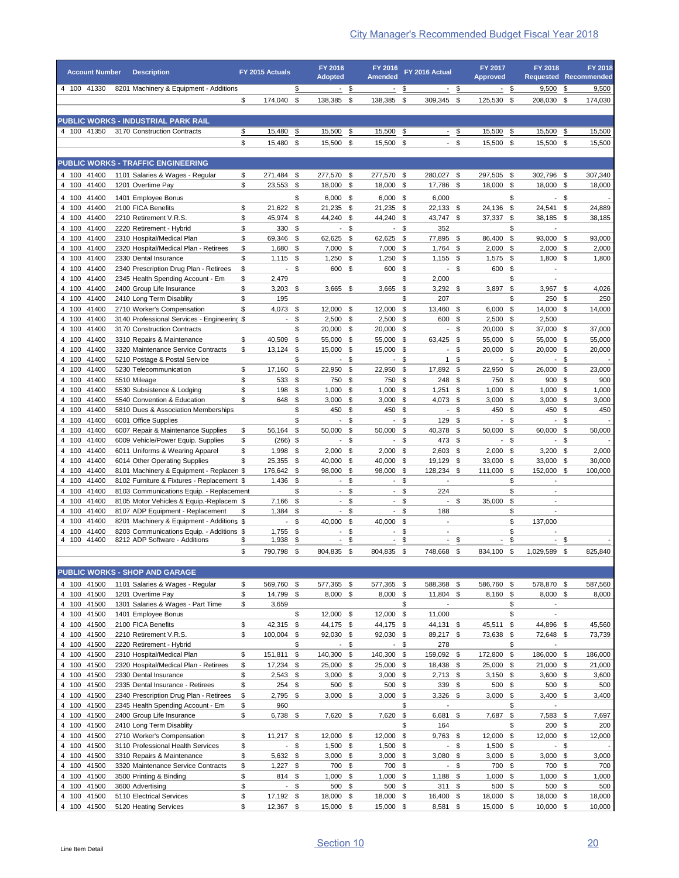| Account Number | Description | FY 2015 Actuals | FY 2016 Adopted | FY 2016 Amended | FY 2016 Actual | FY 2017 Approved | FY 2018 Requested | FY 2018 Recommended |
|---|---|---|---|---|---|---|---|---|
| 4 100 41330 | 8201 Machinery & Equipment - Additions | | $ - | $ - | $ - | $ - | $ 9,500 | $ 9,500 |
| | | $ 174,040 | $ 138,385 | $ 138,385 | $ 309,345 | $ 125,530 | $ 208,030 | $ 174,030 |
| **PUBLIC WORKS - INDUSTRIAL PARK RAIL** | | | | | | | | |
| 4 100 41350 | 3170 Construction Contracts | $ 15,480 | $ 15,500 | $ 15,500 | $ - | $ 15,500 | $ 15,500 | $ 15,500 |
| | | $ 15,480 | $ 15,500 | $ 15,500 | $ - | $ 15,500 | $ 15,500 | $ 15,500 |
| **PUBLIC WORKS - TRAFFIC ENGINEERING** | | | | | | | | |
| 4 100 41400 | 1101 Salaries & Wages - Regular | $ 271,484 | $ 277,570 | $ 277,570 | $ 280,027 | $ 297,505 | $ 302,796 | $ 307,340 |
| 4 100 41400 | 1201 Overtime Pay | $ 23,553 | $ 18,000 | $ 18,000 | $ 17,786 | $ 18,000 | $ 18,000 | $ 18,000 |
| 4 100 41400 | 1401 Employee Bonus | | $ 6,000 | $ 6,000 | $ 6,000 | | $ - | $ - |
| 4 100 41400 | 2100 FICA Benefits | $ 21,622 | $ 21,235 | $ 21,235 | $ 22,133 | $ 24,136 | $ 24,541 | $ 24,889 |
| 4 100 41400 | 2210 Retirement V.R.S. | $ 45,974 | $ 44,240 | $ 44,240 | $ 43,747 | $ 37,337 | $ 38,185 | $ 38,185 |
| 4 100 41400 | 2220 Retirement - Hybrid | $ 330 | $ - | $ - | $ 352 | | $ - | |
| 4 100 41400 | 2310 Hospital/Medical Plan | $ 69,346 | $ 62,625 | $ 62,625 | $ 77,895 | $ 86,400 | $ 93,000 | $ 93,000 |
| 4 100 41400 | 2320 Hospital/Medical Plan - Retirees | $ 1,680 | $ 7,000 | $ 7,000 | $ 1,764 | $ 2,000 | $ 2,000 | $ 2,000 |
| 4 100 41400 | 2330 Dental Insurance | $ 1,115 | $ 1,250 | $ 1,250 | $ 1,155 | $ 1,575 | $ 1,800 | $ 1,800 |
| 4 100 41400 | 2340 Prescription Drug Plan - Retirees | $ - | $ 600 | $ 600 | $ - | $ 600 | $ - | |
| 4 100 41400 | 2345 Health Spending Account - Em | $ 2,479 | | | $ 2,000 | | $ - | |
| 4 100 41400 | 2400 Group Life Insurance | $ 3,203 | $ 3,665 | $ 3,665 | $ 3,292 | $ 3,897 | $ 3,967 | $ 4,026 |
| 4 100 41400 | 2410 Long Term Disablity | $ 195 | | | $ 207 | | $ 250 | $ 250 |
| 4 100 41400 | 2710 Worker's Compensation | $ 4,073 | $ 12,000 | $ 12,000 | $ 13,460 | $ 6,000 | $ 14,000 | $ 14,000 |
| 4 100 41400 | 3140 Professional Services - Engineering | $ - | $ 2,500 | $ 2,500 | $ 600 | $ 2,500 | $ 2,500 | |
| 4 100 41400 | 3170 Construction Contracts | | $ 20,000 | $ 20,000 | $ - | $ 20,000 | $ 37,000 | $ 37,000 |
| 4 100 41400 | 3310 Repairs & Maintenance | $ 40,509 | $ 55,000 | $ 55,000 | $ 63,425 | $ 55,000 | $ 55,000 | $ 55,000 |
| 4 100 41400 | 3320 Maintenance Service Contracts | $ 13,124 | $ 15,000 | $ 15,000 | $ - | $ 20,000 | $ 20,000 | $ 20,000 |
| 4 100 41400 | 5210 Postage & Postal Service | | $ - | $ - | $ 1 | $ - | $ - | $ - |
| 4 100 41400 | 5230 Telecommunication | $ 17,160 | $ 22,950 | $ 22,950 | $ 17,892 | $ 22,950 | $ 26,000 | $ 23,000 |
| 4 100 41400 | 5510 Mileage | $ 533 | $ 750 | $ 750 | $ 248 | $ 750 | $ 900 | $ 900 |
| 4 100 41400 | 5530 Subsistence & Lodging | $ 198 | $ 1,000 | $ 1,000 | $ 1,251 | $ 1,000 | $ 1,000 | $ 1,000 |
| 4 100 41400 | 5540 Convention & Education | $ 648 | $ 3,000 | $ 3,000 | $ 4,073 | $ 3,000 | $ 3,000 | $ 3,000 |
| 4 100 41400 | 5810 Dues & Association Memberships | | $ 450 | $ 450 | $ - | $ 450 | $ 450 | $ 450 |
| 4 100 41400 | 6001 Office Supplies | | $ - | $ - | $ 129 | $ - | $ - | $ - |
| 4 100 41400 | 6007 Repair & Maintenance Supplies | $ 56,164 | $ 50,000 | $ 50,000 | $ 40,378 | $ 50,000 | $ 60,000 | $ 50,000 |
| 4 100 41400 | 6009 Vehicle/Power Equip. Supplies | $ (266) | $ - | $ - | $ 473 | $ - | $ - | $ - |
| 4 100 41400 | 6011 Uniforms & Wearing Apparel | $ 1,998 | $ 2,000 | $ 2,000 | $ 2,603 | $ 2,000 | $ 3,200 | $ 2,000 |
| 4 100 41400 | 6014 Other Operating Supplies | $ 25,355 | $ 40,000 | $ 40,000 | $ 19,129 | $ 33,000 | $ 33,000 | $ 30,000 |
| 4 100 41400 | 8101 Machinery & Equipment - Replacem | $ 176,642 | $ 98,000 | $ 98,000 | $ 128,234 | $ 111,000 | $ 152,000 | $ 100,000 |
| 4 100 41400 | 8102 Furniture & Fixtures - Replacement | $ 1,436 | $ - | $ - | $ - | | $ - | |
| 4 100 41400 | 8103 Communications Equip. - Replacement | | $ - | $ - | $ 224 | | $ - | |
| 4 100 41400 | 8105 Motor Vehicles & Equip.-Replacem | $ 7,166 | $ - | $ - | $ - | $ 35,000 | $ - | |
| 4 100 41400 | 8107 ADP Equipment - Replacement | $ 1,384 | $ - | $ - | $ 188 | | $ - | |
| 4 100 41400 | 8201 Machinery & Equipment - Additions | $ - | $ 40,000 | $ 40,000 | $ - | | $ 137,000 | |
| 4 100 41400 | 8203 Communications Equip. - Additions | $ 1,755 | $ - | $ - | $ - | | $ - | |
| 4 100 41400 | 8212 ADP Software - Additions | $ 1,938 | $ - | $ - | $ - | $ - | $ - | $ - |
| | | $ 790,798 | $ 804,835 | $ 804,835 | $ 748,668 | $ 834,100 | $ 1,029,589 | $ 825,840 |
| **PUBLIC WORKS - SHOP AND GARAGE** | | | | | | | | |
| 4 100 41500 | 1101 Salaries & Wages - Regular | $ 569,760 | $ 577,365 | $ 577,365 | $ 588,368 | $ 586,760 | $ 578,870 | $ 587,560 |
| 4 100 41500 | 1201 Overtime Pay | $ 14,799 | $ 8,000 | $ 8,000 | $ 11,804 | $ 8,160 | $ 8,000 | $ 8,000 |
| 4 100 41500 | 1301 Salaries & Wages - Part Time | $ 3,659 | | | $ - | | $ - | |
| 4 100 41500 | 1401 Employee Bonus | | $ 12,000 | $ 12,000 | $ 11,000 | | $ - | |
| 4 100 41500 | 2100 FICA Benefits | $ 42,315 | $ 44,175 | $ 44,175 | $ 44,131 | $ 45,511 | $ 44,896 | $ 45,560 |
| 4 100 41500 | 2210 Retirement V.R.S. | $ 100,004 | $ 92,030 | $ 92,030 | $ 89,217 | $ 73,638 | $ 72,648 | $ 73,739 |
| 4 100 41500 | 2220 Retirement - Hybrid | | $ - | $ - | $ 278 | | $ - | |
| 4 100 41500 | 2310 Hospital/Medical Plan | $ 151,811 | $ 140,300 | $ 140,300 | $ 159,092 | $ 172,800 | $ 186,000 | $ 186,000 |
| 4 100 41500 | 2320 Hospital/Medical Plan - Retirees | $ 17,234 | $ 25,000 | $ 25,000 | $ 18,438 | $ 25,000 | $ 21,000 | $ 21,000 |
| 4 100 41500 | 2330 Dental Insurance | $ 2,543 | $ 3,000 | $ 3,000 | $ 2,713 | $ 3,150 | $ 3,600 | $ 3,600 |
| 4 100 41500 | 2335 Dental Insurance - Retirees | $ 254 | $ 500 | $ 500 | $ 339 | $ 500 | $ 500 | $ 500 |
| 4 100 41500 | 2340 Prescription Drug Plan - Retirees | $ 2,795 | $ 3,000 | $ 3,000 | $ 3,326 | $ 3,000 | $ 3,400 | $ 3,400 |
| 4 100 41500 | 2345 Health Spending Account - Em | $ 960 | | | $ - | | $ - | |
| 4 100 41500 | 2400 Group Life Insurance | $ 6,738 | $ 7,620 | $ 7,620 | $ 6,681 | $ 7,687 | $ 7,583 | $ 7,697 |
| 4 100 41500 | 2410 Long Term Disablity | | | | $ 164 | | $ 200 | $ 200 |
| 4 100 41500 | 2710 Worker's Compensation | $ 11,217 | $ 12,000 | $ 12,000 | $ 9,763 | $ 12,000 | $ 12,000 | $ 12,000 |
| 4 100 41500 | 3110 Professional Health Services | $ - | $ 1,500 | $ 1,500 | $ - | $ 1,500 | $ - | $ - |
| 4 100 41500 | 3310 Repairs & Maintenance | $ 5,632 | $ 3,000 | $ 3,000 | $ 3,080 | $ 3,000 | $ 3,000 | $ 3,000 |
| 4 100 41500 | 3320 Maintenance Service Contracts | $ 1,227 | $ 700 | $ 700 | $ - | $ 700 | $ 700 | $ 700 |
| 4 100 41500 | 3500 Printing & Binding | $ 814 | $ 1,000 | $ 1,000 | $ 1,188 | $ 1,000 | $ 1,000 | $ 1,000 |
| 4 100 41500 | 3600 Advertising | $ - | $ 500 | $ 500 | $ 311 | $ 500 | $ 500 | $ 500 |
| 4 100 41500 | 5110 Electrical Services | $ 17,192 | $ 18,000 | $ 18,000 | $ 16,400 | $ 18,000 | $ 18,000 | $ 18,000 |
| 4 100 41500 | 5120 Heating Services | $ 12,367 | $ 15,000 | $ 15,000 | $ 8,581 | $ 15,000 | $ 10,000 | $ 10,000 |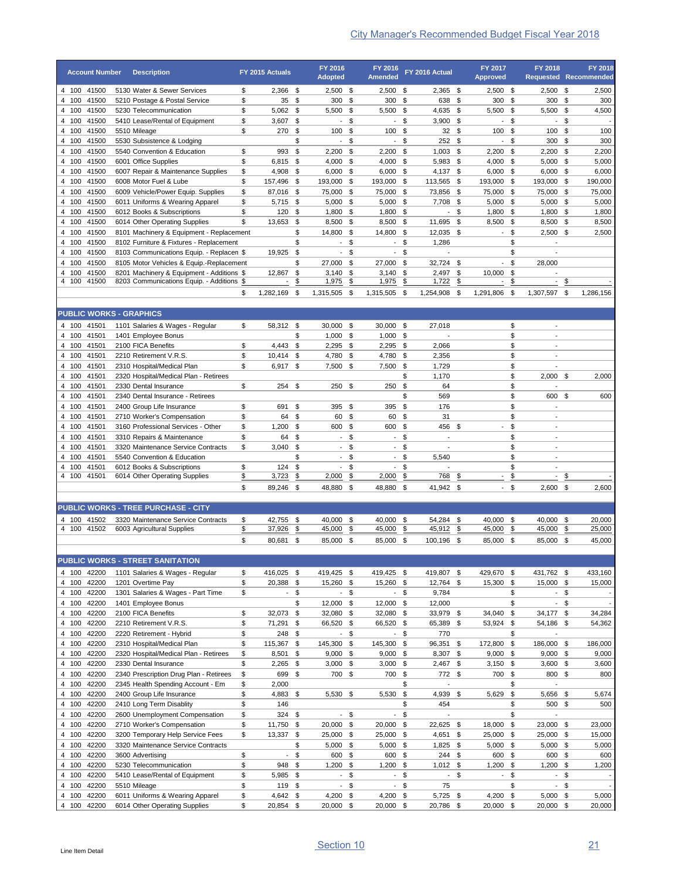| Account Number | | | Description | FY 2015 Actuals | FY 2016 Adopted | FY 2016 Amended | FY 2016 Actual | FY 2017 Approved | FY 2018 Requested | FY 2018 Recommended |
|---|---|---|---|---|---|---|---|---|---|---|
| 4 | 100 | 41500 | 5130 Water & Sewer Services | $ 2,366 | $ 2,500 | $ 2,500 | $ 2,365 | $ 2,500 | $ 2,500 | $ 2,500 |
| 4 | 100 | 41500 | 5210 Postage & Postal Service | $ 35 | $ 300 | $ 300 | $ 638 | $ 300 | $ 300 | $ 300 |
| 4 | 100 | 41500 | 5230 Telecommunication | $ 5,062 | $ 5,500 | $ 5,500 | $ 4,635 | $ 5,500 | $ 5,500 | $ 4,500 |
| 4 | 100 | 41500 | 5410 Lease/Rental of Equipment | $ 3,607 | $ - | $ - | $ 3,900 | $ - | $ - | $ - |
| 4 | 100 | 41500 | 5510 Mileage | $ 270 | $ 100 | $ 100 | $ 32 | $ 100 | $ 100 | $ 100 |
| 4 | 100 | 41500 | 5530 Subsistence & Lodging | | $ - | $ - | $ 252 | $ - | $ 300 | $ 300 |
| 4 | 100 | 41500 | 5540 Convention & Education | $ 993 | $ 2,200 | $ 2,200 | $ 1,003 | $ 2,200 | $ 2,200 | $ 2,200 |
| 4 | 100 | 41500 | 6001 Office Supplies | $ 6,815 | $ 4,000 | $ 4,000 | $ 5,983 | $ 4,000 | $ 5,000 | $ 5,000 |
| 4 | 100 | 41500 | 6007 Repair & Maintenance Supplies | $ 4,908 | $ 6,000 | $ 6,000 | $ 4,137 | $ 6,000 | $ 6,000 | $ 6,000 |
| 4 | 100 | 41500 | 6008 Motor Fuel & Lube | $ 157,496 | $ 193,000 | $ 193,000 | $ 113,565 | $ 193,000 | $ 193,000 | $ 190,000 |
| 4 | 100 | 41500 | 6009 Vehicle/Power Equip. Supplies | $ 87,016 | $ 75,000 | $ 75,000 | $ 73,856 | $ 75,000 | $ 75,000 | $ 75,000 |
| 4 | 100 | 41500 | 6011 Uniforms & Wearing Apparel | $ 5,715 | $ 5,000 | $ 5,000 | $ 7,708 | $ 5,000 | $ 5,000 | $ 5,000 |
| 4 | 100 | 41500 | 6012 Books & Subscriptions | $ 120 | $ 1,800 | $ 1,800 | $ - | $ 1,800 | $ 1,800 | $ 1,800 |
| 4 | 100 | 41500 | 6014 Other Operating Supplies | $ 13,653 | $ 8,500 | $ 8,500 | $ 11,695 | $ 8,500 | $ 8,500 | $ 8,500 |
| 4 | 100 | 41500 | 8101 Machinery & Equipment - Replacement | | $ 14,800 | $ 14,800 | $ 12,035 | $ - | $ 2,500 | $ 2,500 |
| 4 | 100 | 41500 | 8102 Furniture & Fixtures - Replacement | | $ - | $ - | $ 1,286 | | $ - | |
| 4 | 100 | 41500 | 8103 Communications Equip. - Replacen | $ 19,925 | $ - | $ - | $ - | | $ - | |
| 4 | 100 | 41500 | 8105 Motor Vehicles & Equip.-Replacement | | $ 27,000 | $ 27,000 | $ 32,724 | $ - | $ 28,000 | |
| 4 | 100 | 41500 | 8201 Machinery & Equipment - Additions | $ 12,867 | $ 3,140 | $ 3,140 | $ 2,497 | $ 10,000 | $ - | |
| 4 | 100 | 41500 | 8203 Communications Equip. - Additions | $ - | $ 1,975 | $ 1,975 | $ 1,722 | $ - | $ - | $ - |
| | | | | $ 1,282,169 | $ 1,315,505 | $ 1,315,505 | $ 1,254,908 | $ 1,291,806 | $ 1,307,597 | $ 1,286,156 |
| **PUBLIC WORKS - GRAPHICS** | | | | | | | | | | |
| 4 | 100 | 41501 | 1101 Salaries & Wages - Regular | $ 58,312 | $ 30,000 | $ 30,000 | $ 27,018 | | $ - | |
| 4 | 100 | 41501 | 1401 Employee Bonus | | $ 1,000 | $ 1,000 | $ - | | $ - | |
| 4 | 100 | 41501 | 2100 FICA Benefits | $ 4,443 | $ 2,295 | $ 2,295 | $ 2,066 | | $ - | |
| 4 | 100 | 41501 | 2210 Retirement V.R.S. | $ 10,414 | $ 4,780 | $ 4,780 | $ 2,356 | | $ - | |
| 4 | 100 | 41501 | 2310 Hospital/Medical Plan | $ 6,917 | $ 7,500 | $ 7,500 | $ 1,729 | | $ - | |
| 4 | 100 | 41501 | 2320 Hospital/Medical Plan - Retirees | | | | $ 1,170 | | $ 2,000 | $ 2,000 |
| 4 | 100 | 41501 | 2330 Dental Insurance | $ 254 | $ 250 | $ 250 | $ 64 | | $ - | |
| 4 | 100 | 41501 | 2340 Dental Insurance - Retirees | | | | $ 569 | | $ 600 | $ 600 |
| 4 | 100 | 41501 | 2400 Group Life Insurance | $ 691 | $ 395 | $ 395 | $ 176 | | $ - | |
| 4 | 100 | 41501 | 2710 Worker's Compensation | $ 64 | $ 60 | $ 60 | $ 31 | | $ - | |
| 4 | 100 | 41501 | 3160 Professional Services - Other | $ 1,200 | $ 600 | $ 600 | $ 456 | $ - | $ - | |
| 4 | 100 | 41501 | 3310 Repairs & Maintenance | $ 64 | $ - | $ - | $ - | | $ - | |
| 4 | 100 | 41501 | 3320 Maintenance Service Contracts | $ 3,040 | $ - | $ - | $ - | | $ - | |
| 4 | 100 | 41501 | 5540 Convention & Education | | $ - | $ - | $ 5,540 | | $ - | |
| 4 | 100 | 41501 | 6012 Books & Subscriptions | $ 124 | $ - | $ - | $ - | | $ - | |
| 4 | 100 | 41501 | 6014 Other Operating Supplies | $ 3,723 | $ 2,000 | $ 2,000 | $ 768 | $ - | $ - | $ - |
| | | | | $ 89,246 | $ 48,880 | $ 48,880 | $ 41,942 | $ - | $ 2,600 | $ 2,600 |
| **PUBLIC WORKS - TREE PURCHASE - CITY** | | | | | | | | | | |
| 4 | 100 | 41502 | 3320 Maintenance Service Contracts | $ 42,755 | $ 40,000 | $ 40,000 | $ 54,284 | $ 40,000 | $ 40,000 | $ 20,000 |
| 4 | 100 | 41502 | 6003 Agricultural Supplies | $ 37,926 | $ 45,000 | $ 45,000 | $ 45,912 | $ 45,000 | $ 45,000 | $ 25,000 |
| | | | | $ 80,681 | $ 85,000 | $ 85,000 | $ 100,196 | $ 85,000 | $ 85,000 | $ 45,000 |
| **PUBLIC WORKS - STREET SANITATION** | | | | | | | | | | |
| 4 | 100 | 42200 | 1101 Salaries & Wages - Regular | $ 416,025 | $ 419,425 | $ 419,425 | $ 419,807 | $ 429,670 | $ 431,762 | $ 433,160 |
| 4 | 100 | 42200 | 1201 Overtime Pay | $ 20,388 | $ 15,260 | $ 15,260 | $ 12,764 | $ 15,300 | $ 15,000 | $ 15,000 |
| 4 | 100 | 42200 | 1301 Salaries & Wages - Part Time | $ - | $ - | $ - | $ 9,784 | | $ - | $ - |
| 4 | 100 | 42200 | 1401 Employee Bonus | | $ 12,000 | $ 12,000 | $ 12,000 | | $ - | $ - |
| 4 | 100 | 42200 | 2100 FICA Benefits | $ 32,073 | $ 32,080 | $ 32,080 | $ 33,979 | $ 34,040 | $ 34,177 | $ 34,284 |
| 4 | 100 | 42200 | 2210 Retirement V.R.S. | $ 71,291 | $ 66,520 | $ 66,520 | $ 65,389 | $ 53,924 | $ 54,186 | $ 54,362 |
| 4 | 100 | 42200 | 2220 Retirement - Hybrid | $ 248 | $ - | $ - | $ 770 | | $ - | |
| 4 | 100 | 42200 | 2310 Hospital/Medical Plan | $ 115,367 | $ 145,300 | $ 145,300 | $ 96,351 | $ 172,800 | $ 186,000 | $ 186,000 |
| 4 | 100 | 42200 | 2320 Hospital/Medical Plan - Retirees | $ 8,501 | $ 9,000 | $ 9,000 | $ 8,307 | $ 9,000 | $ 9,000 | $ 9,000 |
| 4 | 100 | 42200 | 2330 Dental Insurance | $ 2,265 | $ 3,000 | $ 3,000 | $ 2,467 | $ 3,150 | $ 3,600 | $ 3,600 |
| 4 | 100 | 42200 | 2340 Prescription Drug Plan - Retirees | $ 699 | $ 700 | $ 700 | $ 772 | $ 700 | $ 800 | $ 800 |
| 4 | 100 | 42200 | 2345 Health Spending Account - Em | $ 2,000 | | | $ - | | $ - | |
| 4 | 100 | 42200 | 2400 Group Life Insurance | $ 4,883 | $ 5,530 | $ 5,530 | $ 4,939 | $ 5,629 | $ 5,656 | $ 5,674 |
| 4 | 100 | 42200 | 2410 Long Term Disablity | $ 146 | | | $ 454 | | $ 500 | $ 500 |
| 4 | 100 | 42200 | 2600 Unemployment Compensation | $ 324 | $ - | $ - | $ - | | $ - | |
| 4 | 100 | 42200 | 2710 Worker's Compensation | $ 11,750 | $ 20,000 | $ 20,000 | $ 22,625 | $ 18,000 | $ 23,000 | $ 23,000 |
| 4 | 100 | 42200 | 3200 Temporary Help Service Fees | $ 13,337 | $ 25,000 | $ 25,000 | $ 4,651 | $ 25,000 | $ 25,000 | $ 15,000 |
| 4 | 100 | 42200 | 3320 Maintenance Service Contracts | | $ 5,000 | $ 5,000 | $ 1,825 | $ 5,000 | $ 5,000 | $ 5,000 |
| 4 | 100 | 42200 | 3600 Advertising | $ - | $ 600 | $ 600 | $ 244 | $ 600 | $ 600 | $ 600 |
| 4 | 100 | 42200 | 5230 Telecommunication | $ 948 | $ 1,200 | $ 1,200 | $ 1,012 | $ 1,200 | $ 1,200 | $ 1,200 |
| 4 | 100 | 42200 | 5410 Lease/Rental of Equipment | $ 5,985 | $ - | $ - | $ - | $ - | $ - | $ - |
| 4 | 100 | 42200 | 5510 Mileage | $ 119 | $ - | $ - | $ 75 | | $ - | $ - |
| 4 | 100 | 42200 | 6011 Uniforms & Wearing Apparel | $ 4,642 | $ 4,200 | $ 4,200 | $ 5,725 | $ 4,200 | $ 5,000 | $ 5,000 |
| 4 | 100 | 42200 | 6014 Other Operating Supplies | $ 20,854 | $ 20,000 | $ 20,000 | $ 20,786 | $ 20,000 | $ 20,000 | $ 20,000 |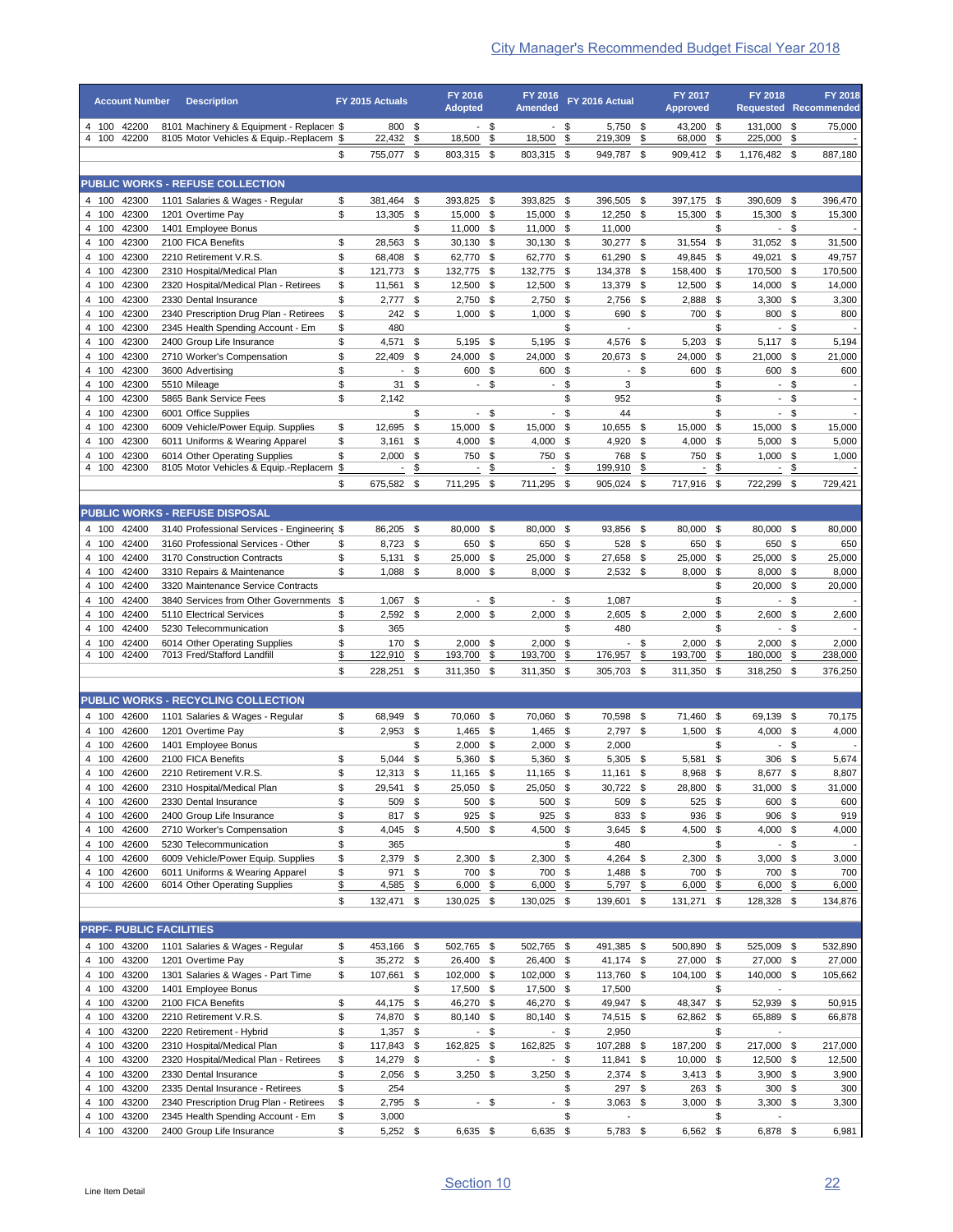| Account Number | | | Description | FY 2015 Actuals | FY 2016 Adopted | FY 2016 Amended | FY 2016 Actual | FY 2017 Approved | FY 2018 Requested | FY 2018 Recommended |
|---|---|---|---|---|---|---|---|---|---|---|
| 4 | 100 | 42200 | 8101 Machinery & Equipment - Replacem | $ 800 | $ - | $ - | $ 5,750 | $ 43,200 | $ 131,000 | $ 75,000 |
| 4 | 100 | 42200 | 8105 Motor Vehicles & Equip.-Replacem | $ 22,432 | $ 18,500 | $ 18,500 | $ 219,309 | $ 68,000 | $ 225,000 | $ - |
| | | | | $ 755,077 | $ 803,315 | $ 803,315 | $ 949,787 | $ 909,412 | $ 1,176,482 | $ 887,180 |
| **PUBLIC WORKS - REFUSE COLLECTION** | | | | | | | | | | |
| 4 | 100 | 42300 | 1101 Salaries & Wages - Regular | $ 381,464 | $ 393,825 | $ 393,825 | $ 396,505 | $ 397,175 | $ 390,609 | $ 396,470 |
| 4 | 100 | 42300 | 1201 Overtime Pay | $ 13,305 | $ 15,000 | $ 15,000 | $ 12,250 | $ 15,300 | $ 15,300 | $ 15,300 |
| 4 | 100 | 42300 | 1401 Employee Bonus | | $ 11,000 | $ 11,000 | $ 11,000 | | $ - | $ - |
| 4 | 100 | 42300 | 2100 FICA Benefits | $ 28,563 | $ 30,130 | $ 30,130 | $ 30,277 | $ 31,554 | $ 31,052 | $ 31,500 |
| 4 | 100 | 42300 | 2210 Retirement V.R.S. | $ 68,408 | $ 62,770 | $ 62,770 | $ 61,290 | $ 49,845 | $ 49,021 | $ 49,757 |
| 4 | 100 | 42300 | 2310 Hospital/Medical Plan | $ 121,773 | $ 132,775 | $ 132,775 | $ 134,378 | $ 158,400 | $ 170,500 | $ 170,500 |
| 4 | 100 | 42300 | 2320 Hospital/Medical Plan - Retirees | $ 11,561 | $ 12,500 | $ 12,500 | $ 13,379 | $ 12,500 | $ 14,000 | $ 14,000 |
| 4 | 100 | 42300 | 2330 Dental Insurance | $ 2,777 | $ 2,750 | $ 2,750 | $ 2,756 | $ 2,888 | $ 3,300 | $ 3,300 |
| 4 | 100 | 42300 | 2340 Prescription Drug Plan - Retirees | $ 242 | $ 1,000 | $ 1,000 | $ 690 | $ 700 | $ 800 | $ 800 |
| 4 | 100 | 42300 | 2345 Health Spending Account - Em | $ 480 | | | $ - | | $ - | $ - |
| 4 | 100 | 42300 | 2400 Group Life Insurance | $ 4,571 | $ 5,195 | $ 5,195 | $ 4,576 | $ 5,203 | $ 5,117 | $ 5,194 |
| 4 | 100 | 42300 | 2710 Worker's Compensation | $ 22,409 | $ 24,000 | $ 24,000 | $ 20,673 | $ 24,000 | $ 21,000 | $ 21,000 |
| 4 | 100 | 42300 | 3600 Advertising | $ - | $ 600 | $ 600 | $ - | $ 600 | $ 600 | $ 600 |
| 4 | 100 | 42300 | 5510 Mileage | $ 31 | $ - | $ - | $ 3 | | $ - | $ - |
| 4 | 100 | 42300 | 5865 Bank Service Fees | $ 2,142 | | | $ 952 | | $ - | $ - |
| 4 | 100 | 42300 | 6001 Office Supplies | | $ - | $ - | $ 44 | | $ - | $ - |
| 4 | 100 | 42300 | 6009 Vehicle/Power Equip. Supplies | $ 12,695 | $ 15,000 | $ 15,000 | $ 10,655 | $ 15,000 | $ 15,000 | $ 15,000 |
| 4 | 100 | 42300 | 6011 Uniforms & Wearing Apparel | $ 3,161 | $ 4,000 | $ 4,000 | $ 4,920 | $ 4,000 | $ 5,000 | $ 5,000 |
| 4 | 100 | 42300 | 6014 Other Operating Supplies | $ 2,000 | $ 750 | $ 750 | $ 768 | $ 750 | $ 1,000 | $ 1,000 |
| 4 | 100 | 42300 | 8105 Motor Vehicles & Equip.-Replacem | $ - | $ - | $ - | $ 199,910 | $ - | $ - | $ - |
| | | | | $ 675,582 | $ 711,295 | $ 711,295 | $ 905,024 | $ 717,916 | $ 722,299 | $ 729,421 |
| **PUBLIC WORKS - REFUSE DISPOSAL** | | | | | | | | | | |
| 4 | 100 | 42400 | 3140 Professional Services - Engineering | $ 86,205 | $ 80,000 | $ 80,000 | $ 93,856 | $ 80,000 | $ 80,000 | $ 80,000 |
| 4 | 100 | 42400 | 3160 Professional Services - Other | $ 8,723 | $ 650 | $ 650 | $ 528 | $ 650 | $ 650 | $ 650 |
| 4 | 100 | 42400 | 3170 Construction Contracts | $ 5,131 | $ 25,000 | $ 25,000 | $ 27,658 | $ 25,000 | $ 25,000 | $ 25,000 |
| 4 | 100 | 42400 | 3310 Repairs & Maintenance | $ 1,088 | $ 8,000 | $ 8,000 | $ 2,532 | $ 8,000 | $ 8,000 | $ 8,000 |
| 4 | 100 | 42400 | 3320 Maintenance Service Contracts | | | | | | $ 20,000 | $ 20,000 |
| 4 | 100 | 42400 | 3840 Services from Other Governments | $ 1,067 | $ - | $ - | $ 1,087 | | $ - | $ - |
| 4 | 100 | 42400 | 5110 Electrical Services | $ 2,592 | $ 2,000 | $ 2,000 | $ 2,605 | $ 2,000 | $ 2,600 | $ 2,600 |
| 4 | 100 | 42400 | 5230 Telecommunication | $ 365 | | | $ 480 | | $ - | $ - |
| 4 | 100 | 42400 | 6014 Other Operating Supplies | $ 170 | $ 2,000 | $ 2,000 | $ - | $ 2,000 | $ 2,000 | $ 2,000 |
| 4 | 100 | 42400 | 7013 Fred/Stafford Landfill | $ 122,910 | $ 193,700 | $ 193,700 | $ 176,957 | $ 193,700 | $ 180,000 | $ 238,000 |
| | | | | $ 228,251 | $ 311,350 | $ 311,350 | $ 305,703 | $ 311,350 | $ 318,250 | $ 376,250 |
| **PUBLIC WORKS - RECYCLING COLLECTION** | | | | | | | | | | |
| 4 | 100 | 42600 | 1101 Salaries & Wages - Regular | $ 68,949 | $ 70,060 | $ 70,060 | $ 70,598 | $ 71,460 | $ 69,139 | $ 70,175 |
| 4 | 100 | 42600 | 1201 Overtime Pay | $ 2,953 | $ 1,465 | $ 1,465 | $ 2,797 | $ 1,500 | $ 4,000 | $ 4,000 |
| 4 | 100 | 42600 | 1401 Employee Bonus | | $ 2,000 | $ 2,000 | $ 2,000 | | $ - | $ - |
| 4 | 100 | 42600 | 2100 FICA Benefits | $ 5,044 | $ 5,360 | $ 5,360 | $ 5,305 | $ 5,581 | $ 306 | $ 5,674 |
| 4 | 100 | 42600 | 2210 Retirement V.R.S. | $ 12,313 | $ 11,165 | $ 11,165 | $ 11,161 | $ 8,968 | $ 8,677 | $ 8,807 |
| 4 | 100 | 42600 | 2310 Hospital/Medical Plan | $ 29,541 | $ 25,050 | $ 25,050 | $ 30,722 | $ 28,800 | $ 31,000 | $ 31,000 |
| 4 | 100 | 42600 | 2330 Dental Insurance | $ 509 | $ 500 | $ 500 | $ 509 | $ 525 | $ 600 | $ 600 |
| 4 | 100 | 42600 | 2400 Group Life Insurance | $ 817 | $ 925 | $ 925 | $ 833 | $ 936 | $ 906 | $ 919 |
| 4 | 100 | 42600 | 2710 Worker's Compensation | $ 4,045 | $ 4,500 | $ 4,500 | $ 3,645 | $ 4,500 | $ 4,000 | $ 4,000 |
| 4 | 100 | 42600 | 5230 Telecommunication | $ 365 | | | $ 480 | | $ - | $ - |
| 4 | 100 | 42600 | 6009 Vehicle/Power Equip. Supplies | $ 2,379 | $ 2,300 | $ 2,300 | $ 4,264 | $ 2,300 | $ 3,000 | $ 3,000 |
| 4 | 100 | 42600 | 6011 Uniforms & Wearing Apparel | $ 971 | $ 700 | $ 700 | $ 1,488 | $ 700 | $ 700 | $ 700 |
| 4 | 100 | 42600 | 6014 Other Operating Supplies | $ 4,585 | $ 6,000 | $ 6,000 | $ 5,797 | $ 6,000 | $ 6,000 | $ 6,000 |
| | | | | $ 132,471 | $ 130,025 | $ 130,025 | $ 139,601 | $ 131,271 | $ 128,328 | $ 134,876 |
| **PRPF- PUBLIC FACILITIES** | | | | | | | | | | |
| 4 | 100 | 43200 | 1101 Salaries & Wages - Regular | $ 453,166 | $ 502,765 | $ 502,765 | $ 491,385 | $ 500,890 | $ 525,009 | $ 532,890 |
| 4 | 100 | 43200 | 1201 Overtime Pay | $ 35,272 | $ 26,400 | $ 26,400 | $ 41,174 | $ 27,000 | $ 27,000 | $ 27,000 |
| 4 | 100 | 43200 | 1301 Salaries & Wages - Part Time | $ 107,661 | $ 102,000 | $ 102,000 | $ 113,760 | $ 104,100 | $ 140,000 | $ 105,662 |
| 4 | 100 | 43200 | 1401 Employee Bonus | | $ 17,500 | $ 17,500 | $ 17,500 | | $ - | |
| 4 | 100 | 43200 | 2100 FICA Benefits | $ 44,175 | $ 46,270 | $ 46,270 | $ 49,947 | $ 48,347 | $ 52,939 | $ 50,915 |
| 4 | 100 | 43200 | 2210 Retirement V.R.S. | $ 74,870 | $ 80,140 | $ 80,140 | $ 74,515 | $ 62,862 | $ 65,889 | $ 66,878 |
| 4 | 100 | 43200 | 2220 Retirement - Hybrid | $ 1,357 | $ - | $ - | $ 2,950 | | $ - | |
| 4 | 100 | 43200 | 2310 Hospital/Medical Plan | $ 117,843 | $ 162,825 | $ 162,825 | $ 107,288 | $ 187,200 | $ 217,000 | $ 217,000 |
| 4 | 100 | 43200 | 2320 Hospital/Medical Plan - Retirees | $ 14,279 | $ - | $ - | $ 11,841 | $ 10,000 | $ 12,500 | $ 12,500 |
| 4 | 100 | 43200 | 2330 Dental Insurance | $ 2,056 | $ 3,250 | $ 3,250 | $ 2,374 | $ 3,413 | $ 3,900 | $ 3,900 |
| 4 | 100 | 43200 | 2335 Dental Insurance - Retirees | $ 254 | | | $ 297 | $ 263 | $ 300 | $ 300 |
| 4 | 100 | 43200 | 2340 Prescription Drug Plan - Retirees | $ 2,795 | $ - | $ - | $ 3,063 | $ 3,000 | $ 3,300 | $ 3,300 |
| 4 | 100 | 43200 | 2345 Health Spending Account - Em | $ 3,000 | | | $ - | | $ - | |
| 4 | 100 | 43200 | 2400 Group Life Insurance | $ 5,252 | $ 6,635 | $ 6,635 | $ 5,783 | $ 6,562 | $ 6,878 | $ 6,981 |

Line Item Detail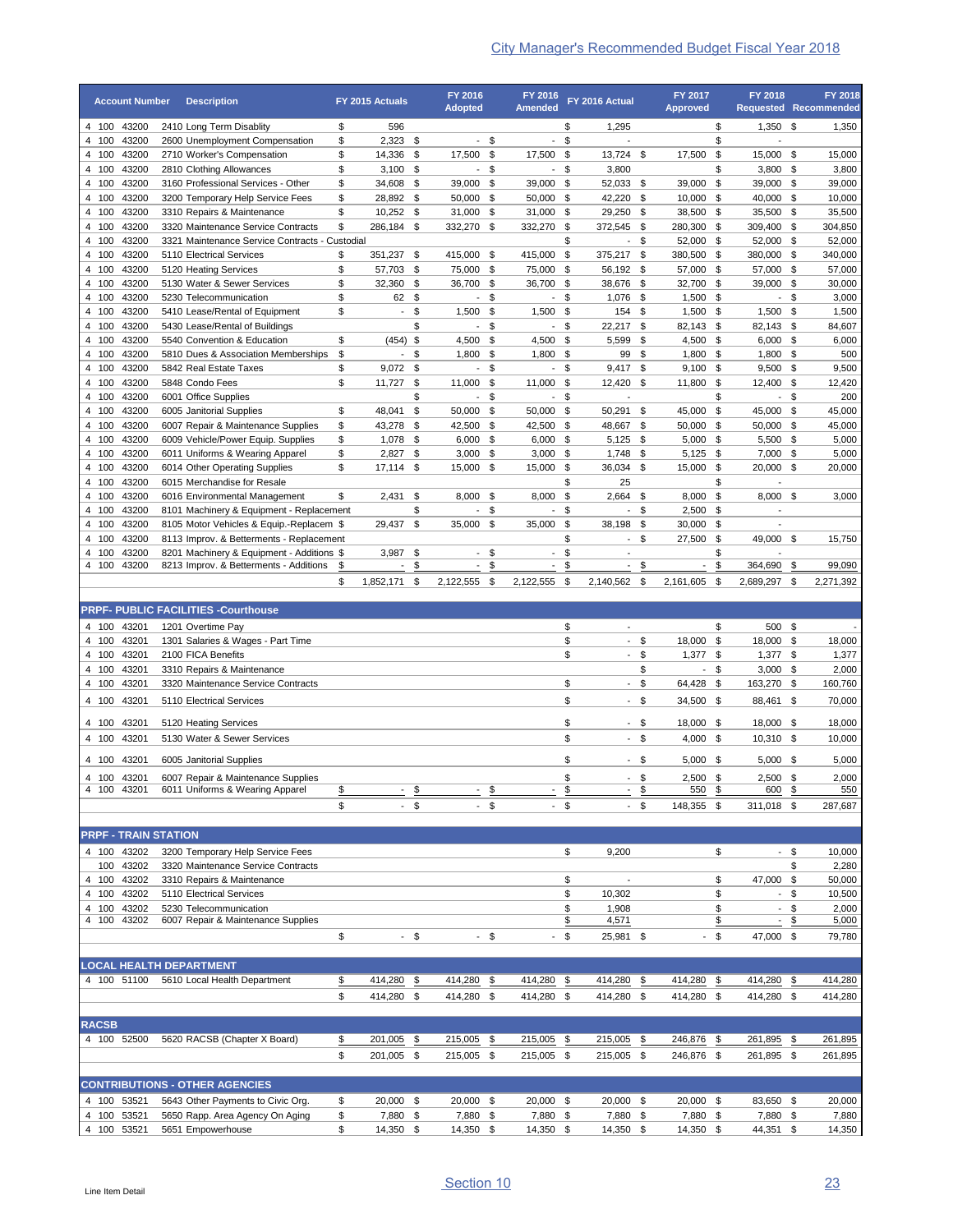| Account Number | Description | FY 2015 Actuals | FY 2016 Adopted | FY 2016 Amended | FY 2016 Actual | FY 2017 Approved | FY 2018 Requested | FY 2018 Recommended |
|---|---|---|---|---|---|---|---|---|
| 4 100 43200 | 2410 Long Term Disablity | $ 596 | | | $ 1,295 | | $ 1,350 | $ 1,350 |
| 4 100 43200 | 2600 Unemployment Compensation | $ 2,323 | $ - | $ - | $ - | | $ - | |
| 4 100 43200 | 2710 Worker's Compensation | $ 14,336 | $ 17,500 | $ 17,500 | $ 13,724 | $ 17,500 | $ 15,000 | $ 15,000 |
| 4 100 43200 | 2810 Clothing Allowances | $ 3,100 | $ - | $ - | $ 3,800 | | $ 3,800 | $ 3,800 |
| 4 100 43200 | 3160 Professional Services - Other | $ 34,608 | $ 39,000 | $ 39,000 | $ 52,033 | $ 39,000 | $ 39,000 | $ 39,000 |
| 4 100 43200 | 3200 Temporary Help Service Fees | $ 28,892 | $ 50,000 | $ 50,000 | $ 42,220 | $ 10,000 | $ 40,000 | $ 10,000 |
| 4 100 43200 | 3310 Repairs & Maintenance | $ 10,252 | $ 31,000 | $ 31,000 | $ 29,250 | $ 38,500 | $ 35,500 | $ 35,500 |
| 4 100 43200 | 3320 Maintenance Service Contracts | $ 286,184 | $ 332,270 | $ 332,270 | $ 372,545 | $ 280,300 | $ 309,400 | $ 304,850 |
| 4 100 43200 | 3321 Maintenance Service Contracts - Custodial | | | | $ - | $ 52,000 | $ 52,000 | $ 52,000 |
| 4 100 43200 | 5110 Electrical Services | $ 351,237 | $ 415,000 | $ 415,000 | $ 375,217 | $ 380,500 | $ 380,000 | $ 340,000 |
| 4 100 43200 | 5120 Heating Services | $ 57,703 | $ 75,000 | $ 75,000 | $ 56,192 | $ 57,000 | $ 57,000 | $ 57,000 |
| 4 100 43200 | 5130 Water & Sewer Services | $ 32,360 | $ 36,700 | $ 36,700 | $ 38,676 | $ 32,700 | $ 39,000 | $ 30,000 |
| 4 100 43200 | 5230 Telecommunication | $ 62 | $ - | $ - | $ 1,076 | $ 1,500 | $ - | $ 3,000 |
| 4 100 43200 | 5410 Lease/Rental of Equipment | $ - | $ 1,500 | $ 1,500 | $ 154 | $ 1,500 | $ 1,500 | $ 1,500 |
| 4 100 43200 | 5430 Lease/Rental of Buildings | | $ - | $ - | $ 22,217 | $ 82,143 | $ 82,143 | $ 84,607 |
| 4 100 43200 | 5540 Convention & Education | $ (454) | $ 4,500 | $ 4,500 | $ 5,599 | $ 4,500 | $ 6,000 | $ 6,000 |
| 4 100 43200 | 5810 Dues & Association Memberships | $ - | $ 1,800 | $ 1,800 | $ 99 | $ 1,800 | $ 1,800 | $ 500 |
| 4 100 43200 | 5842 Real Estate Taxes | $ 9,072 | $ - | $ - | $ 9,417 | $ 9,100 | $ 9,500 | $ 9,500 |
| 4 100 43200 | 5848 Condo Fees | $ 11,727 | $ 11,000 | $ 11,000 | $ 12,420 | $ 11,800 | $ 12,400 | $ 12,420 |
| 4 100 43200 | 6001 Office Supplies | | $ - | $ - | $ - | | $ - | $ 200 |
| 4 100 43200 | 6005 Janitorial Supplies | $ 48,041 | $ 50,000 | $ 50,000 | $ 50,291 | $ 45,000 | $ 45,000 | $ 45,000 |
| 4 100 43200 | 6007 Repair & Maintenance Supplies | $ 43,278 | $ 42,500 | $ 42,500 | $ 48,667 | $ 50,000 | $ 50,000 | $ 45,000 |
| 4 100 43200 | 6009 Vehicle/Power Equip. Supplies | $ 1,078 | $ 6,000 | $ 6,000 | $ 5,125 | $ 5,000 | $ 5,500 | $ 5,000 |
| 4 100 43200 | 6011 Uniforms & Wearing Apparel | $ 2,827 | $ 3,000 | $ 3,000 | $ 1,748 | $ 5,125 | $ 7,000 | $ 5,000 |
| 4 100 43200 | 6014 Other Operating Supplies | $ 17,114 | $ 15,000 | $ 15,000 | $ 36,034 | $ 15,000 | $ 20,000 | $ 20,000 |
| 4 100 43200 | 6015 Merchandise for Resale | | | | $ 25 | | $ - | |
| 4 100 43200 | 6016 Environmental Management | $ 2,431 | $ 8,000 | $ 8,000 | $ 2,664 | $ 8,000 | $ 8,000 | $ 3,000 |
| 4 100 43200 | 8101 Machinery & Equipment - Replacement | | $ - | $ - | $ - | $ 2,500 | $ - | |
| 4 100 43200 | 8105 Motor Vehicles & Equip.-Replacem | $ 29,437 | $ 35,000 | $ 35,000 | $ 38,198 | $ 30,000 | $ - | |
| 4 100 43200 | 8113 Improv. & Betterments - Replacement | | | | $ - | $ 27,500 | $ 49,000 | $ 15,750 |
| 4 100 43200 | 8201 Machinery & Equipment - Additions | $ 3,987 | $ - | $ - | $ - | | $ - | |
| 4 100 43200 | 8213 Improv. & Betterments - Additions | $ - | $ - | $ - | $ - | $ - | $ 364,690 | $ 99,090 |
| | | $ 1,852,171 | $ 2,122,555 | $ 2,122,555 | $ 2,140,562 | $ 2,161,605 | $ 2,689,297 | $ 2,271,392 |
| **PRPF- PUBLIC FACILITIES -Courthouse** | | | | | | | | |
| 4 100 43201 | 1201 Overtime Pay | | | | $ - | | $ 500 | $ - |
| 4 100 43201 | 1301 Salaries & Wages - Part Time | | | | $ - | $ 18,000 | $ 18,000 | $ 18,000 |
| 4 100 43201 | 2100 FICA Benefits | | | | $ - | $ 1,377 | $ 1,377 | $ 1,377 |
| 4 100 43201 | 3310 Repairs & Maintenance | | | | | $ - | $ 3,000 | $ 2,000 |
| 4 100 43201 | 3320 Maintenance Service Contracts | | | | $ - | $ 64,428 | $ 163,270 | $ 160,760 |
| 4 100 43201 | 5110 Electrical Services | | | | $ - | $ 34,500 | $ 88,461 | $ 70,000 |
| 4 100 43201 | 5120 Heating Services | | | | $ - | $ 18,000 | $ 18,000 | $ 18,000 |
| 4 100 43201 | 5130 Water & Sewer Services | | | | $ - | $ 4,000 | $ 10,310 | $ 10,000 |
| 4 100 43201 | 6005 Janitorial Supplies | | | | $ - | $ 5,000 | $ 5,000 | $ 5,000 |
| 4 100 43201 | 6007 Repair & Maintenance Supplies | | | | $ - | $ 2,500 | $ 2,500 | $ 2,000 |
| 4 100 43201 | 6011 Uniforms & Wearing Apparel | $ - | $ - | $ - | $ - | $ 550 | $ 600 | $ 550 |
| | | $ - | $ - | $ - | $ - | $ 148,355 | $ 311,018 | $ 287,687 |
| **PRPF - TRAIN STATION** | | | | | | | | |
| 4 100 43202 | 3200 Temporary Help Service Fees | | | | $ 9,200 | | $ - | $ 10,000 |
| 100 43202 | 3320 Maintenance Service Contracts | | | | | | | $ 2,280 |
| 4 100 43202 | 3310 Repairs & Maintenance | | | | $ - | | $ 47,000 | $ 50,000 |
| 4 100 43202 | 5110 Electrical Services | | | | $ 10,302 | | $ - | $ 10,500 |
| 4 100 43202 | 5230 Telecommunication | | | | $ 1,908 | | $ - | $ 2,000 |
| 4 100 43202 | 6007 Repair & Maintenance Supplies | | | | $ 4,571 | | $ - | $ 5,000 |
| | | $ - | $ - | $ - | $ 25,981 | $ - | $ 47,000 | $ 79,780 |
| **LOCAL HEALTH DEPARTMENT** | | | | | | | | |
| 4 100 51100 | 5610 Local Health Department | $ 414,280 | $ 414,280 | $ 414,280 | $ 414,280 | $ 414,280 | $ 414,280 | $ 414,280 |
| | | $ 414,280 | $ 414,280 | $ 414,280 | $ 414,280 | $ 414,280 | $ 414,280 | $ 414,280 |
| **RACSB** | | | | | | | | |
| 4 100 52500 | 5620 RACSB (Chapter X Board) | $ 201,005 | $ 215,005 | $ 215,005 | $ 215,005 | $ 246,876 | $ 261,895 | $ 261,895 |
| | | $ 201,005 | $ 215,005 | $ 215,005 | $ 215,005 | $ 246,876 | $ 261,895 | $ 261,895 |
| **CONTRIBUTIONS - OTHER AGENCIES** | | | | | | | | |
| 4 100 53521 | 5643 Other Payments to Civic Org. | $ 20,000 | $ 20,000 | $ 20,000 | $ 20,000 | $ 20,000 | $ 83,650 | $ 20,000 |
| 4 100 53521 | 5650 Rapp. Area Agency On Aging | $ 7,880 | $ 7,880 | $ 7,880 | $ 7,880 | $ 7,880 | $ 7,880 | $ 7,880 |
| 4 100 53521 | 5651 Empowerhouse | $ 14,350 | $ 14,350 | $ 14,350 | $ 14,350 | $ 14,350 | $ 44,351 | $ 14,350 |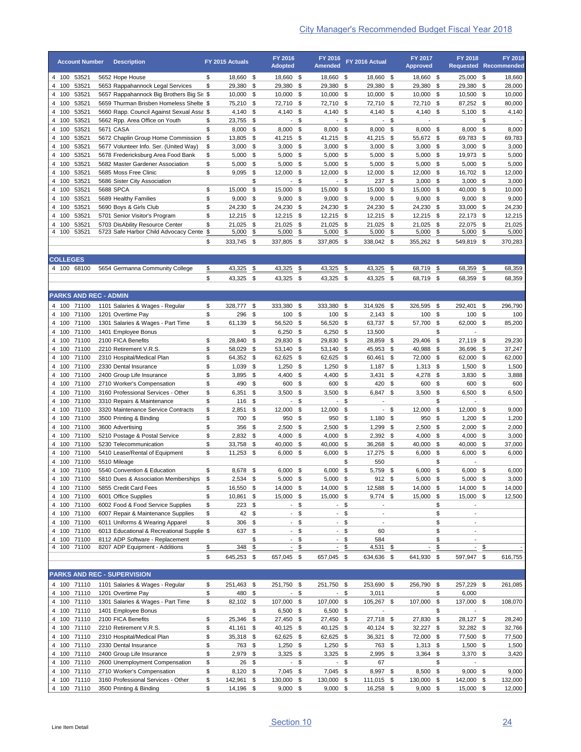| Account Number | Description | FY 2015 Actuals | FY 2016 Adopted | FY 2016 Amended | FY 2016 Actual | FY 2017 Approved | FY 2018 Requested | FY 2018 Recommended |
|---|---|---|---|---|---|---|---|---|
| 4 100 53521 | 5652 Hope House | $ 18,660 | $ 18,660 | $ 18,660 | $ 18,660 | $ 18,660 | $ 25,000 | $ 18,660 |
| 4 100 53521 | 5653 Rappahannock Legal Services | $ 29,380 | $ 29,380 | $ 29,380 | $ 29,380 | $ 29,380 | $ 29,380 | $ 28,000 |
| 4 100 53521 | 5657 Rappahannock Big Brothers Big Sis | $ 10,000 | $ 10,000 | $ 10,000 | $ 10,000 | $ 10,000 | $ 10,500 | $ 10,000 |
| 4 100 53521 | 5659 Thurman Brisben Homeless Shelte | $ 75,210 | $ 72,710 | $ 72,710 | $ 72,710 | $ 72,710 | $ 87,252 | $ 80,000 |
| 4 100 53521 | 5660 Rapp. Council Against Sexual Assa | $ 4,140 | $ 4,140 | $ 4,140 | $ 4,140 | $ 4,140 | $ 5,100 | $ 4,140 |
| 4 100 53521 | 5662 Rpp. Area Office on Youth | $ 23,755 | $ - | $ - | $ - | $ - | | $ - |
| 4 100 53521 | 5671 CASA | $ 8,000 | $ 8,000 | $ 8,000 | $ 8,000 | $ 8,000 | $ 8,000 | $ 8,000 |
| 4 100 53521 | 5672 Chaplin Group Home Commission | $ 13,805 | $ 41,215 | $ 41,215 | $ 41,215 | $ 55,672 | $ 69,783 | $ 69,783 |
| 4 100 53521 | 5677 Volunteer Info. Ser. (United Way) | $ 3,000 | $ 3,000 | $ 3,000 | $ 3,000 | $ 3,000 | $ 3,000 | $ 3,000 |
| 4 100 53521 | 5678 Fredericksburg Area Food Bank | $ 5,000 | $ 5,000 | $ 5,000 | $ 5,000 | $ 5,000 | $ 19,973 | $ 5,000 |
| 4 100 53521 | 5682 Master Gardener Association | $ 5,000 | $ 5,000 | $ 5,000 | $ 5,000 | $ 5,000 | $ 5,000 | $ 5,000 |
| 4 100 53521 | 5685 Moss Free Clinic | $ 9,095 | $ 12,000 | $ 12,000 | $ 12,000 | $ 12,000 | $ 16,702 | $ 12,000 |
| 4 100 53521 | 5686 Sister City Association | | $ - | $ - | $ 237 | $ 3,000 | $ 3,000 | $ 3,000 |
| 4 100 53521 | 5688 SPCA | $ 15,000 | $ 15,000 | $ 15,000 | $ 15,000 | $ 15,000 | $ 40,000 | $ 10,000 |
| 4 100 53521 | 5689 Healthy Families | $ 9,000 | $ 9,000 | $ 9,000 | $ 9,000 | $ 9,000 | $ 9,000 | $ 9,000 |
| 4 100 53521 | 5690 Boys & Girls Club | $ 24,230 | $ 24,230 | $ 24,230 | $ 24,230 | $ 24,230 | $ 33,000 | $ 24,230 |
| 4 100 53521 | 5701 Senior Visitor's Program | $ 12,215 | $ 12,215 | $ 12,215 | $ 12,215 | $ 12,215 | $ 22,173 | $ 12,215 |
| 4 100 53521 | 5703 DisAbility Resource Center | $ 21,025 | $ 21,025 | $ 21,025 | $ 21,025 | $ 21,025 | $ 22,075 | $ 21,025 |
| 4 100 53521 | 5723 Safe Harbor Child Advocacy Cente | $ 5,000 | $ 5,000 | $ 5,000 | $ 5,000 | $ 5,000 | $ 5,000 | $ 5,000 |
| | | $ 333,745 | $ 337,805 | $ 337,805 | $ 338,042 | $ 355,262 | $ 549,819 | $ 370,283 |
| **COLLEGES** | | | | | | | | |
| 4 100 68100 | 5654 Germanna Community College | $ 43,325 | $ 43,325 | $ 43,325 | $ 43,325 | $ 68,719 | $ 68,359 | $ 68,359 |
| | | $ 43,325 | $ 43,325 | $ 43,325 | $ 43,325 | $ 68,719 | $ 68,359 | $ 68,359 |
| **PARKS AND REC - ADMIN** | | | | | | | | |
| 4 100 71100 | 1101 Salaries & Wages - Regular | $ 328,777 | $ 333,380 | $ 333,380 | $ 314,926 | $ 326,595 | $ 292,401 | $ 296,790 |
| 4 100 71100 | 1201 Overtime Pay | $ 296 | $ 100 | $ 100 | $ 2,143 | $ 100 | $ 100 | $ 100 |
| 4 100 71100 | 1301 Salaries & Wages - Part Time | $ 61,139 | $ 56,520 | $ 56,520 | $ 63,737 | $ 57,700 | $ 62,000 | $ 85,200 |
| 4 100 71100 | 1401 Employee Bonus | | $ 6,250 | $ 6,250 | $ 13,500 | | $ - | |
| 4 100 71100 | 2100 FICA Benefits | $ 28,840 | $ 29,830 | $ 29,830 | $ 28,859 | $ 29,406 | $ 27,119 | $ 29,230 |
| 4 100 71100 | 2210 Retirement V.R.S. | $ 58,029 | $ 53,140 | $ 53,140 | $ 45,953 | $ 40,988 | $ 36,696 | $ 37,247 |
| 4 100 71100 | 2310 Hospital/Medical Plan | $ 64,352 | $ 62,625 | $ 62,625 | $ 60,461 | $ 72,000 | $ 62,000 | $ 62,000 |
| 4 100 71100 | 2330 Dental Insurance | $ 1,039 | $ 1,250 | $ 1,250 | $ 1,187 | $ 1,313 | $ 1,500 | $ 1,500 |
| 4 100 71100 | 2400 Group Life Insurance | $ 3,895 | $ 4,400 | $ 4,400 | $ 3,431 | $ 4,278 | $ 3,830 | $ 3,888 |
| 4 100 71100 | 2710 Worker's Compensation | $ 490 | $ 600 | $ 600 | $ 420 | $ 600 | $ 600 | $ 600 |
| 4 100 71100 | 3160 Professional Services - Other | $ 6,351 | $ 3,500 | $ 3,500 | $ 6,847 | $ 3,500 | $ 6,500 | $ 6,500 |
| 4 100 71100 | 3310 Repairs & Maintenance | $ 116 | $ - | $ - | $ - | | $ - | |
| 4 100 71100 | 3320 Maintenance Service Contracts | $ 2,851 | $ 12,000 | $ 12,000 | $ - | $ 12,000 | $ 12,000 | $ 9,000 |
| 4 100 71100 | 3500 Printing & Binding | $ 700 | $ 950 | $ 950 | $ 1,180 | $ 950 | $ 1,200 | $ 1,200 |
| 4 100 71100 | 3600 Advertising | $ 356 | $ 2,500 | $ 2,500 | $ 1,299 | $ 2,500 | $ 2,000 | $ 2,000 |
| 4 100 71100 | 5210 Postage & Postal Service | $ 2,832 | $ 4,000 | $ 4,000 | $ 2,392 | $ 4,000 | $ 4,000 | $ 3,000 |
| 4 100 71100 | 5230 Telecommunication | $ 33,758 | $ 40,000 | $ 40,000 | $ 36,268 | $ 40,000 | $ 40,000 | $ 37,000 |
| 4 100 71100 | 5410 Lease/Rental of Equipment | $ 11,253 | $ 6,000 | $ 6,000 | $ 17,275 | $ 6,000 | $ 6,000 | $ 6,000 |
| 4 100 71100 | 5510 Mileage | | | | $ 550 | | $ - | |
| 4 100 71100 | 5540 Convention & Education | $ 8,678 | $ 6,000 | $ 6,000 | $ 5,759 | $ 6,000 | $ 6,000 | $ 6,000 |
| 4 100 71100 | 5810 Dues & Association Memberships | $ 2,534 | $ 5,000 | $ 5,000 | $ 912 | $ 5,000 | $ 5,000 | $ 3,000 |
| 4 100 71100 | 5855 Credit Card Fees | $ 16,550 | $ 14,000 | $ 14,000 | $ 12,588 | $ 14,000 | $ 14,000 | $ 14,000 |
| 4 100 71100 | 6001 Office Supplies | $ 10,861 | $ 15,000 | $ 15,000 | $ 9,774 | $ 15,000 | $ 15,000 | $ 12,500 |
| 4 100 71100 | 6002 Food & Food Service Supplies | $ 223 | $ - | $ - | $ - | | $ - | |
| 4 100 71100 | 6007 Repair & Maintenance Supplies | $ 42 | $ - | $ - | $ - | | $ - | |
| 4 100 71100 | 6011 Uniforms & Wearing Apparel | $ 306 | $ - | $ - | $ - | | $ - | |
| 4 100 71100 | 6013 Educational & Recreational Supplie | $ 637 | $ - | $ - | $ 60 | | $ - | |
| 4 100 71100 | 8112 ADP Software - Replacement | | $ - | $ - | $ 584 | | $ - | |
| 4 100 71100 | 8207 ADP Equipment - Additions | $ 348 | $ - | $ - | $ 4,531 | $ - | $ - | $ - |
| | | $ 645,253 | $ 657,045 | $ 657,045 | $ 634,636 | $ 641,930 | $ 597,947 | $ 616,755 |
| **PARKS AND REC - SUPERVISION** | | | | | | | | |
| 4 100 71110 | 1101 Salaries & Wages - Regular | $ 251,463 | $ 251,750 | $ 251,750 | $ 253,690 | $ 256,790 | $ 257,229 | $ 261,085 |
| 4 100 71110 | 1201 Overtime Pay | $ 480 | $ - | $ - | $ 3,011 | | $ 6,000 | |
| 4 100 71110 | 1301 Salaries & Wages - Part Time | $ 82,102 | $ 107,000 | $ 107,000 | $ 105,267 | $ 107,000 | $ 137,000 | $ 108,070 |
| 4 100 71110 | 1401 Employee Bonus | | $ 6,500 | $ 6,500 | $ - | | $ - | |
| 4 100 71110 | 2100 FICA Benefits | $ 25,346 | $ 27,450 | $ 27,450 | $ 27,718 | $ 27,830 | $ 28,127 | $ 28,240 |
| 4 100 71110 | 2210 Retirement V.R.S. | $ 41,161 | $ 40,125 | $ 40,125 | $ 40,124 | $ 32,227 | $ 32,282 | $ 32,766 |
| 4 100 71110 | 2310 Hospital/Medical Plan | $ 35,318 | $ 62,625 | $ 62,625 | $ 36,321 | $ 72,000 | $ 77,500 | $ 77,500 |
| 4 100 71110 | 2330 Dental Insurance | $ 763 | $ 1,250 | $ 1,250 | $ 763 | $ 1,313 | $ 1,500 | $ 1,500 |
| 4 100 71110 | 2400 Group Life Insurance | $ 2,979 | $ 3,325 | $ 3,325 | $ 2,995 | $ 3,364 | $ 3,370 | $ 3,420 |
| 4 100 71110 | 2600 Unemployment Compensation | $ 26 | $ - | $ - | $ 67 | | $ - | |
| 4 100 71110 | 2710 Worker's Compensation | $ 8,120 | $ 7,045 | $ 7,045 | $ 8,997 | $ 8,500 | $ 9,000 | $ 9,000 |
| 4 100 71110 | 3160 Professional Services - Other | $ 142,961 | $ 130,000 | $ 130,000 | $ 111,015 | $ 130,000 | $ 142,000 | $ 132,000 |
| 4 100 71110 | 3500 Printing & Binding | $ 14,196 | $ 9,000 | $ 9,000 | $ 16,258 | $ 9,000 | $ 15,000 | $ 12,000 |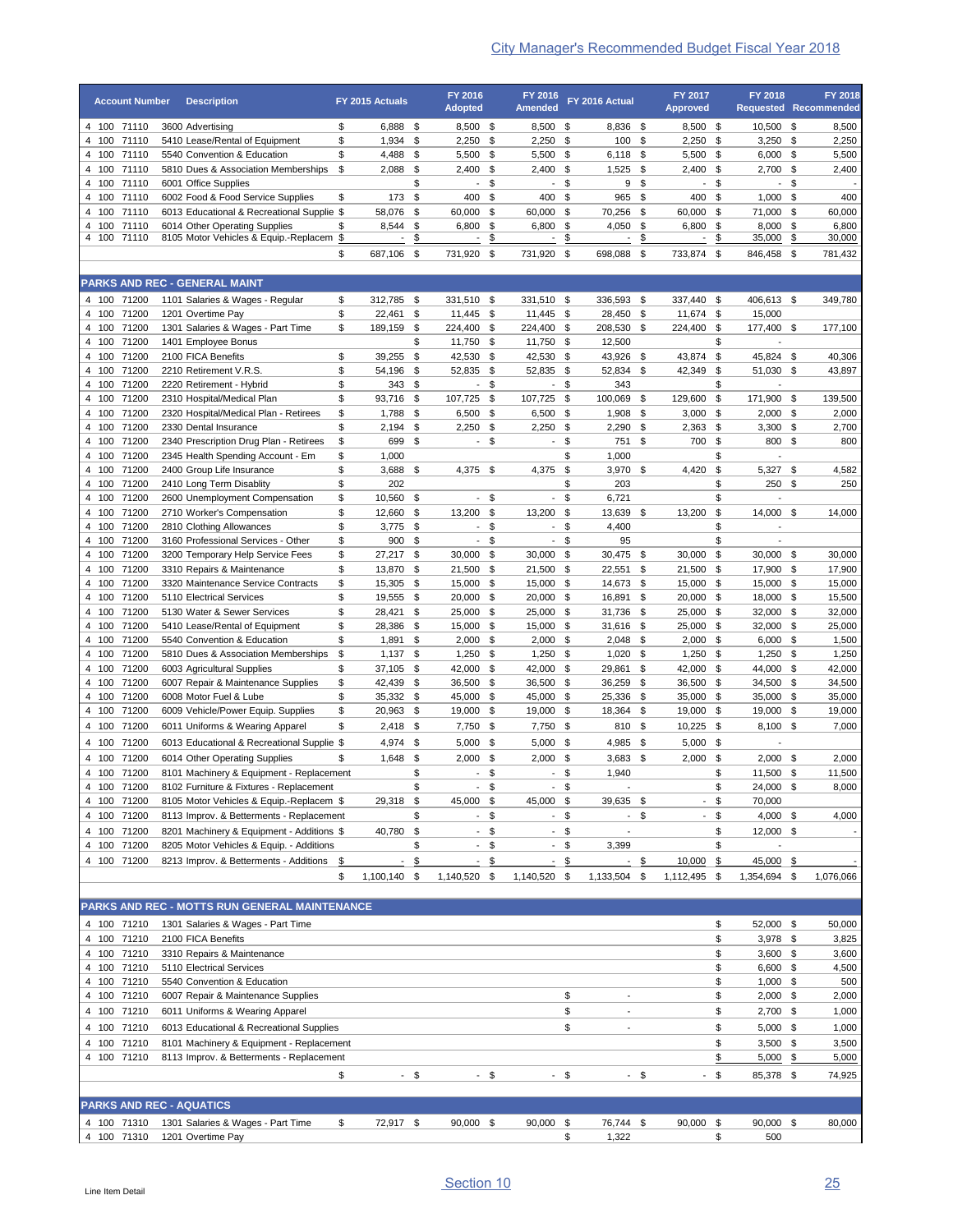| Account Number | Description | FY 2015 Actuals | FY 2016 Adopted | FY 2016 Amended | FY 2016 Actual | FY 2017 Approved | FY 2018 Requested | FY 2018 Recommended |
|---|---|---|---|---|---|---|---|---|
| 4 100 71110 | 3600 Advertising | $ 6,888 | $ 8,500 | $ 8,500 | $ 8,836 | $ 8,500 | $ 10,500 | $ 8,500 |
| 4 100 71110 | 5410 Lease/Rental of Equipment | $ 1,934 | $ 2,250 | $ 2,250 | $ 100 | $ 2,250 | $ 3,250 | $ 2,250 |
| 4 100 71110 | 5540 Convention & Education | $ 4,488 | $ 5,500 | $ 5,500 | $ 6,118 | $ 5,500 | $ 6,000 | $ 5,500 |
| 4 100 71110 | 5810 Dues & Association Memberships | $ 2,088 | $ 2,400 | $ 2,400 | $ 1,525 | $ 2,400 | $ 2,700 | $ 2,400 |
| 4 100 71110 | 6001 Office Supplies | | $ - | $ - | $ 9 | $ - | $ - | $ - |
| 4 100 71110 | 6002 Food & Food Service Supplies | $ 173 | $ 400 | $ 400 | $ 965 | $ 400 | $ 1,000 | $ 400 |
| 4 100 71110 | 6013 Educational & Recreational Supplie | $ 58,076 | $ 60,000 | $ 60,000 | $ 70,256 | $ 60,000 | $ 71,000 | $ 60,000 |
| 4 100 71110 | 6014 Other Operating Supplies | $ 8,544 | $ 6,800 | $ 6,800 | $ 4,050 | $ 6,800 | $ 8,000 | $ 6,800 |
| 4 100 71110 | 8105 Motor Vehicles & Equip.-Replacem | $ - | $ - | $ - | $ - | $ - | $ 35,000 | $ 30,000 |
| | | $ 687,106 | $ 731,920 | $ 731,920 | $ 698,088 | $ 733,874 | $ 846,458 | $ 781,432 |
| **PARKS AND REC - GENERAL MAINT** | | | | | | | | |
| 4 100 71200 | 1101 Salaries & Wages - Regular | $ 312,785 | $ 331,510 | $ 331,510 | $ 336,593 | $ 337,440 | $ 406,613 | $ 349,780 |
| 4 100 71200 | 1201 Overtime Pay | $ 22,461 | $ 11,445 | $ 11,445 | $ 28,450 | $ 11,674 | $ 15,000 | |
| 4 100 71200 | 1301 Salaries & Wages - Part Time | $ 189,159 | $ 224,400 | $ 224,400 | $ 208,530 | $ 224,400 | $ 177,400 | $ 177,100 |
| 4 100 71200 | 1401 Employee Bonus | | $ 11,750 | $ 11,750 | $ 12,500 | | $ - | |
| 4 100 71200 | 2100 FICA Benefits | $ 39,255 | $ 42,530 | $ 42,530 | $ 43,926 | $ 43,874 | $ 45,824 | $ 40,306 |
| 4 100 71200 | 2210 Retirement V.R.S. | $ 54,196 | $ 52,835 | $ 52,835 | $ 52,834 | $ 42,349 | $ 51,030 | $ 43,897 |
| 4 100 71200 | 2220 Retirement - Hybrid | $ 343 | $ - | $ - | $ 343 | | $ - | |
| 4 100 71200 | 2310 Hospital/Medical Plan | $ 93,716 | $ 107,725 | $ 107,725 | $ 100,069 | $ 129,600 | $ 171,900 | $ 139,500 |
| 4 100 71200 | 2320 Hospital/Medical Plan - Retirees | $ 1,788 | $ 6,500 | $ 6,500 | $ 1,908 | $ 3,000 | $ 2,000 | $ 2,000 |
| 4 100 71200 | 2330 Dental Insurance | $ 2,194 | $ 2,250 | $ 2,250 | $ 2,290 | $ 2,363 | $ 3,300 | $ 2,700 |
| 4 100 71200 | 2340 Prescription Drug Plan - Retirees | $ 699 | $ - | $ - | $ 751 | $ 700 | $ 800 | $ 800 |
| 4 100 71200 | 2345 Health Spending Account - Em | $ 1,000 | | | $ 1,000 | | $ - | |
| 4 100 71200 | 2400 Group Life Insurance | $ 3,688 | $ 4,375 | $ 4,375 | $ 3,970 | $ 4,420 | $ 5,327 | $ 4,582 |
| 4 100 71200 | 2410 Long Term Disablity | $ 202 | | | $ 203 | | $ 250 | $ 250 |
| 4 100 71200 | 2600 Unemployment Compensation | $ 10,560 | $ - | $ - | $ 6,721 | | $ - | |
| 4 100 71200 | 2710 Worker's Compensation | $ 12,660 | $ 13,200 | $ 13,200 | $ 13,639 | $ 13,200 | $ 14,000 | $ 14,000 |
| 4 100 71200 | 2810 Clothing Allowances | $ 3,775 | $ - | $ - | $ 4,400 | | $ - | |
| 4 100 71200 | 3160 Professional Services - Other | $ 900 | $ - | $ - | $ 95 | | $ - | |
| 4 100 71200 | 3200 Temporary Help Service Fees | $ 27,217 | $ 30,000 | $ 30,000 | $ 30,475 | $ 30,000 | $ 30,000 | $ 30,000 |
| 4 100 71200 | 3310 Repairs & Maintenance | $ 13,870 | $ 21,500 | $ 21,500 | $ 22,551 | $ 21,500 | $ 17,900 | $ 17,900 |
| 4 100 71200 | 3320 Maintenance Service Contracts | $ 15,305 | $ 15,000 | $ 15,000 | $ 14,673 | $ 15,000 | $ 15,000 | $ 15,000 |
| 4 100 71200 | 5110 Electrical Services | $ 19,555 | $ 20,000 | $ 20,000 | $ 16,891 | $ 20,000 | $ 18,000 | $ 15,500 |
| 4 100 71200 | 5130 Water & Sewer Services | $ 28,421 | $ 25,000 | $ 25,000 | $ 31,736 | $ 25,000 | $ 32,000 | $ 32,000 |
| 4 100 71200 | 5410 Lease/Rental of Equipment | $ 28,386 | $ 15,000 | $ 15,000 | $ 31,616 | $ 25,000 | $ 32,000 | $ 25,000 |
| 4 100 71200 | 5540 Convention & Education | $ 1,891 | $ 2,000 | $ 2,000 | $ 2,048 | $ 2,000 | $ 6,000 | $ 1,500 |
| 4 100 71200 | 5810 Dues & Association Memberships | $ 1,137 | $ 1,250 | $ 1,250 | $ 1,020 | $ 1,250 | $ 1,250 | $ 1,250 |
| 4 100 71200 | 6003 Agricultural Supplies | $ 37,105 | $ 42,000 | $ 42,000 | $ 29,861 | $ 42,000 | $ 44,000 | $ 42,000 |
| 4 100 71200 | 6007 Repair & Maintenance Supplies | $ 42,439 | $ 36,500 | $ 36,500 | $ 36,259 | $ 36,500 | $ 34,500 | $ 34,500 |
| 4 100 71200 | 6008 Motor Fuel & Lube | $ 35,332 | $ 45,000 | $ 45,000 | $ 25,336 | $ 35,000 | $ 35,000 | $ 35,000 |
| 4 100 71200 | 6009 Vehicle/Power Equip. Supplies | $ 20,963 | $ 19,000 | $ 19,000 | $ 18,364 | $ 19,000 | $ 19,000 | $ 19,000 |
| 4 100 71200 | 6011 Uniforms & Wearing Apparel | $ 2,418 | $ 7,750 | $ 7,750 | $ 810 | $ 10,225 | $ 8,100 | $ 7,000 |
| 4 100 71200 | 6013 Educational & Recreational Supplie | $ 4,974 | $ 5,000 | $ 5,000 | $ 4,985 | $ 5,000 | - | |
| 4 100 71200 | 6014 Other Operating Supplies | $ 1,648 | $ 2,000 | $ 2,000 | $ 3,683 | $ 2,000 | $ 2,000 | $ 2,000 |
| 4 100 71200 | 8101 Machinery & Equipment - Replacement | | $ - | $ - | $ 1,940 | | $ 11,500 | $ 11,500 |
| 4 100 71200 | 8102 Furniture & Fixtures - Replacement | | $ - | $ - | $ - | | $ 24,000 | $ 8,000 |
| 4 100 71200 | 8105 Motor Vehicles & Equip.-Replacem | $ 29,318 | $ 45,000 | $ 45,000 | $ 39,635 | $ - | $ 70,000 | |
| 4 100 71200 | 8113 Improv. & Betterments - Replacement | | $ - | $ - | $ - | $ - | $ 4,000 | $ 4,000 |
| 4 100 71200 | 8201 Machinery & Equipment - Additions | $ 40,780 | $ - | $ - | - | | $ 12,000 | $ - |
| 4 100 71200 | 8205 Motor Vehicles & Equip. - Additions | | $ - | $ - | $ 3,399 | | $ - | |
| 4 100 71200 | 8213 Improv. & Betterments - Additions | $ - | $ - | $ - | $ - | $ 10,000 | $ 45,000 | $ - |
| | | $ 1,100,140 | $ 1,140,520 | $ 1,140,520 | $ 1,133,504 | $ 1,112,495 | $ 1,354,694 | $ 1,076,066 |
| **PARKS AND REC - MOTTS RUN GENERAL MAINTENANCE** | | | | | | | | |
| 4 100 71210 | 1301 Salaries & Wages - Part Time | | | | | | $ 52,000 | $ 50,000 |
| 4 100 71210 | 2100 FICA Benefits | | | | | | $ 3,978 | $ 3,825 |
| 4 100 71210 | 3310 Repairs & Maintenance | | | | | | $ 3,600 | $ 3,600 |
| 4 100 71210 | 5110 Electrical Services | | | | | | $ 6,600 | $ 4,500 |
| 4 100 71210 | 5540 Convention & Education | | | | | | $ 1,000 | $ 500 |
| 4 100 71210 | 6007 Repair & Maintenance Supplies | | | | $ - | | $ 2,000 | $ 2,000 |
| 4 100 71210 | 6011 Uniforms & Wearing Apparel | | | | $ - | | $ 2,700 | $ 1,000 |
| 4 100 71210 | 6013 Educational & Recreational Supplies | | | | $ - | | $ 5,000 | $ 1,000 |
| 4 100 71210 | 8101 Machinery & Equipment - Replacement | | | | | | $ 3,500 | $ 3,500 |
| 4 100 71210 | 8113 Improv. & Betterments - Replacement | | | | | | $ 5,000 | $ 5,000 |
| | | $ - | $ - | $ - | $ - | $ - | $ 85,378 | $ 74,925 |
| **PARKS AND REC - AQUATICS** | | | | | | | | |
| 4 100 71310 | 1301 Salaries & Wages - Part Time | $ 72,917 | $ 90,000 | $ 90,000 | $ 76,744 | $ 90,000 | $ 90,000 | $ 80,000 |
| 4 100 71310 | 1201 Overtime Pay | | | | $ 1,322 | | $ 500 | |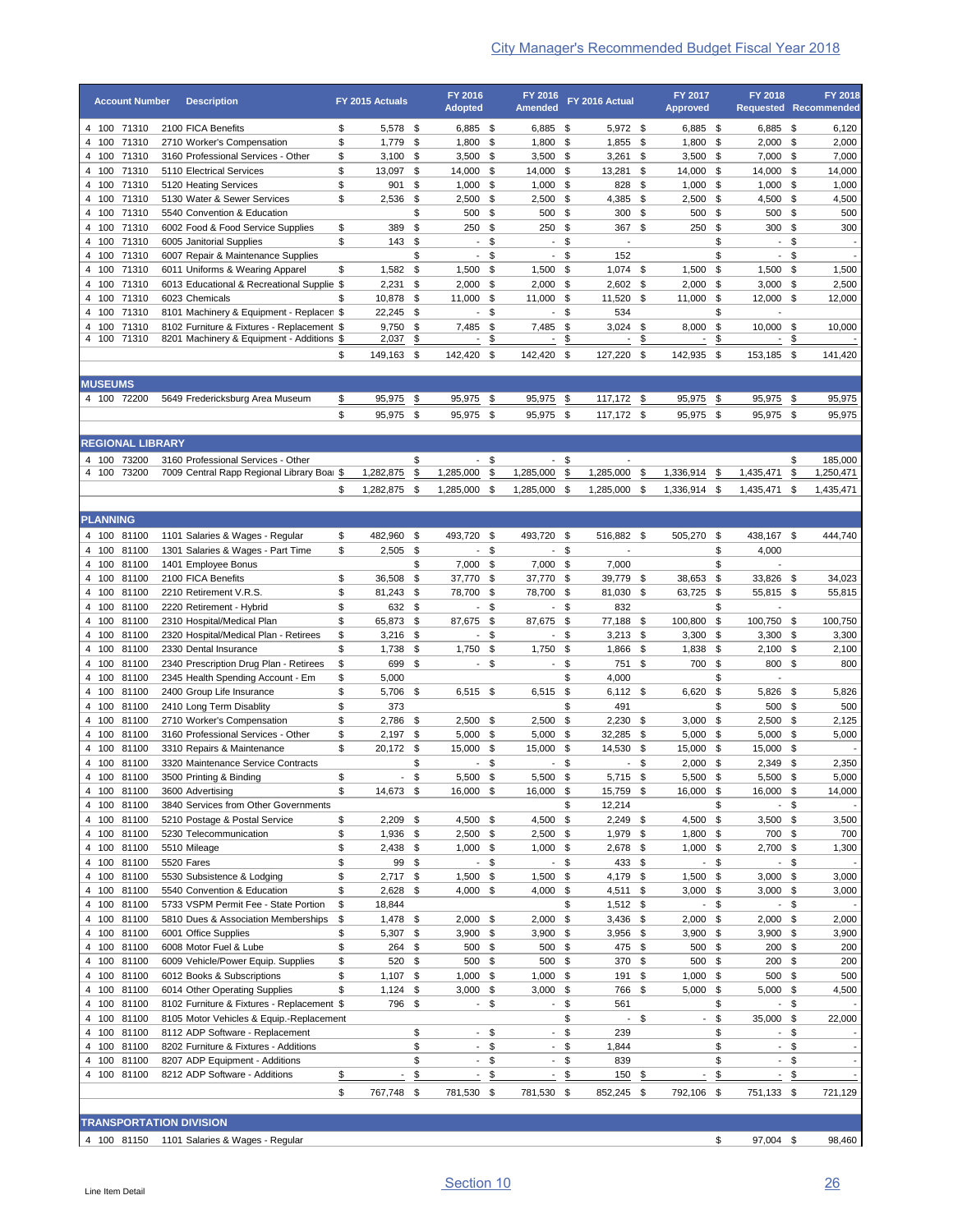| Account Number | Description | FY 2015 Actuals | FY 2016 Adopted | FY 2016 Amended | FY 2016 Actual | FY 2017 Approved | FY 2018 Requested | FY 2018 Recommended |
|---|---|---|---|---|---|---|---|---|
| 4 100 71310 | 2100 FICA Benefits | $ 5,578 | $ 6,885 | $ 6,885 | $ 5,972 | $ 6,885 | $ 6,885 | $ 6,120 |
| 4 100 71310 | 2710 Worker's Compensation | $ 1,779 | $ 1,800 | $ 1,800 | $ 1,855 | $ 1,800 | $ 2,000 | $ 2,000 |
| 4 100 71310 | 3160 Professional Services - Other | $ 3,100 | $ 3,500 | $ 3,500 | $ 3,261 | $ 3,500 | $ 7,000 | $ 7,000 |
| 4 100 71310 | 5110 Electrical Services | $ 13,097 | $ 14,000 | $ 14,000 | $ 13,281 | $ 14,000 | $ 14,000 | $ 14,000 |
| 4 100 71310 | 5120 Heating Services | $ 901 | $ 1,000 | $ 1,000 | $ 828 | $ 1,000 | $ 1,000 | $ 1,000 |
| 4 100 71310 | 5130 Water & Sewer Services | $ 2,536 | $ 2,500 | $ 2,500 | $ 4,385 | $ 2,500 | $ 4,500 | $ 4,500 |
| 4 100 71310 | 5540 Convention & Education | | $ 500 | $ 500 | $ 300 | $ 500 | $ 500 | $ 500 |
| 4 100 71310 | 6002 Food & Food Service Supplies | $ 389 | $ 250 | $ 250 | $ 367 | $ 250 | $ 300 | $ 300 |
| 4 100 71310 | 6005 Janitorial Supplies | $ 143 | $ - | $ - | $ - | | $ - | $ - |
| 4 100 71310 | 6007 Repair & Maintenance Supplies | | $ - | $ - | $ 152 | | $ - | $ - |
| 4 100 71310 | 6011 Uniforms & Wearing Apparel | $ 1,582 | $ 1,500 | $ 1,500 | $ 1,074 | $ 1,500 | $ 1,500 | $ 1,500 |
| 4 100 71310 | 6013 Educational & Recreational Supplie | $ 2,231 | $ 2,000 | $ 2,000 | $ 2,602 | $ 2,000 | $ 3,000 | $ 2,500 |
| 4 100 71310 | 6023 Chemicals | $ 10,878 | $ 11,000 | $ 11,000 | $ 11,520 | $ 11,000 | $ 12,000 | $ 12,000 |
| 4 100 71310 | 8101 Machinery & Equipment - Replacen | $ 22,245 | $ - | $ - | $ 534 | | $ - | |
| 4 100 71310 | 8102 Furniture & Fixtures - Replacement | $ 9,750 | $ 7,485 | $ 7,485 | $ 3,024 | $ 8,000 | $ 10,000 | $ 10,000 |
| 4 100 71310 | 8201 Machinery & Equipment - Additions | $ 2,037 | $ - | $ - | $ - | $ - | $ - | $ - |
| | | $ 149,163 | $ 142,420 | $ 142,420 | $ 127,220 | $ 142,935 | $ 153,185 | $ 141,420 |
| **MUSEUMS** | | | | | | | | |
| 4 100 72200 | 5649 Fredericksburg Area Museum | $ 95,975 | $ 95,975 | $ 95,975 | $ 117,172 | $ 95,975 | $ 95,975 | $ 95,975 |
| | | $ 95,975 | $ 95,975 | $ 95,975 | $ 117,172 | $ 95,975 | $ 95,975 | $ 95,975 |
| **REGIONAL LIBRARY** | | | | | | | | |
| 4 100 73200 | 3160 Professional Services - Other | | $ - | $ - | $ - | | | $ 185,000 |
| 4 100 73200 | 7009 Central Rapp Regional Library Boa | $ 1,282,875 | $ 1,285,000 | $ 1,285,000 | $ 1,285,000 | $ 1,336,914 | $ 1,435,471 | $ 1,250,471 |
| | | $ 1,282,875 | $ 1,285,000 | $ 1,285,000 | $ 1,285,000 | $ 1,336,914 | $ 1,435,471 | $ 1,435,471 |
| **PLANNING** | | | | | | | | |
| 4 100 81100 | 1101 Salaries & Wages - Regular | $ 482,960 | $ 493,720 | $ 493,720 | $ 516,882 | $ 505,270 | $ 438,167 | $ 444,740 |
| 4 100 81100 | 1301 Salaries & Wages - Part Time | $ 2,505 | $ - | $ - | $ - | | $ 4,000 | |
| 4 100 81100 | 1401 Employee Bonus | | $ 7,000 | $ 7,000 | $ 7,000 | | $ - | |
| 4 100 81100 | 2100 FICA Benefits | $ 36,508 | $ 37,770 | $ 37,770 | $ 39,779 | $ 38,653 | $ 33,826 | $ 34,023 |
| 4 100 81100 | 2210 Retirement V.R.S. | $ 81,243 | $ 78,700 | $ 78,700 | $ 81,030 | $ 63,725 | $ 55,815 | $ 55,815 |
| 4 100 81100 | 2220 Retirement - Hybrid | $ 632 | $ - | $ - | $ 832 | | $ - | |
| 4 100 81100 | 2310 Hospital/Medical Plan | $ 65,873 | $ 87,675 | $ 87,675 | $ 77,188 | $ 100,800 | $ 100,750 | $ 100,750 |
| 4 100 81100 | 2320 Hospital/Medical Plan - Retirees | $ 3,216 | $ - | $ - | $ 3,213 | $ 3,300 | $ 3,300 | $ 3,300 |
| 4 100 81100 | 2330 Dental Insurance | $ 1,738 | $ 1,750 | $ 1,750 | $ 1,866 | $ 1,838 | $ 2,100 | $ 2,100 |
| 4 100 81100 | 2340 Prescription Drug Plan - Retirees | $ 699 | $ - | $ - | $ 751 | $ 700 | $ 800 | $ 800 |
| 4 100 81100 | 2345 Health Spending Account - Em | $ 5,000 | | | $ 4,000 | | $ - | |
| 4 100 81100 | 2400 Group Life Insurance | $ 5,706 | $ 6,515 | $ 6,515 | $ 6,112 | $ 6,620 | $ 5,826 | $ 5,826 |
| 4 100 81100 | 2410 Long Term Disablity | $ 373 | | | $ 491 | | $ 500 | $ 500 |
| 4 100 81100 | 2710 Worker's Compensation | $ 2,786 | $ 2,500 | $ 2,500 | $ 2,230 | $ 3,000 | $ 2,500 | $ 2,125 |
| 4 100 81100 | 3160 Professional Services - Other | $ 2,197 | $ 5,000 | $ 5,000 | $ 32,285 | $ 5,000 | $ 5,000 | $ 5,000 |
| 4 100 81100 | 3310 Repairs & Maintenance | $ 20,172 | $ 15,000 | $ 15,000 | $ 14,530 | $ 15,000 | $ 15,000 | $ - |
| 4 100 81100 | 3320 Maintenance Service Contracts | | $ - | $ - | $ - | $ 2,000 | $ 2,349 | $ 2,350 |
| 4 100 81100 | 3500 Printing & Binding | $ - | $ 5,500 | $ 5,500 | $ 5,715 | $ 5,500 | $ 5,500 | $ 5,000 |
| 4 100 81100 | 3600 Advertising | $ 14,673 | $ 16,000 | $ 16,000 | $ 15,759 | $ 16,000 | $ 16,000 | $ 14,000 |
| 4 100 81100 | 3840 Services from Other Governments | | | | $ 12,214 | | $ - | $ - |
| 4 100 81100 | 5210 Postage & Postal Service | $ 2,209 | $ 4,500 | $ 4,500 | $ 2,249 | $ 4,500 | $ 3,500 | $ 3,500 |
| 4 100 81100 | 5230 Telecommunication | $ 1,936 | $ 2,500 | $ 2,500 | $ 1,979 | $ 1,800 | $ 700 | $ 700 |
| 4 100 81100 | 5510 Mileage | $ 2,438 | $ 1,000 | $ 1,000 | $ 2,678 | $ 1,000 | $ 2,700 | $ 1,300 |
| 4 100 81100 | 5520 Fares | $ 99 | $ - | $ - | $ 433 | $ - | $ - | $ - |
| 4 100 81100 | 5530 Subsistence & Lodging | $ 2,717 | $ 1,500 | $ 1,500 | $ 4,179 | $ 1,500 | $ 3,000 | $ 3,000 |
| 4 100 81100 | 5540 Convention & Education | $ 2,628 | $ 4,000 | $ 4,000 | $ 4,511 | $ 3,000 | $ 3,000 | $ 3,000 |
| 4 100 81100 | 5733 VSPM Permit Fee - State Portion | $ 18,844 | | | $ 1,512 | $ - | $ - | $ - |
| 4 100 81100 | 5810 Dues & Association Memberships | $ 1,478 | $ 2,000 | $ 2,000 | $ 3,436 | $ 2,000 | $ 2,000 | $ 2,000 |
| 4 100 81100 | 6001 Office Supplies | $ 5,307 | $ 3,900 | $ 3,900 | $ 3,956 | $ 3,900 | $ 3,900 | $ 3,900 |
| 4 100 81100 | 6008 Motor Fuel & Lube | $ 264 | $ 500 | $ 500 | $ 475 | $ 500 | $ 200 | $ 200 |
| 4 100 81100 | 6009 Vehicle/Power Equip. Supplies | $ 520 | $ 500 | $ 500 | $ 370 | $ 500 | $ 200 | $ 200 |
| 4 100 81100 | 6012 Books & Subscriptions | $ 1,107 | $ 1,000 | $ 1,000 | $ 191 | $ 1,000 | $ 500 | $ 500 |
| 4 100 81100 | 6014 Other Operating Supplies | $ 1,124 | $ 3,000 | $ 3,000 | $ 766 | $ 5,000 | $ 5,000 | $ 4,500 |
| 4 100 81100 | 8102 Furniture & Fixtures - Replacement | $ 796 | $ - | $ - | $ 561 | | $ - | $ - |
| 4 100 81100 | 8105 Motor Vehicles & Equip.-Replacement | | | | $ - | $ - | $ 35,000 | $ 22,000 |
| 4 100 81100 | 8112 ADP Software - Replacement | | $ - | $ - | $ 239 | | $ - | $ - |
| 4 100 81100 | 8202 Furniture & Fixtures - Additions | | $ - | $ - | $ 1,844 | | $ - | $ - |
| 4 100 81100 | 8207 ADP Equipment - Additions | | $ - | $ - | $ 839 | | $ - | $ - |
| 4 100 81100 | 8212 ADP Software - Additions | $ - | $ - | $ - | $ 150 | $ - | $ - | $ - |
| | | $ 767,748 | $ 781,530 | $ 781,530 | $ 852,245 | $ 792,106 | $ 751,133 | $ 721,129 |
| **TRANSPORTATION DIVISION** | | | | | | | | |
| 4 100 81150 | 1101 Salaries & Wages - Regular | | | | | | $ 97,004 | $ 98,460 |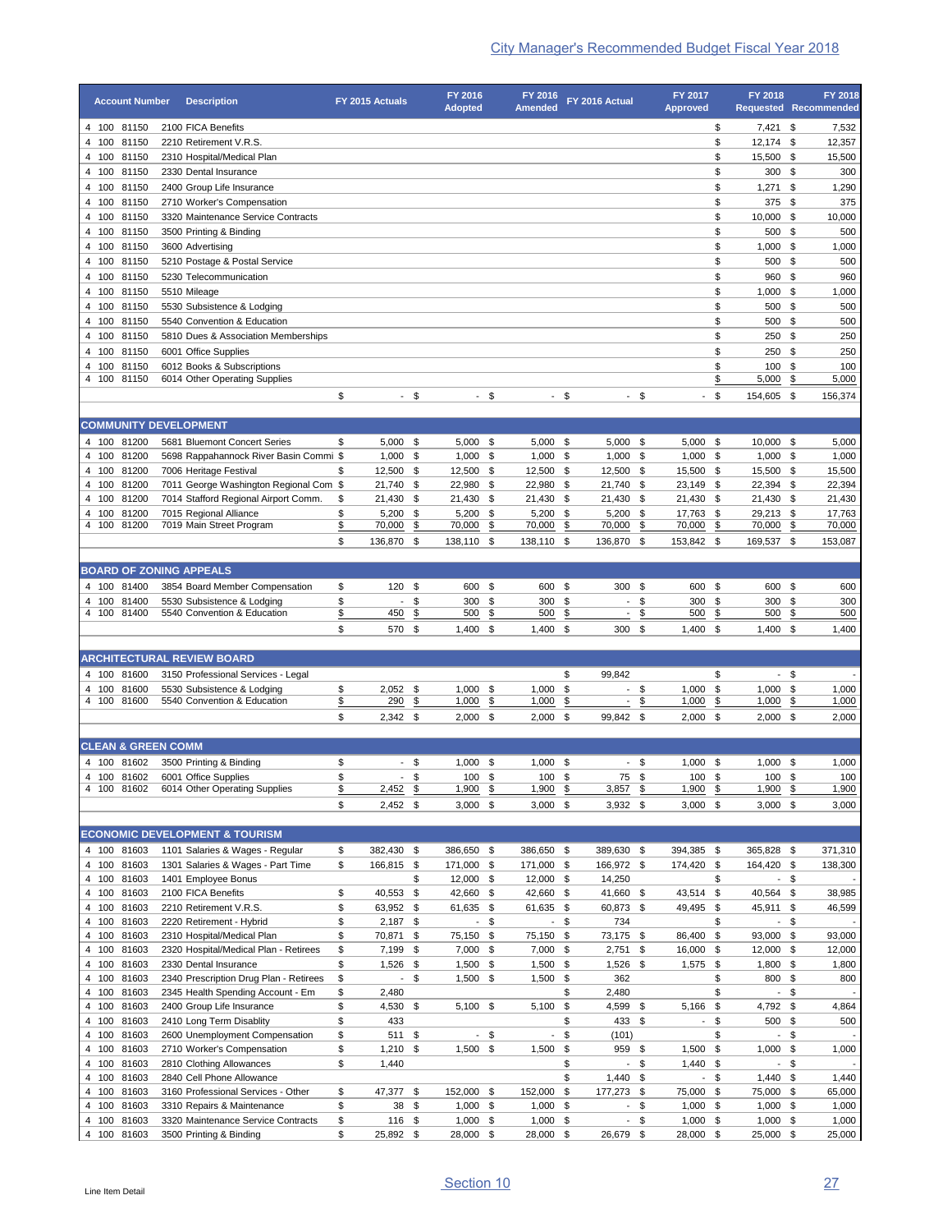| Account Number | Description | FY 2015 Actuals | FY 2016 Adopted | FY 2016 Amended | FY 2016 Actual | FY 2017 Approved | FY 2018 Requested | FY 2018 Recommended |
|---|---|---|---|---|---|---|---|---|
| 4 100 81150 | 2100 FICA Benefits | | | | | | $ 7,421 | $ 7,532 |
| 4 100 81150 | 2210 Retirement V.R.S. | | | | | | $ 12,174 | $ 12,357 |
| 4 100 81150 | 2310 Hospital/Medical Plan | | | | | | $ 15,500 | $ 15,500 |
| 4 100 81150 | 2330 Dental Insurance | | | | | | $ 300 | $ 300 |
| 4 100 81150 | 2400 Group Life Insurance | | | | | | $ 1,271 | $ 1,290 |
| 4 100 81150 | 2710 Worker's Compensation | | | | | | $ 375 | $ 375 |
| 4 100 81150 | 3320 Maintenance Service Contracts | | | | | | $ 10,000 | $ 10,000 |
| 4 100 81150 | 3500 Printing & Binding | | | | | | $ 500 | $ 500 |
| 4 100 81150 | 3600 Advertising | | | | | | $ 1,000 | $ 1,000 |
| 4 100 81150 | 5210 Postage & Postal Service | | | | | | $ 500 | $ 500 |
| 4 100 81150 | 5230 Telecommunication | | | | | | $ 960 | $ 960 |
| 4 100 81150 | 5510 Mileage | | | | | | $ 1,000 | $ 1,000 |
| 4 100 81150 | 5530 Subsistence & Lodging | | | | | | $ 500 | $ 500 |
| 4 100 81150 | 5540 Convention & Education | | | | | | $ 500 | $ 500 |
| 4 100 81150 | 5810 Dues & Association Memberships | | | | | | $ 250 | $ 250 |
| 4 100 81150 | 6001 Office Supplies | | | | | | $ 250 | $ 250 |
| 4 100 81150 | 6012 Books & Subscriptions | | | | | | $ 100 | $ 100 |
| 4 100 81150 | 6014 Other Operating Supplies | | | | | | $ 5,000 | $ 5,000 |
| | | $ - | $ - | $ - | $ - | $ - | $ 154,605 | $ 156,374 |
| **COMMUNITY DEVELOPMENT** | | | | | | | | |
| 4 100 81200 | 5681 Bluemont Concert Series | $ 5,000 | $ 5,000 | $ 5,000 | $ 5,000 | $ 5,000 | $ 10,000 | $ 5,000 |
| 4 100 81200 | 5698 Rappahannock River Basin Commi | $ 1,000 | $ 1,000 | $ 1,000 | $ 1,000 | $ 1,000 | $ 1,000 | $ 1,000 |
| 4 100 81200 | 7006 Heritage Festival | $ 12,500 | $ 12,500 | $ 12,500 | $ 12,500 | $ 15,500 | $ 15,500 | $ 15,500 |
| 4 100 81200 | 7011 George Washington Regional Com | $ 21,740 | $ 22,980 | $ 22,980 | $ 21,740 | $ 23,149 | $ 22,394 | $ 22,394 |
| 4 100 81200 | 7014 Stafford Regional Airport Comm. | $ 21,430 | $ 21,430 | $ 21,430 | $ 21,430 | $ 21,430 | $ 21,430 | $ 21,430 |
| 4 100 81200 | 7015 Regional Alliance | $ 5,200 | $ 5,200 | $ 5,200 | $ 5,200 | $ 17,763 | $ 29,213 | $ 17,763 |
| 4 100 81200 | 7019 Main Street Program | $ 70,000 | $ 70,000 | $ 70,000 | $ 70,000 | $ 70,000 | $ 70,000 | $ 70,000 |
| | | $ 136,870 | $ 138,110 | $ 138,110 | $ 136,870 | $ 153,842 | $ 169,537 | $ 153,087 |
| **BOARD OF ZONING APPEALS** | | | | | | | | |
| 4 100 81400 | 3854 Board Member Compensation | $ 120 | $ 600 | $ 600 | $ 300 | $ 600 | $ 600 | $ 600 |
| 4 100 81400 | 5530 Subsistence & Lodging | $ - | $ 300 | $ 300 | $ - | $ 300 | $ 300 | $ 300 |
| 4 100 81400 | 5540 Convention & Education | $ 450 | $ 500 | $ 500 | $ - | $ 500 | $ 500 | $ 500 |
| | | $ 570 | $ 1,400 | $ 1,400 | $ 300 | $ 1,400 | $ 1,400 | $ 1,400 |
| **ARCHITECTURAL REVIEW BOARD** | | | | | | | | |
| 4 100 81600 | 3150 Professional Services - Legal | | | | $ 99,842 | | $ - | $ - |
| 4 100 81600 | 5530 Subsistence & Lodging | $ 2,052 | $ 1,000 | $ 1,000 | $ - | $ 1,000 | $ 1,000 | $ 1,000 |
| 4 100 81600 | 5540 Convention & Education | $ 290 | $ 1,000 | $ 1,000 | $ - | $ 1,000 | $ 1,000 | $ 1,000 |
| | | $ 2,342 | $ 2,000 | $ 2,000 | $ 99,842 | $ 2,000 | $ 2,000 | $ 2,000 |
| **CLEAN & GREEN COMM** | | | | | | | | |
| 4 100 81602 | 3500 Printing & Binding | $ - | $ 1,000 | $ 1,000 | $ - | $ 1,000 | $ 1,000 | $ 1,000 |
| 4 100 81602 | 6001 Office Supplies | $ - | $ 100 | $ 100 | $ 75 | $ 100 | $ 100 | $ 100 |
| 4 100 81602 | 6014 Other Operating Supplies | $ 2,452 | $ 1,900 | $ 1,900 | $ 3,857 | $ 1,900 | $ 1,900 | $ 1,900 |
| | | $ 2,452 | $ 3,000 | $ 3,000 | $ 3,932 | $ 3,000 | $ 3,000 | $ 3,000 |
| **ECONOMIC DEVELOPMENT & TOURISM** | | | | | | | | |
| 4 100 81603 | 1101 Salaries & Wages - Regular | $ 382,430 | $ 386,650 | $ 386,650 | $ 389,630 | $ 394,385 | $ 365,828 | $ 371,310 |
| 4 100 81603 | 1301 Salaries & Wages - Part Time | $ 166,815 | $ 171,000 | $ 171,000 | $ 166,972 | $ 174,420 | $ 164,420 | $ 138,300 |
| 4 100 81603 | 1401 Employee Bonus | | $ 12,000 | $ 12,000 | $ 14,250 | | $ - | $ - |
| 4 100 81603 | 2100 FICA Benefits | $ 40,553 | $ 42,660 | $ 42,660 | $ 41,660 | $ 43,514 | $ 40,564 | $ 38,985 |
| 4 100 81603 | 2210 Retirement V.R.S. | $ 63,952 | $ 61,635 | $ 61,635 | $ 60,873 | $ 49,495 | $ 45,911 | $ 46,599 |
| 4 100 81603 | 2220 Retirement - Hybrid | $ 2,187 | $ - | $ - | $ 734 | | $ - | $ - |
| 4 100 81603 | 2310 Hospital/Medical Plan | $ 70,871 | $ 75,150 | $ 75,150 | $ 73,175 | $ 86,400 | $ 93,000 | $ 93,000 |
| 4 100 81603 | 2320 Hospital/Medical Plan - Retirees | $ 7,199 | $ 7,000 | $ 7,000 | $ 2,751 | $ 16,000 | $ 12,000 | $ 12,000 |
| 4 100 81603 | 2330 Dental Insurance | $ 1,526 | $ 1,500 | $ 1,500 | $ 1,526 | $ 1,575 | $ 1,800 | $ 1,800 |
| 4 100 81603 | 2340 Prescription Drug Plan - Retirees | $ - | $ 1,500 | $ 1,500 | $ 362 | | $ 800 | $ 800 |
| 4 100 81603 | 2345 Health Spending Account - Em | $ 2,480 | | | $ 2,480 | | $ - | $ - |
| 4 100 81603 | 2400 Group Life Insurance | $ 4,530 | $ 5,100 | $ 5,100 | $ 4,599 | $ 5,166 | $ 4,792 | $ 4,864 |
| 4 100 81603 | 2410 Long Term Disablity | $ 433 | | | $ 433 | $ - | $ 500 | $ 500 |
| 4 100 81603 | 2600 Unemployment Compensation | $ 511 | $ - | $ - | $ (101) | | $ - | $ - |
| 4 100 81603 | 2710 Worker's Compensation | $ 1,210 | $ 1,500 | $ 1,500 | $ 959 | $ 1,500 | $ 1,000 | $ 1,000 |
| 4 100 81603 | 2810 Clothing Allowances | $ 1,440 | | | $ - | $ 1,440 | $ - | $ - |
| 4 100 81603 | 2840 Cell Phone Allowance | | | | $ 1,440 | $ - | $ 1,440 | $ 1,440 |
| 4 100 81603 | 3160 Professional Services - Other | $ 47,377 | $ 152,000 | $ 152,000 | $ 177,273 | $ 75,000 | $ 75,000 | $ 65,000 |
| 4 100 81603 | 3310 Repairs & Maintenance | $ 38 | $ 1,000 | $ 1,000 | $ - | $ 1,000 | $ 1,000 | $ 1,000 |
| 4 100 81603 | 3320 Maintenance Service Contracts | $ 116 | $ 1,000 | $ 1,000 | $ - | $ 1,000 | $ 1,000 | $ 1,000 |
| 4 100 81603 | 3500 Printing & Binding | $ 25,892 | $ 28,000 | $ 28,000 | $ 26,679 | $ 28,000 | $ 25,000 | $ 25,000 |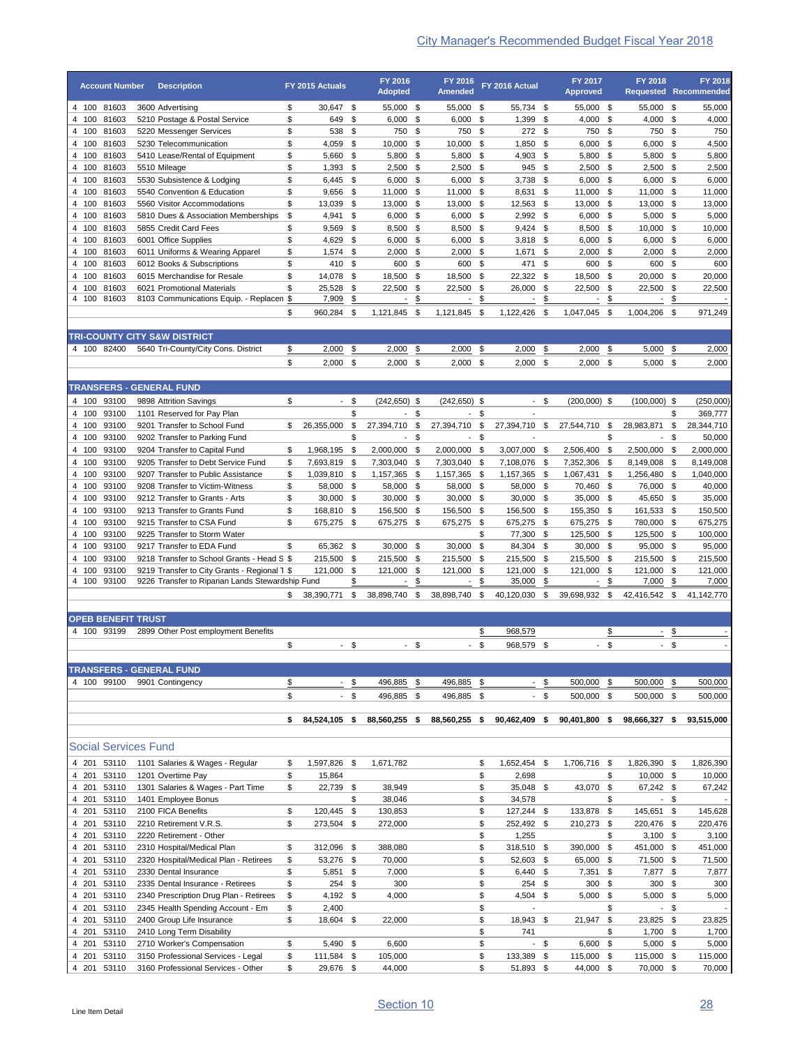| Account Number | | | Description | FY 2015 Actuals | FY 2016 Adopted | FY 2016 Amended | FY 2016 Actual | FY 2017 Approved | FY 2018 Requested | FY 2018 Recommended |
|---|---|---|---|---|---|---|---|---|---|---|
| 4 | 100 | 81603 | 3600 Advertising | $ 30,647 | $ 55,000 | $ 55,000 | $ 55,734 | $ 55,000 | $ 55,000 | $ 55,000 |
| 4 | 100 | 81603 | 5210 Postage & Postal Service | $ 649 | $ 6,000 | $ 6,000 | $ 1,399 | $ 4,000 | $ 4,000 | $ 4,000 |
| 4 | 100 | 81603 | 5220 Messenger Services | $ 538 | $ 750 | $ 750 | $ 272 | $ 750 | $ 750 | $ 750 |
| 4 | 100 | 81603 | 5230 Telecommunication | $ 4,059 | $ 10,000 | $ 10,000 | $ 1,850 | $ 6,000 | $ 6,000 | $ 4,500 |
| 4 | 100 | 81603 | 5410 Lease/Rental of Equipment | $ 5,660 | $ 5,800 | $ 5,800 | $ 4,903 | $ 5,800 | $ 5,800 | $ 5,800 |
| 4 | 100 | 81603 | 5510 Mileage | $ 1,393 | $ 2,500 | $ 2,500 | $ 945 | $ 2,500 | $ 2,500 | $ 2,500 |
| 4 | 100 | 81603 | 5530 Subsistence & Lodging | $ 6,445 | $ 6,000 | $ 6,000 | $ 3,738 | $ 6,000 | $ 6,000 | $ 6,000 |
| 4 | 100 | 81603 | 5540 Convention & Education | $ 9,656 | $ 11,000 | $ 11,000 | $ 8,631 | $ 11,000 | $ 11,000 | $ 11,000 |
| 4 | 100 | 81603 | 5560 Visitor Accommodations | $ 13,039 | $ 13,000 | $ 13,000 | $ 12,563 | $ 13,000 | $ 13,000 | $ 13,000 |
| 4 | 100 | 81603 | 5810 Dues & Association Memberships | $ 4,941 | $ 6,000 | $ 6,000 | $ 2,992 | $ 6,000 | $ 5,000 | $ 5,000 |
| 4 | 100 | 81603 | 5855 Credit Card Fees | $ 9,569 | $ 8,500 | $ 8,500 | $ 9,424 | $ 8,500 | $ 10,000 | $ 10,000 |
| 4 | 100 | 81603 | 6001 Office Supplies | $ 4,629 | $ 6,000 | $ 6,000 | $ 3,818 | $ 6,000 | $ 6,000 | $ 6,000 |
| 4 | 100 | 81603 | 6011 Uniforms & Wearing Apparel | $ 1,574 | $ 2,000 | $ 2,000 | $ 1,671 | $ 2,000 | $ 2,000 | $ 2,000 |
| 4 | 100 | 81603 | 6012 Books & Subscriptions | $ 410 | $ 600 | $ 600 | $ 471 | $ 600 | $ 600 | $ 600 |
| 4 | 100 | 81603 | 6015 Merchandise for Resale | $ 14,078 | $ 18,500 | $ 18,500 | $ 22,322 | $ 18,500 | $ 20,000 | $ 20,000 |
| 4 | 100 | 81603 | 6021 Promotional Materials | $ 25,528 | $ 22,500 | $ 22,500 | $ 26,000 | $ 22,500 | $ 22,500 | $ 22,500 |
| 4 | 100 | 81603 | 8103 Communications Equip. - Replacen | $ 7,909 | $ - | $ - | $ - | $ - | $ - | $ - |
| | | | | $ 960,284 | $ 1,121,845 | $ 1,121,845 | $ 1,122,426 | $ 1,047,045 | $ 1,004,206 | $ 971,249 |
| **TRI-COUNTY CITY S&W DISTRICT** | | | | | | | | | | |
| 4 | 100 | 82400 | 5640 Tri-County/City Cons. District | $ 2,000 | $ 2,000 | $ 2,000 | $ 2,000 | $ 2,000 | $ 5,000 | $ 2,000 |
| | | | | $ 2,000 | $ 2,000 | $ 2,000 | $ 2,000 | $ 2,000 | $ 5,000 | $ 2,000 |
| **TRANSFERS - GENERAL FUND** | | | | | | | | | | |
| 4 | 100 | 93100 | 9898 Attrition Savings | $ - | $ (242,650) | $ (242,650) | $ - | $ (200,000) | $ (100,000) | $ (250,000) |
| 4 | 100 | 93100 | 1101 Reserved for Pay Plan | | $ - | $ - | | | | $ 369,777 |
| 4 | 100 | 93100 | 9201 Transfer to School Fund | $ 26,355,000 | $ 27,394,710 | $ 27,394,710 | $ 27,394,710 | $ 27,544,710 | $ 28,983,871 | $ 28,344,710 |
| 4 | 100 | 93100 | 9202 Transfer to Parking Fund | | $ - | $ - | | | $ - | $ 50,000 |
| 4 | 100 | 93100 | 9204 Transfer to Capital Fund | $ 1,968,195 | $ 2,000,000 | $ 2,000,000 | $ 3,007,000 | $ 2,506,400 | $ 2,500,000 | $ 2,000,000 |
| 4 | 100 | 93100 | 9205 Transfer to Debt Service Fund | $ 7,693,819 | $ 7,303,040 | $ 7,303,040 | $ 7,108,076 | $ 7,352,306 | $ 8,149,008 | $ 8,149,008 |
| 4 | 100 | 93100 | 9207 Transfer to Public Assistance | $ 1,039,810 | $ 1,157,365 | $ 1,157,365 | $ 1,157,365 | $ 1,067,431 | $ 1,256,480 | $ 1,040,000 |
| 4 | 100 | 93100 | 9208 Transfer to Victim-Witness | $ 58,000 | $ 58,000 | $ 58,000 | $ 58,000 | $ 70,460 | $ 76,000 | $ 40,000 |
| 4 | 100 | 93100 | 9212 Transfer to Grants - Arts | $ 30,000 | $ 30,000 | $ 30,000 | $ 30,000 | $ 35,000 | $ 45,650 | $ 35,000 |
| 4 | 100 | 93100 | 9213 Transfer to Grants Fund | $ 168,810 | $ 156,500 | $ 156,500 | $ 156,500 | $ 155,350 | $ 161,533 | $ 150,500 |
| 4 | 100 | 93100 | 9215 Transfer to CSA Fund | $ 675,275 | $ 675,275 | $ 675,275 | $ 675,275 | $ 675,275 | $ 780,000 | $ 675,275 |
| 4 | 100 | 93100 | 9225 Transfer to Storm Water | | | | $ 77,300 | $ 125,500 | $ 125,500 | $ 100,000 |
| 4 | 100 | 93100 | 9217 Transfer to EDA Fund | $ 65,362 | $ 30,000 | $ 30,000 | $ 84,304 | $ 30,000 | $ 95,000 | $ 95,000 |
| 4 | 100 | 93100 | 9218 Transfer to School Grants - Head S | $ 215,500 | $ 215,500 | $ 215,500 | $ 215,500 | $ 215,500 | $ 215,500 | $ 215,500 |
| 4 | 100 | 93100 | 9219 Transfer to City Grants - Regional T | $ 121,000 | $ 121,000 | $ 121,000 | $ 121,000 | $ 121,000 | $ 121,000 | $ 121,000 |
| 4 | 100 | 93100 | 9226 Transfer to Riparian Lands Stewardship Fund | | $ - | $ - | $ 35,000 | $ - | $ 7,000 | $ 7,000 |
| | | | | $ 38,390,771 | $ 38,898,740 | $ 38,898,740 | $ 40,120,030 | $ 39,698,932 | $ 42,416,542 | $ 41,142,770 |
| **OPEB BENEFIT TRUST** | | | | | | | | | | |
| 4 | 100 | 93199 | 2899 Other Post employment Benefits | | | | $ 968,579 | | $ - | $ - |
| | | | | $ - | $ - | $ - | $ 968,579 | $ - | $ - | $ - |
| **TRANSFERS - GENERAL FUND** | | | | | | | | | | |
| 4 | 100 | 99100 | 9901 Contingency | $ - | $ 496,885 | $ 496,885 | $ - | $ 500,000 | $ 500,000 | $ 500,000 |
| | | | | $ - | $ 496,885 | $ 496,885 | $ - | $ 500,000 | $ 500,000 | $ 500,000 |
| | | | | **$ 84,524,105** | **$ 88,560,255** | **$ 88,560,255** | **$ 90,462,409** | **$ 90,401,800** | **$ 98,666,327** | **$ 93,515,000** |

## Social Services Fund

| Account Number | | | Description | FY 2015 Actuals | FY 2016 Adopted | FY 2016 Amended | FY 2016 Actual | FY 2017 Approved | FY 2018 Requested | FY 2018 Recommended |
|---|---|---|---|---|---|---|---|---|---|---|
| 4 | 201 | 53110 | 1101 Salaries & Wages - Regular | $ 1,597,826 | $ 1,671,782 | | $ 1,652,454 | $ 1,706,716 | $ 1,826,390 | $ 1,826,390 |
| 4 | 201 | 53110 | 1201 Overtime Pay | $ 15,864 | | | $ 2,698 | | $ 10,000 | $ 10,000 |
| 4 | 201 | 53110 | 1301 Salaries & Wages - Part Time | $ 22,739 | $ 38,949 | | $ 35,048 | $ 43,070 | $ 67,242 | $ 67,242 |
| 4 | 201 | 53110 | 1401 Employee Bonus | | $ 38,046 | | $ 34,578 | | $ - | $ - |
| 4 | 201 | 53110 | 2100 FICA Benefits | $ 120,445 | $ 130,853 | | $ 127,244 | $ 133,878 | $ 145,651 | $ 145,628 |
| 4 | 201 | 53110 | 2210 Retirement V.R.S. | $ 273,504 | $ 272,000 | | $ 252,492 | $ 210,273 | $ 220,476 | $ 220,476 |
| 4 | 201 | 53110 | 2220 Retirement - Other | | | | $ 1,255 | | $ 3,100 | $ 3,100 |
| 4 | 201 | 53110 | 2310 Hospital/Medical Plan | $ 312,096 | $ 388,080 | | $ 318,510 | $ 390,000 | $ 451,000 | $ 451,000 |
| 4 | 201 | 53110 | 2320 Hospital/Medical Plan - Retirees | $ 53,276 | $ 70,000 | | $ 52,603 | $ 65,000 | $ 71,500 | $ 71,500 |
| 4 | 201 | 53110 | 2330 Dental Insurance | $ 5,851 | $ 7,000 | | $ 6,440 | $ 7,351 | $ 7,877 | $ 7,877 |
| 4 | 201 | 53110 | 2335 Dental Insurance - Retirees | $ 254 | $ 300 | | $ 254 | $ 300 | $ 300 | $ 300 |
| 4 | 201 | 53110 | 2340 Prescription Drug Plan - Retirees | $ 4,192 | $ 4,000 | | $ 4,504 | $ 5,000 | $ 5,000 | $ 5,000 |
| 4 | 201 | 53110 | 2345 Health Spending Account - Em | $ 2,400 | | | $ - | | $ - | $ - |
| 4 | 201 | 53110 | 2400 Group Life Insurance | $ 18,604 | $ 22,000 | | $ 18,943 | $ 21,947 | $ 23,825 | $ 23,825 |
| 4 | 201 | 53110 | 2410 Long Term Disability | | | | $ 741 | | $ 1,700 | $ 1,700 |
| 4 | 201 | 53110 | 2710 Worker's Compensation | $ 5,490 | $ 6,600 | | $ - | $ 6,600 | $ 5,000 | $ 5,000 |
| 4 | 201 | 53110 | 3150 Professional Services - Legal | $ 111,584 | $ 105,000 | | $ 133,389 | $ 115,000 | $ 115,000 | $ 115,000 |
| 4 | 201 | 53110 | 3160 Professional Services - Other | $ 29,676 | $ 44,000 | | $ 51,893 | $ 44,000 | $ 70,000 | $ 70,000 |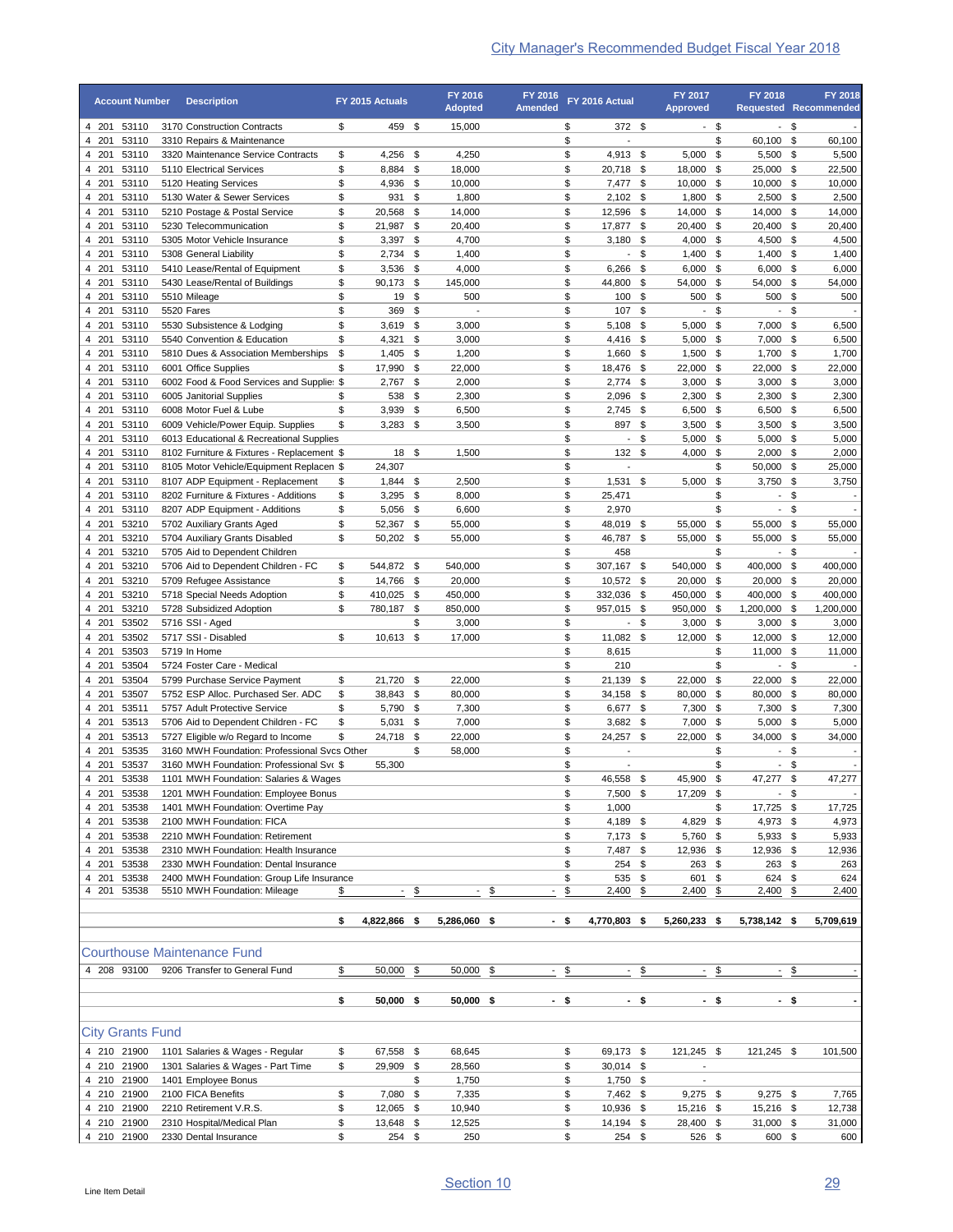| Account Number | Description | FY 2015 Actuals | FY 2016 Adopted | FY 2016 Amended | FY 2016 Actual | FY 2017 Approved | FY 2018 Requested | FY 2018 Recommended |
|---|---|---|---|---|---|---|---|---|
| 4 201 53110 | 3170 Construction Contracts | $ 459 | $ 15,000 | | $ 372 | $ - | $ - | $ - |
| 4 201 53110 | 3310 Repairs & Maintenance | | | | $ - | | $ 60,100 | $ 60,100 |
| 4 201 53110 | 3320 Maintenance Service Contracts | $ 4,256 | $ 4,250 | | $ 4,913 | $ 5,000 | $ 5,500 | $ 5,500 |
| 4 201 53110 | 5110 Electrical Services | $ 8,884 | $ 18,000 | | $ 20,718 | $ 18,000 | $ 25,000 | $ 22,500 |
| 4 201 53110 | 5120 Heating Services | $ 4,936 | $ 10,000 | | $ 7,477 | $ 10,000 | $ 10,000 | $ 10,000 |
| 4 201 53110 | 5130 Water & Sewer Services | $ 931 | $ 1,800 | | $ 2,102 | $ 1,800 | $ 2,500 | $ 2,500 |
| 4 201 53110 | 5210 Postage & Postal Service | $ 20,568 | $ 14,000 | | $ 12,596 | $ 14,000 | $ 14,000 | $ 14,000 |
| 4 201 53110 | 5230 Telecommunication | $ 21,987 | $ 20,400 | | $ 17,877 | $ 20,400 | $ 20,400 | $ 20,400 |
| 4 201 53110 | 5305 Motor Vehicle Insurance | $ 3,397 | $ 4,700 | | $ 3,180 | $ 4,000 | $ 4,500 | $ 4,500 |
| 4 201 53110 | 5308 General Liability | $ 2,734 | $ 1,400 | | $ - | $ 1,400 | $ 1,400 | $ 1,400 |
| 4 201 53110 | 5410 Lease/Rental of Equipment | $ 3,536 | $ 4,000 | | $ 6,266 | $ 6,000 | $ 6,000 | $ 6,000 |
| 4 201 53110 | 5430 Lease/Rental of Buildings | $ 90,173 | $ 145,000 | | $ 44,800 | $ 54,000 | $ 54,000 | $ 54,000 |
| 4 201 53110 | 5510 Mileage | $ 19 | $ 500 | | $ 100 | $ 500 | $ 500 | $ 500 |
| 4 201 53110 | 5520 Fares | $ 369 | $ - | | $ 107 | $ - | $ - | $ - |
| 4 201 53110 | 5530 Subsistence & Lodging | $ 3,619 | $ 3,000 | | $ 5,108 | $ 5,000 | $ 7,000 | $ 6,500 |
| 4 201 53110 | 5540 Convention & Education | $ 4,321 | $ 3,000 | | $ 4,416 | $ 5,000 | $ 7,000 | $ 6,500 |
| 4 201 53110 | 5810 Dues & Association Memberships | $ 1,405 | $ 1,200 | | $ 1,660 | $ 1,500 | $ 1,700 | $ 1,700 |
| 4 201 53110 | 6001 Office Supplies | $ 17,990 | $ 22,000 | | $ 18,476 | $ 22,000 | $ 22,000 | $ 22,000 |
| 4 201 53110 | 6002 Food & Food Services and Supplies | $ 2,767 | $ 2,000 | | $ 2,774 | $ 3,000 | $ 3,000 | $ 3,000 |
| 4 201 53110 | 6005 Janitorial Supplies | $ 538 | $ 2,300 | | $ 2,096 | $ 2,300 | $ 2,300 | $ 2,300 |
| 4 201 53110 | 6008 Motor Fuel & Lube | $ 3,939 | $ 6,500 | | $ 2,745 | $ 6,500 | $ 6,500 | $ 6,500 |
| 4 201 53110 | 6009 Vehicle/Power Equip. Supplies | $ 3,283 | $ 3,500 | | $ 897 | $ 3,500 | $ 3,500 | $ 3,500 |
| 4 201 53110 | 6013 Educational & Recreational Supplies | | | | $ - | $ 5,000 | $ 5,000 | $ 5,000 |
| 4 201 53110 | 8102 Furniture & Fixtures - Replacement | $ 18 | $ 1,500 | | $ 132 | $ 4,000 | $ 2,000 | $ 2,000 |
| 4 201 53110 | 8105 Motor Vehicle/Equipment Replacement | $ 24,307 | | | $ - | | $ 50,000 | $ 25,000 |
| 4 201 53110 | 8107 ADP Equipment - Replacement | $ 1,844 | $ 2,500 | | $ 1,531 | $ 5,000 | $ 3,750 | $ 3,750 |
| 4 201 53110 | 8202 Furniture & Fixtures - Additions | $ 3,295 | $ 8,000 | | $ 25,471 | | $ - | $ - |
| 4 201 53110 | 8207 ADP Equipment - Additions | $ 5,056 | $ 6,600 | | $ 2,970 | | $ - | $ - |
| 4 201 53210 | 5702 Auxiliary Grants Aged | $ 52,367 | $ 55,000 | | $ 48,019 | $ 55,000 | $ 55,000 | $ 55,000 |
| 4 201 53210 | 5704 Auxiliary Grants Disabled | $ 50,202 | $ 55,000 | | $ 46,787 | $ 55,000 | $ 55,000 | $ 55,000 |
| 4 201 53210 | 5705 Aid to Dependent Children | | | | $ 458 | | $ - | $ - |
| 4 201 53210 | 5706 Aid to Dependent Children - FC | $ 544,872 | $ 540,000 | | $ 307,167 | $ 540,000 | $ 400,000 | $ 400,000 |
| 4 201 53210 | 5709 Refugee Assistance | $ 14,766 | $ 20,000 | | $ 10,572 | $ 20,000 | $ 20,000 | $ 20,000 |
| 4 201 53210 | 5718 Special Needs Adoption | $ 410,025 | $ 450,000 | | $ 332,036 | $ 450,000 | $ 400,000 | $ 400,000 |
| 4 201 53210 | 5728 Subsidized Adoption | $ 780,187 | $ 850,000 | | $ 957,015 | $ 950,000 | $ 1,200,000 | $ 1,200,000 |
| 4 201 53502 | 5716 SSI - Aged | | $ 3,000 | | $ - | $ 3,000 | $ 3,000 | $ 3,000 |
| 4 201 53502 | 5717 SSI - Disabled | $ 10,613 | $ 17,000 | | $ 11,082 | $ 12,000 | $ 12,000 | $ 12,000 |
| 4 201 53503 | 5719 In Home | | | | $ 8,615 | | $ 11,000 | $ 11,000 |
| 4 201 53504 | 5724 Foster Care - Medical | | | | $ 210 | | $ - | $ - |
| 4 201 53504 | 5799 Purchase Service Payment | $ 21,720 | $ 22,000 | | $ 21,139 | $ 22,000 | $ 22,000 | $ 22,000 |
| 4 201 53507 | 5752 ESP Alloc. Purchased Ser. ADC | $ 38,843 | $ 80,000 | | $ 34,158 | $ 80,000 | $ 80,000 | $ 80,000 |
| 4 201 53511 | 5757 Adult Protective Service | $ 5,790 | $ 7,300 | | $ 6,677 | $ 7,300 | $ 7,300 | $ 7,300 |
| 4 201 53513 | 5706 Aid to Dependent Children - FC | $ 5,031 | $ 7,000 | | $ 3,682 | $ 7,000 | $ 5,000 | $ 5,000 |
| 4 201 53513 | 5727 Eligible w/o Regard to Income | $ 24,718 | $ 22,000 | | $ 24,257 | $ 22,000 | $ 34,000 | $ 34,000 |
| 4 201 53535 | 3160 MWH Foundation: Professional Svcs Other | | $ 58,000 | | $ - | | $ - | $ - |
| 4 201 53537 | 3160 MWH Foundation: Professional Svcs | $ 55,300 | | | $ - | | $ - | $ - |
| 4 201 53538 | 1101 MWH Foundation: Salaries & Wages | | | | $ 46,558 | $ 45,900 | $ 47,277 | $ 47,277 |
| 4 201 53538 | 1201 MWH Foundation: Employee Bonus | | | | $ 7,500 | $ 17,209 | $ - | $ - |
| 4 201 53538 | 1401 MWH Foundation: Overtime Pay | | | | $ 1,000 | | $ 17,725 | $ 17,725 |
| 4 201 53538 | 2100 MWH Foundation: FICA | | | | $ 4,189 | $ 4,829 | $ 4,973 | $ 4,973 |
| 4 201 53538 | 2210 MWH Foundation: Retirement | | | | $ 7,173 | $ 5,760 | $ 5,933 | $ 5,933 |
| 4 201 53538 | 2310 MWH Foundation: Health Insurance | | | | $ 7,487 | $ 12,936 | $ 12,936 | $ 12,936 |
| 4 201 53538 | 2330 MWH Foundation: Dental Insurance | | | | $ 254 | $ 263 | $ 263 | $ 263 |
| 4 201 53538 | 2400 MWH Foundation: Group Life Insurance | | | | $ 535 | $ 601 | $ 624 | $ 624 |
| 4 201 53538 | 5510 MWH Foundation: Mileage | $ - | $ - | $ - | $ 2,400 | $ 2,400 | $ 2,400 | $ 2,400 |
| | | **$ 4,822,866** | **$ 5,286,060** | **$ -** | **$ 4,770,803** | **$ 5,260,233** | **$ 5,738,142** | **$ 5,709,619** |

## Courthouse Maintenance Fund

| Account Number | Description | FY 2015 Actuals | FY 2016 Adopted | FY 2016 Amended | FY 2016 Actual | FY 2017 Approved | FY 2018 Requested | FY 2018 Recommended |
|---|---|---|---|---|---|---|---|---|
| 4 208 93100 | 9206 Transfer to General Fund | $ 50,000 | $ 50,000 | $ - | $ - | $ - | $ - | $ - |
| | | **$ 50,000** | **$ 50,000** | **$ -** | **$ -** | **$ -** | **$ -** | **$ -** |

## City Grants Fund

| Account Number | Description | FY 2015 Actuals | FY 2016 Adopted | FY 2016 Amended | FY 2016 Actual | FY 2017 Approved | FY 2018 Requested | FY 2018 Recommended |
|---|---|---|---|---|---|---|---|---|
| 4 210 21900 | 1101 Salaries & Wages - Regular | $ 67,558 | $ 68,645 | | $ 69,173 | $ 121,245 | $ 121,245 | $ 101,500 |
| 4 210 21900 | 1301 Salaries & Wages - Part Time | $ 29,909 | $ 28,560 | | $ 30,014 | $ - | | |
| 4 210 21900 | 1401 Employee Bonus | | $ 1,750 | | $ 1,750 | $ - | | |
| 4 210 21900 | 2100 FICA Benefits | $ 7,080 | $ 7,335 | | $ 7,462 | $ 9,275 | $ 9,275 | $ 7,765 |
| 4 210 21900 | 2210 Retirement V.R.S. | $ 12,065 | $ 10,940 | | $ 10,936 | $ 15,216 | $ 15,216 | $ 12,738 |
| 4 210 21900 | 2310 Hospital/Medical Plan | $ 13,648 | $ 12,525 | | $ 14,194 | $ 28,400 | $ 31,000 | $ 31,000 |
| 4 210 21900 | 2330 Dental Insurance | $ 254 | $ 250 | | $ 254 | $ 526 | $ 600 | $ 600 |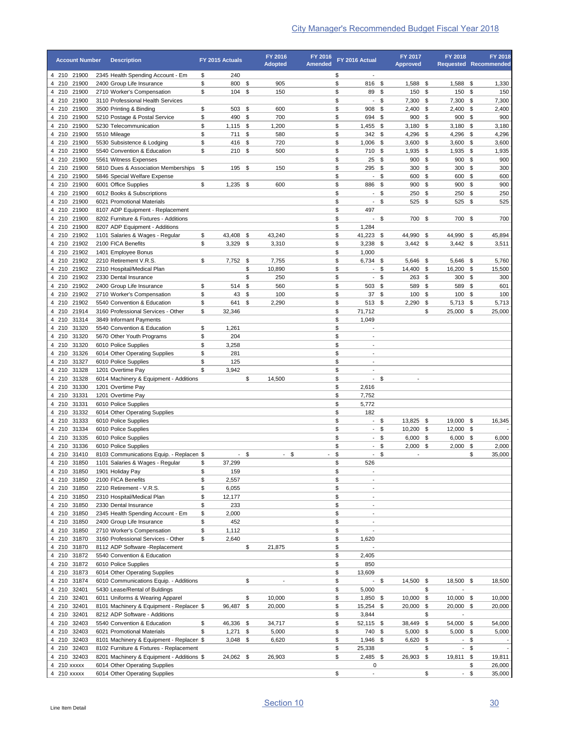| Account Number | Description | FY 2015 Actuals | FY 2016 Adopted | FY 2016 Amended | FY 2016 Actual | FY 2017 Approved | FY 2018 Requested | FY 2018 Recommended |
|---|---|---|---|---|---|---|---|---|
| 4 210 21900 | 2345 Health Spending Account - Em | $ 240 | | | $ - | | | |
| 4 210 21900 | 2400 Group Life Insurance | $ 800 | $ 905 | | $ 816 | $ 1,588 | $ 1,588 | $ 1,330 |
| 4 210 21900 | 2710 Worker's Compensation | $ 104 | $ 150 | | $ 89 | $ 150 | $ 150 | $ 150 |
| 4 210 21900 | 3110 Professional Health Services | | | | $ - | $ 7,300 | $ 7,300 | $ 7,300 |
| 4 210 21900 | 3500 Printing & Binding | $ 503 | $ 600 | | $ 908 | $ 2,400 | $ 2,400 | $ 2,400 |
| 4 210 21900 | 5210 Postage & Postal Service | $ 490 | $ 700 | | $ 694 | $ 900 | $ 900 | $ 900 |
| 4 210 21900 | 5230 Telecommunication | $ 1,115 | $ 1,200 | | $ 1,455 | $ 3,180 | $ 3,180 | $ 3,180 |
| 4 210 21900 | 5510 Mileage | $ 711 | $ 580 | | $ 342 | $ 4,296 | $ 4,296 | $ 4,296 |
| 4 210 21900 | 5530 Subsistence & Lodging | $ 416 | $ 720 | | $ 1,006 | $ 3,600 | $ 3,600 | $ 3,600 |
| 4 210 21900 | 5540 Convention & Education | $ 210 | $ 500 | | $ 710 | $ 1,935 | $ 1,935 | $ 1,935 |
| 4 210 21900 | 5561 Witness Expenses | | | | $ 25 | $ 900 | $ 900 | $ 900 |
| 4 210 21900 | 5810 Dues & Association Memberships | $ 195 | $ 150 | | $ 295 | $ 300 | $ 300 | $ 300 |
| 4 210 21900 | 5846 Special Welfare Expense | | | | $ - | $ 600 | $ 600 | $ 600 |
| 4 210 21900 | 6001 Office Supplies | $ 1,235 | $ 600 | | $ 886 | $ 900 | $ 900 | $ 900 |
| 4 210 21900 | 6012 Books & Subscriptions | | | | $ - | $ 250 | $ 250 | $ 250 |
| 4 210 21900 | 6021 Promotional Materials | | | | $ - | $ 525 | $ 525 | $ 525 |
| 4 210 21900 | 8107 ADP Equipment - Replacement | | | | $ 497 | | | |
| 4 210 21900 | 8202 Furniture & Fixtures - Additions | | | | $ - | $ 700 | $ 700 | $ 700 |
| 4 210 21900 | 8207 ADP Equipment - Additions | | | | $ 1,284 | | | |
| 4 210 21902 | 1101 Salaries & Wages - Regular | $ 43,408 | $ 43,240 | | $ 41,223 | $ 44,990 | $ 44,990 | $ 45,894 |
| 4 210 21902 | 2100 FICA Benefits | $ 3,329 | $ 3,310 | | $ 3,238 | $ 3,442 | $ 3,442 | $ 3,511 |
| 4 210 21902 | 1401 Employee Bonus | | | | $ 1,000 | | | |
| 4 210 21902 | 2210 Retirement V.R.S. | $ 7,752 | $ 7,755 | | $ 6,734 | $ 5,646 | $ 5,646 | $ 5,760 |
| 4 210 21902 | 2310 Hospital/Medical Plan | | $ 10,890 | | $ - | $ 14,400 | $ 16,200 | $ 15,500 |
| 4 210 21902 | 2330 Dental Insurance | | $ 250 | | $ - | $ 263 | $ 300 | $ 300 |
| 4 210 21902 | 2400 Group Life Insurance | $ 514 | $ 560 | | $ 503 | $ 589 | $ 589 | $ 601 |
| 4 210 21902 | 2710 Worker's Compensation | $ 43 | $ 100 | | $ 37 | $ 100 | $ 100 | $ 100 |
| 4 210 21902 | 5540 Convention & Education | $ 641 | $ 2,290 | | $ 513 | $ 2,290 | $ 5,713 | $ 5,713 |
| 4 210 21914 | 3160 Professional Services - Other | $ 32,346 | | | $ 71,712 | | $ 25,000 | $ 25,000 |
| 4 210 31314 | 3849 Informant Payments | | | | $ 1,049 | | | |
| 4 210 31320 | 5540 Convention & Education | $ 1,261 | | | $ - | | | |
| 4 210 31320 | 5670 Other Youth Programs | $ 204 | | | $ - | | | |
| 4 210 31320 | 6010 Police Supplies | $ 3,258 | | | $ - | | | |
| 4 210 31326 | 6014 Other Operating Supplies | $ 281 | | | $ - | | | |
| 4 210 31327 | 6010 Police Supplies | $ 125 | | | $ - | | | |
| 4 210 31328 | 1201 Overtime Pay | $ 3,942 | | | $ - | | | |
| 4 210 31328 | 6014 Machinery & Equipment - Additions | | $ 14,500 | | $ - | $ - | | |
| 4 210 31330 | 1201 Overtime Pay | | | | $ 2,616 | | | |
| 4 210 31331 | 1201 Overtime Pay | | | | $ 7,752 | | | |
| 4 210 31331 | 6010 Police Supplies | | | | $ 5,772 | | | |
| 4 210 31332 | 6014 Other Operating Supplies | | | | $ 182 | | | |
| 4 210 31333 | 6010 Police Supplies | | | | $ - | $ 13,825 | $ 19,000 | $ 16,345 |
| 4 210 31334 | 6010 Police Supplies | | | | $ - | $ 10,200 | $ 12,000 | $ - |
| 4 210 31335 | 6010 Police Supplies | | | | $ - | $ 6,000 | $ 6,000 | $ 6,000 |
| 4 210 31336 | 6010 Police Supplies | | | | $ - | $ 2,000 | $ 2,000 | $ 2,000 |
| 4 210 31410 | 8103 Communications Equip. - Replacem | $ - | $ - | $ - | $ - | $ - | | $ 35,000 |
| 4 210 31850 | 1101 Salaries & Wages - Regular | $ 37,299 | | | $ 526 | | | |
| 4 210 31850 | 1901 Holiday Pay | $ 159 | | | $ - | | | |
| 4 210 31850 | 2100 FICA Benefits | $ 2,557 | | | $ - | | | |
| 4 210 31850 | 2210 Retirement - V.R.S. | $ 6,055 | | | $ - | | | |
| 4 210 31850 | 2310 Hospital/Medical Plan | $ 12,177 | | | $ - | | | |
| 4 210 31850 | 2330 Dental Insurance | $ 233 | | | $ - | | | |
| 4 210 31850 | 2345 Health Spending Account - Em | $ 2,000 | | | $ - | | | |
| 4 210 31850 | 2400 Group Life Insurance | $ 452 | | | $ - | | | |
| 4 210 31850 | 2710 Worker's Compensation | $ 1,112 | | | $ - | | | |
| 4 210 31870 | 3160 Professional Services - Other | $ 2,640 | | | $ 1,620 | | | |
| 4 210 31870 | 8112 ADP Software -Replacement | | $ 21,875 | | $ - | | | |
| 4 210 31872 | 5540 Convention & Education | | | | $ 2,405 | | | |
| 4 210 31872 | 6010 Police Supplies | | | | $ 850 | | | |
| 4 210 31873 | 6014 Other Operating Supplies | | | | $ 13,609 | | | |
| 4 210 31874 | 6010 Communications Equip. - Additions | | $ - | | $ - | $ 14,500 | $ 18,500 | $ 18,500 |
| 4 210 32401 | 5430 Lease/Rental of Buldings | | | | $ 5,000 | | $ - | |
| 4 210 32401 | 6011 Uniforms & Wearing Apparel | | $ 10,000 | | $ 1,850 | $ 10,000 | $ 10,000 | $ 10,000 |
| 4 210 32401 | 8101 Machinery & Equipment - Replacem | $ 96,487 | $ 20,000 | | $ 15,254 | $ 20,000 | $ 20,000 | $ 20,000 |
| 4 210 32401 | 8212 ADP Software - Additions | | | | $ 3,844 | | $ - | |
| 4 210 32403 | 5540 Convention & Education | $ 46,336 | $ 34,717 | | $ 52,115 | $ 38,449 | $ 54,000 | $ 54,000 |
| 4 210 32403 | 6021 Promotional Materials | $ 1,271 | $ 5,000 | | $ 740 | $ 5,000 | $ 5,000 | $ 5,000 |
| 4 210 32403 | 8101 Machinery & Equipment - Replacem | $ 3,048 | $ 6,620 | | $ 1,946 | $ 6,620 | $ - | $ - |
| 4 210 32403 | 8102 Furniture & Fixtures - Replacement | | | | $ 25,338 | | $ - | $ - |
| 4 210 32403 | 8201 Machinery & Equipment - Additions | $ 24,062 | $ 26,903 | | $ 2,485 | $ 26,903 | $ 19,811 | $ 19,811 |
| 4 210 xxxxx | 6014 Other Operating Supplies | | | | 0 | | | $ 26,000 |
| 4 210 xxxxx | 6014 Other Operating Supplies | | | | $ - | | $ - | $ 35,000 |

Line Item Detail

Section 10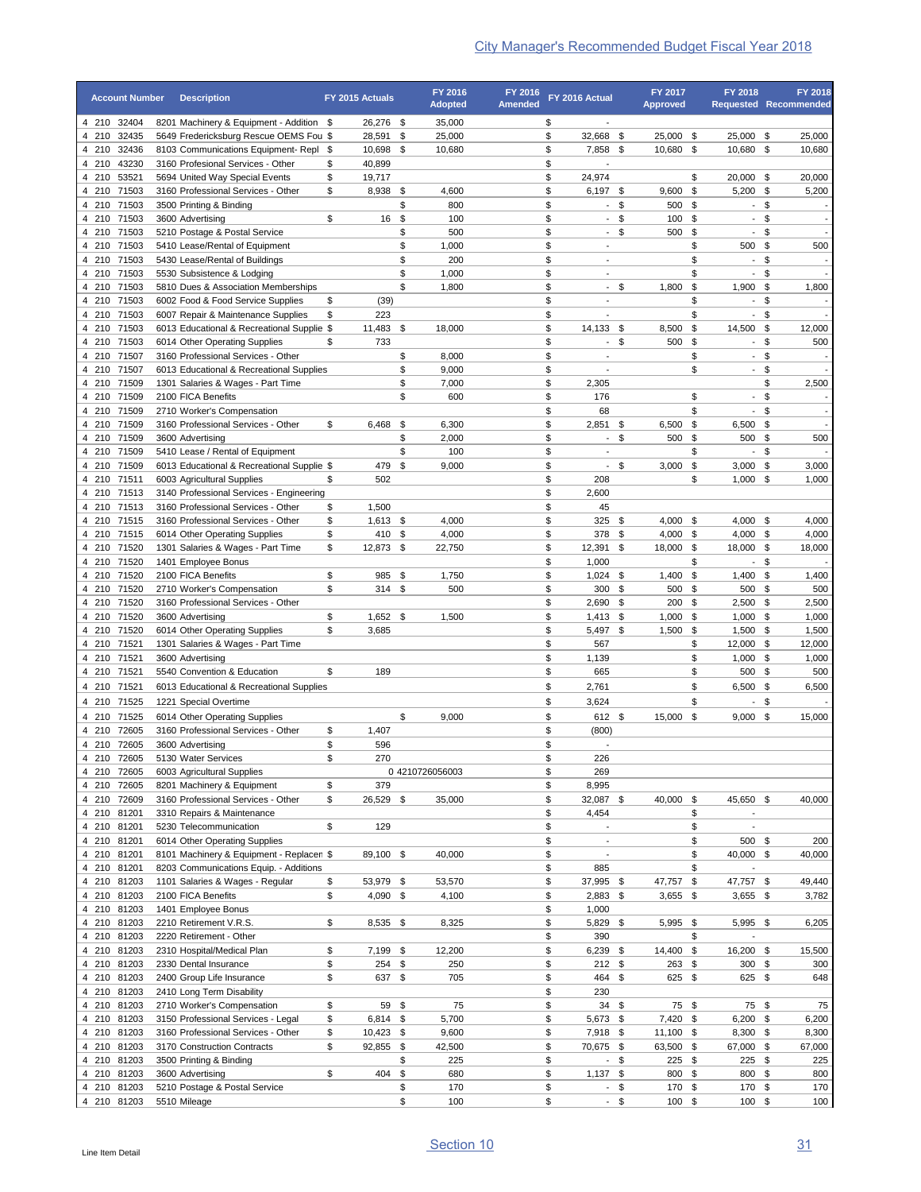| Account Number | Description | FY 2015 Actuals | FY 2016 Adopted | FY 2016 Amended | FY 2016 Actual | FY 2017 Approved | FY 2018 Requested | FY 2018 Recommended |
|---|---|---|---|---|---|---|---|---|
| 4 210 32404 | 8201 Machinery & Equipment - Addition | $ 26,276 | $ 35,000 | | $ - | | | |
| 4 210 32435 | 5649 Fredericksburg Rescue OEMS Fou | $ 28,591 | $ 25,000 | | $ 32,668 | $ 25,000 | $ 25,000 | $ 25,000 |
| 4 210 32436 | 8103 Communications Equipment- Repl | $ 10,698 | $ 10,680 | | $ 7,858 | $ 10,680 | $ 10,680 | $ 10,680 |
| 4 210 43230 | 3160 Profesional Services - Other | $ 40,899 | | | $ - | | | |
| 4 210 53521 | 5694 United Way Special Events | $ 19,717 | | | $ 24,974 | | $ 20,000 | $ 20,000 |
| 4 210 71503 | 3160 Professional Services - Other | $ 8,938 | $ 4,600 | | $ 6,197 | $ 9,600 | $ 5,200 | $ 5,200 |
| 4 210 71503 | 3500 Printing & Binding | | $ 800 | | $ - | $ 500 | $ - | $ - |
| 4 210 71503 | 3600 Advertising | $ 16 | $ 100 | | $ - | $ 100 | $ - | $ - |
| 4 210 71503 | 5210 Postage & Postal Service | | $ 500 | | $ - | $ 500 | $ - | $ - |
| 4 210 71503 | 5410 Lease/Rental of Equipment | | $ 1,000 | | $ - | | $ 500 | $ 500 |
| 4 210 71503 | 5430 Lease/Rental of Buildings | | $ 200 | | $ - | | $ - | $ - |
| 4 210 71503 | 5530 Subsistence & Lodging | | $ 1,000 | | $ - | | $ - | $ - |
| 4 210 71503 | 5810 Dues & Association Memberships | | $ 1,800 | | $ - | $ 1,800 | $ 1,900 | $ 1,800 |
| 4 210 71503 | 6002 Food & Food Service Supplies | $ (39) | | | $ - | | $ - | $ - |
| 4 210 71503 | 6007 Repair & Maintenance Supplies | $ 223 | | | $ - | | $ - | $ - |
| 4 210 71503 | 6013 Educational & Recreational Supplie | $ 11,483 | $ 18,000 | | $ 14,133 | $ 8,500 | $ 14,500 | $ 12,000 |
| 4 210 71503 | 6014 Other Operating Supplies | $ 733 | | | $ - | $ 500 | $ - | $ 500 |
| 4 210 71507 | 3160 Professional Services - Other | | $ 8,000 | | $ - | | $ - | $ - |
| 4 210 71507 | 6013 Educational & Recreational Supplies | | $ 9,000 | | $ - | | $ - | $ - |
| 4 210 71509 | 1301 Salaries & Wages - Part Time | | $ 7,000 | | $ 2,305 | | | $ 2,500 |
| 4 210 71509 | 2100 FICA Benefits | | $ 600 | | $ 176 | | $ - | $ - |
| 4 210 71509 | 2710 Worker's Compensation | | | | $ 68 | | $ - | $ - |
| 4 210 71509 | 3160 Professional Services - Other | $ 6,468 | $ 6,300 | | $ 2,851 | $ 6,500 | $ 6,500 | $ - |
| 4 210 71509 | 3600 Advertising | | $ 2,000 | | $ - | $ 500 | $ 500 | $ 500 |
| 4 210 71509 | 5410 Lease / Rental of Equipment | | $ 100 | | $ - | | $ - | $ - |
| 4 210 71509 | 6013 Educational & Recreational Supplie | $ 479 | $ 9,000 | | $ - | $ 3,000 | $ 3,000 | $ 3,000 |
| 4 210 71511 | 6003 Agricultural Supplies | $ 502 | | | $ 208 | | $ 1,000 | $ 1,000 |
| 4 210 71513 | 3140 Professional Services - Engineering | | | | $ 2,600 | | | |
| 4 210 71513 | 3160 Professional Services - Other | $ 1,500 | | | $ 45 | | | |
| 4 210 71515 | 3160 Professional Services - Other | $ 1,613 | $ 4,000 | | $ 325 | $ 4,000 | $ 4,000 | $ 4,000 |
| 4 210 71515 | 6014 Other Operating Supplies | $ 410 | $ 4,000 | | $ 378 | $ 4,000 | $ 4,000 | $ 4,000 |
| 4 210 71520 | 1301 Salaries & Wages - Part Time | $ 12,873 | $ 22,750 | | $ 12,391 | $ 18,000 | $ 18,000 | $ 18,000 |
| 4 210 71520 | 1401 Employee Bonus | | | | $ 1,000 | | $ - | $ - |
| 4 210 71520 | 2100 FICA Benefits | $ 985 | $ 1,750 | | $ 1,024 | $ 1,400 | $ 1,400 | $ 1,400 |
| 4 210 71520 | 2710 Worker's Compensation | $ 314 | $ 500 | | $ 300 | $ 500 | $ 500 | $ 500 |
| 4 210 71520 | 3160 Professional Services - Other | | | | $ 2,690 | $ 200 | $ 2,500 | $ 2,500 |
| 4 210 71520 | 3600 Advertising | $ 1,652 | $ 1,500 | | $ 1,413 | $ 1,000 | $ 1,000 | $ 1,000 |
| 4 210 71520 | 6014 Other Operating Supplies | $ 3,685 | | | $ 5,497 | $ 1,500 | $ 1,500 | $ 1,500 |
| 4 210 71521 | 1301 Salaries & Wages - Part Time | | | | $ 567 | | $ 12,000 | $ 12,000 |
| 4 210 71521 | 3600 Advertising | | | | $ 1,139 | | $ 1,000 | $ 1,000 |
| 4 210 71521 | 5540 Convention & Education | $ 189 | | | $ 665 | | $ 500 | $ 500 |
| 4 210 71521 | 6013 Educational & Recreational Supplies | | | | $ 2,761 | | $ 6,500 | $ 6,500 |
| 4 210 71525 | 1221 Special Overtime | | | | $ 3,624 | | $ - | $ - |
| 4 210 71525 | 6014 Other Operating Supplies | | $ 9,000 | | $ 612 | $ 15,000 | $ 9,000 | $ 15,000 |
| 4 210 72605 | 3160 Professional Services - Other | $ 1,407 | | | $ (800) | | | |
| 4 210 72605 | 3600 Advertising | $ 596 | | | $ - | | | |
| 4 210 72605 | 5130 Water Services | $ 270 | | | $ 226 | | | |
| 4 210 72605 | 6003 Agricultural Supplies | | 0 4210726056003 | | $ 269 | | | |
| 4 210 72605 | 8201 Machinery & Equipment | $ 379 | | | $ 8,995 | | | |
| 4 210 72609 | 3160 Professional Services - Other | $ 26,529 | $ 35,000 | | $ 32,087 | $ 40,000 | $ 45,650 | $ 40,000 |
| 4 210 81201 | 3310 Repairs & Maintenance | | | | $ 4,454 | | $ - | |
| 4 210 81201 | 5230 Telecommunication | $ 129 | | | $ - | | $ - | |
| 4 210 81201 | 6014 Other Operating Supplies | | | | $ - | | $ 500 | $ 200 |
| 4 210 81201 | 8101 Machinery & Equipment - Replacem | $ 89,100 | $ 40,000 | | $ - | | $ 40,000 | $ 40,000 |
| 4 210 81201 | 8203 Communications Equip. - Additions | | | | $ 885 | | $ - | |
| 4 210 81203 | 1101 Salaries & Wages - Regular | $ 53,979 | $ 53,570 | | $ 37,995 | $ 47,757 | $ 47,757 | $ 49,440 |
| 4 210 81203 | 2100 FICA Benefits | $ 4,090 | $ 4,100 | | $ 2,883 | $ 3,655 | $ 3,655 | $ 3,782 |
| 4 210 81203 | 1401 Employee Bonus | | | | $ 1,000 | | | |
| 4 210 81203 | 2210 Retirement V.R.S. | $ 8,535 | $ 8,325 | | $ 5,829 | $ 5,995 | $ 5,995 | $ 6,205 |
| 4 210 81203 | 2220 Retirement - Other | | | | $ 390 | | $ - | |
| 4 210 81203 | 2310 Hospital/Medical Plan | $ 7,199 | $ 12,200 | | $ 6,239 | $ 14,400 | $ 16,200 | $ 15,500 |
| 4 210 81203 | 2330 Dental Insurance | $ 254 | $ 250 | | $ 212 | $ 263 | $ 300 | $ 300 |
| 4 210 81203 | 2400 Group Life Insurance | $ 637 | $ 705 | | $ 464 | $ 625 | $ 625 | $ 648 |
| 4 210 81203 | 2410 Long Term Disability | | | | $ 230 | | | |
| 4 210 81203 | 2710 Worker's Compensation | $ 59 | $ 75 | | $ 34 | $ 75 | $ 75 | $ 75 |
| 4 210 81203 | 3150 Professional Services - Legal | $ 6,814 | $ 5,700 | | $ 5,673 | $ 7,420 | $ 6,200 | $ 6,200 |
| 4 210 81203 | 3160 Professional Services - Other | $ 10,423 | $ 9,600 | | $ 7,918 | $ 11,100 | $ 8,300 | $ 8,300 |
| 4 210 81203 | 3170 Construction Contracts | $ 92,855 | $ 42,500 | | $ 70,675 | $ 63,500 | $ 67,000 | $ 67,000 |
| 4 210 81203 | 3500 Printing & Binding | | $ 225 | | $ - | $ 225 | $ 225 | $ 225 |
| 4 210 81203 | 3600 Advertising | $ 404 | $ 680 | | $ 1,137 | $ 800 | $ 800 | $ 800 |
| 4 210 81203 | 5210 Postage & Postal Service | | $ 170 | | $ - | $ 170 | $ 170 | $ 170 |
| 4 210 81203 | 5510 Mileage | | $ 100 | | $ - | $ 100 | $ 100 | $ 100 |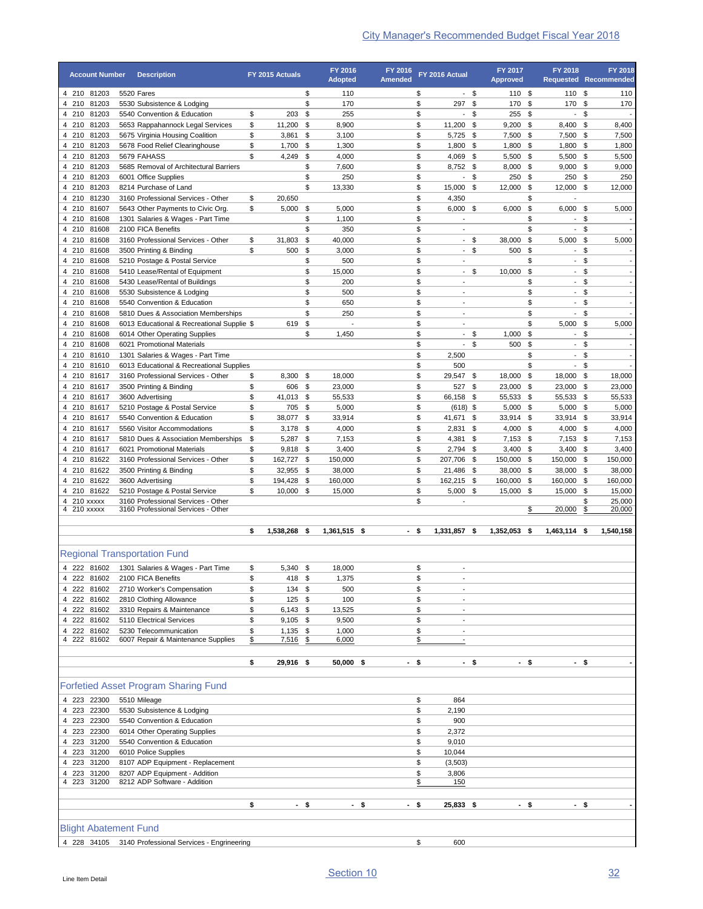| Account Number | Description | FY 2015 Actuals | FY 2016 Adopted | FY 2016 Amended | FY 2016 Actual | FY 2017 Approved | FY 2018 Requested | FY 2018 Recommended |
|---|---|---|---|---|---|---|---|---|
| 4 210 81203 | 5520 Fares | | $ 110 | | $ - | $ 110 | $ 110 | $ 110 |
| 4 210 81203 | 5530 Subsistence & Lodging | | $ 170 | | $ 297 | $ 170 | $ 170 | $ 170 |
| 4 210 81203 | 5540 Convention & Education | $ 203 | $ 255 | | $ - | $ 255 | $ - | $ - |
| 4 210 81203 | 5653 Rappahannock Legal Services | $ 11,200 | $ 8,900 | | $ 11,200 | $ 9,200 | $ 8,400 | $ 8,400 |
| 4 210 81203 | 5675 Virginia Housing Coalition | $ 3,861 | $ 3,100 | | $ 5,725 | $ 7,500 | $ 7,500 | $ 7,500 |
| 4 210 81203 | 5678 Food Relief Clearinghouse | $ 1,700 | $ 1,300 | | $ 1,800 | $ 1,800 | $ 1,800 | $ 1,800 |
| 4 210 81203 | 5679 FAHASS | $ 4,249 | $ 4,000 | | $ 4,069 | $ 5,500 | $ 5,500 | $ 5,500 |
| 4 210 81203 | 5685 Removal of Architectural Barriers | | $ 7,600 | | $ 8,752 | $ 8,000 | $ 9,000 | $ 9,000 |
| 4 210 81203 | 6001 Office Supplies | | $ 250 | | $ - | $ 250 | $ 250 | $ 250 |
| 4 210 81203 | 8214 Purchase of Land | | $ 13,330 | | $ 15,000 | $ 12,000 | $ 12,000 | $ 12,000 |
| 4 210 81230 | 3160 Professional Services - Other | $ 20,650 | | | $ 4,350 | | $ - | |
| 4 210 81607 | 5643 Other Payments to Civic Org. | $ 5,000 | $ 5,000 | | $ 6,000 | $ 6,000 | $ 6,000 | $ 5,000 |
| 4 210 81608 | 1301 Salaries & Wages - Part Time | | $ 1,100 | | $ - | | $ - | $ - |
| 4 210 81608 | 2100 FICA Benefits | | $ 350 | | $ - | | $ - | $ - |
| 4 210 81608 | 3160 Professional Services - Other | $ 31,803 | $ 40,000 | | $ - | $ 38,000 | $ 5,000 | $ 5,000 |
| 4 210 81608 | 3500 Printing & Binding | $ 500 | $ 3,000 | | $ - | $ 500 | $ - | $ - |
| 4 210 81608 | 5210 Postage & Postal Service | | $ 500 | | $ - | | $ - | $ - |
| 4 210 81608 | 5410 Lease/Rental of Equipment | | $ 15,000 | | $ - | $ 10,000 | $ - | $ - |
| 4 210 81608 | 5430 Lease/Rental of Buildings | | $ 200 | | $ - | | $ - | $ - |
| 4 210 81608 | 5530 Subsistence & Lodging | | $ 500 | | $ - | | $ - | $ - |
| 4 210 81608 | 5540 Convention & Education | | $ 650 | | $ - | | $ - | $ - |
| 4 210 81608 | 5810 Dues & Association Memberships | | $ 250 | | $ - | | $ - | $ - |
| 4 210 81608 | 6013 Educational & Recreational Supplie | $ 619 | $ - | | $ - | | $ 5,000 | $ 5,000 |
| 4 210 81608 | 6014 Other Operating Supplies | | $ 1,450 | | $ - | $ 1,000 | $ - | $ - |
| 4 210 81608 | 6021 Promotional Materials | | | | $ - | $ 500 | $ - | $ - |
| 4 210 81610 | 1301 Salaries & Wages - Part Time | | | | $ 2,500 | | $ - | $ - |
| 4 210 81610 | 6013 Educational & Recreational Supplies | | | | $ 500 | | $ - | $ - |
| 4 210 81617 | 3160 Professional Services - Other | $ 8,300 | $ 18,000 | | $ 29,547 | $ 18,000 | $ 18,000 | $ 18,000 |
| 4 210 81617 | 3500 Printing & Binding | $ 606 | $ 23,000 | | $ 527 | $ 23,000 | $ 23,000 | $ 23,000 |
| 4 210 81617 | 3600 Advertising | $ 41,013 | $ 55,533 | | $ 66,158 | $ 55,533 | $ 55,533 | $ 55,533 |
| 4 210 81617 | 5210 Postage & Postal Service | $ 705 | $ 5,000 | | $ (618) | $ 5,000 | $ 5,000 | $ 5,000 |
| 4 210 81617 | 5540 Convention & Education | $ 38,077 | $ 33,914 | | $ 41,671 | $ 33,914 | $ 33,914 | $ 33,914 |
| 4 210 81617 | 5560 Visitor Accommodations | $ 3,178 | $ 4,000 | | $ 2,831 | $ 4,000 | $ 4,000 | $ 4,000 |
| 4 210 81617 | 5810 Dues & Association Memberships | $ 5,287 | $ 7,153 | | $ 4,381 | $ 7,153 | $ 7,153 | $ 7,153 |
| 4 210 81617 | 6021 Promotional Materials | $ 9,818 | $ 3,400 | | $ 2,794 | $ 3,400 | $ 3,400 | $ 3,400 |
| 4 210 81622 | 3160 Professional Services - Other | $ 162,727 | $ 150,000 | | $ 207,706 | $ 150,000 | $ 150,000 | $ 150,000 |
| 4 210 81622 | 3500 Printing & Binding | $ 32,955 | $ 38,000 | | $ 21,486 | $ 38,000 | $ 38,000 | $ 38,000 |
| 4 210 81622 | 3600 Advertising | $ 194,428 | $ 160,000 | | $ 162,215 | $ 160,000 | $ 160,000 | $ 160,000 |
| 4 210 81622 | 5210 Postage & Postal Service | $ 10,000 | $ 15,000 | | $ 5,000 | $ 15,000 | $ 15,000 | $ 15,000 |
| 4 210 xxxxx | 3160 Professional Services - Other | | | | $ - | | | $ 25,000 |
| 4 210 xxxxx | 3160 Professional Services - Other | | | | | | $ 20,000 | $ 20,000 |
| | | $ 1,538,268 | $ 1,361,515 | $ - | $ 1,331,857 | $ 1,352,053 | $ 1,463,114 | $ 1,540,158 |

## Regional Transportation Fund

| Account Number | Description | FY 2015 Actuals | FY 2016 Adopted | FY 2016 Amended | FY 2016 Actual | FY 2017 Approved | FY 2018 Requested | FY 2018 Recommended |
|---|---|---|---|---|---|---|---|---|
| 4 222 81602 | 1301 Salaries & Wages - Part Time | $ 5,340 | $ 18,000 | | $ - | | | |
| 4 222 81602 | 2100 FICA Benefits | $ 418 | $ 1,375 | | $ - | | | |
| 4 222 81602 | 2710 Worker's Compensation | $ 134 | $ 500 | | $ - | | | |
| 4 222 81602 | 2810 Clothing Allowance | $ 125 | $ 100 | | $ - | | | |
| 4 222 81602 | 3310 Repairs & Maintenance | $ 6,143 | $ 13,525 | | $ - | | | |
| 4 222 81602 | 5110 Electrical Services | $ 9,105 | $ 9,500 | | $ - | | | |
| 4 222 81602 | 5230 Telecommunication | $ 1,135 | $ 1,000 | | $ - | | | |
| 4 222 81602 | 6007 Repair & Maintenance Supplies | $ 7,516 | $ 6,000 | | $ - | | | |
| | | $ 29,916 | $ 50,000 | $ - | $ - | $ - | $ - | $ - |

## Forfetied Asset Program Sharing Fund

| Account Number | Description | FY 2015 Actuals | FY 2016 Adopted | FY 2016 Amended | FY 2016 Actual | FY 2017 Approved | FY 2018 Requested | FY 2018 Recommended |
|---|---|---|---|---|---|---|---|---|
| 4 223 22300 | 5510 Mileage | | | | $ 864 | | | |
| 4 223 22300 | 5530 Subsistence & Lodging | | | | $ 2,190 | | | |
| 4 223 22300 | 5540 Convention & Education | | | | $ 900 | | | |
| 4 223 22300 | 6014 Other Operating Supplies | | | | $ 2,372 | | | |
| 4 223 31200 | 5540 Convention & Education | | | | $ 9,010 | | | |
| 4 223 31200 | 6010 Police Supplies | | | | $ 10,044 | | | |
| 4 223 31200 | 8107 ADP Equipment - Replacement | | | | $ (3,503) | | | |
| 4 223 31200 | 8207 ADP Equipment - Addition | | | | $ 3,806 | | | |
| 4 223 31200 | 8212 ADP Software - Addition | | | | $ 150 | | | |
| | | $ - | $ - | $ - | $ 25,833 | $ - | $ - | $ - |

## Blight Abatement Fund

| Account Number | Description | FY 2015 Actuals | FY 2016 Adopted | FY 2016 Amended | FY 2016 Actual | FY 2017 Approved | FY 2018 Requested | FY 2018 Recommended |
|---|---|---|---|---|---|---|---|---|
| 4 228 34105 | 3140 Professional Services - Engineering | | | | $ 600 | | | |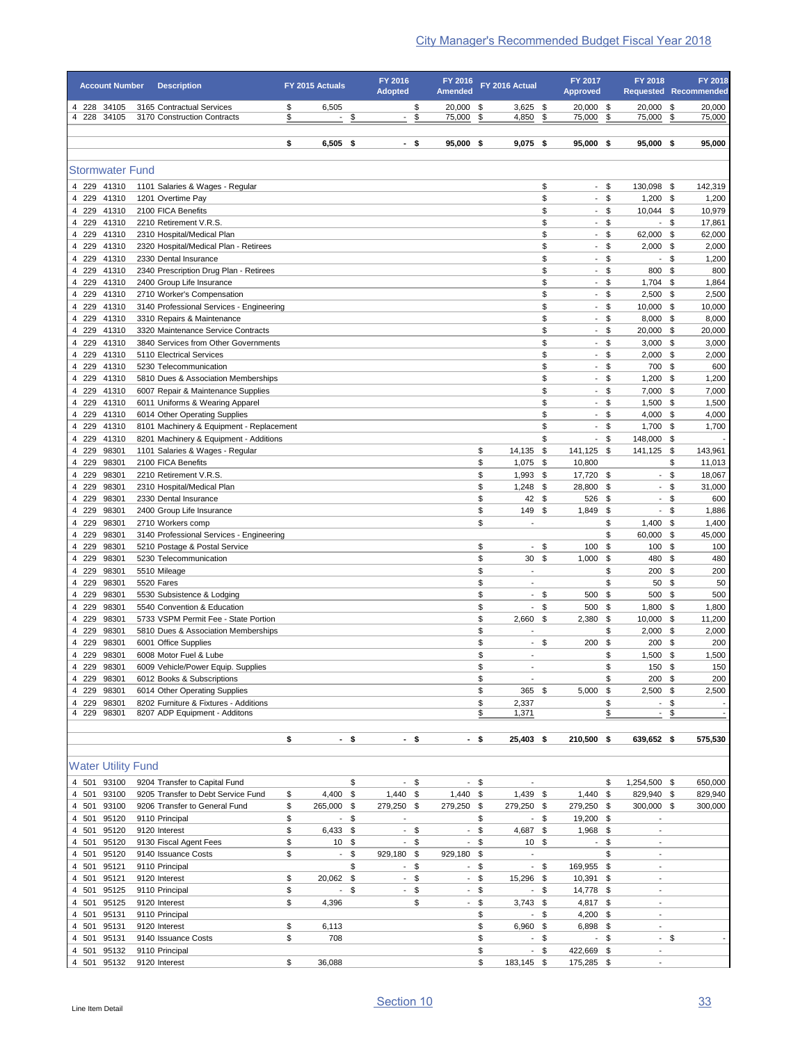| Account Number | Description | FY 2015 Actuals | FY 2016 Adopted | FY 2016 Amended | FY 2016 Actual | FY 2017 Approved | FY 2018 Requested | FY 2018 Recommended |
|---|---|---|---|---|---|---|---|---|
| 4 228 34105 | 3165 Contractual Services | $ 6,505 | | $ 20,000 | $ 3,625 | $ 20,000 | $ 20,000 | $ 20,000 |
| 4 228 34105 | 3170 Construction Contracts | $ - | $ - | $ 75,000 | $ 4,850 | $ 75,000 | $ 75,000 | $ 75,000 |
| | | $ 6,505 | $ - | $ 95,000 | $ 9,075 | $ 95,000 | $ 95,000 | $ 95,000 |

## Stormwater Fund

| Account Number | Description | FY 2015 Actuals | FY 2016 Adopted | FY 2016 Amended | FY 2016 Actual | FY 2017 Approved | FY 2018 Requested | FY 2018 Recommended |
|---|---|---|---|---|---|---|---|---|
| 4 229 41310 | 1101 Salaries & Wages - Regular | | | | | $ - | $ 130,098 | $ 142,319 |
| 4 229 41310 | 1201 Overtime Pay | | | | | $ - | $ 1,200 | $ 1,200 |
| 4 229 41310 | 2100 FICA Benefits | | | | | $ - | $ 10,044 | $ 10,979 |
| 4 229 41310 | 2210 Retirement V.R.S. | | | | | $ - | $ - | $ 17,861 |
| 4 229 41310 | 2310 Hospital/Medical Plan | | | | | $ - | $ 62,000 | $ 62,000 |
| 4 229 41310 | 2320 Hospital/Medical Plan - Retirees | | | | | $ - | $ 2,000 | $ 2,000 |
| 4 229 41310 | 2330 Dental Insurance | | | | | $ - | $ - | $ 1,200 |
| 4 229 41310 | 2340 Prescription Drug Plan - Retirees | | | | | $ - | $ 800 | $ 800 |
| 4 229 41310 | 2400 Group Life Insurance | | | | | $ - | $ 1,704 | $ 1,864 |
| 4 229 41310 | 2710 Worker's Compensation | | | | | $ - | $ 2,500 | $ 2,500 |
| 4 229 41310 | 3140 Professional Services - Engineering | | | | | $ - | $ 10,000 | $ 10,000 |
| 4 229 41310 | 3310 Repairs & Maintenance | | | | | $ - | $ 8,000 | $ 8,000 |
| 4 229 41310 | 3320 Maintenance Service Contracts | | | | | $ - | $ 20,000 | $ 20,000 |
| 4 229 41310 | 3840 Services from Other Governments | | | | | $ - | $ 3,000 | $ 3,000 |
| 4 229 41310 | 5110 Electrical Services | | | | | $ - | $ 2,000 | $ 2,000 |
| 4 229 41310 | 5230 Telecommunication | | | | | $ - | $ 700 | $ 600 |
| 4 229 41310 | 5810 Dues & Association Memberships | | | | | $ - | $ 1,200 | $ 1,200 |
| 4 229 41310 | 6007 Repair & Maintenance Supplies | | | | | $ - | $ 7,000 | $ 7,000 |
| 4 229 41310 | 6011 Uniforms & Wearing Apparel | | | | | $ - | $ 1,500 | $ 1,500 |
| 4 229 41310 | 6014 Other Operating Supplies | | | | | $ - | $ 4,000 | $ 4,000 |
| 4 229 41310 | 8101 Machinery & Equipment - Replacement | | | | | $ - | $ 1,700 | $ 1,700 |
| 4 229 41310 | 8201 Machinery & Equipment - Additions | | | | | $ - | $ 148,000 | $ - |
| 4 229 98301 | 1101 Salaries & Wages - Regular | | | | $ 14,135 | $ 141,125 | $ 141,125 | $ 143,961 |
| 4 229 98301 | 2100 FICA Benefits | | | | $ 1,075 | $ 10,800 | | $ 11,013 |
| 4 229 98301 | 2210 Retirement V.R.S. | | | | $ 1,993 | $ 17,720 | $ - | $ 18,067 |
| 4 229 98301 | 2310 Hospital/Medical Plan | | | | $ 1,248 | $ 28,800 | $ - | $ 31,000 |
| 4 229 98301 | 2330 Dental Insurance | | | | $ 42 | $ 526 | $ - | $ 600 |
| 4 229 98301 | 2400 Group Life Insurance | | | | $ 149 | $ 1,849 | $ - | $ 1,886 |
| 4 229 98301 | 2710 Workers comp | | | | $ - | | $ 1,400 | $ 1,400 |
| 4 229 98301 | 3140 Professional Services - Engineering | | | | | | $ 60,000 | $ 45,000 |
| 4 229 98301 | 5210 Postage & Postal Service | | | | $ - | $ 100 | $ 100 | $ 100 |
| 4 229 98301 | 5230 Telecommunication | | | | $ 30 | $ 1,000 | $ 480 | $ 480 |
| 4 229 98301 | 5510 Mileage | | | | $ - | | $ 200 | $ 200 |
| 4 229 98301 | 5520 Fares | | | | $ - | | $ 50 | $ 50 |
| 4 229 98301 | 5530 Subsistence & Lodging | | | | $ - | $ 500 | $ 500 | $ 500 |
| 4 229 98301 | 5540 Convention & Education | | | | $ - | $ 500 | $ 1,800 | $ 1,800 |
| 4 229 98301 | 5733 VSPM Permit Fee - State Portion | | | | $ 2,660 | $ 2,380 | $ 10,000 | $ 11,200 |
| 4 229 98301 | 5810 Dues & Association Memberships | | | | $ - | | $ 2,000 | $ 2,000 |
| 4 229 98301 | 6001 Office Supplies | | | | $ - | $ 200 | $ 200 | $ 200 |
| 4 229 98301 | 6008 Motor Fuel & Lube | | | | $ - | | $ 1,500 | $ 1,500 |
| 4 229 98301 | 6009 Vehicle/Power Equip. Supplies | | | | $ - | | $ 150 | $ 150 |
| 4 229 98301 | 6012 Books & Subscriptions | | | | $ - | | $ 200 | $ 200 |
| 4 229 98301 | 6014 Other Operating Supplies | | | | $ 365 | $ 5,000 | $ 2,500 | $ 2,500 |
| 4 229 98301 | 8202 Furniture & Fixtures - Additions | | | | $ 2,337 | | $ - | $ - |
| 4 229 98301 | 8207 ADP Equipment - Additons | | | | $ 1,371 | | $ - | $ - |
| | | $ - | $ - | $ - | $ 25,403 | $ 210,500 | $ 639,652 | $ 575,530 |

## Water Utility Fund

| Account Number | Description | FY 2015 Actuals | FY 2016 Adopted | FY 2016 Amended | FY 2016 Actual | FY 2017 Approved | FY 2018 Requested | FY 2018 Recommended |
|---|---|---|---|---|---|---|---|---|
| 4 501 93100 | 9204 Transfer to Capital Fund | | $ - | $ - | $ - | | $ 1,254,500 | $ 650,000 |
| 4 501 93100 | 9205 Transfer to Debt Service Fund | $ 4,400 | $ 1,440 | $ 1,440 | $ 1,439 | $ 1,440 | $ 829,940 | $ 829,940 |
| 4 501 93100 | 9206 Transfer to General Fund | $ 265,000 | $ 279,250 | $ 279,250 | $ 279,250 | $ 279,250 | $ 300,000 | $ 300,000 |
| 4 501 95120 | 9110 Principal | $ - | $ - | | $ - | $ 19,200 | $ - | |
| 4 501 95120 | 9120 Interest | $ 6,433 | $ - | $ - | $ 4,687 | $ 1,968 | $ - | |
| 4 501 95120 | 9130 Fiscal Agent Fees | $ 10 | $ - | $ - | $ 10 | $ - | $ - | |
| 4 501 95120 | 9140 Issuance Costs | $ - | $ 929,180 | $ 929,180 | $ - | | $ - | |
| 4 501 95121 | 9110 Principal | | $ - | $ - | $ - | $ 169,955 | $ - | |
| 4 501 95121 | 9120 Interest | $ 20,062 | $ - | $ - | $ 15,296 | $ 10,391 | $ - | |
| 4 501 95125 | 9110 Principal | $ - | $ - | $ - | $ - | $ 14,778 | $ - | |
| 4 501 95125 | 9120 Interest | $ 4,396 | | $ - | $ 3,743 | $ 4,817 | $ - | |
| 4 501 95131 | 9110 Principal | | | | $ - | $ 4,200 | $ - | |
| 4 501 95131 | 9120 Interest | $ 6,113 | | | $ 6,960 | $ 6,898 | $ - | |
| 4 501 95131 | 9140 Issuance Costs | $ 708 | | | $ - | $ - | $ - | $ - |
| 4 501 95132 | 9110 Principal | | | | $ - | $ 422,669 | $ - | |
| 4 501 95132 | 9120 Interest | $ 36,088 | | | $ 183,145 | $ 175,285 | $ - | |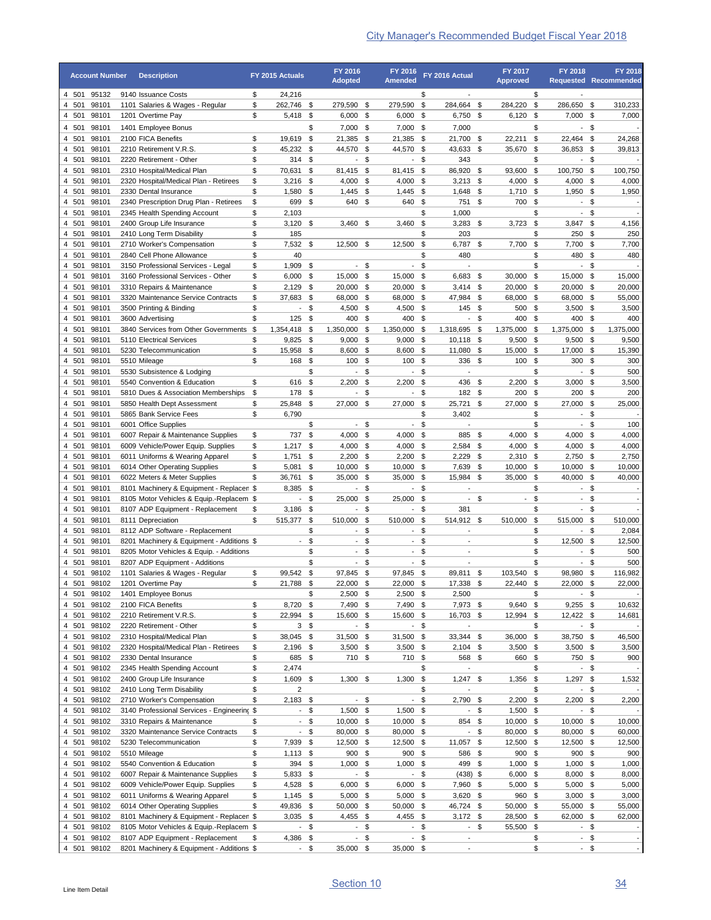| Account Number | | | Description | FY 2015 Actuals | FY 2016 Adopted | FY 2016 Amended | FY 2016 Actual | FY 2017 Approved | FY 2018 Requested | FY 2018 Recommended |
|---|---|---|---|---|---|---|---|---|---|---|
| 4 | 501 | 95132 | 9140 Issuance Costs | $ 24,216 | | | $ - | | $ - | |
| 4 | 501 | 98101 | 1101 Salaries & Wages - Regular | $ 262,746 | $ 279,590 | $ 279,590 | $ 284,664 | $ 284,220 | $ 286,650 | $ 310,233 |
| 4 | 501 | 98101 | 1201 Overtime Pay | $ 5,418 | $ 6,000 | $ 6,000 | $ 6,750 | $ 6,120 | $ 7,000 | $ 7,000 |
| 4 | 501 | 98101 | 1401 Employee Bonus | | $ 7,000 | $ 7,000 | $ 7,000 | | $ - | $ - |
| 4 | 501 | 98101 | 2100 FICA Benefits | $ 19,619 | $ 21,385 | $ 21,385 | $ 21,700 | $ 22,211 | $ 22,464 | $ 24,268 |
| 4 | 501 | 98101 | 2210 Retirement V.R.S. | $ 45,232 | $ 44,570 | $ 44,570 | $ 43,633 | $ 35,670 | $ 36,853 | $ 39,813 |
| 4 | 501 | 98101 | 2220 Retirement - Other | $ 314 | $ - | $ - | $ 343 | | $ - | $ - |
| 4 | 501 | 98101 | 2310 Hospital/Medical Plan | $ 70,631 | $ 81,415 | $ 81,415 | $ 86,920 | $ 93,600 | $ 100,750 | $ 100,750 |
| 4 | 501 | 98101 | 2320 Hospital/Medical Plan - Retirees | $ 3,216 | $ 4,000 | $ 4,000 | $ 3,213 | $ 4,000 | $ 4,000 | $ 4,000 |
| 4 | 501 | 98101 | 2330 Dental Insurance | $ 1,580 | $ 1,445 | $ 1,445 | $ 1,648 | $ 1,710 | $ 1,950 | $ 1,950 |
| 4 | 501 | 98101 | 2340 Prescription Drug Plan - Retirees | $ 699 | $ 640 | $ 640 | $ 751 | $ 700 | $ - | $ - |
| 4 | 501 | 98101 | 2345 Health Spending Account | $ 2,103 | | | $ 1,000 | | $ - | $ - |
| 4 | 501 | 98101 | 2400 Group Life Insurance | $ 3,120 | $ 3,460 | $ 3,460 | $ 3,283 | $ 3,723 | $ 3,847 | $ 4,156 |
| 4 | 501 | 98101 | 2410 Long Term Disability | $ 185 | | | $ 203 | | $ 250 | $ 250 |
| 4 | 501 | 98101 | 2710 Worker's Compensation | $ 7,532 | $ 12,500 | $ 12,500 | $ 6,787 | $ 7,700 | $ 7,700 | $ 7,700 |
| 4 | 501 | 98101 | 2840 Cell Phone Allowance | $ 40 | | | $ 480 | | $ 480 | $ 480 |
| 4 | 501 | 98101 | 3150 Professional Services - Legal | $ 1,909 | $ - | $ - | $ - | | $ - | $ - |
| 4 | 501 | 98101 | 3160 Professional Services - Other | $ 6,000 | $ 15,000 | $ 15,000 | $ 6,683 | $ 30,000 | $ 15,000 | $ 15,000 |
| 4 | 501 | 98101 | 3310 Repairs & Maintenance | $ 2,129 | $ 20,000 | $ 20,000 | $ 3,414 | $ 20,000 | $ 20,000 | $ 20,000 |
| 4 | 501 | 98101 | 3320 Maintenance Service Contracts | $ 37,683 | $ 68,000 | $ 68,000 | $ 47,984 | $ 68,000 | $ 68,000 | $ 55,000 |
| 4 | 501 | 98101 | 3500 Printing & Binding | $ - | $ 4,500 | $ 4,500 | $ 145 | $ 500 | $ 3,500 | $ 3,500 |
| 4 | 501 | 98101 | 3600 Advertising | $ 125 | $ 400 | $ 400 | $ - | $ 400 | $ 400 | $ 400 |
| 4 | 501 | 98101 | 3840 Services from Other Governments | $ 1,354,418 | $ 1,350,000 | $ 1,350,000 | $ 1,318,695 | $ 1,375,000 | $ 1,375,000 | $ 1,375,000 |
| 4 | 501 | 98101 | 5110 Electrical Services | $ 9,825 | $ 9,000 | $ 9,000 | $ 10,118 | $ 9,500 | $ 9,500 | $ 9,500 |
| 4 | 501 | 98101 | 5230 Telecommunication | $ 15,958 | $ 8,600 | $ 8,600 | $ 11,080 | $ 15,000 | $ 17,000 | $ 15,390 |
| 4 | 501 | 98101 | 5510 Mileage | $ 168 | $ 100 | $ 100 | $ 336 | $ 100 | $ 300 | $ 300 |
| 4 | 501 | 98101 | 5530 Subsistence & Lodging | | $ - | $ - | $ - | | $ - | $ 500 |
| 4 | 501 | 98101 | 5540 Convention & Education | $ 616 | $ 2,200 | $ 2,200 | $ 436 | $ 2,200 | $ 3,000 | $ 3,500 |
| 4 | 501 | 98101 | 5810 Dues & Association Memberships | $ 178 | $ - | $ - | $ 182 | $ 200 | $ 200 | $ 200 |
| 4 | 501 | 98101 | 5850 Health Dept Assessment | $ 25,848 | $ 27,000 | $ 27,000 | $ 25,721 | $ 27,000 | $ 27,000 | $ 25,000 |
| 4 | 501 | 98101 | 5865 Bank Service Fees | $ 6,790 | | | $ 3,402 | | $ - | $ - |
| 4 | 501 | 98101 | 6001 Office Supplies | | $ - | $ - | $ - | | $ - | $ 100 |
| 4 | 501 | 98101 | 6007 Repair & Maintenance Supplies | $ 737 | $ 4,000 | $ 4,000 | $ 885 | $ 4,000 | $ 4,000 | $ 4,000 |
| 4 | 501 | 98101 | 6009 Vehicle/Power Equip. Supplies | $ 1,217 | $ 4,000 | $ 4,000 | $ 2,584 | $ 4,000 | $ 4,000 | $ 4,000 |
| 4 | 501 | 98101 | 6011 Uniforms & Wearing Apparel | $ 1,751 | $ 2,200 | $ 2,200 | $ 2,229 | $ 2,310 | $ 2,750 | $ 2,750 |
| 4 | 501 | 98101 | 6014 Other Operating Supplies | $ 5,081 | $ 10,000 | $ 10,000 | $ 7,639 | $ 10,000 | $ 10,000 | $ 10,000 |
| 4 | 501 | 98101 | 6022 Meters & Meter Supplies | $ 36,761 | $ 35,000 | $ 35,000 | $ 15,984 | $ 35,000 | $ 40,000 | $ 40,000 |
| 4 | 501 | 98101 | 8101 Machinery & Equipment - Replacem | $ 8,385 | $ - | $ - | $ - | | $ - | $ - |
| 4 | 501 | 98101 | 8105 Motor Vehicles & Equip.-Replacem | $ - | $ 25,000 | $ 25,000 | $ - | $ - | $ - | $ - |
| 4 | 501 | 98101 | 8107 ADP Equipment - Replacement | $ 3,186 | $ - | $ - | $ 381 | | $ - | $ - |
| 4 | 501 | 98101 | 8111 Depreciation | $ 515,377 | $ 510,000 | $ 510,000 | $ 514,912 | $ 510,000 | $ 515,000 | $ 510,000 |
| 4 | 501 | 98101 | 8112 ADP Software - Replacement | | $ - | $ - | $ - | | $ - | $ 2,084 |
| 4 | 501 | 98101 | 8201 Machinery & Equipment - Additions | $ - | $ - | $ - | $ - | | $ 12,500 | $ 12,500 |
| 4 | 501 | 98101 | 8205 Motor Vehicles & Equip. - Additions | | $ - | $ - | $ - | | $ - | $ 500 |
| 4 | 501 | 98101 | 8207 ADP Equipment - Additions | | $ - | $ - | $ - | | $ - | $ 500 |
| 4 | 501 | 98102 | 1101 Salaries & Wages - Regular | $ 99,542 | $ 97,845 | $ 97,845 | $ 89,811 | $ 103,540 | $ 98,980 | $ 116,982 |
| 4 | 501 | 98102 | 1201 Overtime Pay | $ 21,788 | $ 22,000 | $ 22,000 | $ 17,338 | $ 22,440 | $ 22,000 | $ 22,000 |
| 4 | 501 | 98102 | 1401 Employee Bonus | | $ 2,500 | $ 2,500 | $ 2,500 | | $ - | $ - |
| 4 | 501 | 98102 | 2100 FICA Benefits | $ 8,720 | $ 7,490 | $ 7,490 | $ 7,973 | $ 9,640 | $ 9,255 | $ 10,632 |
| 4 | 501 | 98102 | 2210 Retirement V.R.S. | $ 22,994 | $ 15,600 | $ 15,600 | $ 16,703 | $ 12,994 | $ 12,422 | $ 14,681 |
| 4 | 501 | 98102 | 2220 Retirement - Other | $ 3 | $ - | $ - | $ - | | $ - | $ - |
| 4 | 501 | 98102 | 2310 Hospital/Medical Plan | $ 38,045 | $ 31,500 | $ 31,500 | $ 33,344 | $ 36,000 | $ 38,750 | $ 46,500 |
| 4 | 501 | 98102 | 2320 Hospital/Medical Plan - Retirees | $ 2,196 | $ 3,500 | $ 3,500 | $ 2,104 | $ 3,500 | $ 3,500 | $ 3,500 |
| 4 | 501 | 98102 | 2330 Dental Insurance | $ 685 | $ 710 | $ 710 | $ 568 | $ 660 | $ 750 | $ 900 |
| 4 | 501 | 98102 | 2345 Health Spending Account | $ 2,474 | | | $ - | | $ - | $ - |
| 4 | 501 | 98102 | 2400 Group Life Insurance | $ 1,609 | $ 1,300 | $ 1,300 | $ 1,247 | $ 1,356 | $ 1,297 | $ 1,532 |
| 4 | 501 | 98102 | 2410 Long Term Disability | $ 2 | | | $ - | | $ - | $ - |
| 4 | 501 | 98102 | 2710 Worker's Compensation | $ 2,183 | $ - | $ - | $ 2,790 | $ 2,200 | $ 2,200 | $ 2,200 |
| 4 | 501 | 98102 | 3140 Professional Services - Engineering | $ - | $ 1,500 | $ 1,500 | $ - | $ 1,500 | $ - | $ - |
| 4 | 501 | 98102 | 3310 Repairs & Maintenance | $ - | $ 10,000 | $ 10,000 | $ 854 | $ 10,000 | $ 10,000 | $ 10,000 |
| 4 | 501 | 98102 | 3320 Maintenance Service Contracts | $ - | $ 80,000 | $ 80,000 | $ - | $ 80,000 | $ 80,000 | $ 60,000 |
| 4 | 501 | 98102 | 5230 Telecommunication | $ 7,939 | $ 12,500 | $ 12,500 | $ 11,057 | $ 12,500 | $ 12,500 | $ 12,500 |
| 4 | 501 | 98102 | 5510 Mileage | $ 1,113 | $ 900 | $ 900 | $ 586 | $ 900 | $ 900 | $ 900 |
| 4 | 501 | 98102 | 5540 Convention & Education | $ 394 | $ 1,000 | $ 1,000 | $ 499 | $ 1,000 | $ 1,000 | $ 1,000 |
| 4 | 501 | 98102 | 6007 Repair & Maintenance Supplies | $ 5,833 | $ - | $ - | $ (438) | $ 6,000 | $ 8,000 | $ 8,000 |
| 4 | 501 | 98102 | 6009 Vehicle/Power Equip. Supplies | $ 4,528 | $ 6,000 | $ 6,000 | $ 7,960 | $ 5,000 | $ 5,000 | $ 5,000 |
| 4 | 501 | 98102 | 6011 Uniforms & Wearing Apparel | $ 1,145 | $ 5,000 | $ 5,000 | $ 3,620 | $ 960 | $ 3,000 | $ 3,000 |
| 4 | 501 | 98102 | 6014 Other Operating Supplies | $ 49,836 | $ 50,000 | $ 50,000 | $ 46,724 | $ 50,000 | $ 55,000 | $ 55,000 |
| 4 | 501 | 98102 | 8101 Machinery & Equipment - Replacem | $ 3,035 | $ 4,455 | $ 4,455 | $ 3,172 | $ 28,500 | $ 62,000 | $ 62,000 |
| 4 | 501 | 98102 | 8105 Motor Vehicles & Equip.-Replacem | $ - | $ - | $ - | $ - | $ 55,500 | $ - | $ - |
| 4 | 501 | 98102 | 8107 ADP Equipment - Replacement | $ 4,386 | $ - | $ - | $ - | | $ - | $ - |
| 4 | 501 | 98102 | 8201 Machinery & Equipment - Additions | $ - | $ 35,000 | $ 35,000 | $ - | | $ - | $ - |

Line Item Detail

Section 10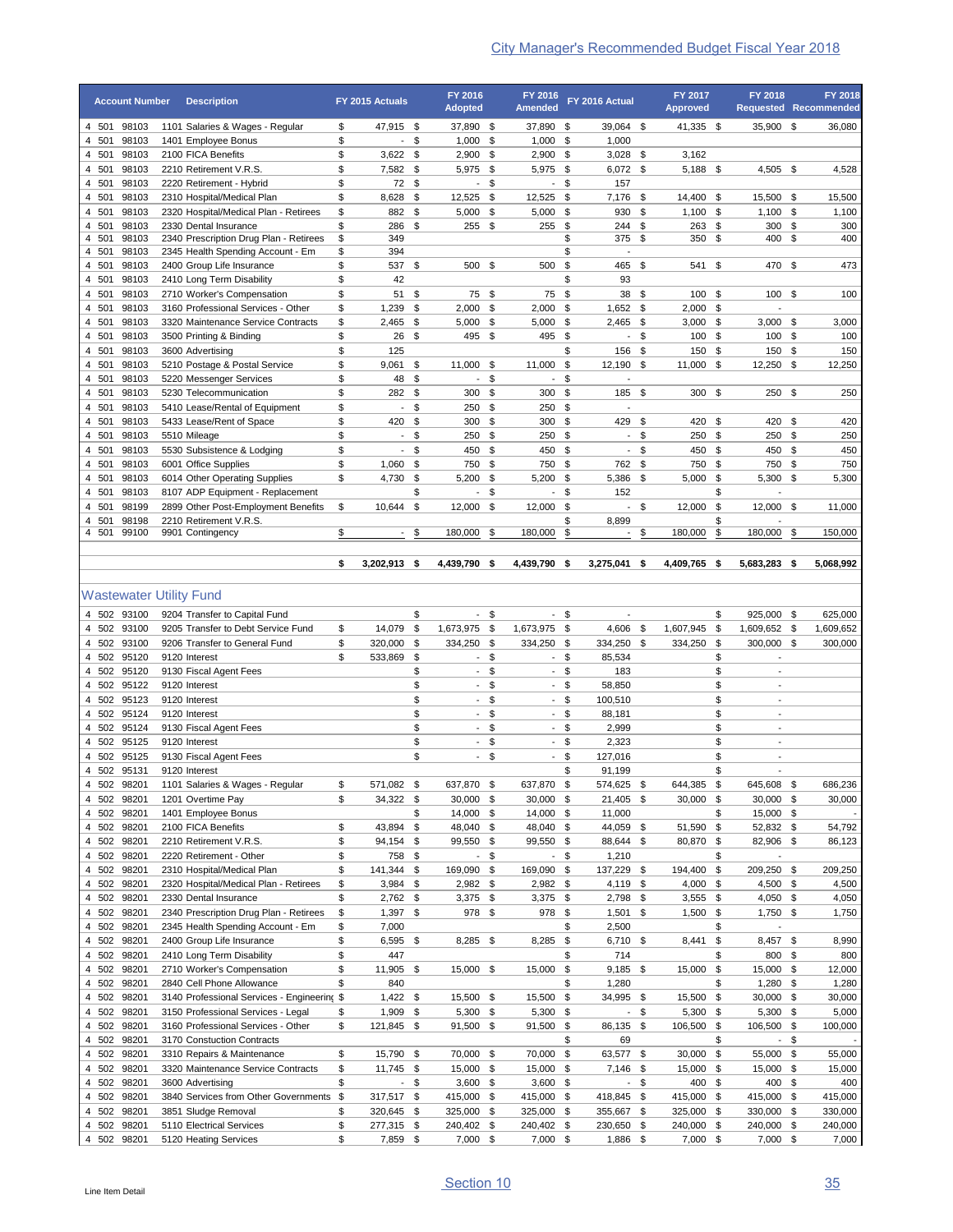| Account Number | | | Description | FY 2015 Actuals | FY 2016 Adopted | FY 2016 Amended | FY 2016 Actual | FY 2017 Approved | FY 2018 Requested | FY 2018 Recommended |
|---|---|---|---|---|---|---|---|---|---|---|
| 4 | 501 | 98103 | 1101 Salaries & Wages - Regular | $ 47,915 | $ 37,890 | $ 37,890 | $ 39,064 | $ 41,335 | $ 35,900 | $ 36,080 |
| 4 | 501 | 98103 | 1401 Employee Bonus | $ - | $ 1,000 | $ 1,000 | $ 1,000 | | | |
| 4 | 501 | 98103 | 2100 FICA Benefits | $ 3,622 | $ 2,900 | $ 2,900 | $ 3,028 | $ 3,162 | | |
| 4 | 501 | 98103 | 2210 Retirement V.R.S. | $ 7,582 | $ 5,975 | $ 5,975 | $ 6,072 | $ 5,188 | $ 4,505 | $ 4,528 |
| 4 | 501 | 98103 | 2220 Retirement - Hybrid | $ 72 | $ - | $ - | $ 157 | | | |
| 4 | 501 | 98103 | 2310 Hospital/Medical Plan | $ 8,628 | $ 12,525 | $ 12,525 | $ 7,176 | $ 14,400 | $ 15,500 | $ 15,500 |
| 4 | 501 | 98103 | 2320 Hospital/Medical Plan - Retirees | $ 882 | $ 5,000 | $ 5,000 | $ 930 | $ 1,100 | $ 1,100 | $ 1,100 |
| 4 | 501 | 98103 | 2330 Dental Insurance | $ 286 | $ 255 | $ 255 | $ 244 | $ 263 | $ 300 | $ 300 |
| 4 | 501 | 98103 | 2340 Prescription Drug Plan - Retirees | $ 349 | | | $ 375 | $ 350 | $ 400 | $ 400 |
| 4 | 501 | 98103 | 2345 Health Spending Account - Em | $ 394 | | | $ - | | | |
| 4 | 501 | 98103 | 2400 Group Life Insurance | $ 537 | $ 500 | $ 500 | $ 465 | $ 541 | $ 470 | $ 473 |
| 4 | 501 | 98103 | 2410 Long Term Disability | $ 42 | | | $ 93 | | | |
| 4 | 501 | 98103 | 2710 Worker's Compensation | $ 51 | $ 75 | $ 75 | $ 38 | $ 100 | $ 100 | $ 100 |
| 4 | 501 | 98103 | 3160 Professional Services - Other | $ 1,239 | $ 2,000 | $ 2,000 | $ 1,652 | $ 2,000 | $ - | |
| 4 | 501 | 98103 | 3320 Maintenance Service Contracts | $ 2,465 | $ 5,000 | $ 5,000 | $ 2,465 | $ 3,000 | $ 3,000 | $ 3,000 |
| 4 | 501 | 98103 | 3500 Printing & Binding | $ 26 | $ 495 | $ 495 | $ - | $ 100 | $ 100 | $ 100 |
| 4 | 501 | 98103 | 3600 Advertising | $ 125 | | | $ 156 | $ 150 | $ 150 | $ 150 |
| 4 | 501 | 98103 | 5210 Postage & Postal Service | $ 9,061 | $ 11,000 | $ 11,000 | $ 12,190 | $ 11,000 | $ 12,250 | $ 12,250 |
| 4 | 501 | 98103 | 5220 Messenger Services | $ 48 | $ - | $ - | $ - | | | |
| 4 | 501 | 98103 | 5230 Telecommunication | $ 282 | $ 300 | $ 300 | $ 185 | $ 300 | $ 250 | $ 250 |
| 4 | 501 | 98103 | 5410 Lease/Rental of Equipment | $ - | $ 250 | $ 250 | $ - | | | |
| 4 | 501 | 98103 | 5433 Lease/Rent of Space | $ 420 | $ 300 | $ 300 | $ 429 | $ 420 | $ 420 | $ 420 |
| 4 | 501 | 98103 | 5510 Mileage | $ - | $ 250 | $ 250 | $ - | $ 250 | $ 250 | $ 250 |
| 4 | 501 | 98103 | 5530 Subsistence & Lodging | $ - | $ 450 | $ 450 | $ - | $ 450 | $ 450 | $ 450 |
| 4 | 501 | 98103 | 6001 Office Supplies | $ 1,060 | $ 750 | $ 750 | $ 762 | $ 750 | $ 750 | $ 750 |
| 4 | 501 | 98103 | 6014 Other Operating Supplies | $ 4,730 | $ 5,200 | $ 5,200 | $ 5,386 | $ 5,000 | $ 5,300 | $ 5,300 |
| 4 | 501 | 98103 | 8107 ADP Equipment - Replacement | | $ - | $ - | $ 152 | | $ - | |
| 4 | 501 | 98199 | 2899 Other Post-Employment Benefits | $ 10,644 | $ 12,000 | $ 12,000 | $ - | $ 12,000 | $ 12,000 | $ 11,000 |
| 4 | 501 | 98198 | 2210 Retirement V.R.S. | | | | $ 8,899 | | $ - | |
| 4 | 501 | 99100 | 9901 Contingency | $ - | $ 180,000 | $ 180,000 | $ - | $ 180,000 | $ 180,000 | $ 150,000 |
| | | | | **$ 3,202,913** | **$ 4,439,790** | **$ 4,439,790** | **$ 3,275,041** | **$ 4,409,765** | **$ 5,683,283** | **$ 5,068,992** |

## Wastewater Utility Fund

| Account Number | | | Description | FY 2015 Actuals | FY 2016 Adopted | FY 2016 Amended | FY 2016 Actual | FY 2017 Approved | FY 2018 Requested | FY 2018 Recommended |
|---|---|---|---|---|---|---|---|---|---|---|
| 4 | 502 | 93100 | 9204 Transfer to Capital Fund | | $ - | $ - | $ - | | $ 925,000 | $ 625,000 |
| 4 | 502 | 93100 | 9205 Transfer to Debt Service Fund | $ 14,079 | $ 1,673,975 | $ 1,673,975 | $ 4,606 | $ 1,607,945 | $ 1,609,652 | $ 1,609,652 |
| 4 | 502 | 93100 | 9206 Transfer to General Fund | $ 320,000 | $ 334,250 | $ 334,250 | $ 334,250 | $ 334,250 | $ 300,000 | $ 300,000 |
| 4 | 502 | 95120 | 9120 Interest | $ 533,869 | $ - | $ - | $ 85,534 | | $ - | |
| 4 | 502 | 95120 | 9130 Fiscal Agent Fees | | $ - | $ - | $ 183 | | $ - | |
| 4 | 502 | 95122 | 9120 Interest | | $ - | $ - | $ 58,850 | | $ - | |
| 4 | 502 | 95123 | 9120 Interest | | $ - | $ - | $ 100,510 | | $ - | |
| 4 | 502 | 95124 | 9120 Interest | | $ - | $ - | $ 88,181 | | $ - | |
| 4 | 502 | 95124 | 9130 Fiscal Agent Fees | | $ - | $ - | $ 2,999 | | $ - | |
| 4 | 502 | 95125 | 9120 Interest | | $ - | $ - | $ 2,323 | | $ - | |
| 4 | 502 | 95125 | 9130 Fiscal Agent Fees | | $ - | $ - | $ 127,016 | | $ - | |
| 4 | 502 | 95131 | 9120 Interest | | | | $ 91,199 | | $ - | |
| 4 | 502 | 98201 | 1101 Salaries & Wages - Regular | $ 571,082 | $ 637,870 | $ 637,870 | $ 574,625 | $ 644,385 | $ 645,608 | $ 686,236 |
| 4 | 502 | 98201 | 1201 Overtime Pay | $ 34,322 | $ 30,000 | $ 30,000 | $ 21,405 | $ 30,000 | $ 30,000 | $ 30,000 |
| 4 | 502 | 98201 | 1401 Employee Bonus | | $ 14,000 | $ 14,000 | $ 11,000 | | $ 15,000 | $ - |
| 4 | 502 | 98201 | 2100 FICA Benefits | $ 43,894 | $ 48,040 | $ 48,040 | $ 44,059 | $ 51,590 | $ 52,832 | $ 54,792 |
| 4 | 502 | 98201 | 2210 Retirement V.R.S. | $ 94,154 | $ 99,550 | $ 99,550 | $ 88,644 | $ 80,870 | $ 82,906 | $ 86,123 |
| 4 | 502 | 98201 | 2220 Retirement - Other | $ 758 | $ - | $ - | $ 1,210 | | $ - | |
| 4 | 502 | 98201 | 2310 Hospital/Medical Plan | $ 141,344 | $ 169,090 | $ 169,090 | $ 137,229 | $ 194,400 | $ 209,250 | $ 209,250 |
| 4 | 502 | 98201 | 2320 Hospital/Medical Plan - Retirees | $ 3,984 | $ 2,982 | $ 2,982 | $ 4,119 | $ 4,000 | $ 4,500 | $ 4,500 |
| 4 | 502 | 98201 | 2330 Dental Insurance | $ 2,762 | $ 3,375 | $ 3,375 | $ 2,798 | $ 3,555 | $ 4,050 | $ 4,050 |
| 4 | 502 | 98201 | 2340 Prescription Drug Plan - Retirees | $ 1,397 | $ 978 | $ 978 | $ 1,501 | $ 1,500 | $ 1,750 | $ 1,750 |
| 4 | 502 | 98201 | 2345 Health Spending Account - Em | $ 7,000 | | | $ 2,500 | | $ - | |
| 4 | 502 | 98201 | 2400 Group Life Insurance | $ 6,595 | $ 8,285 | $ 8,285 | $ 6,710 | $ 8,441 | $ 8,457 | $ 8,990 |
| 4 | 502 | 98201 | 2410 Long Term Disability | $ 447 | | | $ 714 | | $ 800 | $ 800 |
| 4 | 502 | 98201 | 2710 Worker's Compensation | $ 11,905 | $ 15,000 | $ 15,000 | $ 9,185 | $ 15,000 | $ 15,000 | $ 12,000 |
| 4 | 502 | 98201 | 2840 Cell Phone Allowance | $ 840 | | | $ 1,280 | | $ 1,280 | $ 1,280 |
| 4 | 502 | 98201 | 3140 Professional Services - Engineering | $ 1,422 | $ 15,500 | $ 15,500 | $ 34,995 | $ 15,500 | $ 30,000 | $ 30,000 |
| 4 | 502 | 98201 | 3150 Professional Services - Legal | $ 1,909 | $ 5,300 | $ 5,300 | $ - | $ 5,300 | $ 5,300 | $ 5,000 |
| 4 | 502 | 98201 | 3160 Professional Services - Other | $ 121,845 | $ 91,500 | $ 91,500 | $ 86,135 | $ 106,500 | $ 106,500 | $ 100,000 |
| 4 | 502 | 98201 | 3170 Constuction Contracts | | | | $ 69 | | $ - | $ - |
| 4 | 502 | 98201 | 3310 Repairs & Maintenance | $ 15,790 | $ 70,000 | $ 70,000 | $ 63,577 | $ 30,000 | $ 55,000 | $ 55,000 |
| 4 | 502 | 98201 | 3320 Maintenance Service Contracts | $ 11,745 | $ 15,000 | $ 15,000 | $ 7,146 | $ 15,000 | $ 15,000 | $ 15,000 |
| 4 | 502 | 98201 | 3600 Advertising | $ - | $ 3,600 | $ 3,600 | $ - | $ 400 | $ 400 | $ 400 |
| 4 | 502 | 98201 | 3840 Services from Other Governments | $ 317,517 | $ 415,000 | $ 415,000 | $ 418,845 | $ 415,000 | $ 415,000 | $ 415,000 |
| 4 | 502 | 98201 | 3851 Sludge Removal | $ 320,645 | $ 325,000 | $ 325,000 | $ 355,667 | $ 325,000 | $ 330,000 | $ 330,000 |
| 4 | 502 | 98201 | 5110 Electrical Services | $ 277,315 | $ 240,402 | $ 240,402 | $ 230,650 | $ 240,000 | $ 240,000 | $ 240,000 |
| 4 | 502 | 98201 | 5120 Heating Services | $ 7,859 | $ 7,000 | $ 7,000 | $ 1,886 | $ 7,000 | $ 7,000 | $ 7,000 |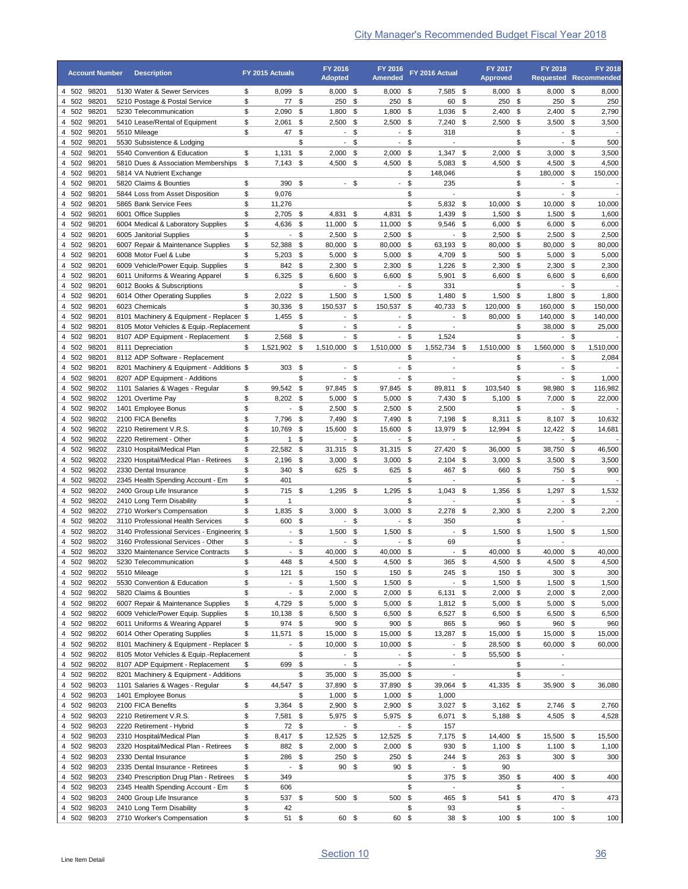| Account Number | Description | FY 2015 Actuals | FY 2016 Adopted | FY 2016 Amended | FY 2016 Actual | FY 2017 Approved | FY 2018 Requested | FY 2018 Recommended |
|---|---|---|---|---|---|---|---|---|
| 4 502 98201 | 5130 Water & Sewer Services | $ 8,099 | $ 8,000 | $ 8,000 | $ 7,585 | $ 8,000 | $ 8,000 | $ 8,000 |
| 4 502 98201 | 5210 Postage & Postal Service | $ 77 | $ 250 | $ 250 | $ 60 | $ 250 | $ 250 | $ 250 |
| 4 502 98201 | 5230 Telecommunication | $ 2,090 | $ 1,800 | $ 1,800 | $ 1,036 | $ 2,400 | $ 2,400 | $ 2,790 |
| 4 502 98201 | 5410 Lease/Rental of Equipment | $ 2,061 | $ 2,500 | $ 2,500 | $ 7,240 | $ 2,500 | $ 3,500 | $ 3,500 |
| 4 502 98201 | 5510 Mileage | $ 47 | $ - | $ - | $ 318 | | $ - | $ - |
| 4 502 98201 | 5530 Subsistence & Lodging | | $ - | $ - | $ - | | $ - | $ 500 |
| 4 502 98201 | 5540 Convention & Education | $ 1,131 | $ 2,000 | $ 2,000 | $ 1,347 | $ 2,000 | $ 3,000 | $ 3,500 |
| 4 502 98201 | 5810 Dues & Association Memberships | $ 7,143 | $ 4,500 | $ 4,500 | $ 5,083 | $ 4,500 | $ 4,500 | $ 4,500 |
| 4 502 98201 | 5814 VA Nutrient Exchange | | | | $ 148,046 | | $ 180,000 | $ 150,000 |
| 4 502 98201 | 5820 Claims & Bounties | $ 390 | $ - | $ - | $ 235 | | $ - | $ - |
| 4 502 98201 | 5844 Loss from Asset Disposition | $ 9,076 | | | $ - | | $ - | $ - |
| 4 502 98201 | 5865 Bank Service Fees | $ 11,276 | | | $ 5,832 | $ 10,000 | $ 10,000 | $ 10,000 |
| 4 502 98201 | 6001 Office Supplies | $ 2,705 | $ 4,831 | $ 4,831 | $ 1,439 | $ 1,500 | $ 1,500 | $ 1,600 |
| 4 502 98201 | 6004 Medical & Laboratory Supplies | $ 4,636 | $ 11,000 | $ 11,000 | $ 9,546 | $ 6,000 | $ 6,000 | $ 6,000 |
| 4 502 98201 | 6005 Janitorial Supplies | $ - | $ 2,500 | $ 2,500 | $ - | $ 2,500 | $ 2,500 | $ 2,500 |
| 4 502 98201 | 6007 Repair & Maintenance Supplies | $ 52,388 | $ 80,000 | $ 80,000 | $ 63,193 | $ 80,000 | $ 80,000 | $ 80,000 |
| 4 502 98201 | 6008 Motor Fuel & Lube | $ 5,203 | $ 5,000 | $ 5,000 | $ 4,709 | $ 500 | $ 5,000 | $ 5,000 |
| 4 502 98201 | 6009 Vehicle/Power Equip. Supplies | $ 842 | $ 2,300 | $ 2,300 | $ 1,226 | $ 2,300 | $ 2,300 | $ 2,300 |
| 4 502 98201 | 6011 Uniforms & Wearing Apparel | $ 6,325 | $ 6,600 | $ 6,600 | $ 5,901 | $ 6,600 | $ 6,600 | $ 6,600 |
| 4 502 98201 | 6012 Books & Subscriptions | | $ - | $ - | $ 331 | | $ - | $ - |
| 4 502 98201 | 6014 Other Operating Supplies | $ 2,022 | $ 1,500 | $ 1,500 | $ 1,480 | $ 1,500 | $ 1,800 | $ 1,800 |
| 4 502 98201 | 6023 Chemicals | $ 30,336 | $ 150,537 | $ 150,537 | $ 40,733 | $ 120,000 | $ 160,000 | $ 150,000 |
| 4 502 98201 | 8101 Machinery & Equipment - Replacement | $ 1,455 | $ - | $ - | $ - | $ 80,000 | $ 140,000 | $ 140,000 |
| 4 502 98201 | 8105 Motor Vehicles & Equip.-Replacement | | $ - | $ - | $ - | | $ 38,000 | $ 25,000 |
| 4 502 98201 | 8107 ADP Equipment - Replacement | $ 2,568 | $ - | $ - | $ 1,524 | | $ - | $ - |
| 4 502 98201 | 8111 Depreciation | $ 1,521,902 | $ 1,510,000 | $ 1,510,000 | $ 1,552,734 | $ 1,510,000 | $ 1,560,000 | $ 1,510,000 |
| 4 502 98201 | 8112 ADP Software - Replacement | | | | $ - | | $ - | $ 2,084 |
| 4 502 98201 | 8201 Machinery & Equipment - Additions | $ 303 | $ - | $ - | $ - | | $ - | $ - |
| 4 502 98201 | 8207 ADP Equipment - Additions | | $ - | $ - | $ - | | $ - | $ 1,000 |
| 4 502 98202 | 1101 Salaries & Wages - Regular | $ 99,542 | $ 97,845 | $ 97,845 | $ 89,811 | $ 103,540 | $ 98,980 | $ 116,982 |
| 4 502 98202 | 1201 Overtime Pay | $ 8,202 | $ 5,000 | $ 5,000 | $ 7,430 | $ 5,100 | $ 7,000 | $ 22,000 |
| 4 502 98202 | 1401 Employee Bonus | $ - | $ 2,500 | $ 2,500 | $ 2,500 | | $ - | $ - |
| 4 502 98202 | 2100 FICA Benefits | $ 7,796 | $ 7,490 | $ 7,490 | $ 7,198 | $ 8,311 | $ 8,107 | $ 10,632 |
| 4 502 98202 | 2210 Retirement V.R.S. | $ 10,769 | $ 15,600 | $ 15,600 | $ 13,979 | $ 12,994 | $ 12,422 | $ 14,681 |
| 4 502 98202 | 2220 Retirement - Other | $ 1 | $ - | $ - | $ - | | $ - | $ - |
| 4 502 98202 | 2310 Hospital/Medical Plan | $ 22,582 | $ 31,315 | $ 31,315 | $ 27,420 | $ 36,000 | $ 38,750 | $ 46,500 |
| 4 502 98202 | 2320 Hospital/Medical Plan - Retirees | $ 2,196 | $ 3,000 | $ 3,000 | $ 2,104 | $ 3,000 | $ 3,500 | $ 3,500 |
| 4 502 98202 | 2330 Dental Insurance | $ 340 | $ 625 | $ 625 | $ 467 | $ 660 | $ 750 | $ 900 |
| 4 502 98202 | 2345 Health Spending Account - Em | $ 401 | | | $ - | | $ - | $ - |
| 4 502 98202 | 2400 Group Life Insurance | $ 715 | $ 1,295 | $ 1,295 | $ 1,043 | $ 1,356 | $ 1,297 | $ 1,532 |
| 4 502 98202 | 2410 Long Term Disability | $ 1 | | | $ - | | $ - | $ - |
| 4 502 98202 | 2710 Worker's Compensation | $ 1,835 | $ 3,000 | $ 3,000 | $ 2,278 | $ 2,300 | $ 2,200 | $ 2,200 |
| 4 502 98202 | 3110 Professional Health Services | $ 600 | $ - | $ - | $ 350 | | $ - | |
| 4 502 98202 | 3140 Professional Services - Engineering | $ - | $ 1,500 | $ 1,500 | $ - | $ 1,500 | $ 1,500 | $ 1,500 |
| 4 502 98202 | 3160 Professional Services - Other | $ - | $ - | $ - | $ 69 | | $ - | |
| 4 502 98202 | 3320 Maintenance Service Contracts | $ - | $ 40,000 | $ 40,000 | $ - | $ 40,000 | $ 40,000 | $ 40,000 |
| 4 502 98202 | 5230 Telecommunication | $ 448 | $ 4,500 | $ 4,500 | $ 365 | $ 4,500 | $ 4,500 | $ 4,500 |
| 4 502 98202 | 5510 Mileage | $ 121 | $ 150 | $ 150 | $ 245 | $ 150 | $ 300 | $ 300 |
| 4 502 98202 | 5530 Convention & Education | $ - | $ 1,500 | $ 1,500 | $ - | $ 1,500 | $ 1,500 | $ 1,500 |
| 4 502 98202 | 5820 Claims & Bounties | $ - | $ 2,000 | $ 2,000 | $ 6,131 | $ 2,000 | $ 2,000 | $ 2,000 |
| 4 502 98202 | 6007 Repair & Maintenance Supplies | $ 4,729 | $ 5,000 | $ 5,000 | $ 1,812 | $ 5,000 | $ 5,000 | $ 5,000 |
| 4 502 98202 | 6009 Vehicle/Power Equip. Supplies | $ 10,138 | $ 6,500 | $ 6,500 | $ 6,527 | $ 6,500 | $ 6,500 | $ 6,500 |
| 4 502 98202 | 6011 Uniforms & Wearing Apparel | $ 974 | $ 900 | $ 900 | $ 865 | $ 960 | $ 960 | $ 960 |
| 4 502 98202 | 6014 Other Operating Supplies | $ 11,571 | $ 15,000 | $ 15,000 | $ 13,287 | $ 15,000 | $ 15,000 | $ 15,000 |
| 4 502 98202 | 8101 Machinery & Equipment - Replacement | $ - | $ 10,000 | $ 10,000 | $ - | $ 28,500 | $ 60,000 | $ 60,000 |
| 4 502 98202 | 8105 Motor Vehicles & Equip.-Replacement | | $ - | $ - | $ - | $ 55,500 | $ - | |
| 4 502 98202 | 8107 ADP Equipment - Replacement | $ 699 | $ - | $ - | $ - | | $ - | |
| 4 502 98202 | 8201 Machinery & Equipment - Additions | | $ 35,000 | $ 35,000 | $ - | | $ - | |
| 4 502 98203 | 1101 Salaries & Wages - Regular | $ 44,547 | $ 37,890 | $ 37,890 | $ 39,064 | $ 41,335 | $ 35,900 | $ 36,080 |
| 4 502 98203 | 1401 Employee Bonus | | $ 1,000 | $ 1,000 | $ 1,000 | | | |
| 4 502 98203 | 2100 FICA Benefits | $ 3,364 | $ 2,900 | $ 2,900 | $ 3,027 | $ 3,162 | $ 2,746 | $ 2,760 |
| 4 502 98203 | 2210 Retirement V.R.S. | $ 7,581 | $ 5,975 | $ 5,975 | $ 6,071 | $ 5,188 | $ 4,505 | $ 4,528 |
| 4 502 98203 | 2220 Retirement - Hybrid | $ 72 | $ - | $ - | $ 157 | | | |
| 4 502 98203 | 2310 Hospital/Medical Plan | $ 8,417 | $ 12,525 | $ 12,525 | $ 7,175 | $ 14,400 | $ 15,500 | $ 15,500 |
| 4 502 98203 | 2320 Hospital/Medical Plan - Retirees | $ 882 | $ 2,000 | $ 2,000 | $ 930 | $ 1,100 | $ 1,100 | $ 1,100 |
| 4 502 98203 | 2330 Dental Insurance | $ 286 | $ 250 | $ 250 | $ 244 | $ 263 | $ 300 | $ 300 |
| 4 502 98203 | 2335 Dental Insurance - Retirees | $ - | $ 90 | $ 90 | $ - | $ 90 | | |
| 4 502 98203 | 2340 Prescription Drug Plan - Retirees | $ 349 | | | $ 375 | $ 350 | $ 400 | $ 400 |
| 4 502 98203 | 2345 Health Spending Account - Em | $ 606 | | | $ - | | $ - | |
| 4 502 98203 | 2400 Group Life Insurance | $ 537 | $ 500 | $ 500 | $ 465 | $ 541 | $ 470 | $ 473 |
| 4 502 98203 | 2410 Long Term Disability | $ 42 | | | $ 93 | | $ - | |
| 4 502 98203 | 2710 Worker's Compensation | $ 51 | $ 60 | $ 60 | $ 38 | $ 100 | $ 100 | $ 100 |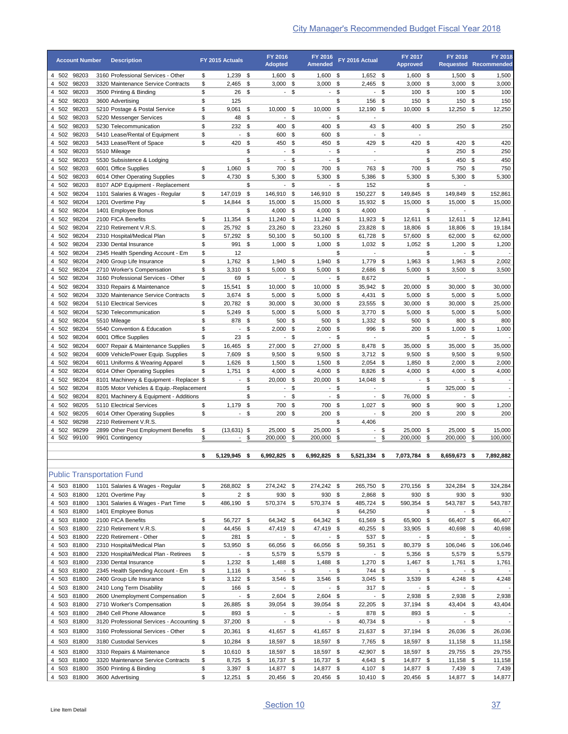| Account Number | Description | FY 2015 Actuals | FY 2016 Adopted | FY 2016 Amended | FY 2016 Actual | FY 2017 Approved | FY 2018 Requested | FY 2018 Recommended |
|---|---|---|---|---|---|---|---|---|
| 4 502 98203 | 3160 Professional Services - Other | $ 1,239 | $ 1,600 | $ 1,600 | $ 1,652 | $ 1,600 | $ 1,500 | $ 1,500 |
| 4 502 98203 | 3320 Maintenance Service Contracts | $ 2,465 | $ 3,000 | $ 3,000 | $ 2,465 | $ 3,000 | $ 3,000 | $ 3,000 |
| 4 502 98203 | 3500 Printing & Binding | $ 26 | $ - | $ - | $ - | $ 100 | $ 100 | $ 100 |
| 4 502 98203 | 3600 Advertising | $ 125 | | | $ 156 | $ 150 | $ 150 | $ 150 |
| 4 502 98203 | 5210 Postage & Postal Service | $ 9,061 | $ 10,000 | $ 10,000 | $ 12,190 | $ 10,000 | $ 12,250 | $ 12,250 |
| 4 502 98203 | 5220 Messenger Services | $ 48 | $ - | $ - | $ - | | | |
| 4 502 98203 | 5230 Telecommunication | $ 232 | $ 400 | $ 400 | $ 43 | $ 400 | $ 250 | $ 250 |
| 4 502 98203 | 5410 Lease/Rental of Equipment | $ - | $ 600 | $ 600 | $ - | $ - | | |
| 4 502 98203 | 5433 Lease/Rent of Space | $ 420 | $ 450 | $ 450 | $ 429 | $ 420 | $ 420 | $ 420 |
| 4 502 98203 | 5510 Mileage | | $ - | $ - | $ - | | $ 250 | $ 250 |
| 4 502 98203 | 5530 Subsistence & Lodging | | $ - | $ - | $ - | | $ 450 | $ 450 |
| 4 502 98203 | 6001 Office Supplies | $ 1,060 | $ 700 | $ 700 | $ 763 | $ 700 | $ 750 | $ 750 |
| 4 502 98203 | 6014 Other Operating Supplies | $ 4,730 | $ 5,300 | $ 5,300 | $ 5,386 | $ 5,300 | $ 5,300 | $ 5,300 |
| 4 502 98203 | 8107 ADP Equipment - Replacement | | $ - | $ - | $ 152 | | $ - | |
| 4 502 98204 | 1101 Salaries & Wages - Regular | $ 147,019 | $ 146,910 | $ 146,910 | $ 150,227 | $ 149,845 | $ 149,849 | $ 152,861 |
| 4 502 98204 | 1201 Overtime Pay | $ 14,844 | $ 15,000 | $ 15,000 | $ 15,932 | $ 15,000 | $ 15,000 | $ 15,000 |
| 4 502 98204 | 1401 Employee Bonus | | $ 4,000 | $ 4,000 | $ 4,000 | | $ - | |
| 4 502 98204 | 2100 FICA Benefits | $ 11,354 | $ 11,240 | $ 11,240 | $ 11,923 | $ 12,611 | $ 12,611 | $ 12,841 |
| 4 502 98204 | 2210 Retirement V.R.S. | $ 25,792 | $ 23,260 | $ 23,260 | $ 23,828 | $ 18,806 | $ 18,806 | $ 19,184 |
| 4 502 98204 | 2310 Hospital/Medical Plan | $ 57,292 | $ 50,100 | $ 50,100 | $ 61,728 | $ 57,600 | $ 62,000 | $ 62,000 |
| 4 502 98204 | 2330 Dental Insurance | $ 991 | $ 1,000 | $ 1,000 | $ 1,032 | $ 1,052 | $ 1,200 | $ 1,200 |
| 4 502 98204 | 2345 Health Spending Account - Em | $ 12 | | | $ - | | $ - | $ - |
| 4 502 98204 | 2400 Group Life Insurance | $ 1,762 | $ 1,940 | $ 1,940 | $ 1,779 | $ 1,963 | $ 1,963 | $ 2,002 |
| 4 502 98204 | 2710 Worker's Compensation | $ 3,310 | $ 5,000 | $ 5,000 | $ 2,686 | $ 5,000 | $ 3,500 | $ 3,500 |
| 4 502 98204 | 3160 Professional Services - Other | $ 69 | $ - | $ - | $ 8,672 | | $ - | |
| 4 502 98204 | 3310 Repairs & Maintenance | $ 15,541 | $ 10,000 | $ 10,000 | $ 35,942 | $ 20,000 | $ 30,000 | $ 30,000 |
| 4 502 98204 | 3320 Maintenance Service Contracts | $ 3,674 | $ 5,000 | $ 5,000 | $ 4,431 | $ 5,000 | $ 5,000 | $ 5,000 |
| 4 502 98204 | 5110 Electrical Services | $ 20,782 | $ 30,000 | $ 30,000 | $ 23,555 | $ 30,000 | $ 30,000 | $ 25,000 |
| 4 502 98204 | 5230 Telecommunication | $ 5,249 | $ 5,000 | $ 5,000 | $ 3,770 | $ 5,000 | $ 5,000 | $ 5,000 |
| 4 502 98204 | 5510 Mileage | $ 878 | $ 500 | $ 500 | $ 1,332 | $ 500 | $ 800 | $ 800 |
| 4 502 98204 | 5540 Convention & Education | $ - | $ 2,000 | $ 2,000 | $ 996 | $ 200 | $ 1,000 | $ 1,000 |
| 4 502 98204 | 6001 Office Supplies | $ 23 | $ - | $ - | $ - | | $ - | $ - |
| 4 502 98204 | 6007 Repair & Maintenance Supplies | $ 16,465 | $ 27,000 | $ 27,000 | $ 8,478 | $ 35,000 | $ 35,000 | $ 35,000 |
| 4 502 98204 | 6009 Vehicle/Power Equip. Supplies | $ 7,609 | $ 9,500 | $ 9,500 | $ 3,712 | $ 9,500 | $ 9,500 | $ 9,500 |
| 4 502 98204 | 6011 Uniforms & Wearing Apparel | $ 1,626 | $ 1,500 | $ 1,500 | $ 2,054 | $ 1,850 | $ 2,000 | $ 2,000 |
| 4 502 98204 | 6014 Other Operating Supplies | $ 1,751 | $ 4,000 | $ 4,000 | $ 8,826 | $ 4,000 | $ 4,000 | $ 4,000 |
| 4 502 98204 | 8101 Machinery & Equipment - Replacen | $ - | $ 20,000 | $ 20,000 | $ 14,048 | $ - | $ - | $ - |
| 4 502 98204 | 8105 Motor Vehicles & Equip.-Replacement | | $ - | $ - | $ - | | $ 325,000 | $ - |
| 4 502 98204 | 8201 Machinery & Equipment - Additions | | $ - | $ - | $ - | $ 76,000 | $ - | $ - |
| 4 502 98205 | 5110 Electrical Services | $ 1,179 | $ 700 | $ 700 | $ 1,027 | $ 900 | $ 900 | $ 1,200 |
| 4 502 98205 | 6014 Other Operating Supplies | $ - | $ 200 | $ 200 | $ - | $ 200 | $ 200 | $ 200 |
| 4 502 98298 | 2210 Retirement V.R.S. | | | | $ 4,406 | | | |
| 4 502 98299 | 2899 Other Post Employment Benefits | $ (13,631) | $ 25,000 | $ 25,000 | $ - | $ 25,000 | $ 25,000 | $ 15,000 |
| 4 502 99100 | 9901 Contingency | $ - | $ 200,000 | $ 200,000 | $ - | $ 200,000 | $ 200,000 | $ 100,000 |
| | | $ 5,129,945 | $ 6,992,825 | $ 6,992,825 | $ 5,521,334 | $ 7,073,784 | $ 8,659,673 | $ 7,892,882 |

## Public Transportation Fund

| Account Number | Description | FY 2015 Actuals | FY 2016 Adopted | FY 2016 Amended | FY 2016 Actual | FY 2017 Approved | FY 2018 Requested | FY 2018 Recommended |
|---|---|---|---|---|---|---|---|---|
| 4 503 81800 | 1101 Salaries & Wages - Regular | $ 268,802 | $ 274,242 | $ 274,242 | $ 265,750 | $ 270,156 | $ 324,284 | $ 324,284 |
| 4 503 81800 | 1201 Overtime Pay | $ 2 | $ 930 | $ 930 | $ 2,868 | $ 930 | $ 930 | $ 930 |
| 4 503 81800 | 1301 Salaries & Wages - Part Time | $ 486,190 | $ 570,374 | $ 570,374 | $ 485,724 | $ 590,354 | $ 543,787 | $ 543,787 |
| 4 503 81800 | 1401 Employee Bonus | | | | $ 64,250 | | $ - | $ - |
| 4 503 81800 | 2100 FICA Benefits | $ 56,727 | $ 64,342 | $ 64,342 | $ 61,569 | $ 65,900 | $ 66,407 | $ 66,407 |
| 4 503 81800 | 2210 Retirement V.R.S. | $ 44,456 | $ 47,419 | $ 47,419 | $ 40,255 | $ 33,905 | $ 40,698 | $ 40,698 |
| 4 503 81800 | 2220 Retirement - Other | $ 281 | $ - | $ - | $ 537 | $ - | $ - | $ - |
| 4 503 81800 | 2310 Hospital/Medical Plan | $ 53,950 | $ 66,056 | $ 66,056 | $ 59,351 | $ 80,379 | $ 106,046 | $ 106,046 |
| 4 503 81800 | 2320 Hospital/Medical Plan - Retirees | $ - | $ 5,579 | $ 5,579 | $ - | $ 5,356 | $ 5,579 | $ 5,579 |
| 4 503 81800 | 2330 Dental Insurance | $ 1,232 | $ 1,488 | $ 1,488 | $ 1,270 | $ 1,467 | $ 1,761 | $ 1,761 |
| 4 503 81800 | 2345 Health Spending Account - Em | $ 1,116 | $ - | $ - | $ 744 | $ - | $ - | $ - |
| 4 503 81800 | 2400 Group Life Insurance | $ 3,122 | $ 3,546 | $ 3,546 | $ 3,045 | $ 3,539 | $ 4,248 | $ 4,248 |
| 4 503 81800 | 2410 Long Term Disability | $ 166 | $ - | $ - | $ 317 | $ - | $ - | $ - |
| 4 503 81800 | 2600 Unemployment Compensation | $ - | $ 2,604 | $ 2,604 | $ - | $ 2,938 | $ 2,938 | $ 2,938 |
| 4 503 81800 | 2710 Worker's Compensation | $ 26,885 | $ 39,054 | $ 39,054 | $ 22,205 | $ 37,194 | $ 43,404 | $ 43,404 |
| 4 503 81800 | 2840 Cell Phone Allowance | $ 893 | $ - | $ - | $ 878 | $ 893 | $ - | $ - |
| 4 503 81800 | 3120 Professional Services - Accounting | $ 37,200 | $ - | $ - | $ 40,734 | $ - | $ - | $ - |
| 4 503 81800 | 3160 Professional Services - Other | $ 20,361 | $ 41,657 | $ 41,657 | $ 21,637 | $ 37,194 | $ 26,036 | $ 26,036 |
| 4 503 81800 | 3180 Custodial Services | $ 10,284 | $ 18,597 | $ 18,597 | $ 7,765 | $ 18,597 | $ 11,158 | $ 11,158 |
| 4 503 81800 | 3310 Repairs & Maintenance | $ 10,610 | $ 18,597 | $ 18,597 | $ 42,907 | $ 18,597 | $ 29,755 | $ 29,755 |
| 4 503 81800 | 3320 Maintenance Service Contracts | $ 8,725 | $ 16,737 | $ 16,737 | $ 4,643 | $ 14,877 | $ 11,158 | $ 11,158 |
| 4 503 81800 | 3500 Printing & Binding | $ 3,397 | $ 14,877 | $ 14,877 | $ 4,107 | $ 14,877 | $ 7,439 | $ 7,439 |
| 4 503 81800 | 3600 Advertising | $ 12,251 | $ 20,456 | $ 20,456 | $ 10,410 | $ 20,456 | $ 14,877 | $ 14,877 |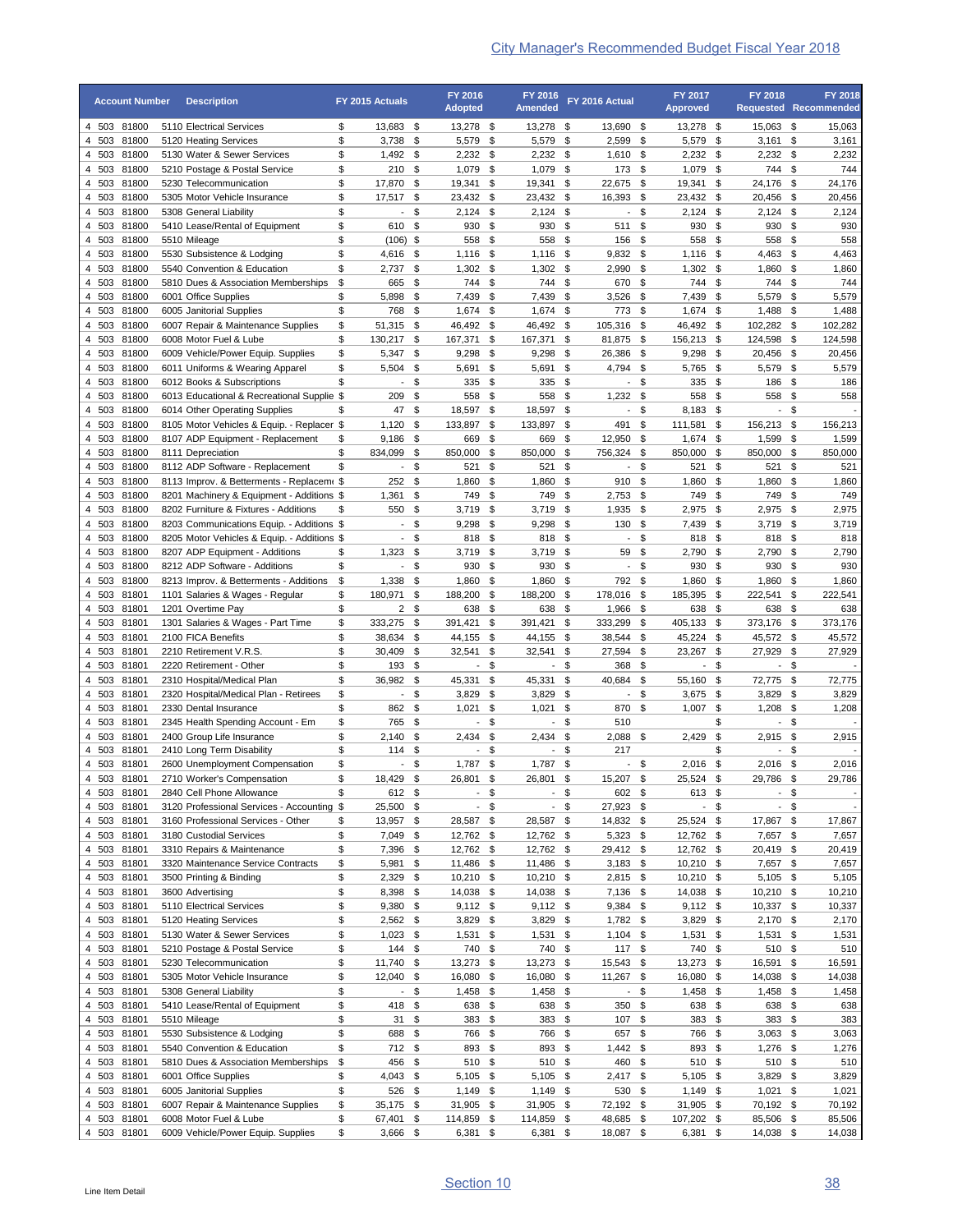| Account Number | Description | FY 2015 Actuals | FY 2016 Adopted | FY 2016 Amended | FY 2016 Actual | FY 2017 Approved | FY 2018 Requested | FY 2018 Recommended |
|---|---|---|---|---|---|---|---|---|
| 4 503 81800 | 5110 Electrical Services | $ 13,683 | $ 13,278 | $ 13,278 | $ 13,690 | $ 13,278 | $ 15,063 | $ 15,063 |
| 4 503 81800 | 5120 Heating Services | $ 3,738 | $ 5,579 | $ 5,579 | $ 2,599 | $ 5,579 | $ 3,161 | $ 3,161 |
| 4 503 81800 | 5130 Water & Sewer Services | $ 1,492 | $ 2,232 | $ 2,232 | $ 1,610 | $ 2,232 | $ 2,232 | $ 2,232 |
| 4 503 81800 | 5210 Postage & Postal Service | $ 210 | $ 1,079 | $ 1,079 | $ 173 | $ 1,079 | $ 744 | $ 744 |
| 4 503 81800 | 5230 Telecommunication | $ 17,870 | $ 19,341 | $ 19,341 | $ 22,675 | $ 19,341 | $ 24,176 | $ 24,176 |
| 4 503 81800 | 5305 Motor Vehicle Insurance | $ 17,517 | $ 23,432 | $ 23,432 | $ 16,393 | $ 23,432 | $ 20,456 | $ 20,456 |
| 4 503 81800 | 5308 General Liability | $ - | $ 2,124 | $ 2,124 | $ - | $ 2,124 | $ 2,124 | $ 2,124 |
| 4 503 81800 | 5410 Lease/Rental of Equipment | $ 610 | $ 930 | $ 930 | $ 511 | $ 930 | $ 930 | $ 930 |
| 4 503 81800 | 5510 Mileage | $ (106) | $ 558 | $ 558 | $ 156 | $ 558 | $ 558 | $ 558 |
| 4 503 81800 | 5530 Subsistence & Lodging | $ 4,616 | $ 1,116 | $ 1,116 | $ 9,832 | $ 1,116 | $ 4,463 | $ 4,463 |
| 4 503 81800 | 5540 Convention & Education | $ 2,737 | $ 1,302 | $ 1,302 | $ 2,990 | $ 1,302 | $ 1,860 | $ 1,860 |
| 4 503 81800 | 5810 Dues & Association Memberships | $ 665 | $ 744 | $ 744 | $ 670 | $ 744 | $ 744 | $ 744 |
| 4 503 81800 | 6001 Office Supplies | $ 5,898 | $ 7,439 | $ 7,439 | $ 3,526 | $ 7,439 | $ 5,579 | $ 5,579 |
| 4 503 81800 | 6005 Janitorial Supplies | $ 768 | $ 1,674 | $ 1,674 | $ 773 | $ 1,674 | $ 1,488 | $ 1,488 |
| 4 503 81800 | 6007 Repair & Maintenance Supplies | $ 51,315 | $ 46,492 | $ 46,492 | $ 105,316 | $ 46,492 | $ 102,282 | $ 102,282 |
| 4 503 81800 | 6008 Motor Fuel & Lube | $ 130,217 | $ 167,371 | $ 167,371 | $ 81,875 | $ 156,213 | $ 124,598 | $ 124,598 |
| 4 503 81800 | 6009 Vehicle/Power Equip. Supplies | $ 5,347 | $ 9,298 | $ 9,298 | $ 26,386 | $ 9,298 | $ 20,456 | $ 20,456 |
| 4 503 81800 | 6011 Uniforms & Wearing Apparel | $ 5,504 | $ 5,691 | $ 5,691 | $ 4,794 | $ 5,765 | $ 5,579 | $ 5,579 |
| 4 503 81800 | 6012 Books & Subscriptions | $ - | $ 335 | $ 335 | $ - | $ 335 | $ 186 | $ 186 |
| 4 503 81800 | 6013 Educational & Recreational Supplie | $ 209 | $ 558 | $ 558 | $ 1,232 | $ 558 | $ 558 | $ 558 |
| 4 503 81800 | 6014 Other Operating Supplies | $ 47 | $ 18,597 | $ 18,597 | $ - | $ 8,183 | $ - | $ - |
| 4 503 81800 | 8105 Motor Vehicles & Equip. - Replacer | $ 1,120 | $ 133,897 | $ 133,897 | $ 491 | $ 111,581 | $ 156,213 | $ 156,213 |
| 4 503 81800 | 8107 ADP Equipment - Replacement | $ 9,186 | $ 669 | $ 669 | $ 12,950 | $ 1,674 | $ 1,599 | $ 1,599 |
| 4 503 81800 | 8111 Depreciation | $ 834,099 | $ 850,000 | $ 850,000 | $ 756,324 | $ 850,000 | $ 850,000 | $ 850,000 |
| 4 503 81800 | 8112 ADP Software - Replacement | $ - | $ 521 | $ 521 | $ - | $ 521 | $ 521 | $ 521 |
| 4 503 81800 | 8113 Improv. & Betterments - Replacem | $ 252 | $ 1,860 | $ 1,860 | $ 910 | $ 1,860 | $ 1,860 | $ 1,860 |
| 4 503 81800 | 8201 Machinery & Equipment - Additions | $ 1,361 | $ 749 | $ 749 | $ 2,753 | $ 749 | $ 749 | $ 749 |
| 4 503 81800 | 8202 Furniture & Fixtures - Additions | $ 550 | $ 3,719 | $ 3,719 | $ 1,935 | $ 2,975 | $ 2,975 | $ 2,975 |
| 4 503 81800 | 8203 Communications Equip. - Additions | $ - | $ 9,298 | $ 9,298 | $ 130 | $ 7,439 | $ 3,719 | $ 3,719 |
| 4 503 81800 | 8205 Motor Vehicles & Equip. - Additions | $ - | $ 818 | $ 818 | $ - | $ 818 | $ 818 | $ 818 |
| 4 503 81800 | 8207 ADP Equipment - Additions | $ 1,323 | $ 3,719 | $ 3,719 | $ 59 | $ 2,790 | $ 2,790 | $ 2,790 |
| 4 503 81800 | 8212 ADP Software - Additions | $ - | $ 930 | $ 930 | $ - | $ 930 | $ 930 | $ 930 |
| 4 503 81800 | 8213 Improv. & Betterments - Additions | $ 1,338 | $ 1,860 | $ 1,860 | $ 792 | $ 1,860 | $ 1,860 | $ 1,860 |
| 4 503 81801 | 1101 Salaries & Wages - Regular | $ 180,971 | $ 188,200 | $ 188,200 | $ 178,016 | $ 185,395 | $ 222,541 | $ 222,541 |
| 4 503 81801 | 1201 Overtime Pay | $ 2 | $ 638 | $ 638 | $ 1,966 | $ 638 | $ 638 | $ 638 |
| 4 503 81801 | 1301 Salaries & Wages - Part Time | $ 333,275 | $ 391,421 | $ 391,421 | $ 333,299 | $ 405,133 | $ 373,176 | $ 373,176 |
| 4 503 81801 | 2100 FICA Benefits | $ 38,634 | $ 44,155 | $ 44,155 | $ 38,544 | $ 45,224 | $ 45,572 | $ 45,572 |
| 4 503 81801 | 2210 Retirement V.R.S. | $ 30,409 | $ 32,541 | $ 32,541 | $ 27,594 | $ 23,267 | $ 27,929 | $ 27,929 |
| 4 503 81801 | 2220 Retirement - Other | $ 193 | $ - | $ - | $ 368 | $ - | $ - | $ - |
| 4 503 81801 | 2310 Hospital/Medical Plan | $ 36,982 | $ 45,331 | $ 45,331 | $ 40,684 | $ 55,160 | $ 72,775 | $ 72,775 |
| 4 503 81801 | 2320 Hospital/Medical Plan - Retirees | $ - | $ 3,829 | $ 3,829 | $ - | $ 3,675 | $ 3,829 | $ 3,829 |
| 4 503 81801 | 2330 Dental Insurance | $ 862 | $ 1,021 | $ 1,021 | $ 870 | $ 1,007 | $ 1,208 | $ 1,208 |
| 4 503 81801 | 2345 Health Spending Account - Em | $ 765 | $ - | $ - | $ 510 | | $ - | $ - |
| 4 503 81801 | 2400 Group Life Insurance | $ 2,140 | $ 2,434 | $ 2,434 | $ 2,088 | $ 2,429 | $ 2,915 | $ 2,915 |
| 4 503 81801 | 2410 Long Term Disability | $ 114 | $ - | $ - | $ 217 | | $ - | $ - |
| 4 503 81801 | 2600 Unemployment Compensation | $ - | $ 1,787 | $ 1,787 | $ - | $ 2,016 | $ 2,016 | $ 2,016 |
| 4 503 81801 | 2710 Worker's Compensation | $ 18,429 | $ 26,801 | $ 26,801 | $ 15,207 | $ 25,524 | $ 29,786 | $ 29,786 |
| 4 503 81801 | 2840 Cell Phone Allowance | $ 612 | $ - | $ - | $ 602 | $ 613 | $ - | $ - |
| 4 503 81801 | 3120 Professional Services - Accounting | $ 25,500 | $ - | $ - | $ 27,923 | $ - | $ - | $ - |
| 4 503 81801 | 3160 Professional Services - Other | $ 13,957 | $ 28,587 | $ 28,587 | $ 14,832 | $ 25,524 | $ 17,867 | $ 17,867 |
| 4 503 81801 | 3180 Custodial Services | $ 7,049 | $ 12,762 | $ 12,762 | $ 5,323 | $ 12,762 | $ 7,657 | $ 7,657 |
| 4 503 81801 | 3310 Repairs & Maintenance | $ 7,396 | $ 12,762 | $ 12,762 | $ 29,412 | $ 12,762 | $ 20,419 | $ 20,419 |
| 4 503 81801 | 3320 Maintenance Service Contracts | $ 5,981 | $ 11,486 | $ 11,486 | $ 3,183 | $ 10,210 | $ 7,657 | $ 7,657 |
| 4 503 81801 | 3500 Printing & Binding | $ 2,329 | $ 10,210 | $ 10,210 | $ 2,815 | $ 10,210 | $ 5,105 | $ 5,105 |
| 4 503 81801 | 3600 Advertising | $ 8,398 | $ 14,038 | $ 14,038 | $ 7,136 | $ 14,038 | $ 10,210 | $ 10,210 |
| 4 503 81801 | 5110 Electrical Services | $ 9,380 | $ 9,112 | $ 9,112 | $ 9,384 | $ 9,112 | $ 10,337 | $ 10,337 |
| 4 503 81801 | 5120 Heating Services | $ 2,562 | $ 3,829 | $ 3,829 | $ 1,782 | $ 3,829 | $ 2,170 | $ 2,170 |
| 4 503 81801 | 5130 Water & Sewer Services | $ 1,023 | $ 1,531 | $ 1,531 | $ 1,104 | $ 1,531 | $ 1,531 | $ 1,531 |
| 4 503 81801 | 5210 Postage & Postal Service | $ 144 | $ 740 | $ 740 | $ 117 | $ 740 | $ 510 | $ 510 |
| 4 503 81801 | 5230 Telecommunication | $ 11,740 | $ 13,273 | $ 13,273 | $ 15,543 | $ 13,273 | $ 16,591 | $ 16,591 |
| 4 503 81801 | 5305 Motor Vehicle Insurance | $ 12,040 | $ 16,080 | $ 16,080 | $ 11,267 | $ 16,080 | $ 14,038 | $ 14,038 |
| 4 503 81801 | 5308 General Liability | $ - | $ 1,458 | $ 1,458 | $ - | $ 1,458 | $ 1,458 | $ 1,458 |
| 4 503 81801 | 5410 Lease/Rental of Equipment | $ 418 | $ 638 | $ 638 | $ 350 | $ 638 | $ 638 | $ 638 |
| 4 503 81801 | 5510 Mileage | $ 31 | $ 383 | $ 383 | $ 107 | $ 383 | $ 383 | $ 383 |
| 4 503 81801 | 5530 Subsistence & Lodging | $ 688 | $ 766 | $ 766 | $ 657 | $ 766 | $ 3,063 | $ 3,063 |
| 4 503 81801 | 5540 Convention & Education | $ 712 | $ 893 | $ 893 | $ 1,442 | $ 893 | $ 1,276 | $ 1,276 |
| 4 503 81801 | 5810 Dues & Association Memberships | $ 456 | $ 510 | $ 510 | $ 460 | $ 510 | $ 510 | $ 510 |
| 4 503 81801 | 6001 Office Supplies | $ 4,043 | $ 5,105 | $ 5,105 | $ 2,417 | $ 5,105 | $ 3,829 | $ 3,829 |
| 4 503 81801 | 6005 Janitorial Supplies | $ 526 | $ 1,149 | $ 1,149 | $ 530 | $ 1,149 | $ 1,021 | $ 1,021 |
| 4 503 81801 | 6007 Repair & Maintenance Supplies | $ 35,175 | $ 31,905 | $ 31,905 | $ 72,192 | $ 31,905 | $ 70,192 | $ 70,192 |
| 4 503 81801 | 6008 Motor Fuel & Lube | $ 67,401 | $ 114,859 | $ 114,859 | $ 48,685 | $ 107,202 | $ 85,506 | $ 85,506 |
| 4 503 81801 | 6009 Vehicle/Power Equip. Supplies | $ 3,666 | $ 6,381 | $ 6,381 | $ 18,087 | $ 6,381 | $ 14,038 | $ 14,038 |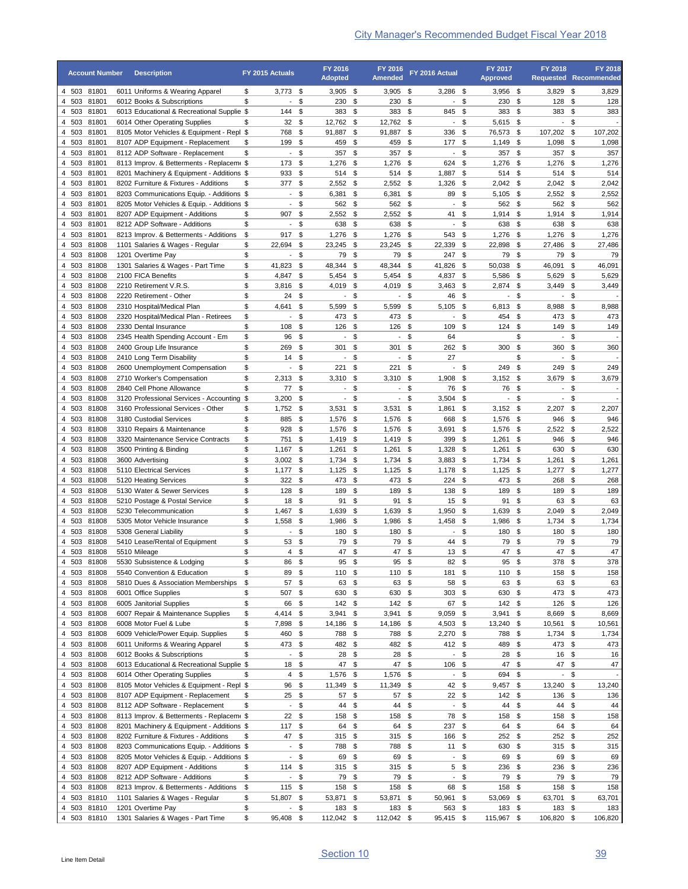| Account Number | Description | FY 2015 Actuals | FY 2016 Adopted | FY 2016 Amended | FY 2016 Actual | FY 2017 Approved | FY 2018 Requested | FY 2018 Recommended |
|---|---|---|---|---|---|---|---|---|
| 4 503 81801 | 6011 Uniforms & Wearing Apparel | $ 3,773 | $ 3,905 | $ 3,905 | $ 3,286 | $ 3,956 | $ 3,829 | $ 3,829 |
| 4 503 81801 | 6012 Books & Subscriptions | $ - | $ 230 | $ 230 | $ - | $ 230 | $ 128 | $ 128 |
| 4 503 81801 | 6013 Educational & Recreational Supplie | $ 144 | $ 383 | $ 383 | $ 845 | $ 383 | $ 383 | $ 383 |
| 4 503 81801 | 6014 Other Operating Supplies | $ 32 | $ 12,762 | $ 12,762 | $ - | $ 5,615 | $ - | $ - |
| 4 503 81801 | 8105 Motor Vehicles & Equipment - Repl | $ 768 | $ 91,887 | $ 91,887 | $ 336 | $ 76,573 | $ 107,202 | $ 107,202 |
| 4 503 81801 | 8107 ADP Equipment - Replacement | $ 199 | $ 459 | $ 459 | $ 177 | $ 1,149 | $ 1,098 | $ 1,098 |
| 4 503 81801 | 8112 ADP Software - Replacement | $ - | $ 357 | $ 357 | $ - | $ 357 | $ 357 | $ 357 |
| 4 503 81801 | 8113 Improv. & Betterments - Replaceme | $ 173 | $ 1,276 | $ 1,276 | $ 624 | $ 1,276 | $ 1,276 | $ 1,276 |
| 4 503 81801 | 8201 Machinery & Equipment - Additions | $ 933 | $ 514 | $ 514 | $ 1,887 | $ 514 | $ 514 | $ 514 |
| 4 503 81801 | 8202 Furniture & Fixtures - Additions | $ 377 | $ 2,552 | $ 2,552 | $ 1,326 | $ 2,042 | $ 2,042 | $ 2,042 |
| 4 503 81801 | 8203 Communications Equip. - Additions | $ - | $ 6,381 | $ 6,381 | $ 89 | $ 5,105 | $ 2,552 | $ 2,552 |
| 4 503 81801 | 8205 Motor Vehicles & Equip. - Additions | $ - | $ 562 | $ 562 | $ - | $ 562 | $ 562 | $ 562 |
| 4 503 81801 | 8207 ADP Equipment - Additions | $ 907 | $ 2,552 | $ 2,552 | $ 41 | $ 1,914 | $ 1,914 | $ 1,914 |
| 4 503 81801 | 8212 ADP Software - Additions | $ - | $ 638 | $ 638 | $ - | $ 638 | $ 638 | $ 638 |
| 4 503 81801 | 8213 Improv. & Betterments - Additions | $ 917 | $ 1,276 | $ 1,276 | $ 543 | $ 1,276 | $ 1,276 | $ 1,276 |
| 4 503 81808 | 1101 Salaries & Wages - Regular | $ 22,694 | $ 23,245 | $ 23,245 | $ 22,339 | $ 22,898 | $ 27,486 | $ 27,486 |
| 4 503 81808 | 1201 Overtime Pay | $ - | $ 79 | $ 79 | $ 247 | $ 79 | $ 79 | $ 79 |
| 4 503 81808 | 1301 Salaries & Wages - Part Time | $ 41,823 | $ 48,344 | $ 48,344 | $ 41,826 | $ 50,038 | $ 46,091 | $ 46,091 |
| 4 503 81808 | 2100 FICA Benefits | $ 4,847 | $ 5,454 | $ 5,454 | $ 4,837 | $ 5,586 | $ 5,629 | $ 5,629 |
| 4 503 81808 | 2210 Retirement V.R.S. | $ 3,816 | $ 4,019 | $ 4,019 | $ 3,463 | $ 2,874 | $ 3,449 | $ 3,449 |
| 4 503 81808 | 2220 Retirement - Other | $ 24 | $ - | $ - | $ 46 | $ - | $ - | $ - |
| 4 503 81808 | 2310 Hospital/Medical Plan | $ 4,641 | $ 5,599 | $ 5,599 | $ 5,105 | $ 6,813 | $ 8,988 | $ 8,988 |
| 4 503 81808 | 2320 Hospital/Medical Plan - Retirees | $ - | $ 473 | $ 473 | $ - | $ 454 | $ 473 | $ 473 |
| 4 503 81808 | 2330 Dental Insurance | $ 108 | $ 126 | $ 126 | $ 109 | $ 124 | $ 149 | $ 149 |
| 4 503 81808 | 2345 Health Spending Account - Em | $ 96 | $ - | $ - | $ 64 | | $ - | $ - |
| 4 503 81808 | 2400 Group Life Insurance | $ 269 | $ 301 | $ 301 | $ 262 | $ 300 | $ 360 | $ 360 |
| 4 503 81808 | 2410 Long Term Disability | $ 14 | $ - | $ - | $ 27 | | $ - | $ - |
| 4 503 81808 | 2600 Unemployment Compensation | $ - | $ 221 | $ 221 | $ - | $ 249 | $ 249 | $ 249 |
| 4 503 81808 | 2710 Worker's Compensation | $ 2,313 | $ 3,310 | $ 3,310 | $ 1,908 | $ 3,152 | $ 3,679 | $ 3,679 |
| 4 503 81808 | 2840 Cell Phone Allowance | $ 77 | $ - | $ - | $ 76 | $ 76 | $ - | $ - |
| 4 503 81808 | 3120 Professional Services - Accounting | $ 3,200 | $ - | $ - | $ 3,504 | $ - | $ - | $ - |
| 4 503 81808 | 3160 Professional Services - Other | $ 1,752 | $ 3,531 | $ 3,531 | $ 1,861 | $ 3,152 | $ 2,207 | $ 2,207 |
| 4 503 81808 | 3180 Custodial Services | $ 885 | $ 1,576 | $ 1,576 | $ 668 | $ 1,576 | $ 946 | $ 946 |
| 4 503 81808 | 3310 Repairs & Maintenance | $ 928 | $ 1,576 | $ 1,576 | $ 3,691 | $ 1,576 | $ 2,522 | $ 2,522 |
| 4 503 81808 | 3320 Maintenance Service Contracts | $ 751 | $ 1,419 | $ 1,419 | $ 399 | $ 1,261 | $ 946 | $ 946 |
| 4 503 81808 | 3500 Printing & Binding | $ 1,167 | $ 1,261 | $ 1,261 | $ 1,328 | $ 1,261 | $ 630 | $ 630 |
| 4 503 81808 | 3600 Advertising | $ 3,002 | $ 1,734 | $ 1,734 | $ 3,883 | $ 1,734 | $ 1,261 | $ 1,261 |
| 4 503 81808 | 5110 Electrical Services | $ 1,177 | $ 1,125 | $ 1,125 | $ 1,178 | $ 1,125 | $ 1,277 | $ 1,277 |
| 4 503 81808 | 5120 Heating Services | $ 322 | $ 473 | $ 473 | $ 224 | $ 473 | $ 268 | $ 268 |
| 4 503 81808 | 5130 Water & Sewer Services | $ 128 | $ 189 | $ 189 | $ 138 | $ 189 | $ 189 | $ 189 |
| 4 503 81808 | 5210 Postage & Postal Service | $ 18 | $ 91 | $ 91 | $ 15 | $ 91 | $ 63 | $ 63 |
| 4 503 81808 | 5230 Telecommunication | $ 1,467 | $ 1,639 | $ 1,639 | $ 1,950 | $ 1,639 | $ 2,049 | $ 2,049 |
| 4 503 81808 | 5305 Motor Vehicle Insurance | $ 1,558 | $ 1,986 | $ 1,986 | $ 1,458 | $ 1,986 | $ 1,734 | $ 1,734 |
| 4 503 81808 | 5308 General Liability | $ - | $ 180 | $ 180 | $ - | $ 180 | $ 180 | $ 180 |
| 4 503 81808 | 5410 Lease/Rental of Equipment | $ 53 | $ 79 | $ 79 | $ 44 | $ 79 | $ 79 | $ 79 |
| 4 503 81808 | 5510 Mileage | $ 4 | $ 47 | $ 47 | $ 13 | $ 47 | $ 47 | $ 47 |
| 4 503 81808 | 5530 Subsistence & Lodging | $ 86 | $ 95 | $ 95 | $ 82 | $ 95 | $ 378 | $ 378 |
| 4 503 81808 | 5540 Convention & Education | $ 89 | $ 110 | $ 110 | $ 181 | $ 110 | $ 158 | $ 158 |
| 4 503 81808 | 5810 Dues & Association Memberships | $ 57 | $ 63 | $ 63 | $ 58 | $ 63 | $ 63 | $ 63 |
| 4 503 81808 | 6001 Office Supplies | $ 507 | $ 630 | $ 630 | $ 303 | $ 630 | $ 473 | $ 473 |
| 4 503 81808 | 6005 Janitorial Supplies | $ 66 | $ 142 | $ 142 | $ 67 | $ 142 | $ 126 | $ 126 |
| 4 503 81808 | 6007 Repair & Maintenance Supplies | $ 4,414 | $ 3,941 | $ 3,941 | $ 9,059 | $ 3,941 | $ 8,669 | $ 8,669 |
| 4 503 81808 | 6008 Motor Fuel & Lube | $ 7,898 | $ 14,186 | $ 14,186 | $ 4,503 | $ 13,240 | $ 10,561 | $ 10,561 |
| 4 503 81808 | 6009 Vehicle/Power Equip. Supplies | $ 460 | $ 788 | $ 788 | $ 2,270 | $ 788 | $ 1,734 | $ 1,734 |
| 4 503 81808 | 6011 Uniforms & Wearing Apparel | $ 473 | $ 482 | $ 482 | $ 412 | $ 489 | $ 473 | $ 473 |
| 4 503 81808 | 6012 Books & Subscriptions | $ - | $ 28 | $ 28 | $ - | $ 28 | $ 16 | $ 16 |
| 4 503 81808 | 6013 Educational & Recreational Supplie | $ 18 | $ 47 | $ 47 | $ 106 | $ 47 | $ 47 | $ 47 |
| 4 503 81808 | 6014 Other Operating Supplies | $ 4 | $ 1,576 | $ 1,576 | $ - | $ 694 | $ - | $ - |
| 4 503 81808 | 8105 Motor Vehicles & Equipment - Repl | $ 96 | $ 11,349 | $ 11,349 | $ 42 | $ 9,457 | $ 13,240 | $ 13,240 |
| 4 503 81808 | 8107 ADP Equipment - Replacement | $ 25 | $ 57 | $ 57 | $ 22 | $ 142 | $ 136 | $ 136 |
| 4 503 81808 | 8112 ADP Software - Replacement | $ - | $ 44 | $ 44 | $ - | $ 44 | $ 44 | $ 44 |
| 4 503 81808 | 8113 Improv. & Betterments - Replaceme | $ 22 | $ 158 | $ 158 | $ 78 | $ 158 | $ 158 | $ 158 |
| 4 503 81808 | 8201 Machinery & Equipment - Additions | $ 117 | $ 64 | $ 64 | $ 237 | $ 64 | $ 64 | $ 64 |
| 4 503 81808 | 8202 Furniture & Fixtures - Additions | $ 47 | $ 315 | $ 315 | $ 166 | $ 252 | $ 252 | $ 252 |
| 4 503 81808 | 8203 Communications Equip. - Additions | $ - | $ 788 | $ 788 | $ 11 | $ 630 | $ 315 | $ 315 |
| 4 503 81808 | 8205 Motor Vehicles & Equip. - Additions | $ - | $ 69 | $ 69 | $ - | $ 69 | $ 69 | $ 69 |
| 4 503 81808 | 8207 ADP Equipment - Additions | $ 114 | $ 315 | $ 315 | $ 5 | $ 236 | $ 236 | $ 236 |
| 4 503 81808 | 8212 ADP Software - Additions | $ - | $ 79 | $ 79 | $ - | $ 79 | $ 79 | $ 79 |
| 4 503 81808 | 8213 Improv. & Betterments - Additions | $ 115 | $ 158 | $ 158 | $ 68 | $ 158 | $ 158 | $ 158 |
| 4 503 81810 | 1101 Salaries & Wages - Regular | $ 51,807 | $ 53,871 | $ 53,871 | $ 50,961 | $ 53,069 | $ 63,701 | $ 63,701 |
| 4 503 81810 | 1201 Overtime Pay | $ - | $ 183 | $ 183 | $ 563 | $ 183 | $ 183 | $ 183 |
| 4 503 81810 | 1301 Salaries & Wages - Part Time | $ 95,408 | $ 112,042 | $ 112,042 | $ 95,415 | $ 115,967 | $ 106,820 | $ 106,820 |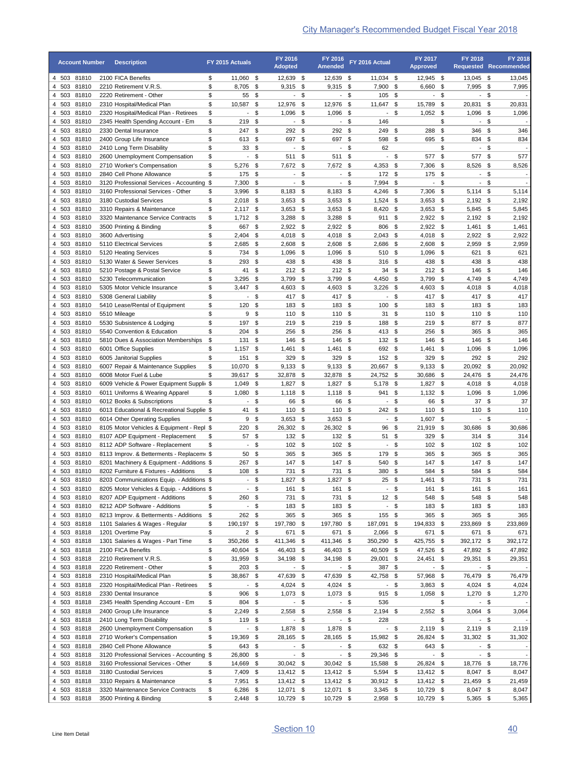| Account Number | Description | FY 2015 Actuals | FY 2016 Adopted | FY 2016 Amended | FY 2016 Actual | FY 2017 Approved | FY 2018 Requested | FY 2018 Recommended |
|---|---|---|---|---|---|---|---|---|
| 4 503 81810 | 2100 FICA Benefits | $ 11,060 | $ 12,639 | $ 12,639 | $ 11,034 | $ 12,945 | $ 13,045 | $ 13,045 |
| 4 503 81810 | 2210 Retirement V.R.S. | $ 8,705 | $ 9,315 | $ 9,315 | $ 7,900 | $ 6,660 | $ 7,995 | $ 7,995 |
| 4 503 81810 | 2220 Retirement - Other | $ 55 | $ - | $ - | $ 105 | $ - | $ - | $ - |
| 4 503 81810 | 2310 Hospital/Medical Plan | $ 10,587 | $ 12,976 | $ 12,976 | $ 11,647 | $ 15,789 | $ 20,831 | $ 20,831 |
| 4 503 81810 | 2320 Hospital/Medical Plan - Retirees | $ - | $ 1,096 | $ 1,096 | $ - | $ 1,052 | $ 1,096 | $ 1,096 |
| 4 503 81810 | 2345 Health Spending Account - Em | $ 219 | $ - | $ - | $ 146 | | $ - | $ - |
| 4 503 81810 | 2330 Dental Insurance | $ 247 | $ 292 | $ 292 | $ 249 | $ 288 | $ 346 | $ 346 |
| 4 503 81810 | 2400 Group Life Insurance | $ 613 | $ 697 | $ 697 | $ 598 | $ 695 | $ 834 | $ 834 |
| 4 503 81810 | 2410 Long Term Disability | $ 33 | $ - | $ - | $ 62 | | $ - | $ - |
| 4 503 81810 | 2600 Unemployment Compensation | $ - | $ 511 | $ 511 | $ - | $ 577 | $ 577 | $ 577 |
| 4 503 81810 | 2710 Worker's Compensation | $ 5,276 | $ 7,672 | $ 7,672 | $ 4,353 | $ 7,306 | $ 8,526 | $ 8,526 |
| 4 503 81810 | 2840 Cell Phone Allowance | $ 175 | $ - | $ - | $ 172 | $ 175 | $ - | $ - |
| 4 503 81810 | 3120 Professional Services - Accounting | $ 7,300 | $ - | $ - | $ 7,994 | $ - | $ - | $ - |
| 4 503 81810 | 3160 Professional Services - Other | $ 3,996 | $ 8,183 | $ 8,183 | $ 4,246 | $ 7,306 | $ 5,114 | $ 5,114 |
| 4 503 81810 | 3180 Custodial Services | $ 2,018 | $ 3,653 | $ 3,653 | $ 1,524 | $ 3,653 | $ 2,192 | $ 2,192 |
| 4 503 81810 | 3310 Repairs & Maintenance | $ 2,117 | $ 3,653 | $ 3,653 | $ 8,420 | $ 3,653 | $ 5,845 | $ 5,845 |
| 4 503 81810 | 3320 Maintenance Service Contracts | $ 1,712 | $ 3,288 | $ 3,288 | $ 911 | $ 2,922 | $ 2,192 | $ 2,192 |
| 4 503 81810 | 3500 Printing & Binding | $ 667 | $ 2,922 | $ 2,922 | $ 806 | $ 2,922 | $ 1,461 | $ 1,461 |
| 4 503 81810 | 3600 Advertising | $ 2,404 | $ 4,018 | $ 4,018 | $ 2,043 | $ 4,018 | $ 2,922 | $ 2,922 |
| 4 503 81810 | 5110 Electrical Services | $ 2,685 | $ 2,608 | $ 2,608 | $ 2,686 | $ 2,608 | $ 2,959 | $ 2,959 |
| 4 503 81810 | 5120 Heating Services | $ 734 | $ 1,096 | $ 1,096 | $ 510 | $ 1,096 | $ 621 | $ 621 |
| 4 503 81810 | 5130 Water & Sewer Services | $ 293 | $ 438 | $ 438 | $ 316 | $ 438 | $ 438 | $ 438 |
| 4 503 81810 | 5210 Postage & Postal Service | $ 41 | $ 212 | $ 212 | $ 34 | $ 212 | $ 146 | $ 146 |
| 4 503 81810 | 5230 Telecommunication | $ 3,295 | $ 3,799 | $ 3,799 | $ 4,450 | $ 3,799 | $ 4,749 | $ 4,749 |
| 4 503 81810 | 5305 Motor Vehicle Insurance | $ 3,447 | $ 4,603 | $ 4,603 | $ 3,226 | $ 4,603 | $ 4,018 | $ 4,018 |
| 4 503 81810 | 5308 General Liability | $ - | $ 417 | $ 417 | $ - | $ 417 | $ 417 | $ 417 |
| 4 503 81810 | 5410 Lease/Rental of Equipment | $ 120 | $ 183 | $ 183 | $ 100 | $ 183 | $ 183 | $ 183 |
| 4 503 81810 | 5510 Mileage | $ 9 | $ 110 | $ 110 | $ 31 | $ 110 | $ 110 | $ 110 |
| 4 503 81810 | 5530 Subsistence & Lodging | $ 197 | $ 219 | $ 219 | $ 188 | $ 219 | $ 877 | $ 877 |
| 4 503 81810 | 5540 Convention & Education | $ 204 | $ 256 | $ 256 | $ 413 | $ 256 | $ 365 | $ 365 |
| 4 503 81810 | 5810 Dues & Association Memberships | $ 131 | $ 146 | $ 146 | $ 132 | $ 146 | $ 146 | $ 146 |
| 4 503 81810 | 6001 Office Supplies | $ 1,157 | $ 1,461 | $ 1,461 | $ 692 | $ 1,461 | $ 1,096 | $ 1,096 |
| 4 503 81810 | 6005 Janitorial Supplies | $ 151 | $ 329 | $ 329 | $ 152 | $ 329 | $ 292 | $ 292 |
| 4 503 81810 | 6007 Repair & Maintenance Supplies | $ 10,070 | $ 9,133 | $ 9,133 | $ 20,667 | $ 9,133 | $ 20,092 | $ 20,092 |
| 4 503 81810 | 6008 Motor Fuel & Lube | $ 39,617 | $ 32,878 | $ 32,878 | $ 24,752 | $ 30,686 | $ 24,476 | $ 24,476 |
| 4 503 81810 | 6009 Vehicle & Power Equipment Suppli | $ 1,049 | $ 1,827 | $ 1,827 | $ 5,178 | $ 1,827 | $ 4,018 | $ 4,018 |
| 4 503 81810 | 6011 Uniforms & Wearing Apparel | $ 1,080 | $ 1,118 | $ 1,118 | $ 941 | $ 1,132 | $ 1,096 | $ 1,096 |
| 4 503 81810 | 6012 Books & Subscriptions | $ - | $ 66 | $ 66 | $ - | $ 66 | $ 37 | $ 37 |
| 4 503 81810 | 6013 Educational & Recreational Supplie | $ 41 | $ 110 | $ 110 | $ 242 | $ 110 | $ 110 | $ 110 |
| 4 503 81810 | 6014 Other Operating Supplies | $ 9 | $ 3,653 | $ 3,653 | $ - | $ 1,607 | $ - | $ - |
| 4 503 81810 | 8105 Motor Vehicles & Equipment - Repl | $ 220 | $ 26,302 | $ 26,302 | $ 96 | $ 21,919 | $ 30,686 | $ 30,686 |
| 4 503 81810 | 8107 ADP Equipment - Replacement | $ 57 | $ 132 | $ 132 | $ 51 | $ 329 | $ 314 | $ 314 |
| 4 503 81810 | 8112 ADP Software - Replacement | $ - | $ 102 | $ 102 | $ - | $ 102 | $ 102 | $ 102 |
| 4 503 81810 | 8113 Improv. & Betterments - Replacem | $ 50 | $ 365 | $ 365 | $ 179 | $ 365 | $ 365 | $ 365 |
| 4 503 81810 | 8201 Machinery & Equipment - Additions | $ 267 | $ 147 | $ 147 | $ 540 | $ 147 | $ 147 | $ 147 |
| 4 503 81810 | 8202 Furniture & Fixtures - Additions | $ 108 | $ 731 | $ 731 | $ 380 | $ 584 | $ 584 | $ 584 |
| 4 503 81810 | 8203 Communications Equip. - Additions | $ - | $ 1,827 | $ 1,827 | $ 25 | $ 1,461 | $ 731 | $ 731 |
| 4 503 81810 | 8205 Motor Vehicles & Equip. - Additions | $ - | $ 161 | $ 161 | $ - | $ 161 | $ 161 | $ 161 |
| 4 503 81810 | 8207 ADP Equipment - Additions | $ 260 | $ 731 | $ 731 | $ 12 | $ 548 | $ 548 | $ 548 |
| 4 503 81810 | 8212 ADP Software - Additions | $ - | $ 183 | $ 183 | $ - | $ 183 | $ 183 | $ 183 |
| 4 503 81810 | 8213 Improv. & Betterments - Additions | $ 262 | $ 365 | $ 365 | $ 155 | $ 365 | $ 365 | $ 365 |
| 4 503 81818 | 1101 Salaries & Wages - Regular | $ 190,197 | $ 197,780 | $ 197,780 | $ 187,091 | $ 194,833 | $ 233,869 | $ 233,869 |
| 4 503 81818 | 1201 Overtime Pay | $ 2 | $ 671 | $ 671 | $ 2,066 | $ 671 | $ 671 | $ 671 |
| 4 503 81818 | 1301 Salaries & Wages - Part Time | $ 350,266 | $ 411,346 | $ 411,346 | $ 350,290 | $ 425,755 | $ 392,172 | $ 392,172 |
| 4 503 81818 | 2100 FICA Benefits | $ 40,604 | $ 46,403 | $ 46,403 | $ 40,509 | $ 47,526 | $ 47,892 | $ 47,892 |
| 4 503 81818 | 2210 Retirement V.R.S. | $ 31,959 | $ 34,198 | $ 34,198 | $ 29,001 | $ 24,451 | $ 29,351 | $ 29,351 |
| 4 503 81818 | 2220 Retirement - Other | $ 203 | $ - | $ - | $ 387 | $ - | $ - | $ - |
| 4 503 81818 | 2310 Hospital/Medical Plan | $ 38,867 | $ 47,639 | $ 47,639 | $ 42,758 | $ 57,968 | $ 76,479 | $ 76,479 |
| 4 503 81818 | 2320 Hospital/Medical Plan - Retirees | $ - | $ 4,024 | $ 4,024 | $ - | $ 3,863 | $ 4,024 | $ 4,024 |
| 4 503 81818 | 2330 Dental Insurance | $ 906 | $ 1,073 | $ 1,073 | $ 915 | $ 1,058 | $ 1,270 | $ 1,270 |
| 4 503 81818 | 2345 Health Spending Account - Em | $ 804 | $ - | $ - | $ 536 | | $ - | $ - |
| 4 503 81818 | 2400 Group Life Insurance | $ 2,249 | $ 2,558 | $ 2,558 | $ 2,194 | $ 2,552 | $ 3,064 | $ 3,064 |
| 4 503 81818 | 2410 Long Term Disability | $ 119 | $ - | $ - | $ 228 | | $ - | $ - |
| 4 503 81818 | 2600 Unemployment Compensation | $ - | $ 1,878 | $ 1,878 | $ - | $ 2,119 | $ 2,119 | $ 2,119 |
| 4 503 81818 | 2710 Worker's Compensation | $ 19,369 | $ 28,165 | $ 28,165 | $ 15,982 | $ 26,824 | $ 31,302 | $ 31,302 |
| 4 503 81818 | 2840 Cell Phone Allowance | $ 643 | $ - | $ - | $ 632 | $ 643 | $ - | $ - |
| 4 503 81818 | 3120 Professional Services - Accounting | $ 26,800 | $ - | $ - | $ 29,346 | $ - | $ - | $ - |
| 4 503 81818 | 3160 Professional Services - Other | $ 14,669 | $ 30,042 | $ 30,042 | $ 15,588 | $ 26,824 | $ 18,776 | $ 18,776 |
| 4 503 81818 | 3180 Custodial Services | $ 7,409 | $ 13,412 | $ 13,412 | $ 5,594 | $ 13,412 | $ 8,047 | $ 8,047 |
| 4 503 81818 | 3310 Repairs & Maintenance | $ 7,951 | $ 13,412 | $ 13,412 | $ 30,912 | $ 13,412 | $ 21,459 | $ 21,459 |
| 4 503 81818 | 3320 Maintenance Service Contracts | $ 6,286 | $ 12,071 | $ 12,071 | $ 3,345 | $ 10,729 | $ 8,047 | $ 8,047 |
| 4 503 81818 | 3500 Printing & Binding | $ 2,448 | $ 10,729 | $ 10,729 | $ 2,958 | $ 10,729 | $ 5,365 | $ 5,365 |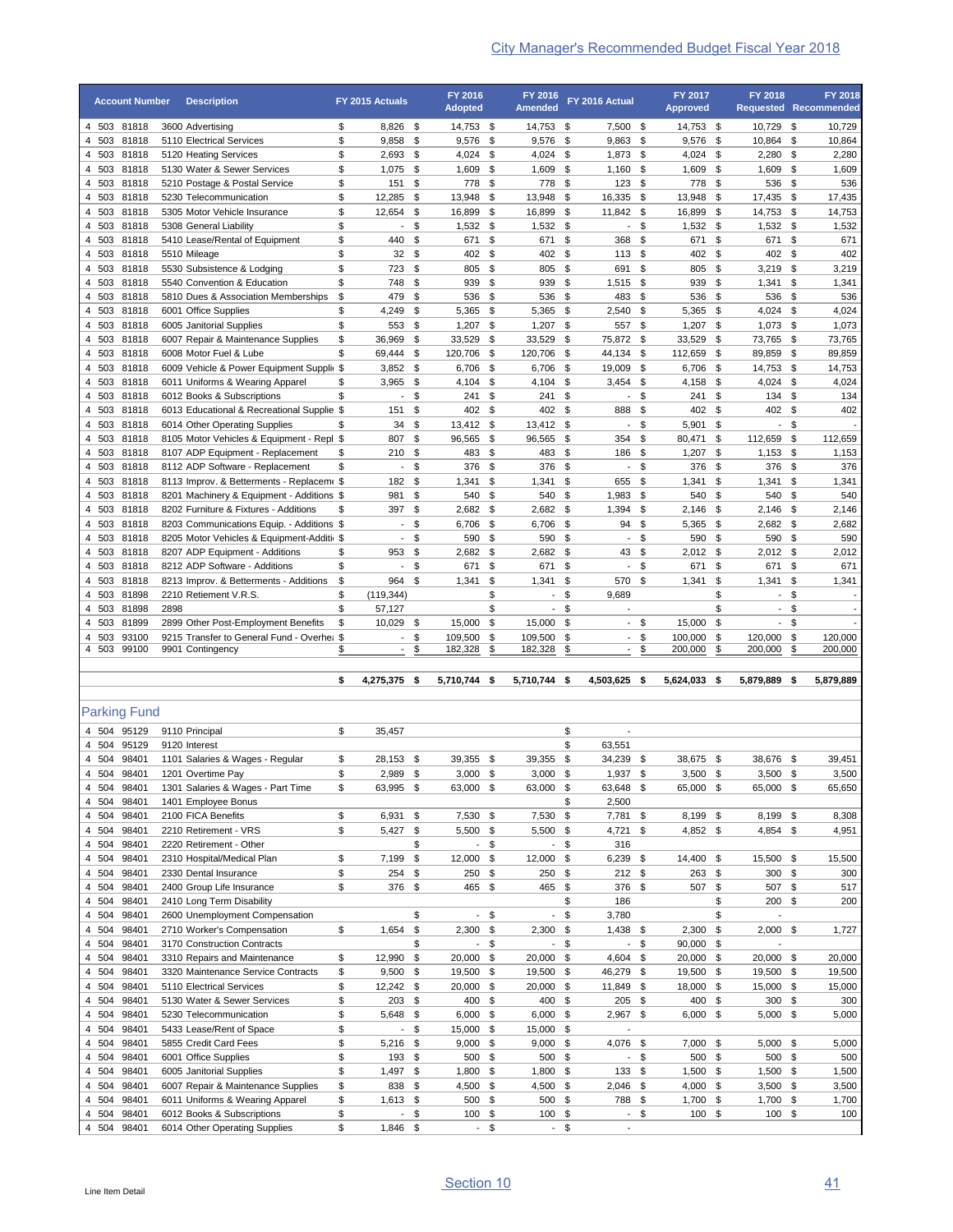| Account Number | Description | FY 2015 Actuals | FY 2016 Adopted | FY 2016 Amended | FY 2016 Actual | FY 2017 Approved | FY 2018 Requested | FY 2018 Recommended |
|---|---|---|---|---|---|---|---|---|
| 4 503 81818 | 3600 Advertising | $ 8,826 | $ 14,753 | $ 14,753 | $ 7,500 | $ 14,753 | $ 10,729 | $ 10,729 |
| 4 503 81818 | 5110 Electrical Services | $ 9,858 | $ 9,576 | $ 9,576 | $ 9,863 | $ 9,576 | $ 10,864 | $ 10,864 |
| 4 503 81818 | 5120 Heating Services | $ 2,693 | $ 4,024 | $ 4,024 | $ 1,873 | $ 4,024 | $ 2,280 | $ 2,280 |
| 4 503 81818 | 5130 Water & Sewer Services | $ 1,075 | $ 1,609 | $ 1,609 | $ 1,160 | $ 1,609 | $ 1,609 | $ 1,609 |
| 4 503 81818 | 5210 Postage & Postal Service | $ 151 | $ 778 | $ 778 | $ 123 | $ 778 | $ 536 | $ 536 |
| 4 503 81818 | 5230 Telecommunication | $ 12,285 | $ 13,948 | $ 13,948 | $ 16,335 | $ 13,948 | $ 17,435 | $ 17,435 |
| 4 503 81818 | 5305 Motor Vehicle Insurance | $ 12,654 | $ 16,899 | $ 16,899 | $ 11,842 | $ 16,899 | $ 14,753 | $ 14,753 |
| 4 503 81818 | 5308 General Liability | $ - | $ 1,532 | $ 1,532 | $ - | $ 1,532 | $ 1,532 | $ 1,532 |
| 4 503 81818 | 5410 Lease/Rental of Equipment | $ 440 | $ 671 | $ 671 | $ 368 | $ 671 | $ 671 | $ 671 |
| 4 503 81818 | 5510 Mileage | $ 32 | $ 402 | $ 402 | $ 113 | $ 402 | $ 402 | $ 402 |
| 4 503 81818 | 5530 Subsistence & Lodging | $ 723 | $ 805 | $ 805 | $ 691 | $ 805 | $ 3,219 | $ 3,219 |
| 4 503 81818 | 5540 Convention & Education | $ 748 | $ 939 | $ 939 | $ 1,515 | $ 939 | $ 1,341 | $ 1,341 |
| 4 503 81818 | 5810 Dues & Association Memberships | $ 479 | $ 536 | $ 536 | $ 483 | $ 536 | $ 536 | $ 536 |
| 4 503 81818 | 6001 Office Supplies | $ 4,249 | $ 5,365 | $ 5,365 | $ 2,540 | $ 5,365 | $ 4,024 | $ 4,024 |
| 4 503 81818 | 6005 Janitorial Supplies | $ 553 | $ 1,207 | $ 1,207 | $ 557 | $ 1,207 | $ 1,073 | $ 1,073 |
| 4 503 81818 | 6007 Repair & Maintenance Supplies | $ 36,969 | $ 33,529 | $ 33,529 | $ 75,872 | $ 33,529 | $ 73,765 | $ 73,765 |
| 4 503 81818 | 6008 Motor Fuel & Lube | $ 69,444 | $ 120,706 | $ 120,706 | $ 44,134 | $ 112,659 | $ 89,859 | $ 89,859 |
| 4 503 81818 | 6009 Vehicle & Power Equipment Supplie | $ 3,852 | $ 6,706 | $ 6,706 | $ 19,009 | $ 6,706 | $ 14,753 | $ 14,753 |
| 4 503 81818 | 6011 Uniforms & Wearing Apparel | $ 3,965 | $ 4,104 | $ 4,104 | $ 3,454 | $ 4,158 | $ 4,024 | $ 4,024 |
| 4 503 81818 | 6012 Books & Subscriptions | $ - | $ 241 | $ 241 | $ - | $ 241 | $ 134 | $ 134 |
| 4 503 81818 | 6013 Educational & Recreational Supplie | $ 151 | $ 402 | $ 402 | $ 888 | $ 402 | $ 402 | $ 402 |
| 4 503 81818 | 6014 Other Operating Supplies | $ 34 | $ 13,412 | $ 13,412 | $ - | $ 5,901 | $ - | $ - |
| 4 503 81818 | 8105 Motor Vehicles & Equipment - Repl | $ 807 | $ 96,565 | $ 96,565 | $ 354 | $ 80,471 | $ 112,659 | $ 112,659 |
| 4 503 81818 | 8107 ADP Equipment - Replacement | $ 210 | $ 483 | $ 483 | $ 186 | $ 1,207 | $ 1,153 | $ 1,153 |
| 4 503 81818 | 8112 ADP Software - Replacement | $ - | $ 376 | $ 376 | $ - | $ 376 | $ 376 | $ 376 |
| 4 503 81818 | 8113 Improv. & Betterments - Replaceme | $ 182 | $ 1,341 | $ 1,341 | $ 655 | $ 1,341 | $ 1,341 | $ 1,341 |
| 4 503 81818 | 8201 Machinery & Equipment - Additions | $ 981 | $ 540 | $ 540 | $ 1,983 | $ 540 | $ 540 | $ 540 |
| 4 503 81818 | 8202 Furniture & Fixtures - Additions | $ 397 | $ 2,682 | $ 2,682 | $ 1,394 | $ 2,146 | $ 2,146 | $ 2,146 |
| 4 503 81818 | 8203 Communications Equip. - Additions | $ - | $ 6,706 | $ 6,706 | $ 94 | $ 5,365 | $ 2,682 | $ 2,682 |
| 4 503 81818 | 8205 Motor Vehicles & Equipment-Additi | $ - | $ 590 | $ 590 | $ - | $ 590 | $ 590 | $ 590 |
| 4 503 81818 | 8207 ADP Equipment - Additions | $ 953 | $ 2,682 | $ 2,682 | $ 43 | $ 2,012 | $ 2,012 | $ 2,012 |
| 4 503 81818 | 8212 ADP Software - Additions | $ - | $ 671 | $ 671 | $ - | $ 671 | $ 671 | $ 671 |
| 4 503 81818 | 8213 Improv. & Betterments - Additions | $ 964 | $ 1,341 | $ 1,341 | $ 570 | $ 1,341 | $ 1,341 | $ 1,341 |
| 4 503 81898 | 2210 Retiement V.R.S. | $ (119,344) | | $ - | $ 9,689 | | $ - | $ - |
| 4 503 81898 | 2898 | $ 57,127 | | $ - | $ - | | $ - | $ - |
| 4 503 81899 | 2899 Other Post-Employment Benefits | $ 10,029 | $ 15,000 | $ 15,000 | $ - | $ 15,000 | $ - | $ - |
| 4 503 93100 | 9215 Transfer to General Fund - Overhe | $ - | $ 109,500 | $ 109,500 | $ - | $ 100,000 | $ 120,000 | $ 120,000 |
| 4 503 99100 | 9901 Contingency | $ - | $ 182,328 | $ 182,328 | $ - | $ 200,000 | $ 200,000 | $ 200,000 |
| | | **$ 4,275,375** | **$ 5,710,744** | **$ 5,710,744** | **$ 4,503,625** | **$ 5,624,033** | **$ 5,879,889** | **$ 5,879,889** |

## Parking Fund

| Account Number | Description | FY 2015 Actuals | FY 2016 Adopted | FY 2016 Amended | FY 2016 Actual | FY 2017 Approved | FY 2018 Requested | FY 2018 Recommended |
|---|---|---|---|---|---|---|---|---|
| 4 504 95129 | 9110 Principal | $ 35,457 | | | $ - | | | |
| 4 504 95129 | 9120 Interest | | | | $ 63,551 | | | |
| 4 504 98401 | 1101 Salaries & Wages - Regular | $ 28,153 | $ 39,355 | $ 39,355 | $ 34,239 | $ 38,675 | $ 38,676 | $ 39,451 |
| 4 504 98401 | 1201 Overtime Pay | $ 2,989 | $ 3,000 | $ 3,000 | $ 1,937 | $ 3,500 | $ 3,500 | $ 3,500 |
| 4 504 98401 | 1301 Salaries & Wages - Part Time | $ 63,995 | $ 63,000 | $ 63,000 | $ 63,648 | $ 65,000 | $ 65,000 | $ 65,650 |
| 4 504 98401 | 1401 Employee Bonus | | | | $ 2,500 | | | |
| 4 504 98401 | 2100 FICA Benefits | $ 6,931 | $ 7,530 | $ 7,530 | $ 7,781 | $ 8,199 | $ 8,199 | $ 8,308 |
| 4 504 98401 | 2210 Retirement - VRS | $ 5,427 | $ 5,500 | $ 5,500 | $ 4,721 | $ 4,852 | $ 4,854 | $ 4,951 |
| 4 504 98401 | 2220 Retirement - Other | | $ - | $ - | $ 316 | | | |
| 4 504 98401 | 2310 Hospital/Medical Plan | $ 7,199 | $ 12,000 | $ 12,000 | $ 6,239 | $ 14,400 | $ 15,500 | $ 15,500 |
| 4 504 98401 | 2330 Dental Insurance | $ 254 | $ 250 | $ 250 | $ 212 | $ 263 | $ 300 | $ 300 |
| 4 504 98401 | 2400 Group Life Insurance | $ 376 | $ 465 | $ 465 | $ 376 | $ 507 | $ 507 | $ 517 |
| 4 504 98401 | 2410 Long Term Disability | | | | $ 186 | | $ 200 | $ 200 |
| 4 504 98401 | 2600 Unemployment Compensation | | $ - | $ - | $ 3,780 | | $ - | |
| 4 504 98401 | 2710 Worker's Compensation | $ 1,654 | $ 2,300 | $ 2,300 | $ 1,438 | $ 2,300 | $ 2,000 | $ 1,727 |
| 4 504 98401 | 3170 Construction Contracts | | $ - | $ - | $ - | $ 90,000 | $ - | |
| 4 504 98401 | 3310 Repairs and Maintenance | $ 12,990 | $ 20,000 | $ 20,000 | $ 4,604 | $ 20,000 | $ 20,000 | $ 20,000 |
| 4 504 98401 | 3320 Maintenance Service Contracts | $ 9,500 | $ 19,500 | $ 19,500 | $ 46,279 | $ 19,500 | $ 19,500 | $ 19,500 |
| 4 504 98401 | 5110 Electrical Services | $ 12,242 | $ 20,000 | $ 20,000 | $ 11,849 | $ 18,000 | $ 15,000 | $ 15,000 |
| 4 504 98401 | 5130 Water & Sewer Services | $ 203 | $ 400 | $ 400 | $ 205 | $ 400 | $ 300 | $ 300 |
| 4 504 98401 | 5230 Telecommunication | $ 5,648 | $ 6,000 | $ 6,000 | $ 2,967 | $ 6,000 | $ 5,000 | $ 5,000 |
| 4 504 98401 | 5433 Lease/Rent of Space | $ - | $ 15,000 | $ 15,000 | $ - | | | |
| 4 504 98401 | 5855 Credit Card Fees | $ 5,216 | $ 9,000 | $ 9,000 | $ 4,076 | $ 7,000 | $ 5,000 | $ 5,000 |
| 4 504 98401 | 6001 Office Supplies | $ 193 | $ 500 | $ 500 | $ - | $ 500 | $ 500 | $ 500 |
| 4 504 98401 | 6005 Janitorial Supplies | $ 1,497 | $ 1,800 | $ 1,800 | $ 133 | $ 1,500 | $ 1,500 | $ 1,500 |
| 4 504 98401 | 6007 Repair & Maintenance Supplies | $ 838 | $ 4,500 | $ 4,500 | $ 2,046 | $ 4,000 | $ 3,500 | $ 3,500 |
| 4 504 98401 | 6011 Uniforms & Wearing Apparel | $ 1,613 | $ 500 | $ 500 | $ 788 | $ 1,700 | $ 1,700 | $ 1,700 |
| 4 504 98401 | 6012 Books & Subscriptions | $ - | $ 100 | $ 100 | $ - | $ 100 | $ 100 | $ 100 |
| 4 504 98401 | 6014 Other Operating Supplies | $ 1,846 | $ - | $ - | $ - | | | |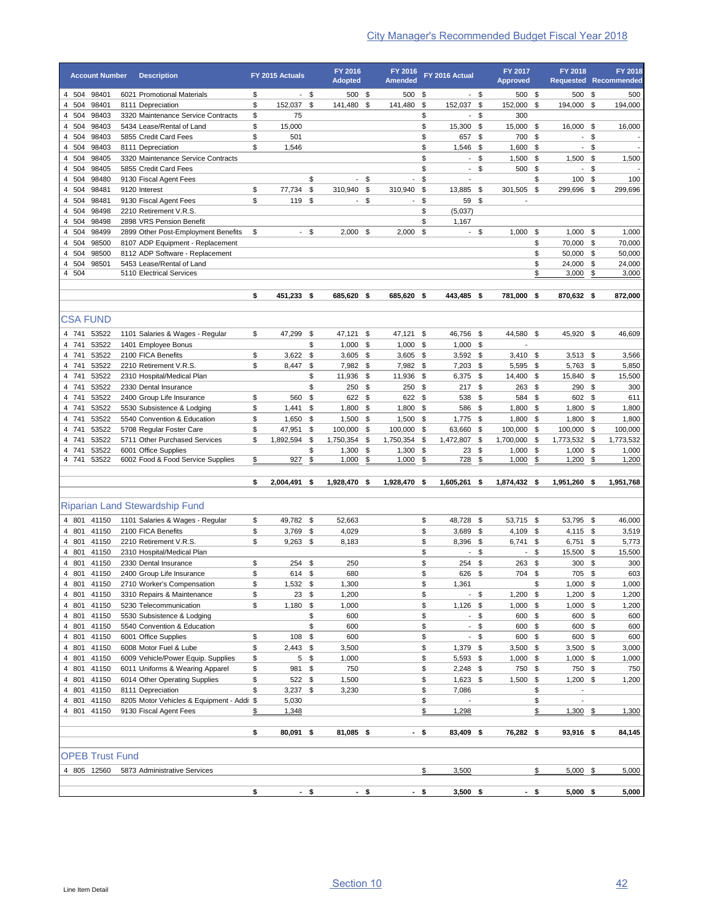| Account Number | Description | FY 2015 Actuals | FY 2016 Adopted | FY 2016 Amended | FY 2016 Actual | FY 2017 Approved | FY 2018 Requested | FY 2018 Recommended |
|---|---|---|---|---|---|---|---|---|
| 4 504 98401 | 6021 Promotional Materials | $ - | $ 500 | $ 500 | $ - | $ 500 | $ 500 | $ 500 |
| 4 504 98401 | 8111 Depreciation | $ 152,037 | $ 141,480 | $ 141,480 | $ 152,037 | $ 152,000 | $ 194,000 | $ 194,000 |
| 4 504 98403 | 3320 Maintenance Service Contracts | $ 75 | | | $ - | $ 300 | | |
| 4 504 98403 | 5434 Lease/Rental of Land | $ 15,000 | | | $ 15,300 | $ 15,000 | $ 16,000 | $ 16,000 |
| 4 504 98403 | 5855 Credit Card Fees | $ 501 | | | $ 657 | $ 700 | $ - | $ - |
| 4 504 98403 | 8111 Depreciation | $ 1,546 | | | $ 1,546 | $ 1,600 | $ - | $ - |
| 4 504 98405 | 3320 Maintenance Service Contracts | | | | $ - | $ 1,500 | $ 1,500 | $ 1,500 |
| 4 504 98405 | 5855 Credit Card Fees | | | | $ - | $ 500 | $ - | $ - |
| 4 504 98480 | 9130 Fiscal Agent Fees | | $ - | $ - | $ - | | $ 100 | $ 100 |
| 4 504 98481 | 9120 Interest | $ 77,734 | $ 310,940 | $ 310,940 | $ 13,885 | $ 301,505 | $ 299,696 | $ 299,696 |
| 4 504 98481 | 9130 Fiscal Agent Fees | $ 119 | $ - | $ - | $ 59 | $ - | | |
| 4 504 98498 | 2210 Retirement V.R.S. | | | | $ (5,037) | | | |
| 4 504 98498 | 2898 VRS Pension Benefit | | | | $ 1,167 | | | |
| 4 504 98499 | 2899 Other Post-Employment Benefits | $ - | $ 2,000 | $ 2,000 | $ - | $ 1,000 | $ 1,000 | $ 1,000 |
| 4 504 98500 | 8107 ADP Equipment - Replacement | | | | | | $ 70,000 | $ 70,000 |
| 4 504 98500 | 8112 ADP Software - Replacement | | | | | | $ 50,000 | $ 50,000 |
| 4 504 98501 | 5453 Lease/Rental of Land | | | | | | $ 24,000 | $ 24,000 |
| 4 504 | 5110 Electrical Services | | | | | | $ 3,000 | $ 3,000 |
| | | $ 451,233 | $ 685,620 | $ 685,620 | $ 443,485 | $ 781,000 | $ 870,632 | $ 872,000 |

## CSA FUND

| Account Number | Description | FY 2015 Actuals | FY 2016 Adopted | FY 2016 Amended | FY 2016 Actual | FY 2017 Approved | FY 2018 Requested | FY 2018 Recommended |
|---|---|---|---|---|---|---|---|---|
| 4 741 53522 | 1101 Salaries & Wages - Regular | $ 47,299 | $ 47,121 | $ 47,121 | $ 46,756 | $ 44,580 | $ 45,920 | $ 46,609 |
| 4 741 53522 | 1401 Employee Bonus | | $ 1,000 | $ 1,000 | $ 1,000 | $ - | | |
| 4 741 53522 | 2100 FICA Benefits | $ 3,622 | $ 3,605 | $ 3,605 | $ 3,592 | $ 3,410 | $ 3,513 | $ 3,566 |
| 4 741 53522 | 2210 Retirement V.R.S. | $ 8,447 | $ 7,982 | $ 7,982 | $ 7,203 | $ 5,595 | $ 5,763 | $ 5,850 |
| 4 741 53522 | 2310 Hospital/Medical Plan | | $ 11,936 | $ 11,936 | $ 6,375 | $ 14,400 | $ 15,840 | $ 15,500 |
| 4 741 53522 | 2330 Dental Insurance | | $ 250 | $ 250 | $ 217 | $ 263 | $ 290 | $ 300 |
| 4 741 53522 | 2400 Group Life Insurance | $ 560 | $ 622 | $ 622 | $ 538 | $ 584 | $ 602 | $ 611 |
| 4 741 53522 | 5530 Subsistence & Lodging | $ 1,441 | $ 1,800 | $ 1,800 | $ 586 | $ 1,800 | $ 1,800 | $ 1,800 |
| 4 741 53522 | 5540 Convention & Education | $ 1,650 | $ 1,500 | $ 1,500 | $ 1,775 | $ 1,800 | $ 1,800 | $ 1,800 |
| 4 741 53522 | 5708 Regular Foster Care | $ 47,951 | $ 100,000 | $ 100,000 | $ 63,660 | $ 100,000 | $ 100,000 | $ 100,000 |
| 4 741 53522 | 5711 Other Purchased Services | $ 1,892,594 | $ 1,750,354 | $ 1,750,354 | $ 1,472,807 | $ 1,700,000 | $ 1,773,532 | $ 1,773,532 |
| 4 741 53522 | 6001 Office Supplies | | $ 1,300 | $ 1,300 | $ 23 | $ 1,000 | $ 1,000 | $ 1,000 |
| 4 741 53522 | 6002 Food & Food Service Supplies | $ 927 | $ 1,000 | $ 1,000 | $ 728 | $ 1,000 | $ 1,200 | $ 1,200 |
| | | $ 2,004,491 | $ 1,928,470 | $ 1,928,470 | $ 1,605,261 | $ 1,874,432 | $ 1,951,260 | $ 1,951,768 |

## Riparian Land Stewardship Fund

| Account Number | Description | FY 2015 Actuals | FY 2016 Adopted | FY 2016 Amended | FY 2016 Actual | FY 2017 Approved | FY 2018 Requested | FY 2018 Recommended |
|---|---|---|---|---|---|---|---|---|
| 4 801 41150 | 1101 Salaries & Wages - Regular | $ 49,782 | $ 52,663 | | $ 48,728 | $ 53,715 | $ 53,795 | $ 46,000 |
| 4 801 41150 | 2100 FICA Benefits | $ 3,769 | $ 4,029 | | $ 3,689 | $ 4,109 | $ 4,115 | $ 3,519 |
| 4 801 41150 | 2210 Retirement V.R.S. | $ 9,263 | $ 8,183 | | $ 8,396 | $ 6,741 | $ 6,751 | $ 5,773 |
| 4 801 41150 | 2310 Hospital/Medical Plan | | | | $ - | $ - | $ 15,500 | $ 15,500 |
| 4 801 41150 | 2330 Dental Insurance | $ 254 | $ 250 | | $ 254 | $ 263 | $ 300 | $ 300 |
| 4 801 41150 | 2400 Group Life Insurance | $ 614 | $ 680 | | $ 626 | $ 704 | $ 705 | $ 603 |
| 4 801 41150 | 2710 Worker's Compensation | $ 1,532 | $ 1,300 | | $ 1,361 | | $ 1,000 | $ 1,000 |
| 4 801 41150 | 3310 Repairs & Maintenance | $ 23 | $ 1,200 | | $ - | $ 1,200 | $ 1,200 | $ 1,200 |
| 4 801 41150 | 5230 Telecommunication | $ 1,180 | $ 1,000 | | $ 1,126 | $ 1,000 | $ 1,000 | $ 1,200 |
| 4 801 41150 | 5530 Subsistence & Lodging | | $ 600 | | $ - | $ 600 | $ 600 | $ 600 |
| 4 801 41150 | 5540 Convention & Education | | $ 600 | | $ - | $ 600 | $ 600 | $ 600 |
| 4 801 41150 | 6001 Office Supplies | $ 108 | $ 600 | | $ - | $ 600 | $ 600 | $ 600 |
| 4 801 41150 | 6008 Motor Fuel & Lube | $ 2,443 | $ 3,500 | | $ 1,379 | $ 3,500 | $ 3,500 | $ 3,000 |
| 4 801 41150 | 6009 Vehicle/Power Equip. Supplies | $ 5 | $ 1,000 | | $ 5,593 | $ 1,000 | $ 1,000 | $ 1,000 |
| 4 801 41150 | 6011 Uniforms & Wearing Apparel | $ 981 | $ 750 | | $ 2,248 | $ 750 | $ 750 | $ 750 |
| 4 801 41150 | 6014 Other Operating Supplies | $ 522 | $ 1,500 | | $ 1,623 | $ 1,500 | $ 1,200 | $ 1,200 |
| 4 801 41150 | 8111 Depreciation | $ 3,237 | $ 3,230 | | $ 7,086 | | $ - | |
| 4 801 41150 | 8205 Motor Vehicles & Equipment - Addi | $ 5,030 | | | $ - | | $ - | |
| 4 801 41150 | 9130 Fiscal Agent Fees | $ 1,348 | | | $ 1,298 | | $ 1,300 | $ 1,300 |
| | | $ 80,091 | $ 81,085 | $ - | $ 83,409 | $ 76,282 | $ 93,916 | $ 84,145 |

## OPEB Trust Fund

| Account Number | Description | FY 2015 Actuals | FY 2016 Adopted | FY 2016 Amended | FY 2016 Actual | FY 2017 Approved | FY 2018 Requested | FY 2018 Recommended |
|---|---|---|---|---|---|---|---|---|
| 4 805 12560 | 5873 Administrative Services | | | | $ 3,500 | | $ 5,000 | $ 5,000 |
| | | $ - | $ - | $ - | $ 3,500 | $ - | $ 5,000 | $ 5,000 |